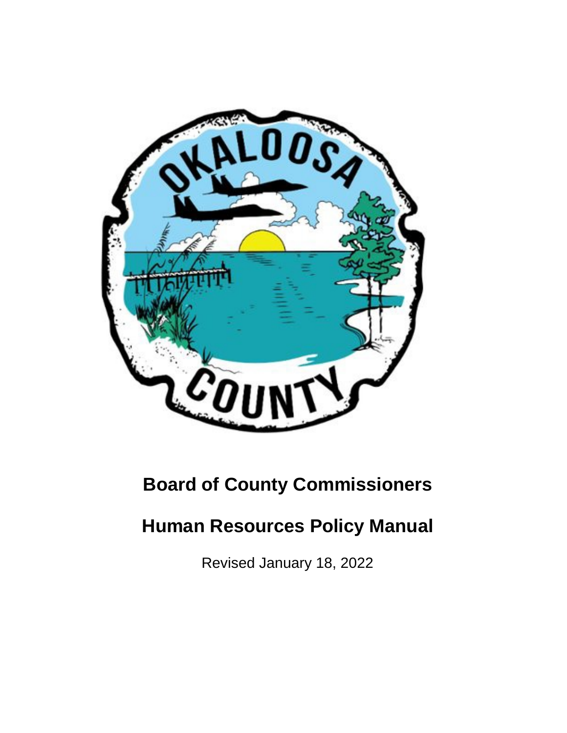# Board of County Commissioners

# Human Resources Policy Manual

Revised January 18, 2022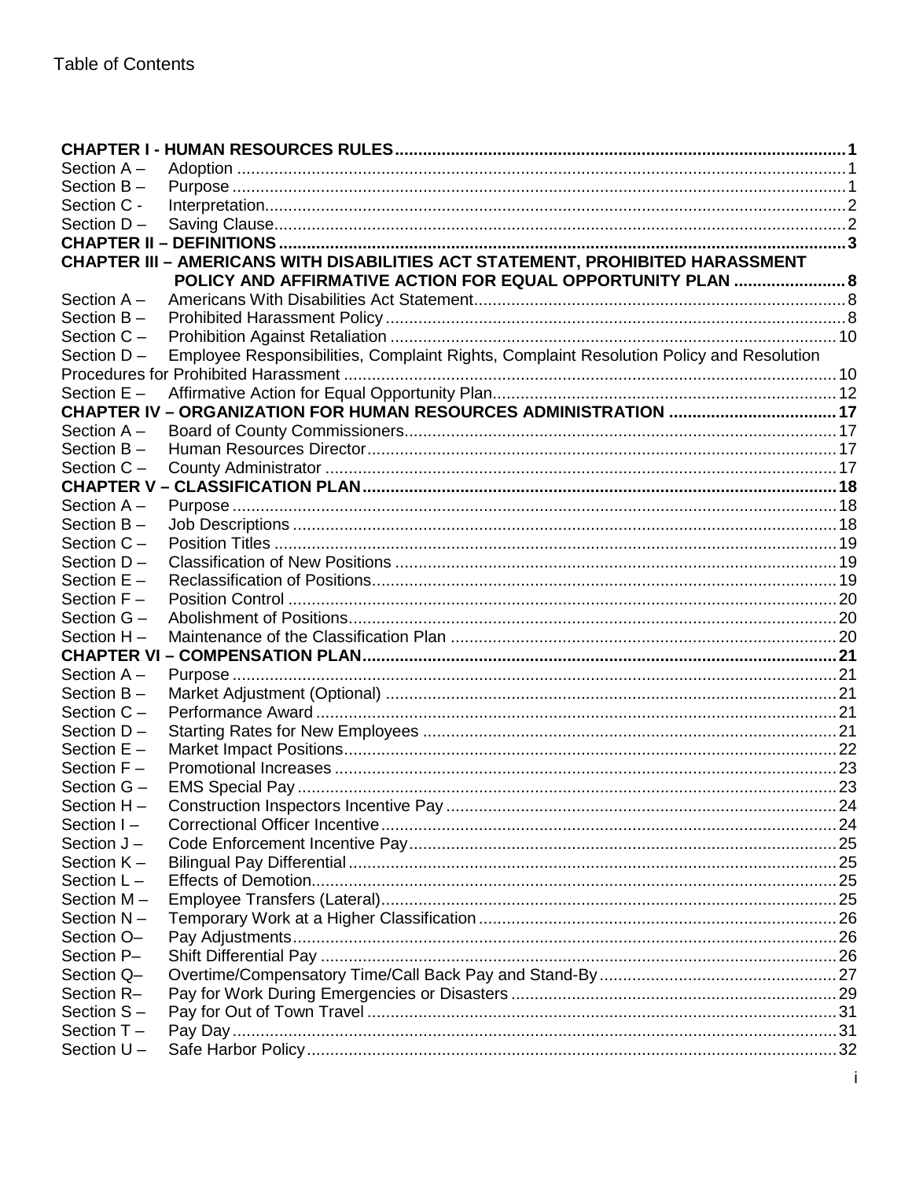Table of Contents

**CHAPTER I - HUMAN RESOURCES RULES** ..... 1
Section A – Adoption ..... 1
Section B – Purpose ..... 1
Section C - Interpretation ..... 2
Section D – Saving Clause ..... 2
**CHAPTER II – DEFINITIONS** ..... 3
**CHAPTER III – AMERICANS WITH DISABILITIES ACT STATEMENT, PROHIBITED HARASSMENT POLICY AND AFFIRMATIVE ACTION FOR EQUAL OPPORTUNITY PLAN** ..... 8
Section A – Americans With Disabilities Act Statement ..... 8
Section B – Prohibited Harassment Policy ..... 8
Section C – Prohibition Against Retaliation ..... 10
Section D – Employee Responsibilities, Complaint Rights, Complaint Resolution Policy and Resolution Procedures for Prohibited Harassment ..... 10
Section E – Affirmative Action for Equal Opportunity Plan ..... 12
**CHAPTER IV – ORGANIZATION FOR HUMAN RESOURCES ADMINISTRATION** ..... 17
Section A – Board of County Commissioners ..... 17
Section B – Human Resources Director ..... 17
Section C – County Administrator ..... 17
**CHAPTER V – CLASSIFICATION PLAN** ..... 18
Section A – Purpose ..... 18
Section B – Job Descriptions ..... 18
Section C – Position Titles ..... 19
Section D – Classification of New Positions ..... 19
Section E – Reclassification of Positions ..... 19
Section F – Position Control ..... 20
Section G – Abolishment of Positions ..... 20
Section H – Maintenance of the Classification Plan ..... 20
**CHAPTER VI – COMPENSATION PLAN** ..... 21
Section A – Purpose ..... 21
Section B – Market Adjustment (Optional) ..... 21
Section C – Performance Award ..... 21
Section D – Starting Rates for New Employees ..... 21
Section E – Market Impact Positions ..... 22
Section F – Promotional Increases ..... 23
Section G – EMS Special Pay ..... 23
Section H – Construction Inspectors Incentive Pay ..... 24
Section I – Correctional Officer Incentive ..... 24
Section J – Code Enforcement Incentive Pay ..... 25
Section K – Bilingual Pay Differential ..... 25
Section L – Effects of Demotion ..... 25
Section M – Employee Transfers (Lateral) ..... 25
Section N – Temporary Work at a Higher Classification ..... 26
Section O– Pay Adjustments ..... 26
Section P– Shift Differential Pay ..... 26
Section Q– Overtime/Compensatory Time/Call Back Pay and Stand-By ..... 27
Section R– Pay for Work During Emergencies or Disasters ..... 29
Section S – Pay for Out of Town Travel ..... 31
Section T – Pay Day ..... 31
Section U – Safe Harbor Policy ..... 32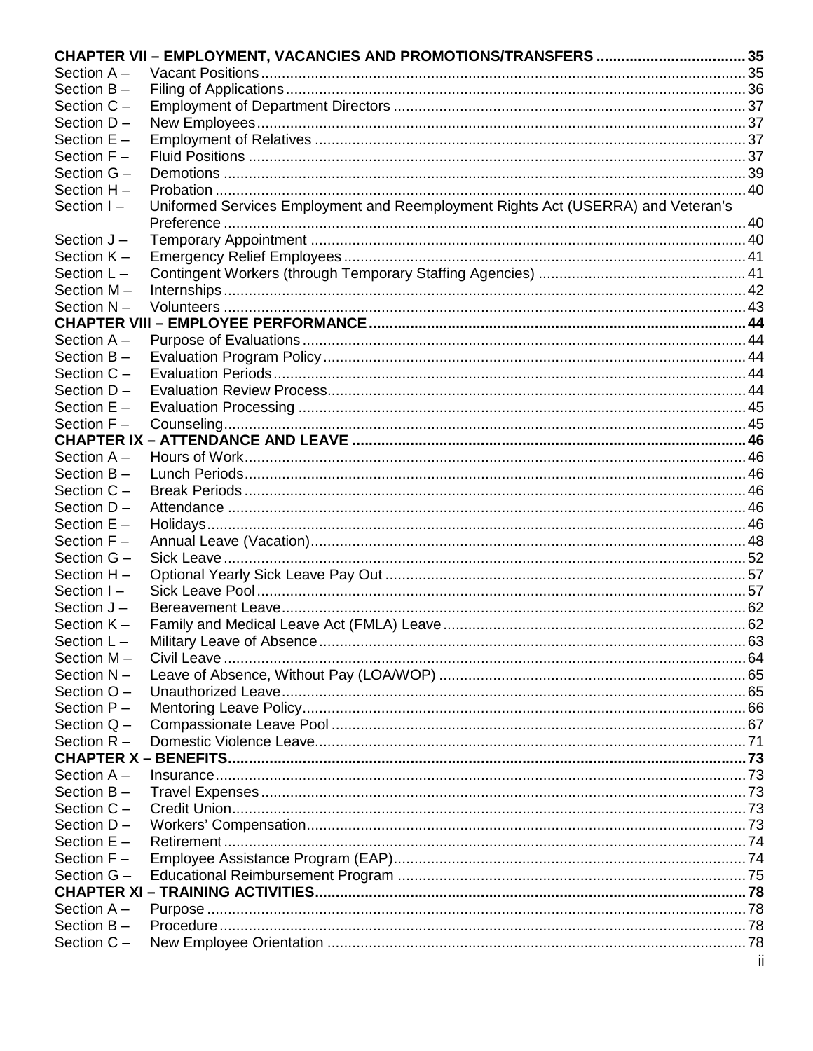**CHAPTER VII – EMPLOYMENT, VACANCIES AND PROMOTIONS/TRANSFERS .................................... 35**

Section A – Vacant Positions .................................................................................................... 35
Section B – Filing of Applications .............................................................................................. 36
Section C – Employment of Department Directors .................................................................... 37
Section D – New Employees ...................................................................................................... 37
Section E – Employment of Relatives ....................................................................................... 37
Section F – Fluid Positions ........................................................................................................ 37
Section G – Demotions .............................................................................................................. 39
Section H – Probation ................................................................................................................ 40
Section I – Uniformed Services Employment and Reemployment Rights Act (USERRA) and Veteran's Preference ............................................................................................................. 40
Section J – Temporary Appointment ......................................................................................... 40
Section K – Emergency Relief Employees ................................................................................. 41
Section L – Contingent Workers (through Temporary Staffing Agencies) .................................. 41
Section M – Internships .............................................................................................................. 42
Section N – Volunteers .............................................................................................................. 43

**CHAPTER VIII – EMPLOYEE PERFORMANCE ......................................................................... 44**

Section A – Purpose of Evaluations ........................................................................................... 44
Section B – Evaluation Program Policy ..................................................................................... 44
Section C – Evaluation Periods ................................................................................................. 44
Section D – Evaluation Review Process .................................................................................... 44
Section E – Evaluation Processing ............................................................................................ 45
Section F – Counseling .............................................................................................................. 45

**CHAPTER IX – ATTENDANCE AND LEAVE ............................................................................... 46**

Section A – Hours of Work ......................................................................................................... 46
Section B – Lunch Periods ......................................................................................................... 46
Section C – Break Periods .......................................................................................................... 46
Section D – Attendance ............................................................................................................. 46
Section E – Holidays .................................................................................................................. 46
Section F – Annual Leave (Vacation) ......................................................................................... 48
Section G – Sick Leave .............................................................................................................. 52
Section H – Optional Yearly Sick Leave Pay Out ....................................................................... 57
Section I – Sick Leave Pool ...................................................................................................... 57
Section J – Bereavement Leave ................................................................................................ 62
Section K – Family and Medical Leave Act (FMLA) Leave ......................................................... 62
Section L – Military Leave of Absence ....................................................................................... 63
Section M – Civil Leave ............................................................................................................. 64
Section N – Leave of Absence, Without Pay (LOA/WOP) .......................................................... 65
Section O – Unauthorized Leave ............................................................................................... 65
Section P – Mentoring Leave Policy ........................................................................................... 66
Section Q – Compassionate Leave Pool .................................................................................... 67
Section R – Domestic Violence Leave ....................................................................................... 71

**CHAPTER X – BENEFITS ............................................................................................................ 73**

Section A – Insurance ................................................................................................................ 73
Section B – Travel Expenses ..................................................................................................... 73
Section C – Credit Union ............................................................................................................ 73
Section D – Workers' Compensation .......................................................................................... 73
Section E – Retirement .............................................................................................................. 74
Section F – Employee Assistance Program (EAP) ..................................................................... 74
Section G – Educational Reimbursement Program .................................................................... 75

**CHAPTER XI – TRAINING ACTIVITIES ....................................................................................... 78**

Section A – Purpose .................................................................................................................. 78
Section B – Procedure ............................................................................................................... 78
Section C – New Employee Orientation ..................................................................................... 78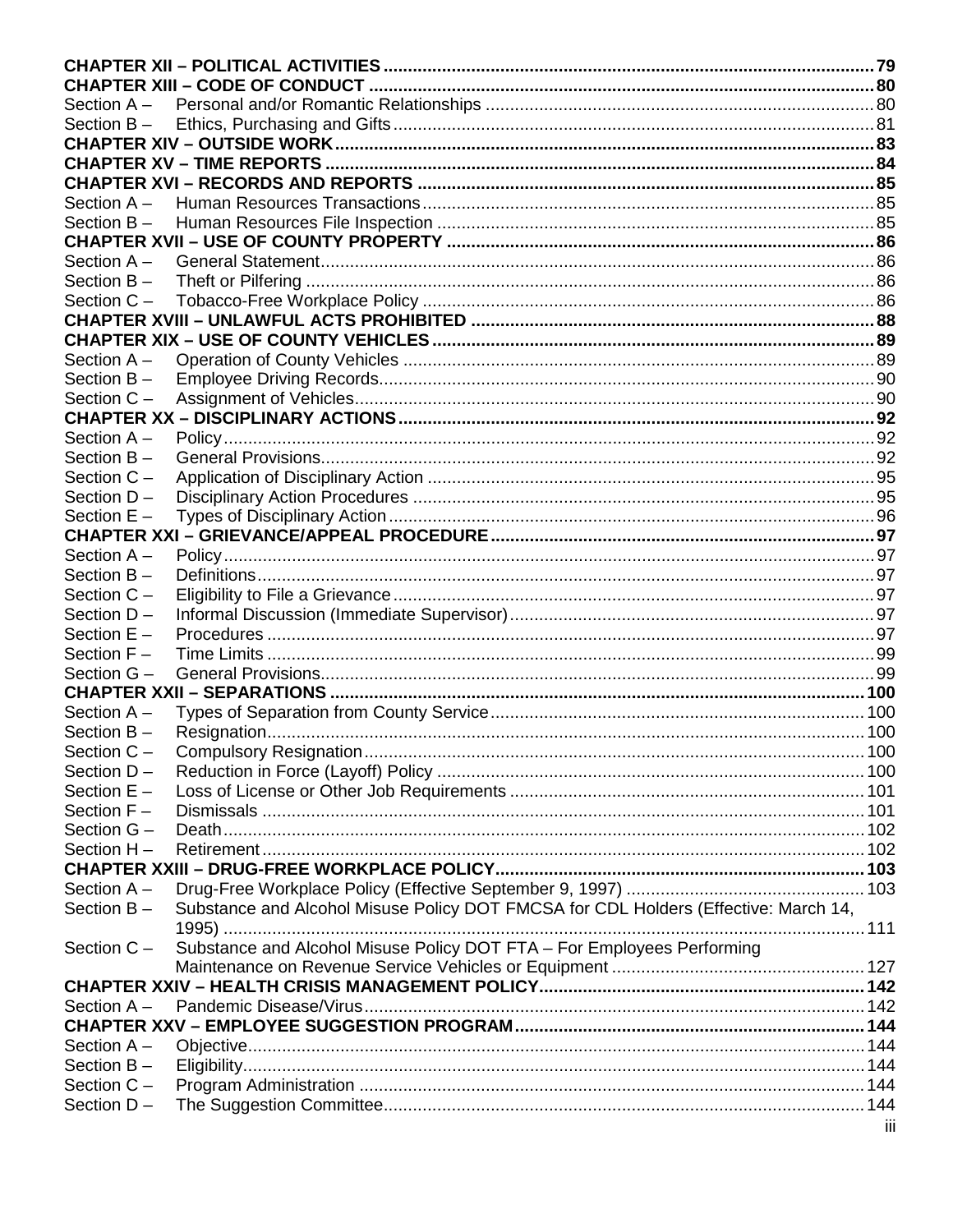**CHAPTER XII – POLITICAL ACTIVITIES** .......... 79

**CHAPTER XIII – CODE OF CONDUCT** .......... 80

Section A – Personal and/or Romantic Relationships .......... 80

Section B – Ethics, Purchasing and Gifts .......... 81

**CHAPTER XIV – OUTSIDE WORK** .......... 83

**CHAPTER XV – TIME REPORTS** .......... 84

**CHAPTER XVI – RECORDS AND REPORTS** .......... 85

Section A – Human Resources Transactions .......... 85

Section B – Human Resources File Inspection .......... 85

**CHAPTER XVII – USE OF COUNTY PROPERTY** .......... 86

Section A – General Statement .......... 86

Section B – Theft or Pilfering .......... 86

Section C – Tobacco-Free Workplace Policy .......... 86

**CHAPTER XVIII – UNLAWFUL ACTS PROHIBITED** .......... 88

**CHAPTER XIX – USE OF COUNTY VEHICLES** .......... 89

Section A – Operation of County Vehicles .......... 89

Section B – Employee Driving Records .......... 90

Section C – Assignment of Vehicles .......... 90

**CHAPTER XX – DISCIPLINARY ACTIONS** .......... 92

Section A – Policy .......... 92

Section B – General Provisions .......... 92

Section C – Application of Disciplinary Action .......... 95

Section D – Disciplinary Action Procedures .......... 95

Section E – Types of Disciplinary Action .......... 96

**CHAPTER XXI – GRIEVANCE/APPEAL PROCEDURE** .......... 97

Section A – Policy .......... 97

Section B – Definitions .......... 97

Section C – Eligibility to File a Grievance .......... 97

Section D – Informal Discussion (Immediate Supervisor) .......... 97

Section E – Procedures .......... 97

Section F – Time Limits .......... 99

Section G – General Provisions .......... 99

**CHAPTER XXII – SEPARATIONS** .......... 100

Section A – Types of Separation from County Service .......... 100

Section B – Resignation .......... 100

Section C – Compulsory Resignation .......... 100

Section D – Reduction in Force (Layoff) Policy .......... 100

Section E – Loss of License or Other Job Requirements .......... 101

Section F – Dismissals .......... 101

Section G – Death .......... 102

Section H – Retirement .......... 102

**CHAPTER XXIII – DRUG-FREE WORKPLACE POLICY** .......... 103

Section A – Drug-Free Workplace Policy (Effective September 9, 1997) .......... 103

Section B – Substance and Alcohol Misuse Policy DOT FMCSA for CDL Holders (Effective: March 14, 1995) .......... 111

Section C – Substance and Alcohol Misuse Policy DOT FTA – For Employees Performing Maintenance on Revenue Service Vehicles or Equipment .......... 127

**CHAPTER XXIV – HEALTH CRISIS MANAGEMENT POLICY** .......... 142

Section A – Pandemic Disease/Virus .......... 142

**CHAPTER XXV – EMPLOYEE SUGGESTION PROGRAM** .......... 144

Section A – Objective .......... 144

Section B – Eligibility .......... 144

Section C – Program Administration .......... 144

Section D – The Suggestion Committee .......... 144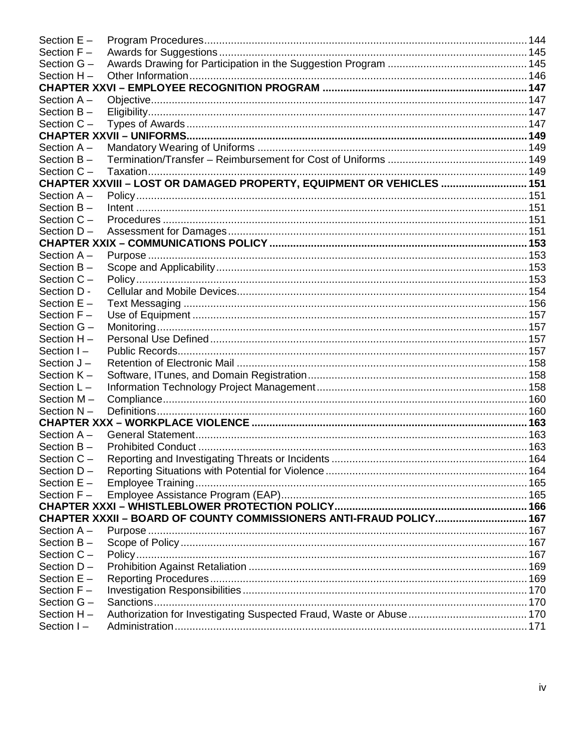Section E – Program Procedures 144
Section F – Awards for Suggestions 145
Section G – Awards Drawing for Participation in the Suggestion Program 145
Section H – Other Information 146

**CHAPTER XXVI – EMPLOYEE RECOGNITION PROGRAM 147**

Section A – Objective 147
Section B – Eligibility 147
Section C – Types of Awards 147

**CHAPTER XXVII – UNIFORMS 149**

Section A – Mandatory Wearing of Uniforms 149
Section B – Termination/Transfer – Reimbursement for Cost of Uniforms 149
Section C – Taxation 149

**CHAPTER XXVIII – LOST OR DAMAGED PROPERTY, EQUIPMENT OR VEHICLES 151**

Section A – Policy 151
Section B – Intent 151
Section C – Procedures 151
Section D – Assessment for Damages 151

**CHAPTER XXIX – COMMUNICATIONS POLICY 153**

Section A – Purpose 153
Section B – Scope and Applicability 153
Section C – Policy 153
Section D - Cellular and Mobile Devices 154
Section E – Text Messaging 156
Section F – Use of Equipment 157
Section G – Monitoring 157
Section H – Personal Use Defined 157
Section I – Public Records 157
Section J – Retention of Electronic Mail 158
Section K – Software, ITunes, and Domain Registration 158
Section L – Information Technology Project Management 158
Section M – Compliance 160
Section N – Definitions 160

**CHAPTER XXX – WORKPLACE VIOLENCE 163**

Section A – General Statement 163
Section B – Prohibited Conduct 163
Section C – Reporting and Investigating Threats or Incidents 164
Section D – Reporting Situations with Potential for Violence 164
Section E – Employee Training 165
Section F – Employee Assistance Program (EAP) 165

**CHAPTER XXXI – WHISTLEBLOWER PROTECTION POLICY 166**

**CHAPTER XXXII – BOARD OF COUNTY COMMISSIONERS ANTI-FRAUD POLICY 167**

Section A – Purpose 167
Section B – Scope of Policy 167
Section C – Policy 167
Section D – Prohibition Against Retaliation 169
Section E – Reporting Procedures 169
Section F – Investigation Responsibilities 170
Section G – Sanctions 170
Section H – Authorization for Investigating Suspected Fraud, Waste or Abuse 170
Section I – Administration 171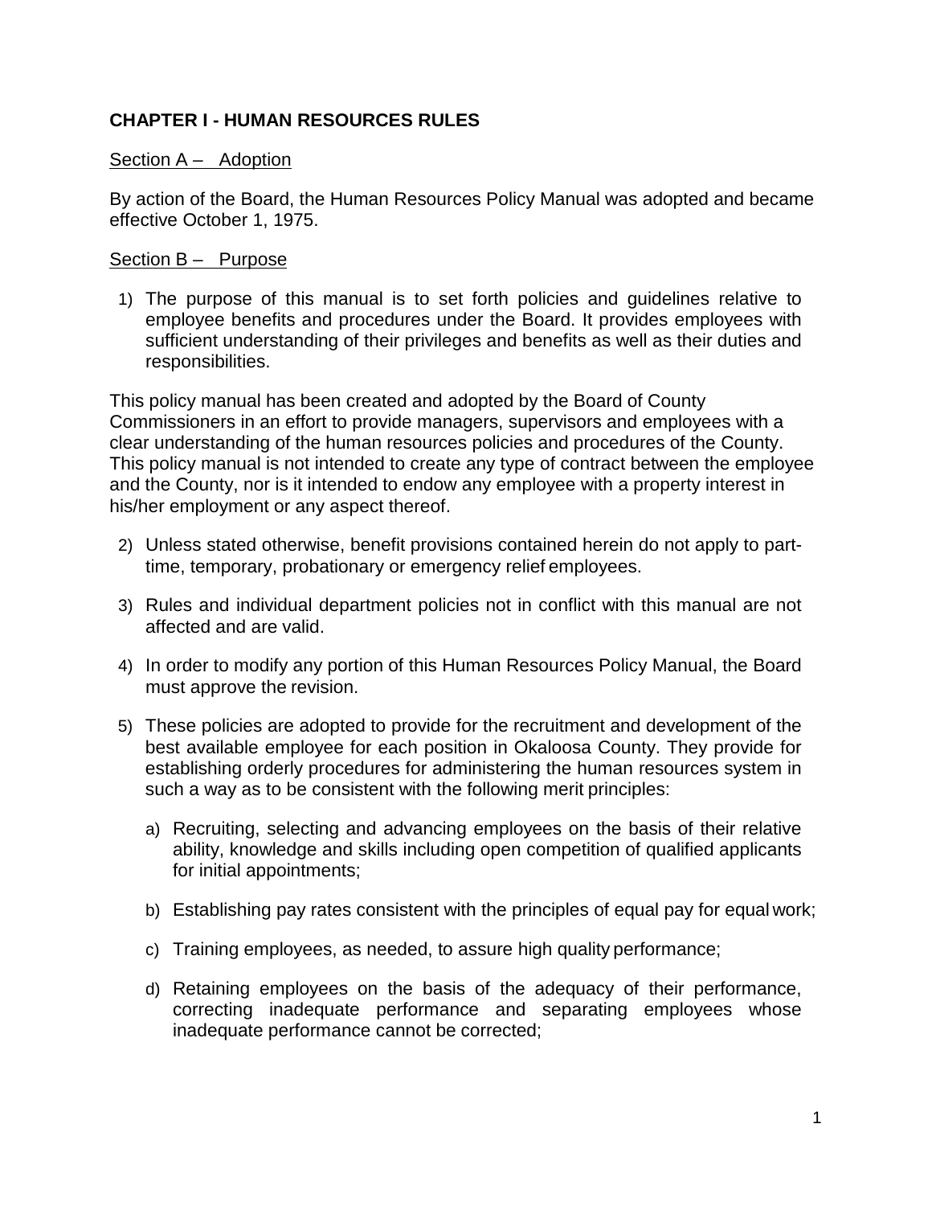# CHAPTER I - HUMAN RESOURCES RULES

## Section A – Adoption

By action of the Board, the Human Resources Policy Manual was adopted and became effective October 1, 1975.

## Section B – Purpose

1) The purpose of this manual is to set forth policies and guidelines relative to employee benefits and procedures under the Board. It provides employees with sufficient understanding of their privileges and benefits as well as their duties and responsibilities.

This policy manual has been created and adopted by the Board of County Commissioners in an effort to provide managers, supervisors and employees with a clear understanding of the human resources policies and procedures of the County. This policy manual is not intended to create any type of contract between the employee and the County, nor is it intended to endow any employee with a property interest in his/her employment or any aspect thereof.

2) Unless stated otherwise, benefit provisions contained herein do not apply to part-time, temporary, probationary or emergency relief employees.

3) Rules and individual department policies not in conflict with this manual are not affected and are valid.

4) In order to modify any portion of this Human Resources Policy Manual, the Board must approve the revision.

5) These policies are adopted to provide for the recruitment and development of the best available employee for each position in Okaloosa County. They provide for establishing orderly procedures for administering the human resources system in such a way as to be consistent with the following merit principles:

   a) Recruiting, selecting and advancing employees on the basis of their relative ability, knowledge and skills including open competition of qualified applicants for initial appointments;

   b) Establishing pay rates consistent with the principles of equal pay for equal work;

   c) Training employees, as needed, to assure high quality performance;

   d) Retaining employees on the basis of the adequacy of their performance, correcting inadequate performance and separating employees whose inadequate performance cannot be corrected;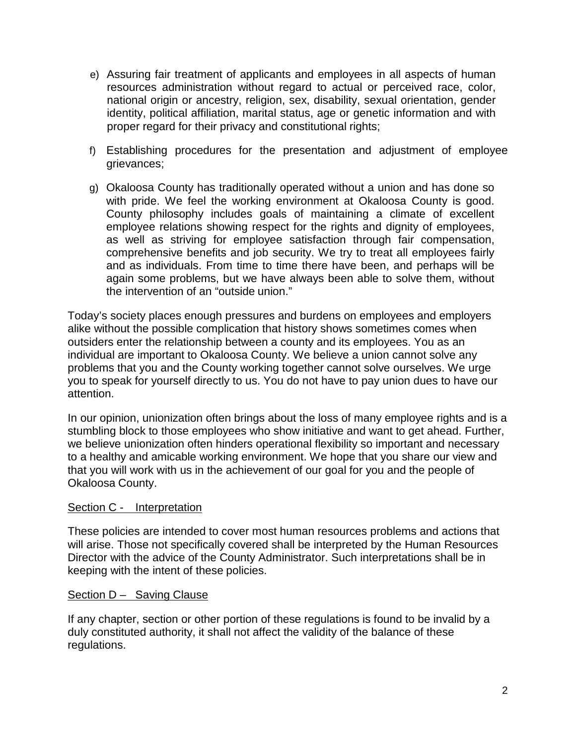e) Assuring fair treatment of applicants and employees in all aspects of human resources administration without regard to actual or perceived race, color, national origin or ancestry, religion, sex, disability, sexual orientation, gender identity, political affiliation, marital status, age or genetic information and with proper regard for their privacy and constitutional rights;

f) Establishing procedures for the presentation and adjustment of employee grievances;

g) Okaloosa County has traditionally operated without a union and has done so with pride. We feel the working environment at Okaloosa County is good. County philosophy includes goals of maintaining a climate of excellent employee relations showing respect for the rights and dignity of employees, as well as striving for employee satisfaction through fair compensation, comprehensive benefits and job security. We try to treat all employees fairly and as individuals. From time to time there have been, and perhaps will be again some problems, but we have always been able to solve them, without the intervention of an "outside union."

Today's society places enough pressures and burdens on employees and employers alike without the possible complication that history shows sometimes comes when outsiders enter the relationship between a county and its employees. You as an individual are important to Okaloosa County. We believe a union cannot solve any problems that you and the County working together cannot solve ourselves. We urge you to speak for yourself directly to us. You do not have to pay union dues to have our attention.

In our opinion, unionization often brings about the loss of many employee rights and is a stumbling block to those employees who show initiative and want to get ahead. Further, we believe unionization often hinders operational flexibility so important and necessary to a healthy and amicable working environment. We hope that you share our view and that you will work with us in the achievement of our goal for you and the people of Okaloosa County.

<u>Section C - Interpretation</u>

These policies are intended to cover most human resources problems and actions that will arise. Those not specifically covered shall be interpreted by the Human Resources Director with the advice of the County Administrator. Such interpretations shall be in keeping with the intent of these policies.

<u>Section D – Saving Clause</u>

If any chapter, section or other portion of these regulations is found to be invalid by a duly constituted authority, it shall not affect the validity of the balance of these regulations.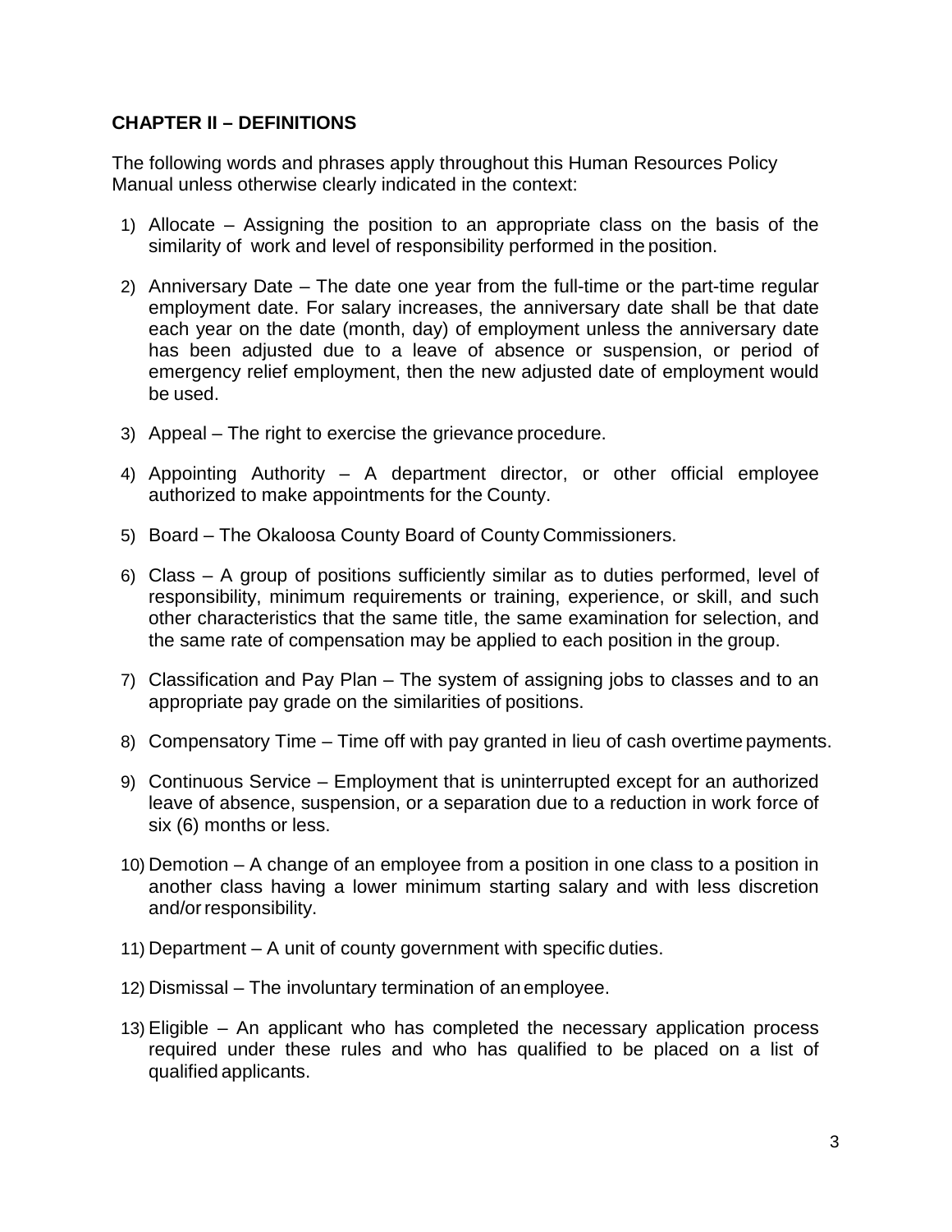## CHAPTER II – DEFINITIONS

The following words and phrases apply throughout this Human Resources Policy Manual unless otherwise clearly indicated in the context:

1) Allocate – Assigning the position to an appropriate class on the basis of the similarity of work and level of responsibility performed in the position.

2) Anniversary Date – The date one year from the full-time or the part-time regular employment date. For salary increases, the anniversary date shall be that date each year on the date (month, day) of employment unless the anniversary date has been adjusted due to a leave of absence or suspension, or period of emergency relief employment, then the new adjusted date of employment would be used.

3) Appeal – The right to exercise the grievance procedure.

4) Appointing Authority – A department director, or other official employee authorized to make appointments for the County.

5) Board – The Okaloosa County Board of County Commissioners.

6) Class – A group of positions sufficiently similar as to duties performed, level of responsibility, minimum requirements or training, experience, or skill, and such other characteristics that the same title, the same examination for selection, and the same rate of compensation may be applied to each position in the group.

7) Classification and Pay Plan – The system of assigning jobs to classes and to an appropriate pay grade on the similarities of positions.

8) Compensatory Time – Time off with pay granted in lieu of cash overtime payments.

9) Continuous Service – Employment that is uninterrupted except for an authorized leave of absence, suspension, or a separation due to a reduction in work force of six (6) months or less.

10) Demotion – A change of an employee from a position in one class to a position in another class having a lower minimum starting salary and with less discretion and/or responsibility.

11) Department – A unit of county government with specific duties.

12) Dismissal – The involuntary termination of an employee.

13) Eligible – An applicant who has completed the necessary application process required under these rules and who has qualified to be placed on a list of qualified applicants.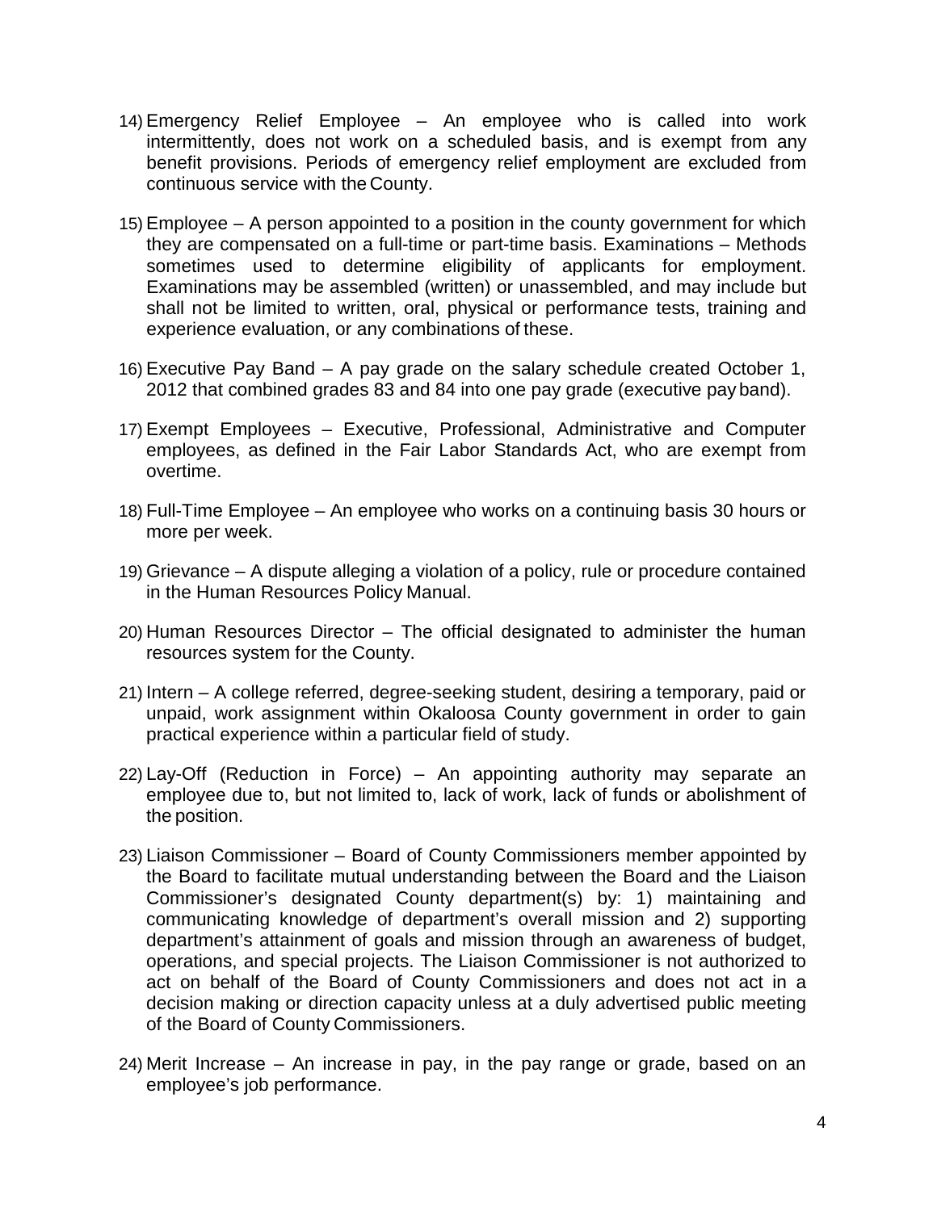14) Emergency Relief Employee – An employee who is called into work intermittently, does not work on a scheduled basis, and is exempt from any benefit provisions. Periods of emergency relief employment are excluded from continuous service with the County.

15) Employee – A person appointed to a position in the county government for which they are compensated on a full-time or part-time basis. Examinations – Methods sometimes used to determine eligibility of applicants for employment. Examinations may be assembled (written) or unassembled, and may include but shall not be limited to written, oral, physical or performance tests, training and experience evaluation, or any combinations of these.

16) Executive Pay Band – A pay grade on the salary schedule created October 1, 2012 that combined grades 83 and 84 into one pay grade (executive pay band).

17) Exempt Employees – Executive, Professional, Administrative and Computer employees, as defined in the Fair Labor Standards Act, who are exempt from overtime.

18) Full-Time Employee – An employee who works on a continuing basis 30 hours or more per week.

19) Grievance – A dispute alleging a violation of a policy, rule or procedure contained in the Human Resources Policy Manual.

20) Human Resources Director – The official designated to administer the human resources system for the County.

21) Intern – A college referred, degree-seeking student, desiring a temporary, paid or unpaid, work assignment within Okaloosa County government in order to gain practical experience within a particular field of study.

22) Lay-Off (Reduction in Force) – An appointing authority may separate an employee due to, but not limited to, lack of work, lack of funds or abolishment of the position.

23) Liaison Commissioner – Board of County Commissioners member appointed by the Board to facilitate mutual understanding between the Board and the Liaison Commissioner's designated County department(s) by: 1) maintaining and communicating knowledge of department's overall mission and 2) supporting department's attainment of goals and mission through an awareness of budget, operations, and special projects. The Liaison Commissioner is not authorized to act on behalf of the Board of County Commissioners and does not act in a decision making or direction capacity unless at a duly advertised public meeting of the Board of County Commissioners.

24) Merit Increase – An increase in pay, in the pay range or grade, based on an employee's job performance.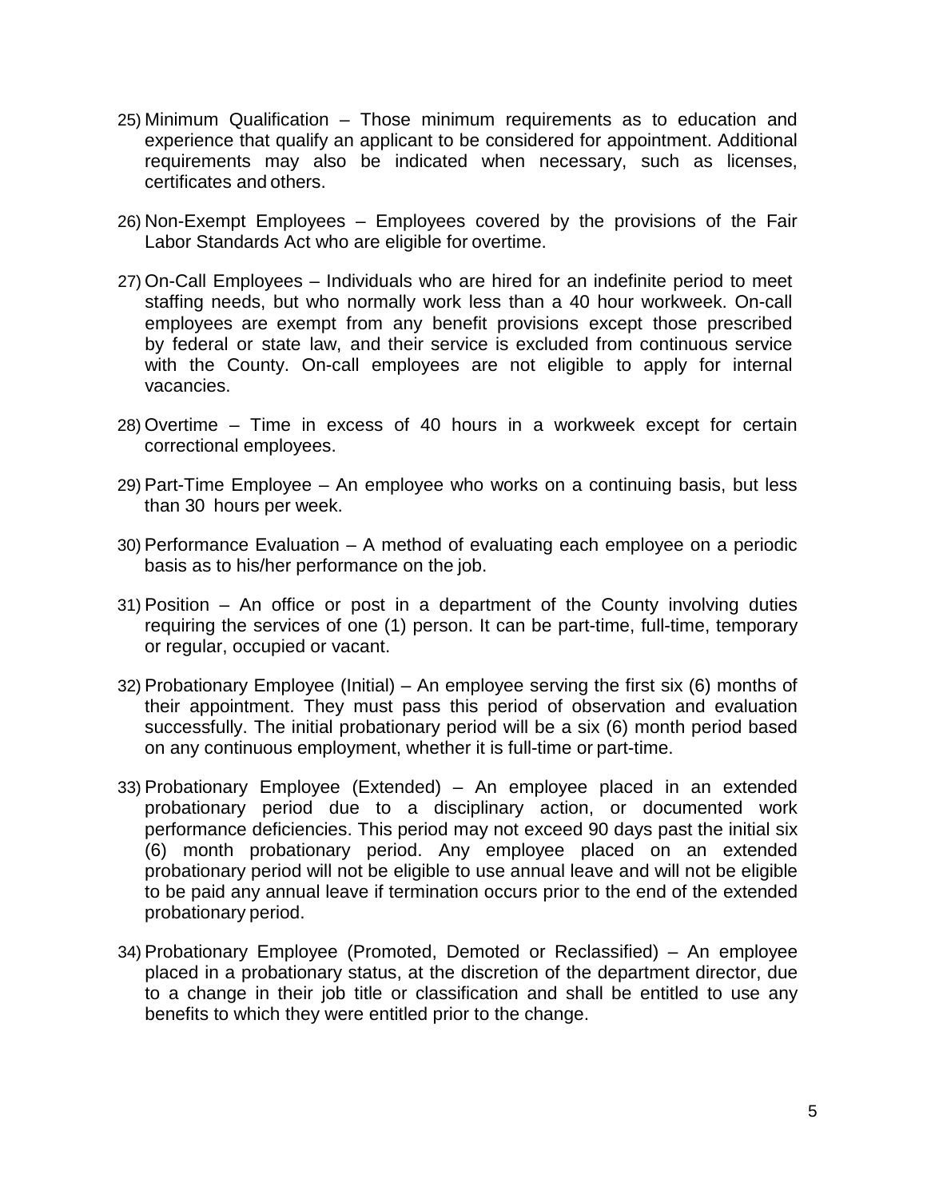25) Minimum Qualification – Those minimum requirements as to education and experience that qualify an applicant to be considered for appointment. Additional requirements may also be indicated when necessary, such as licenses, certificates and others.

26) Non-Exempt Employees – Employees covered by the provisions of the Fair Labor Standards Act who are eligible for overtime.

27) On-Call Employees – Individuals who are hired for an indefinite period to meet staffing needs, but who normally work less than a 40 hour workweek. On-call employees are exempt from any benefit provisions except those prescribed by federal or state law, and their service is excluded from continuous service with the County. On-call employees are not eligible to apply for internal vacancies.

28) Overtime – Time in excess of 40 hours in a workweek except for certain correctional employees.

29) Part-Time Employee – An employee who works on a continuing basis, but less than 30 hours per week.

30) Performance Evaluation – A method of evaluating each employee on a periodic basis as to his/her performance on the job.

31) Position – An office or post in a department of the County involving duties requiring the services of one (1) person. It can be part-time, full-time, temporary or regular, occupied or vacant.

32) Probationary Employee (Initial) – An employee serving the first six (6) months of their appointment. They must pass this period of observation and evaluation successfully. The initial probationary period will be a six (6) month period based on any continuous employment, whether it is full-time or part-time.

33) Probationary Employee (Extended) – An employee placed in an extended probationary period due to a disciplinary action, or documented work performance deficiencies. This period may not exceed 90 days past the initial six (6) month probationary period. Any employee placed on an extended probationary period will not be eligible to use annual leave and will not be eligible to be paid any annual leave if termination occurs prior to the end of the extended probationary period.

34) Probationary Employee (Promoted, Demoted or Reclassified) – An employee placed in a probationary status, at the discretion of the department director, due to a change in their job title or classification and shall be entitled to use any benefits to which they were entitled prior to the change.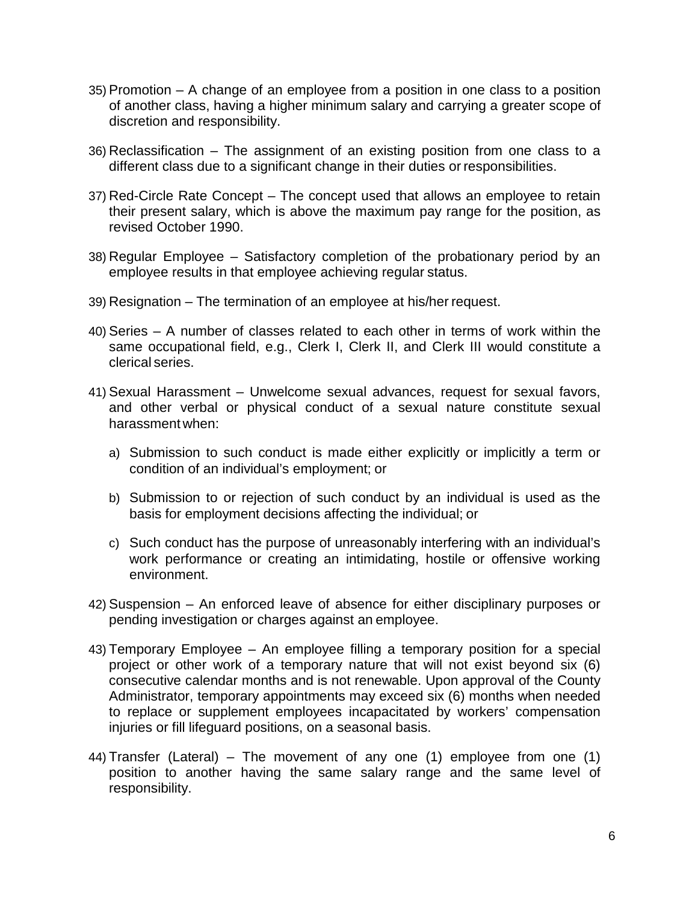35) Promotion – A change of an employee from a position in one class to a position of another class, having a higher minimum salary and carrying a greater scope of discretion and responsibility.

36) Reclassification – The assignment of an existing position from one class to a different class due to a significant change in their duties or responsibilities.

37) Red-Circle Rate Concept – The concept used that allows an employee to retain their present salary, which is above the maximum pay range for the position, as revised October 1990.

38) Regular Employee – Satisfactory completion of the probationary period by an employee results in that employee achieving regular status.

39) Resignation – The termination of an employee at his/her request.

40) Series – A number of classes related to each other in terms of work within the same occupational field, e.g., Clerk I, Clerk II, and Clerk III would constitute a clerical series.

41) Sexual Harassment – Unwelcome sexual advances, request for sexual favors, and other verbal or physical conduct of a sexual nature constitute sexual harassment when:

    a) Submission to such conduct is made either explicitly or implicitly a term or condition of an individual's employment; or

    b) Submission to or rejection of such conduct by an individual is used as the basis for employment decisions affecting the individual; or

    c) Such conduct has the purpose of unreasonably interfering with an individual's work performance or creating an intimidating, hostile or offensive working environment.

42) Suspension – An enforced leave of absence for either disciplinary purposes or pending investigation or charges against an employee.

43) Temporary Employee – An employee filling a temporary position for a special project or other work of a temporary nature that will not exist beyond six (6) consecutive calendar months and is not renewable. Upon approval of the County Administrator, temporary appointments may exceed six (6) months when needed to replace or supplement employees incapacitated by workers' compensation injuries or fill lifeguard positions, on a seasonal basis.

44) Transfer (Lateral) – The movement of any one (1) employee from one (1) position to another having the same salary range and the same level of responsibility.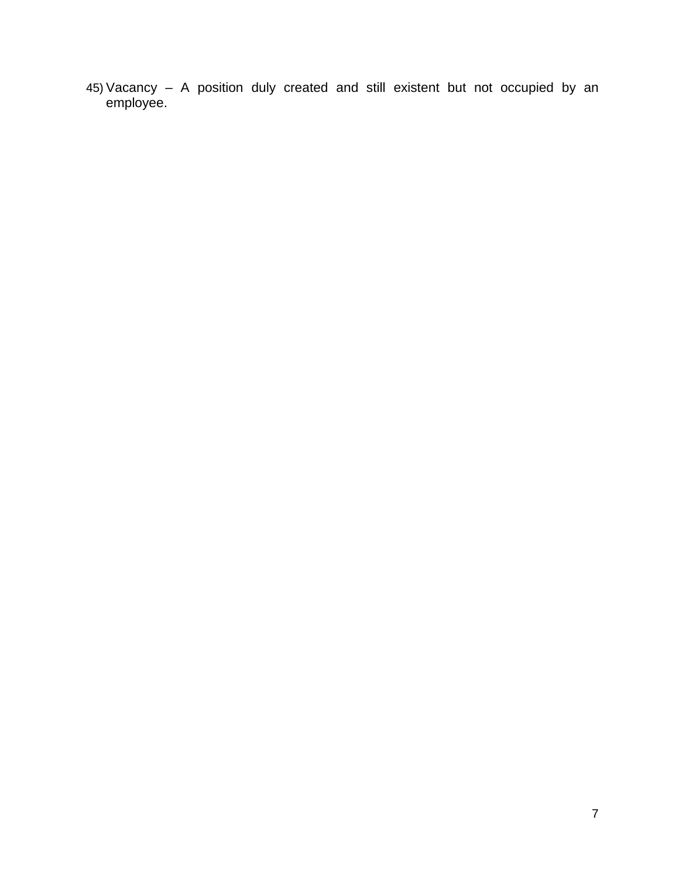45) Vacancy – A position duly created and still existent but not occupied by an employee.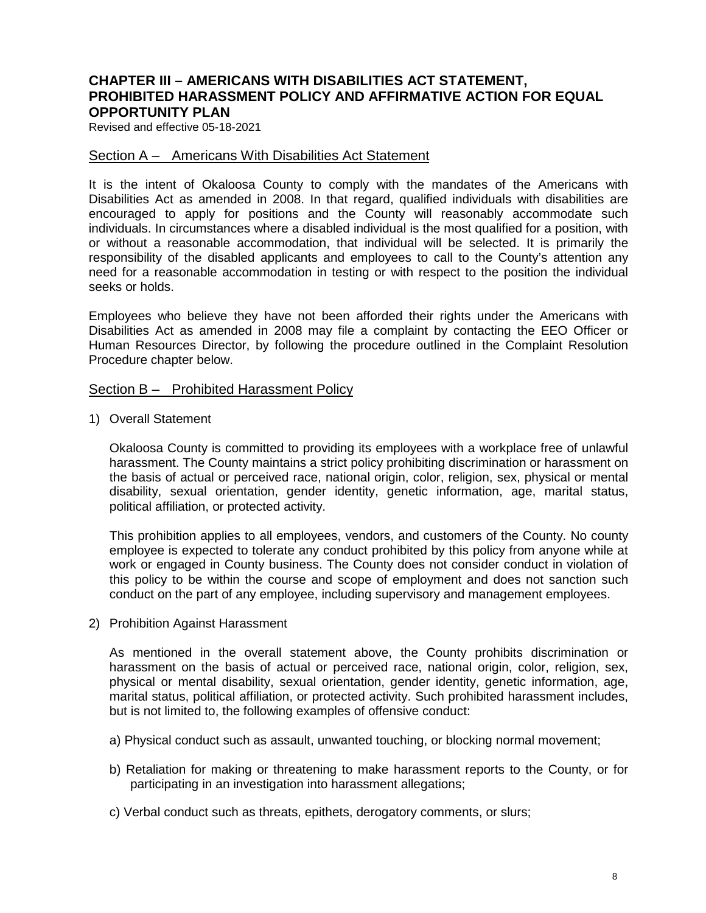# CHAPTER III – AMERICANS WITH DISABILITIES ACT STATEMENT, PROHIBITED HARASSMENT POLICY AND AFFIRMATIVE ACTION FOR EQUAL OPPORTUNITY PLAN

Revised and effective 05-18-2021

## Section A – Americans With Disabilities Act Statement

It is the intent of Okaloosa County to comply with the mandates of the Americans with Disabilities Act as amended in 2008. In that regard, qualified individuals with disabilities are encouraged to apply for positions and the County will reasonably accommodate such individuals. In circumstances where a disabled individual is the most qualified for a position, with or without a reasonable accommodation, that individual will be selected. It is primarily the responsibility of the disabled applicants and employees to call to the County's attention any need for a reasonable accommodation in testing or with respect to the position the individual seeks or holds.

Employees who believe they have not been afforded their rights under the Americans with Disabilities Act as amended in 2008 may file a complaint by contacting the EEO Officer or Human Resources Director, by following the procedure outlined in the Complaint Resolution Procedure chapter below.

## Section B – Prohibited Harassment Policy

1) Overall Statement

   Okaloosa County is committed to providing its employees with a workplace free of unlawful harassment. The County maintains a strict policy prohibiting discrimination or harassment on the basis of actual or perceived race, national origin, color, religion, sex, physical or mental disability, sexual orientation, gender identity, genetic information, age, marital status, political affiliation, or protected activity.

   This prohibition applies to all employees, vendors, and customers of the County. No county employee is expected to tolerate any conduct prohibited by this policy from anyone while at work or engaged in County business. The County does not consider conduct in violation of this policy to be within the course and scope of employment and does not sanction such conduct on the part of any employee, including supervisory and management employees.

2) Prohibition Against Harassment

   As mentioned in the overall statement above, the County prohibits discrimination or harassment on the basis of actual or perceived race, national origin, color, religion, sex, physical or mental disability, sexual orientation, gender identity, genetic information, age, marital status, political affiliation, or protected activity. Such prohibited harassment includes, but is not limited to, the following examples of offensive conduct:

   a) Physical conduct such as assault, unwanted touching, or blocking normal movement;

   b) Retaliation for making or threatening to make harassment reports to the County, or for participating in an investigation into harassment allegations;

   c) Verbal conduct such as threats, epithets, derogatory comments, or slurs;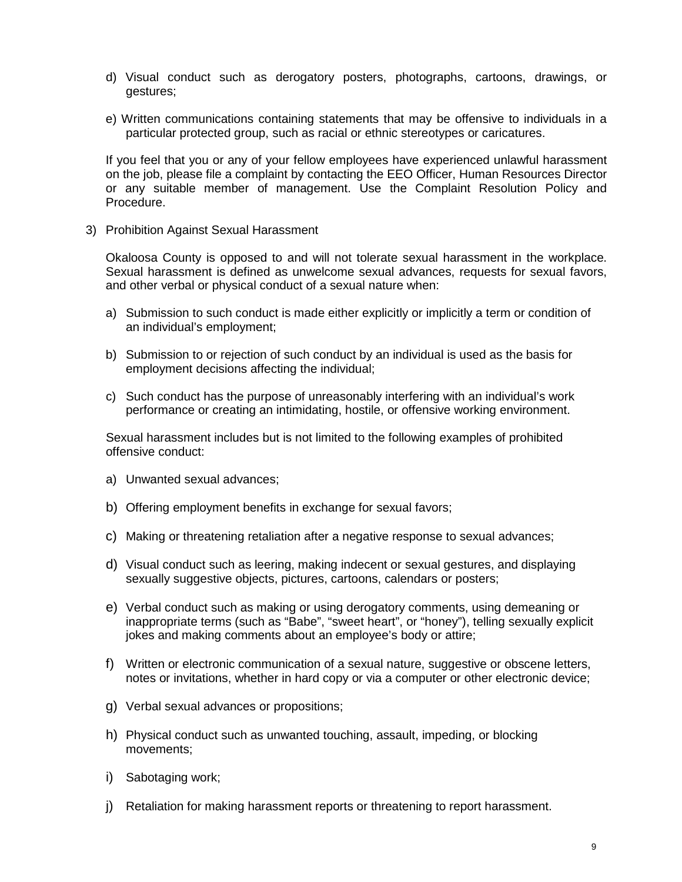d) Visual conduct such as derogatory posters, photographs, cartoons, drawings, or gestures;

e) Written communications containing statements that may be offensive to individuals in a particular protected group, such as racial or ethnic stereotypes or caricatures.

If you feel that you or any of your fellow employees have experienced unlawful harassment on the job, please file a complaint by contacting the EEO Officer, Human Resources Director or any suitable member of management. Use the Complaint Resolution Policy and Procedure.

3) Prohibition Against Sexual Harassment

Okaloosa County is opposed to and will not tolerate sexual harassment in the workplace. Sexual harassment is defined as unwelcome sexual advances, requests for sexual favors, and other verbal or physical conduct of a sexual nature when:

a) Submission to such conduct is made either explicitly or implicitly a term or condition of an individual's employment;

b) Submission to or rejection of such conduct by an individual is used as the basis for employment decisions affecting the individual;

c) Such conduct has the purpose of unreasonably interfering with an individual's work performance or creating an intimidating, hostile, or offensive working environment.

Sexual harassment includes but is not limited to the following examples of prohibited offensive conduct:

a) Unwanted sexual advances;

b) Offering employment benefits in exchange for sexual favors;

c) Making or threatening retaliation after a negative response to sexual advances;

d) Visual conduct such as leering, making indecent or sexual gestures, and displaying sexually suggestive objects, pictures, cartoons, calendars or posters;

e) Verbal conduct such as making or using derogatory comments, using demeaning or inappropriate terms (such as "Babe", "sweet heart", or "honey"), telling sexually explicit jokes and making comments about an employee's body or attire;

f) Written or electronic communication of a sexual nature, suggestive or obscene letters, notes or invitations, whether in hard copy or via a computer or other electronic device;

g) Verbal sexual advances or propositions;

h) Physical conduct such as unwanted touching, assault, impeding, or blocking movements;

i) Sabotaging work;

j) Retaliation for making harassment reports or threatening to report harassment.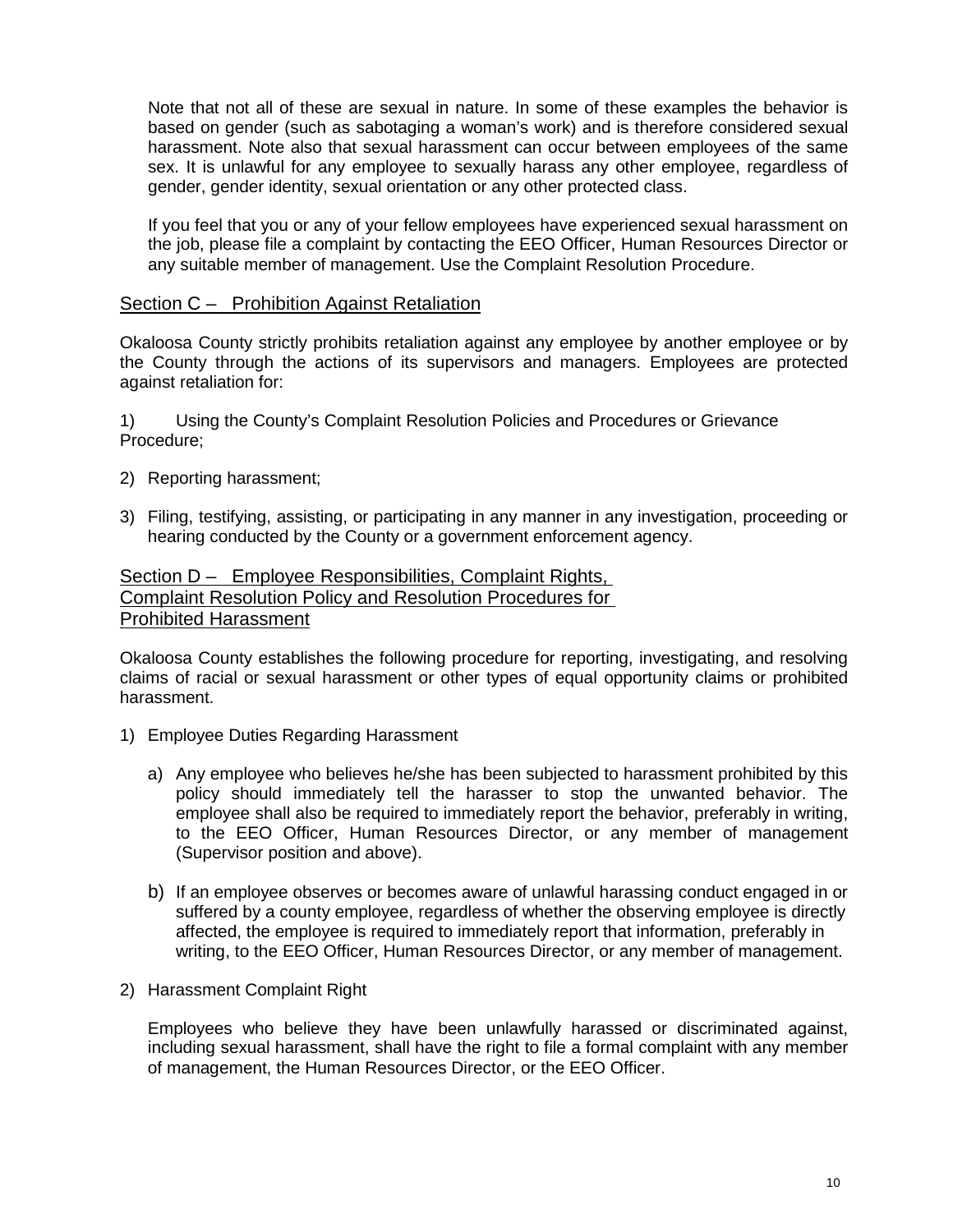Note that not all of these are sexual in nature. In some of these examples the behavior is based on gender (such as sabotaging a woman's work) and is therefore considered sexual harassment. Note also that sexual harassment can occur between employees of the same sex. It is unlawful for any employee to sexually harass any other employee, regardless of gender, gender identity, sexual orientation or any other protected class.

If you feel that you or any of your fellow employees have experienced sexual harassment on the job, please file a complaint by contacting the EEO Officer, Human Resources Director or any suitable member of management. Use the Complaint Resolution Procedure.

## Section C – Prohibition Against Retaliation

Okaloosa County strictly prohibits retaliation against any employee by another employee or by the County through the actions of its supervisors and managers. Employees are protected against retaliation for:

1) Using the County's Complaint Resolution Policies and Procedures or Grievance Procedure;
2) Reporting harassment;
3) Filing, testifying, assisting, or participating in any manner in any investigation, proceeding or hearing conducted by the County or a government enforcement agency.

## Section D – Employee Responsibilities, Complaint Rights, Complaint Resolution Policy and Resolution Procedures for Prohibited Harassment

Okaloosa County establishes the following procedure for reporting, investigating, and resolving claims of racial or sexual harassment or other types of equal opportunity claims or prohibited harassment.

1) Employee Duties Regarding Harassment

   a) Any employee who believes he/she has been subjected to harassment prohibited by this policy should immediately tell the harasser to stop the unwanted behavior. The employee shall also be required to immediately report the behavior, preferably in writing, to the EEO Officer, Human Resources Director, or any member of management (Supervisor position and above).

   b) If an employee observes or becomes aware of unlawful harassing conduct engaged in or suffered by a county employee, regardless of whether the observing employee is directly affected, the employee is required to immediately report that information, preferably in writing, to the EEO Officer, Human Resources Director, or any member of management.

2) Harassment Complaint Right

   Employees who believe they have been unlawfully harassed or discriminated against, including sexual harassment, shall have the right to file a formal complaint with any member of management, the Human Resources Director, or the EEO Officer.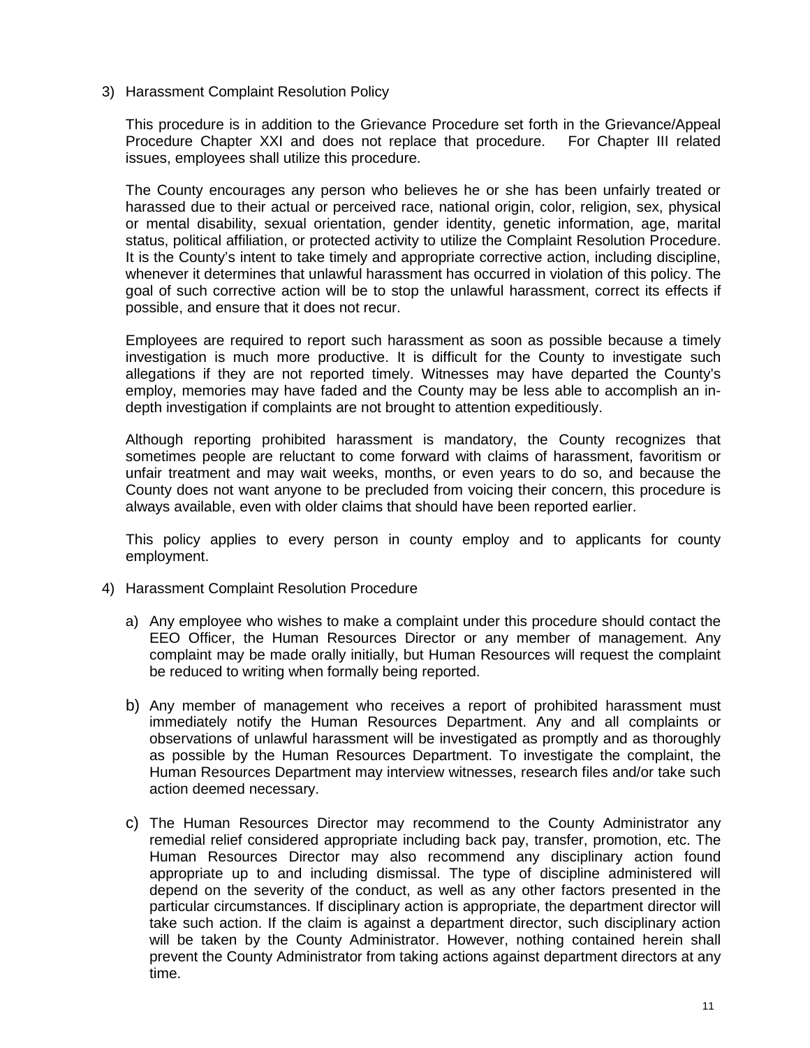3) Harassment Complaint Resolution Policy

   This procedure is in addition to the Grievance Procedure set forth in the Grievance/Appeal Procedure Chapter XXI and does not replace that procedure. For Chapter III related issues, employees shall utilize this procedure.

   The County encourages any person who believes he or she has been unfairly treated or harassed due to their actual or perceived race, national origin, color, religion, sex, physical or mental disability, sexual orientation, gender identity, genetic information, age, marital status, political affiliation, or protected activity to utilize the Complaint Resolution Procedure. It is the County's intent to take timely and appropriate corrective action, including discipline, whenever it determines that unlawful harassment has occurred in violation of this policy. The goal of such corrective action will be to stop the unlawful harassment, correct its effects if possible, and ensure that it does not recur.

   Employees are required to report such harassment as soon as possible because a timely investigation is much more productive. It is difficult for the County to investigate such allegations if they are not reported timely. Witnesses may have departed the County's employ, memories may have faded and the County may be less able to accomplish an in-depth investigation if complaints are not brought to attention expeditiously.

   Although reporting prohibited harassment is mandatory, the County recognizes that sometimes people are reluctant to come forward with claims of harassment, favoritism or unfair treatment and may wait weeks, months, or even years to do so, and because the County does not want anyone to be precluded from voicing their concern, this procedure is always available, even with older claims that should have been reported earlier.

   This policy applies to every person in county employ and to applicants for county employment.

4) Harassment Complaint Resolution Procedure

   a) Any employee who wishes to make a complaint under this procedure should contact the EEO Officer, the Human Resources Director or any member of management. Any complaint may be made orally initially, but Human Resources will request the complaint be reduced to writing when formally being reported.

   b) Any member of management who receives a report of prohibited harassment must immediately notify the Human Resources Department. Any and all complaints or observations of unlawful harassment will be investigated as promptly and as thoroughly as possible by the Human Resources Department. To investigate the complaint, the Human Resources Department may interview witnesses, research files and/or take such action deemed necessary.

   c) The Human Resources Director may recommend to the County Administrator any remedial relief considered appropriate including back pay, transfer, promotion, etc. The Human Resources Director may also recommend any disciplinary action found appropriate up to and including dismissal. The type of discipline administered will depend on the severity of the conduct, as well as any other factors presented in the particular circumstances. If disciplinary action is appropriate, the department director will take such action. If the claim is against a department director, such disciplinary action will be taken by the County Administrator. However, nothing contained herein shall prevent the County Administrator from taking actions against department directors at any time.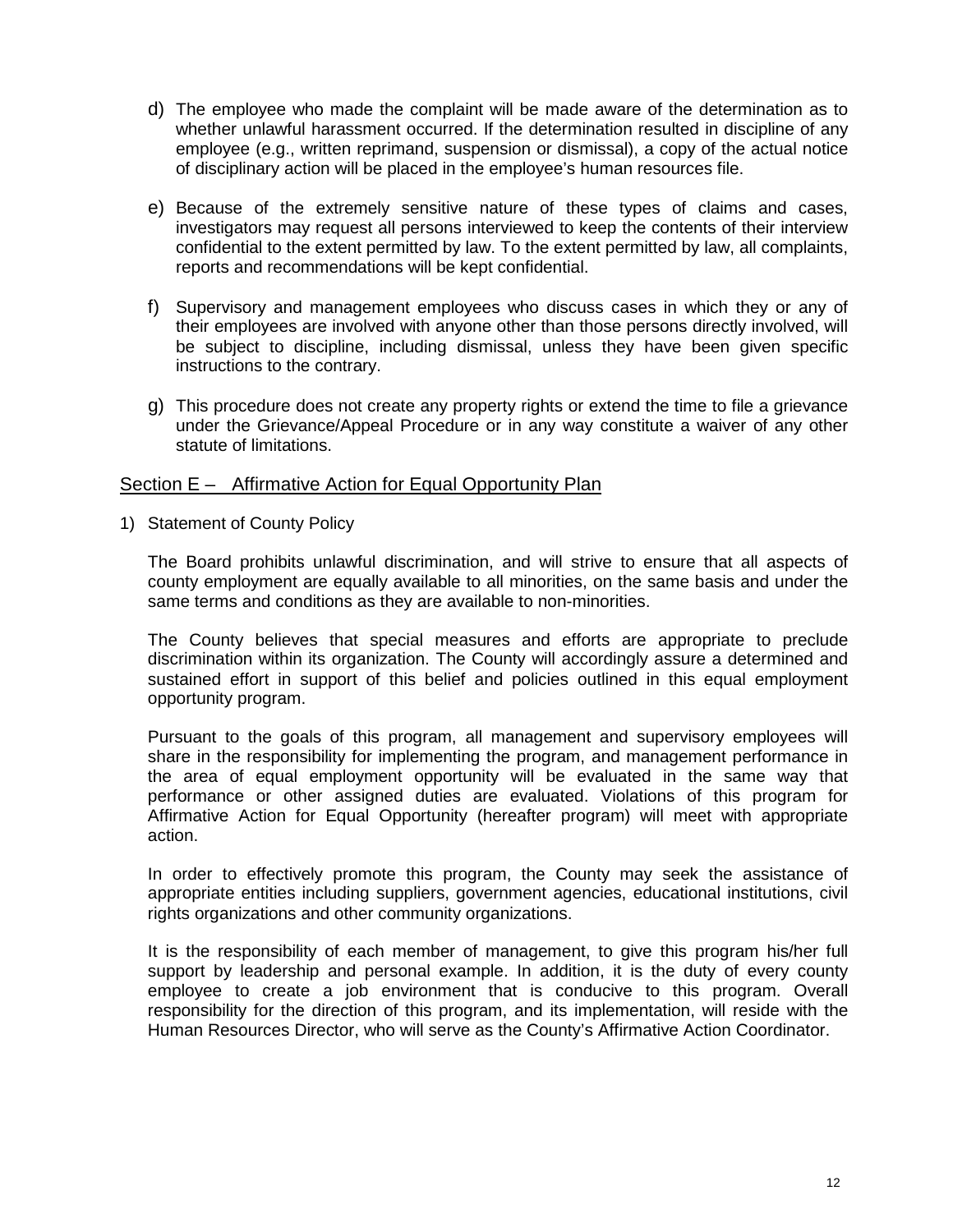d) The employee who made the complaint will be made aware of the determination as to whether unlawful harassment occurred. If the determination resulted in discipline of any employee (e.g., written reprimand, suspension or dismissal), a copy of the actual notice of disciplinary action will be placed in the employee's human resources file.

e) Because of the extremely sensitive nature of these types of claims and cases, investigators may request all persons interviewed to keep the contents of their interview confidential to the extent permitted by law. To the extent permitted by law, all complaints, reports and recommendations will be kept confidential.

f) Supervisory and management employees who discuss cases in which they or any of their employees are involved with anyone other than those persons directly involved, will be subject to discipline, including dismissal, unless they have been given specific instructions to the contrary.

g) This procedure does not create any property rights or extend the time to file a grievance under the Grievance/Appeal Procedure or in any way constitute a waiver of any other statute of limitations.

## Section E – Affirmative Action for Equal Opportunity Plan

1) Statement of County Policy

The Board prohibits unlawful discrimination, and will strive to ensure that all aspects of county employment are equally available to all minorities, on the same basis and under the same terms and conditions as they are available to non-minorities.

The County believes that special measures and efforts are appropriate to preclude discrimination within its organization. The County will accordingly assure a determined and sustained effort in support of this belief and policies outlined in this equal employment opportunity program.

Pursuant to the goals of this program, all management and supervisory employees will share in the responsibility for implementing the program, and management performance in the area of equal employment opportunity will be evaluated in the same way that performance or other assigned duties are evaluated. Violations of this program for Affirmative Action for Equal Opportunity (hereafter program) will meet with appropriate action.

In order to effectively promote this program, the County may seek the assistance of appropriate entities including suppliers, government agencies, educational institutions, civil rights organizations and other community organizations.

It is the responsibility of each member of management, to give this program his/her full support by leadership and personal example. In addition, it is the duty of every county employee to create a job environment that is conducive to this program. Overall responsibility for the direction of this program, and its implementation, will reside with the Human Resources Director, who will serve as the County's Affirmative Action Coordinator.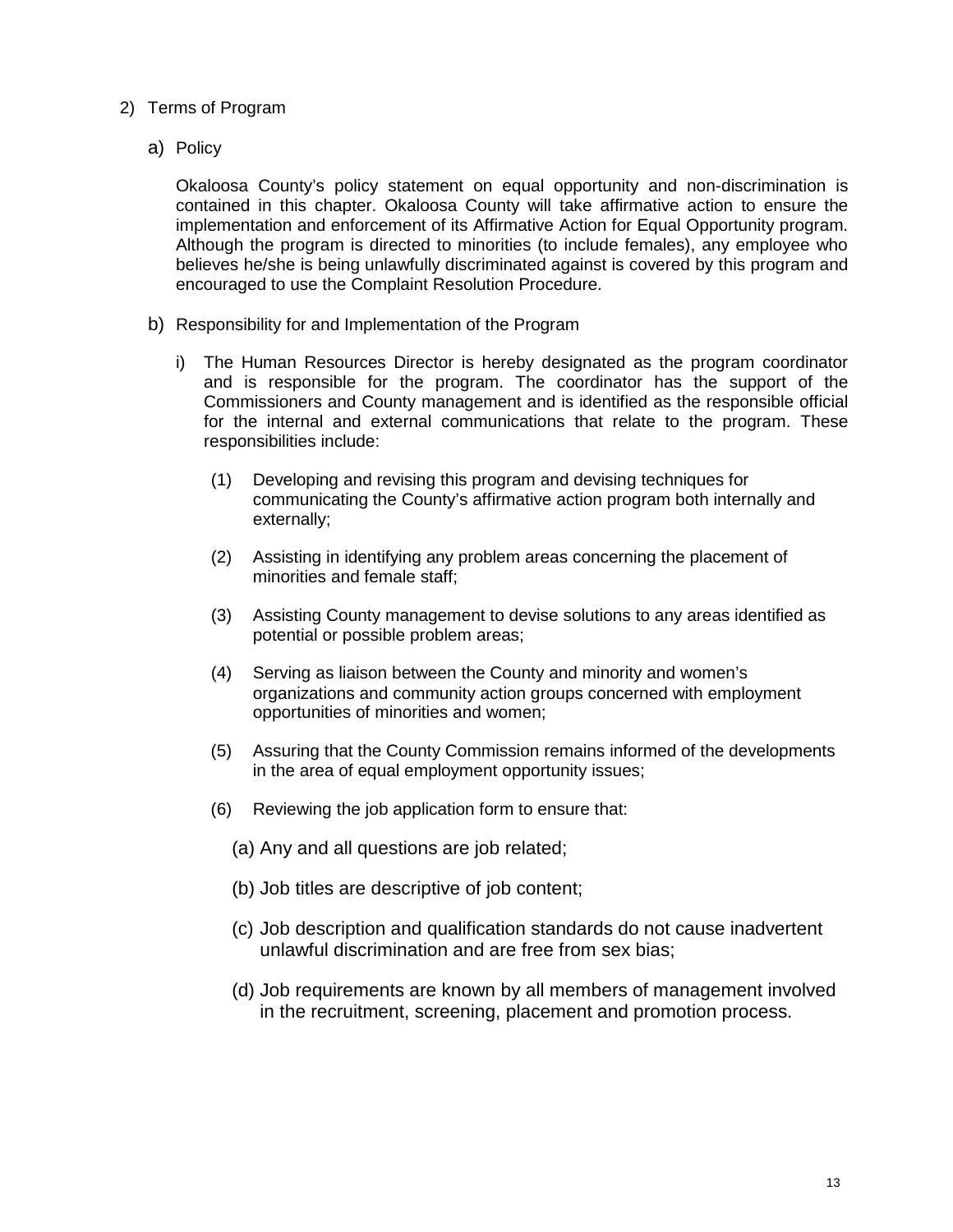2) Terms of Program

a) Policy

Okaloosa County's policy statement on equal opportunity and non-discrimination is contained in this chapter. Okaloosa County will take affirmative action to ensure the implementation and enforcement of its Affirmative Action for Equal Opportunity program. Although the program is directed to minorities (to include females), any employee who believes he/she is being unlawfully discriminated against is covered by this program and encouraged to use the Complaint Resolution Procedure.

b) Responsibility for and Implementation of the Program

i) The Human Resources Director is hereby designated as the program coordinator and is responsible for the program. The coordinator has the support of the Commissioners and County management and is identified as the responsible official for the internal and external communications that relate to the program. These responsibilities include:

(1) Developing and revising this program and devising techniques for communicating the County's affirmative action program both internally and externally;

(2) Assisting in identifying any problem areas concerning the placement of minorities and female staff;

(3) Assisting County management to devise solutions to any areas identified as potential or possible problem areas;

(4) Serving as liaison between the County and minority and women's organizations and community action groups concerned with employment opportunities of minorities and women;

(5) Assuring that the County Commission remains informed of the developments in the area of equal employment opportunity issues;

(6) Reviewing the job application form to ensure that:

(a) Any and all questions are job related;

(b) Job titles are descriptive of job content;

(c) Job description and qualification standards do not cause inadvertent unlawful discrimination and are free from sex bias;

(d) Job requirements are known by all members of management involved in the recruitment, screening, placement and promotion process.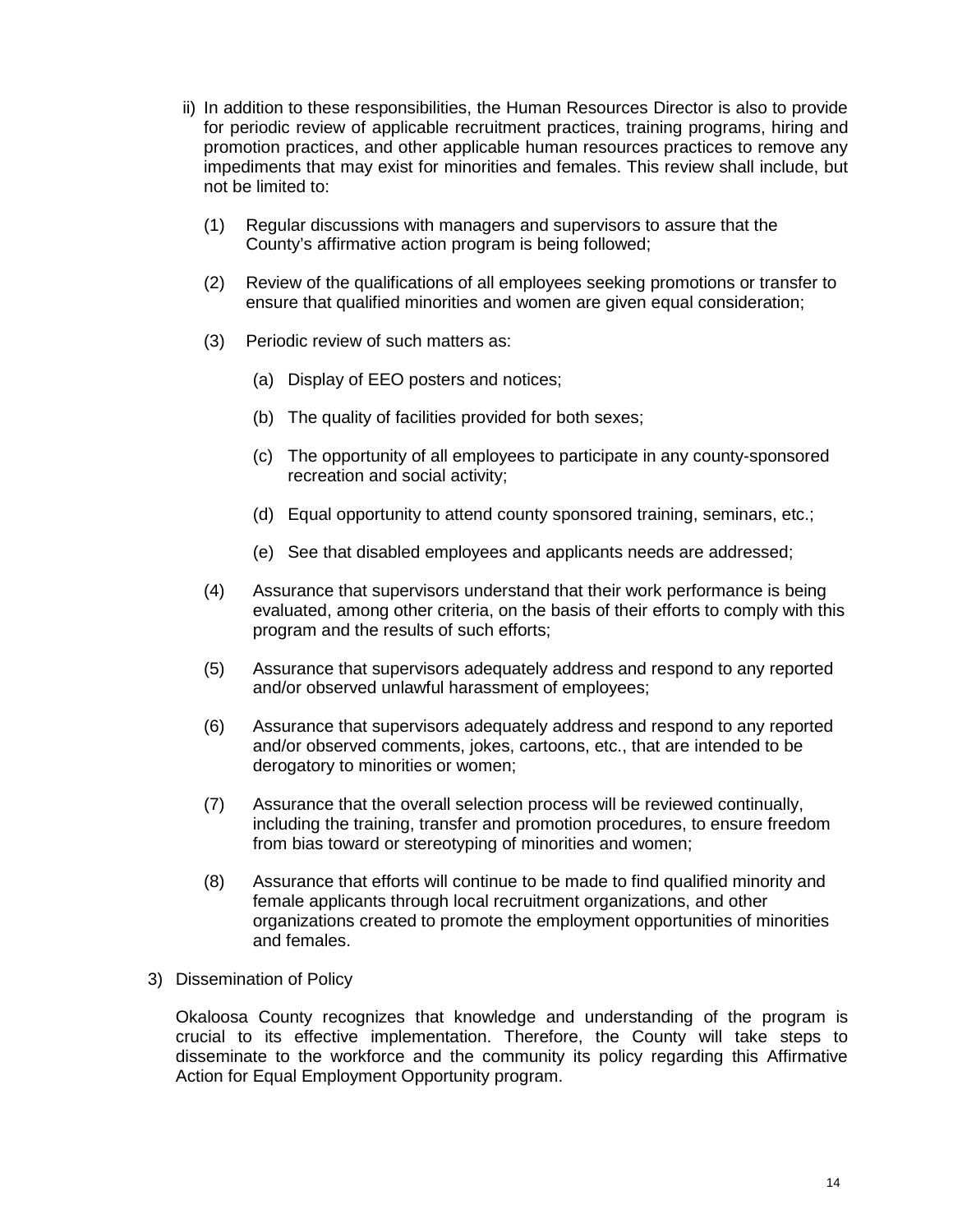ii) In addition to these responsibilities, the Human Resources Director is also to provide for periodic review of applicable recruitment practices, training programs, hiring and promotion practices, and other applicable human resources practices to remove any impediments that may exist for minorities and females. This review shall include, but not be limited to:

(1) Regular discussions with managers and supervisors to assure that the County's affirmative action program is being followed;

(2) Review of the qualifications of all employees seeking promotions or transfer to ensure that qualified minorities and women are given equal consideration;

(3) Periodic review of such matters as:

(a) Display of EEO posters and notices;

(b) The quality of facilities provided for both sexes;

(c) The opportunity of all employees to participate in any county-sponsored recreation and social activity;

(d) Equal opportunity to attend county sponsored training, seminars, etc.;

(e) See that disabled employees and applicants needs are addressed;

(4) Assurance that supervisors understand that their work performance is being evaluated, among other criteria, on the basis of their efforts to comply with this program and the results of such efforts;

(5) Assurance that supervisors adequately address and respond to any reported and/or observed unlawful harassment of employees;

(6) Assurance that supervisors adequately address and respond to any reported and/or observed comments, jokes, cartoons, etc., that are intended to be derogatory to minorities or women;

(7) Assurance that the overall selection process will be reviewed continually, including the training, transfer and promotion procedures, to ensure freedom from bias toward or stereotyping of minorities and women;

(8) Assurance that efforts will continue to be made to find qualified minority and female applicants through local recruitment organizations, and other organizations created to promote the employment opportunities of minorities and females.

3) Dissemination of Policy

Okaloosa County recognizes that knowledge and understanding of the program is crucial to its effective implementation. Therefore, the County will take steps to disseminate to the workforce and the community its policy regarding this Affirmative Action for Equal Employment Opportunity program.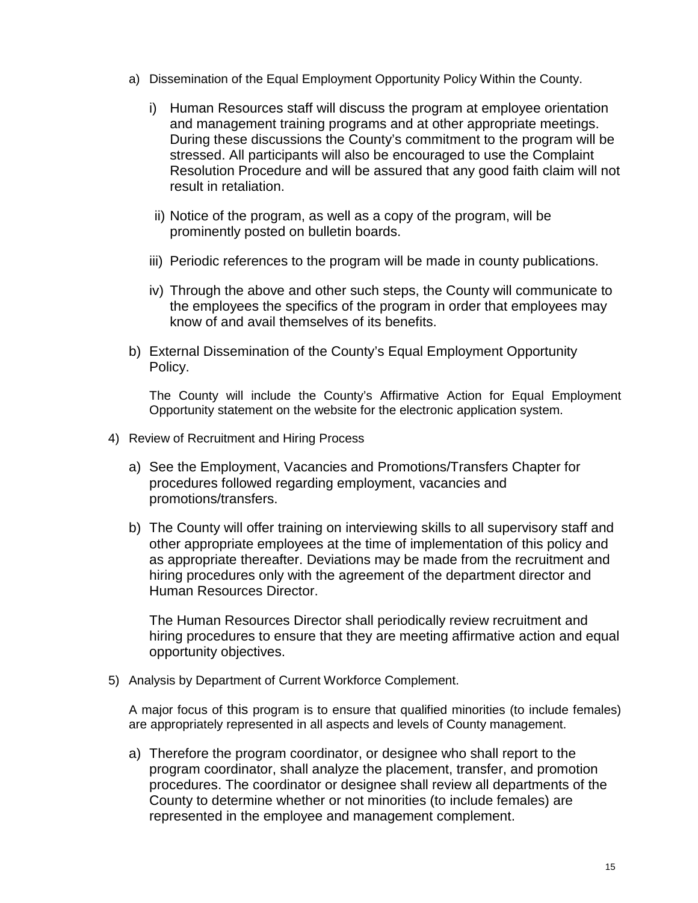a) Dissemination of the Equal Employment Opportunity Policy Within the County.

   i) Human Resources staff will discuss the program at employee orientation and management training programs and at other appropriate meetings. During these discussions the County's commitment to the program will be stressed. All participants will also be encouraged to use the Complaint Resolution Procedure and will be assured that any good faith claim will not result in retaliation.

   ii) Notice of the program, as well as a copy of the program, will be prominently posted on bulletin boards.

   iii) Periodic references to the program will be made in county publications.

   iv) Through the above and other such steps, the County will communicate to the employees the specifics of the program in order that employees may know of and avail themselves of its benefits.

b) External Dissemination of the County's Equal Employment Opportunity Policy.

   The County will include the County's Affirmative Action for Equal Employment Opportunity statement on the website for the electronic application system.

4) Review of Recruitment and Hiring Process

   a) See the Employment, Vacancies and Promotions/Transfers Chapter for procedures followed regarding employment, vacancies and promotions/transfers.

   b) The County will offer training on interviewing skills to all supervisory staff and other appropriate employees at the time of implementation of this policy and as appropriate thereafter. Deviations may be made from the recruitment and hiring procedures only with the agreement of the department director and Human Resources Director.

      The Human Resources Director shall periodically review recruitment and hiring procedures to ensure that they are meeting affirmative action and equal opportunity objectives.

5) Analysis by Department of Current Workforce Complement.

   A major focus of this program is to ensure that qualified minorities (to include females) are appropriately represented in all aspects and levels of County management.

   a) Therefore the program coordinator, or designee who shall report to the program coordinator, shall analyze the placement, transfer, and promotion procedures. The coordinator or designee shall review all departments of the County to determine whether or not minorities (to include females) are represented in the employee and management complement.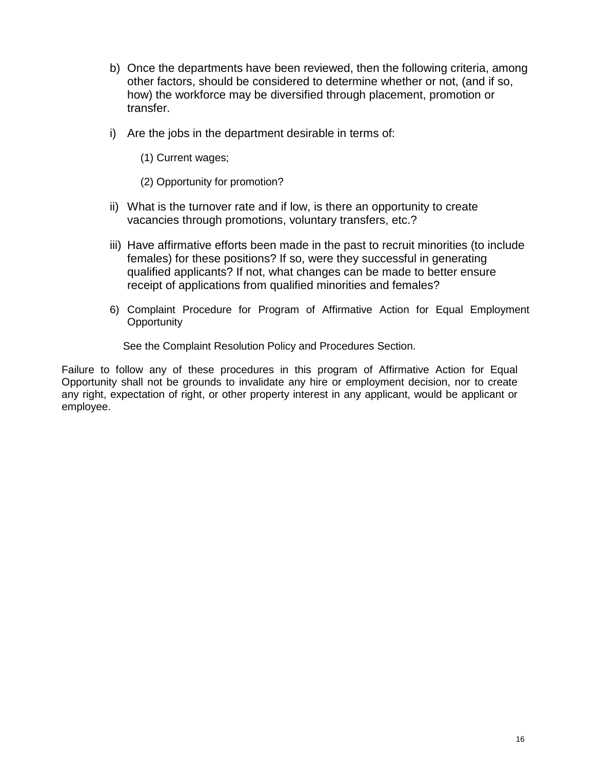b) Once the departments have been reviewed, then the following criteria, among other factors, should be considered to determine whether or not, (and if so, how) the workforce may be diversified through placement, promotion or transfer.

i) Are the jobs in the department desirable in terms of:

   (1) Current wages;

   (2) Opportunity for promotion?

ii) What is the turnover rate and if low, is there an opportunity to create vacancies through promotions, voluntary transfers, etc.?

iii) Have affirmative efforts been made in the past to recruit minorities (to include females) for these positions? If so, were they successful in generating qualified applicants? If not, what changes can be made to better ensure receipt of applications from qualified minorities and females?

6) Complaint Procedure for Program of Affirmative Action for Equal Employment Opportunity

   See the Complaint Resolution Policy and Procedures Section.

Failure to follow any of these procedures in this program of Affirmative Action for Equal Opportunity shall not be grounds to invalidate any hire or employment decision, nor to create any right, expectation of right, or other property interest in any applicant, would be applicant or employee.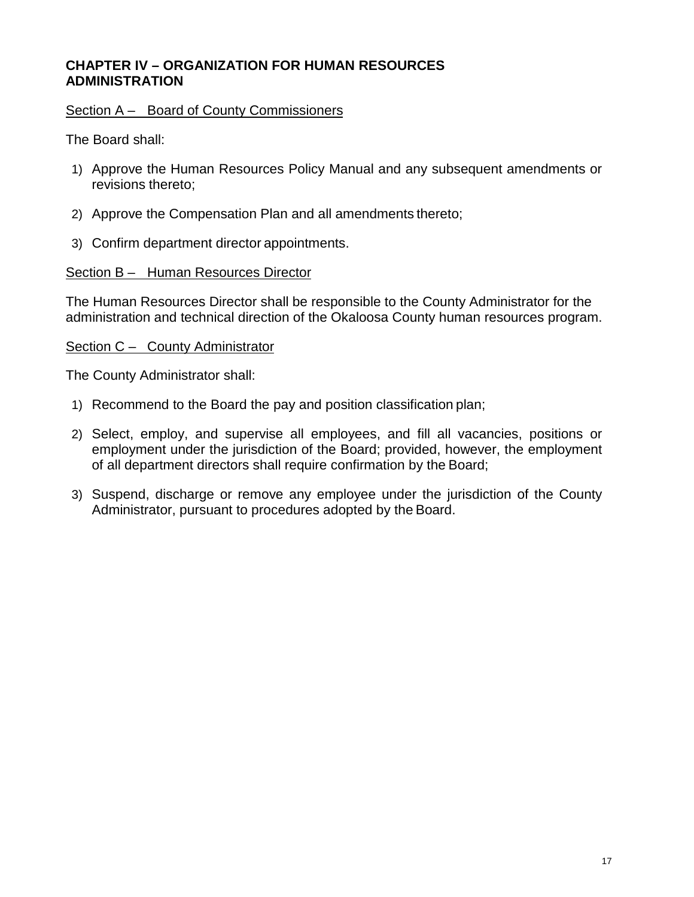# CHAPTER IV – ORGANIZATION FOR HUMAN RESOURCES ADMINISTRATION

<u>Section A – Board of County Commissioners</u>

The Board shall:

1) Approve the Human Resources Policy Manual and any subsequent amendments or revisions thereto;

2) Approve the Compensation Plan and all amendments thereto;

3) Confirm department director appointments.

<u>Section B – Human Resources Director</u>

The Human Resources Director shall be responsible to the County Administrator for the administration and technical direction of the Okaloosa County human resources program.

<u>Section C – County Administrator</u>

The County Administrator shall:

1) Recommend to the Board the pay and position classification plan;

2) Select, employ, and supervise all employees, and fill all vacancies, positions or employment under the jurisdiction of the Board; provided, however, the employment of all department directors shall require confirmation by the Board;

3) Suspend, discharge or remove any employee under the jurisdiction of the County Administrator, pursuant to procedures adopted by the Board.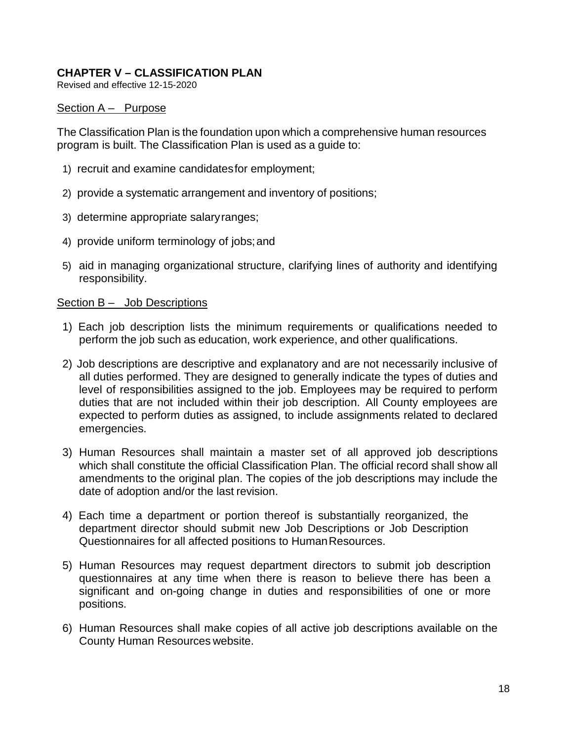## CHAPTER V – CLASSIFICATION PLAN

Revised and effective 12-15-2020

### Section A – Purpose

The Classification Plan is the foundation upon which a comprehensive human resources program is built. The Classification Plan is used as a guide to:

1) recruit and examine candidates for employment;
2) provide a systematic arrangement and inventory of positions;
3) determine appropriate salary ranges;
4) provide uniform terminology of jobs; and
5) aid in managing organizational structure, clarifying lines of authority and identifying responsibility.

### Section B – Job Descriptions

1) Each job description lists the minimum requirements or qualifications needed to perform the job such as education, work experience, and other qualifications.
2) Job descriptions are descriptive and explanatory and are not necessarily inclusive of all duties performed. They are designed to generally indicate the types of duties and level of responsibilities assigned to the job. Employees may be required to perform duties that are not included within their job description. All County employees are expected to perform duties as assigned, to include assignments related to declared emergencies.
3) Human Resources shall maintain a master set of all approved job descriptions which shall constitute the official Classification Plan. The official record shall show all amendments to the original plan. The copies of the job descriptions may include the date of adoption and/or the last revision.
4) Each time a department or portion thereof is substantially reorganized, the department director should submit new Job Descriptions or Job Description Questionnaires for all affected positions to Human Resources.
5) Human Resources may request department directors to submit job description questionnaires at any time when there is reason to believe there has been a significant and on-going change in duties and responsibilities of one or more positions.
6) Human Resources shall make copies of all active job descriptions available on the County Human Resources website.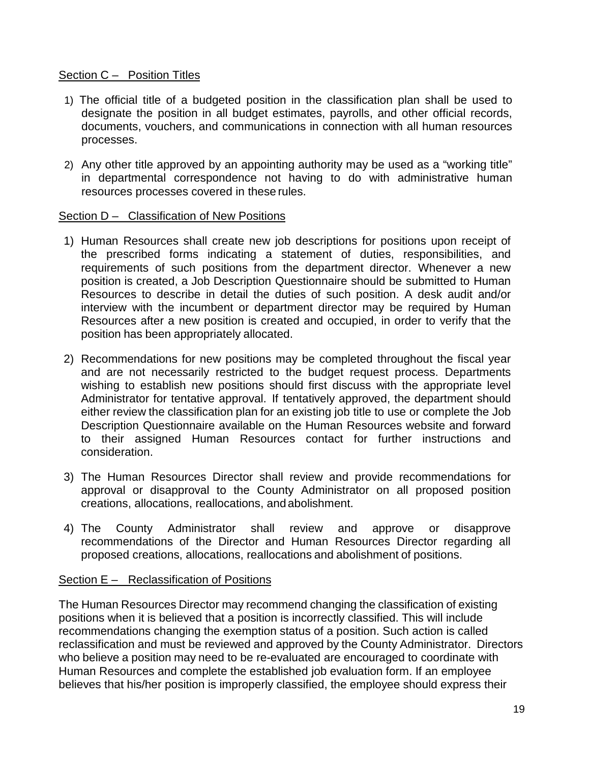## Section C – Position Titles

1) The official title of a budgeted position in the classification plan shall be used to designate the position in all budget estimates, payrolls, and other official records, documents, vouchers, and communications in connection with all human resources processes.

2) Any other title approved by an appointing authority may be used as a "working title" in departmental correspondence not having to do with administrative human resources processes covered in these rules.

## Section D – Classification of New Positions

1) Human Resources shall create new job descriptions for positions upon receipt of the prescribed forms indicating a statement of duties, responsibilities, and requirements of such positions from the department director. Whenever a new position is created, a Job Description Questionnaire should be submitted to Human Resources to describe in detail the duties of such position. A desk audit and/or interview with the incumbent or department director may be required by Human Resources after a new position is created and occupied, in order to verify that the position has been appropriately allocated.

2) Recommendations for new positions may be completed throughout the fiscal year and are not necessarily restricted to the budget request process. Departments wishing to establish new positions should first discuss with the appropriate level Administrator for tentative approval. If tentatively approved, the department should either review the classification plan for an existing job title to use or complete the Job Description Questionnaire available on the Human Resources website and forward to their assigned Human Resources contact for further instructions and consideration.

3) The Human Resources Director shall review and provide recommendations for approval or disapproval to the County Administrator on all proposed position creations, allocations, reallocations, and abolishment.

4) The County Administrator shall review and approve or disapprove recommendations of the Director and Human Resources Director regarding all proposed creations, allocations, reallocations and abolishment of positions.

## Section E – Reclassification of Positions

The Human Resources Director may recommend changing the classification of existing positions when it is believed that a position is incorrectly classified. This will include recommendations changing the exemption status of a position. Such action is called reclassification and must be reviewed and approved by the County Administrator. Directors who believe a position may need to be re-evaluated are encouraged to coordinate with Human Resources and complete the established job evaluation form. If an employee believes that his/her position is improperly classified, the employee should express their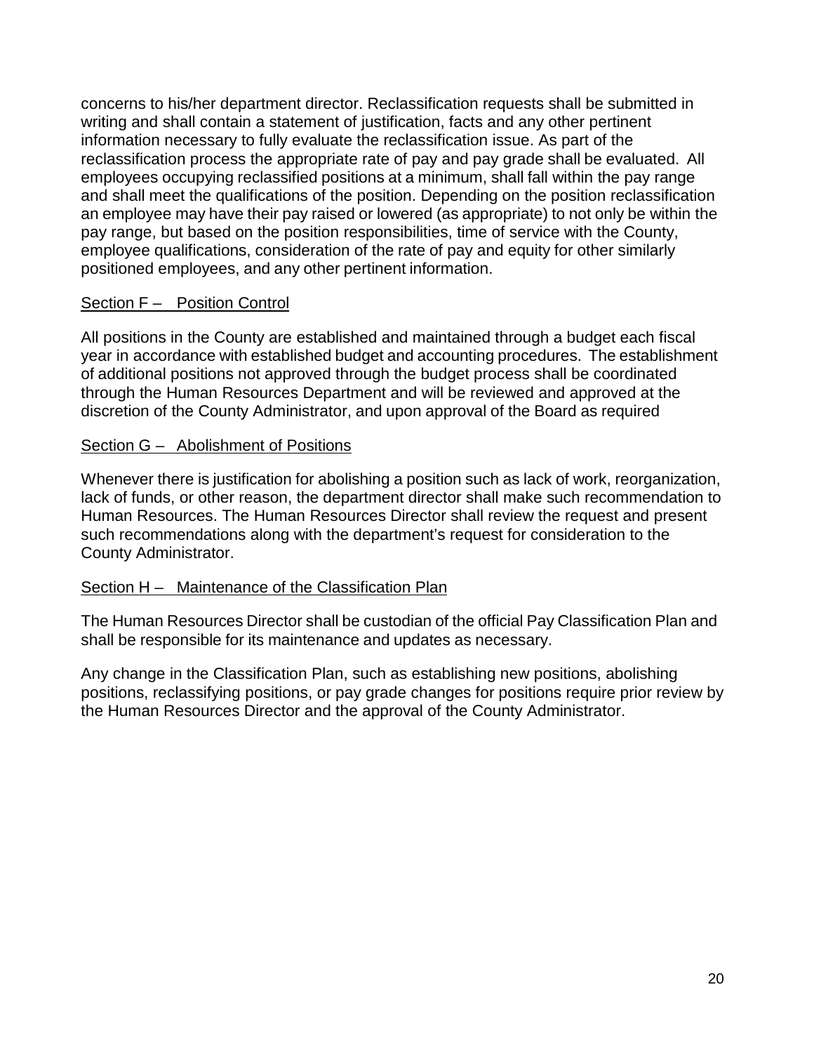concerns to his/her department director. Reclassification requests shall be submitted in writing and shall contain a statement of justification, facts and any other pertinent information necessary to fully evaluate the reclassification issue. As part of the reclassification process the appropriate rate of pay and pay grade shall be evaluated. All employees occupying reclassified positions at a minimum, shall fall within the pay range and shall meet the qualifications of the position. Depending on the position reclassification an employee may have their pay raised or lowered (as appropriate) to not only be within the pay range, but based on the position responsibilities, time of service with the County, employee qualifications, consideration of the rate of pay and equity for other similarly positioned employees, and any other pertinent information.

## Section F – Position Control

All positions in the County are established and maintained through a budget each fiscal year in accordance with established budget and accounting procedures. The establishment of additional positions not approved through the budget process shall be coordinated through the Human Resources Department and will be reviewed and approved at the discretion of the County Administrator, and upon approval of the Board as required

## Section G – Abolishment of Positions

Whenever there is justification for abolishing a position such as lack of work, reorganization, lack of funds, or other reason, the department director shall make such recommendation to Human Resources. The Human Resources Director shall review the request and present such recommendations along with the department's request for consideration to the County Administrator.

## Section H – Maintenance of the Classification Plan

The Human Resources Director shall be custodian of the official Pay Classification Plan and shall be responsible for its maintenance and updates as necessary.

Any change in the Classification Plan, such as establishing new positions, abolishing positions, reclassifying positions, or pay grade changes for positions require prior review by the Human Resources Director and the approval of the County Administrator.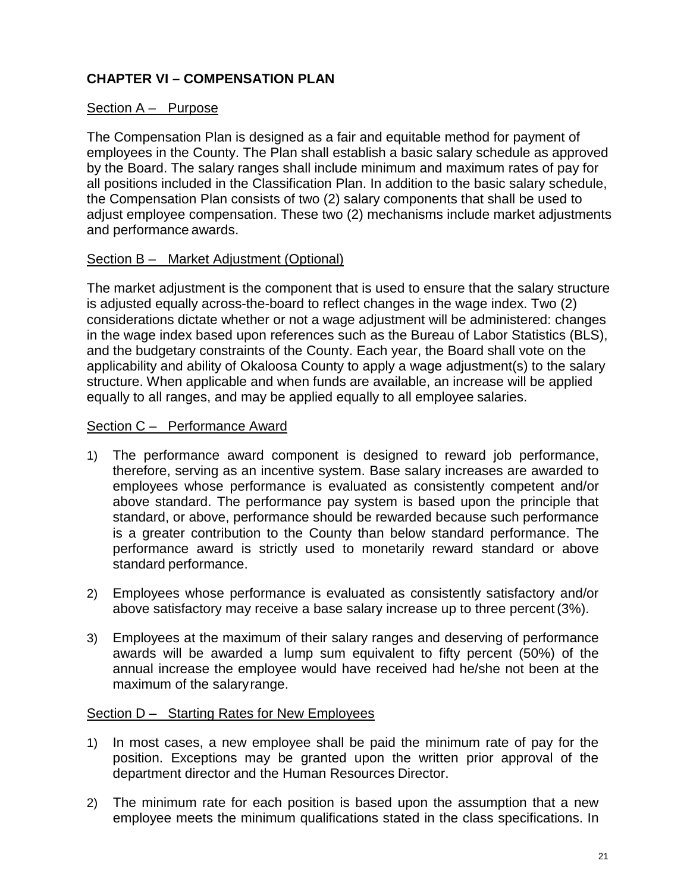## CHAPTER VI – COMPENSATION PLAN

### Section A – Purpose

The Compensation Plan is designed as a fair and equitable method for payment of employees in the County. The Plan shall establish a basic salary schedule as approved by the Board. The salary ranges shall include minimum and maximum rates of pay for all positions included in the Classification Plan. In addition to the basic salary schedule, the Compensation Plan consists of two (2) salary components that shall be used to adjust employee compensation. These two (2) mechanisms include market adjustments and performance awards.

### Section B – Market Adjustment (Optional)

The market adjustment is the component that is used to ensure that the salary structure is adjusted equally across-the-board to reflect changes in the wage index. Two (2) considerations dictate whether or not a wage adjustment will be administered: changes in the wage index based upon references such as the Bureau of Labor Statistics (BLS), and the budgetary constraints of the County. Each year, the Board shall vote on the applicability and ability of Okaloosa County to apply a wage adjustment(s) to the salary structure. When applicable and when funds are available, an increase will be applied equally to all ranges, and may be applied equally to all employee salaries.

### Section C – Performance Award

1) The performance award component is designed to reward job performance, therefore, serving as an incentive system. Base salary increases are awarded to employees whose performance is evaluated as consistently competent and/or above standard. The performance pay system is based upon the principle that standard, or above, performance should be rewarded because such performance is a greater contribution to the County than below standard performance. The performance award is strictly used to monetarily reward standard or above standard performance.

2) Employees whose performance is evaluated as consistently satisfactory and/or above satisfactory may receive a base salary increase up to three percent (3%).

3) Employees at the maximum of their salary ranges and deserving of performance awards will be awarded a lump sum equivalent to fifty percent (50%) of the annual increase the employee would have received had he/she not been at the maximum of the salary range.

### Section D – Starting Rates for New Employees

1) In most cases, a new employee shall be paid the minimum rate of pay for the position. Exceptions may be granted upon the written prior approval of the department director and the Human Resources Director.

2) The minimum rate for each position is based upon the assumption that a new employee meets the minimum qualifications stated in the class specifications. In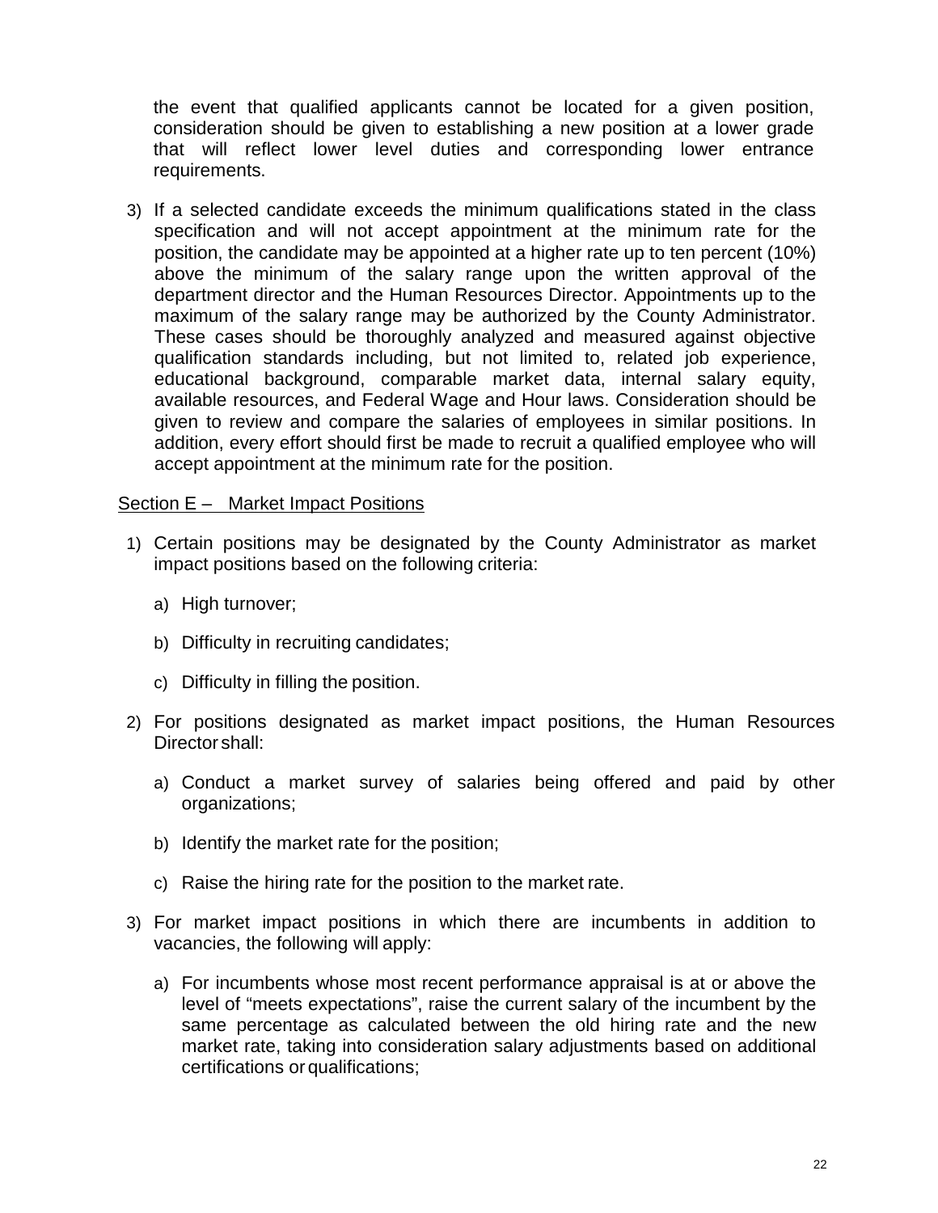the event that qualified applicants cannot be located for a given position, consideration should be given to establishing a new position at a lower grade that will reflect lower level duties and corresponding lower entrance requirements.

3) If a selected candidate exceeds the minimum qualifications stated in the class specification and will not accept appointment at the minimum rate for the position, the candidate may be appointed at a higher rate up to ten percent (10%) above the minimum of the salary range upon the written approval of the department director and the Human Resources Director. Appointments up to the maximum of the salary range may be authorized by the County Administrator. These cases should be thoroughly analyzed and measured against objective qualification standards including, but not limited to, related job experience, educational background, comparable market data, internal salary equity, available resources, and Federal Wage and Hour laws. Consideration should be given to review and compare the salaries of employees in similar positions. In addition, every effort should first be made to recruit a qualified employee who will accept appointment at the minimum rate for the position.

Section E – Market Impact Positions

1) Certain positions may be designated by the County Administrator as market impact positions based on the following criteria:

   a) High turnover;

   b) Difficulty in recruiting candidates;

   c) Difficulty in filling the position.

2) For positions designated as market impact positions, the Human Resources Director shall:

   a) Conduct a market survey of salaries being offered and paid by other organizations;

   b) Identify the market rate for the position;

   c) Raise the hiring rate for the position to the market rate.

3) For market impact positions in which there are incumbents in addition to vacancies, the following will apply:

   a) For incumbents whose most recent performance appraisal is at or above the level of "meets expectations", raise the current salary of the incumbent by the same percentage as calculated between the old hiring rate and the new market rate, taking into consideration salary adjustments based on additional certifications or qualifications;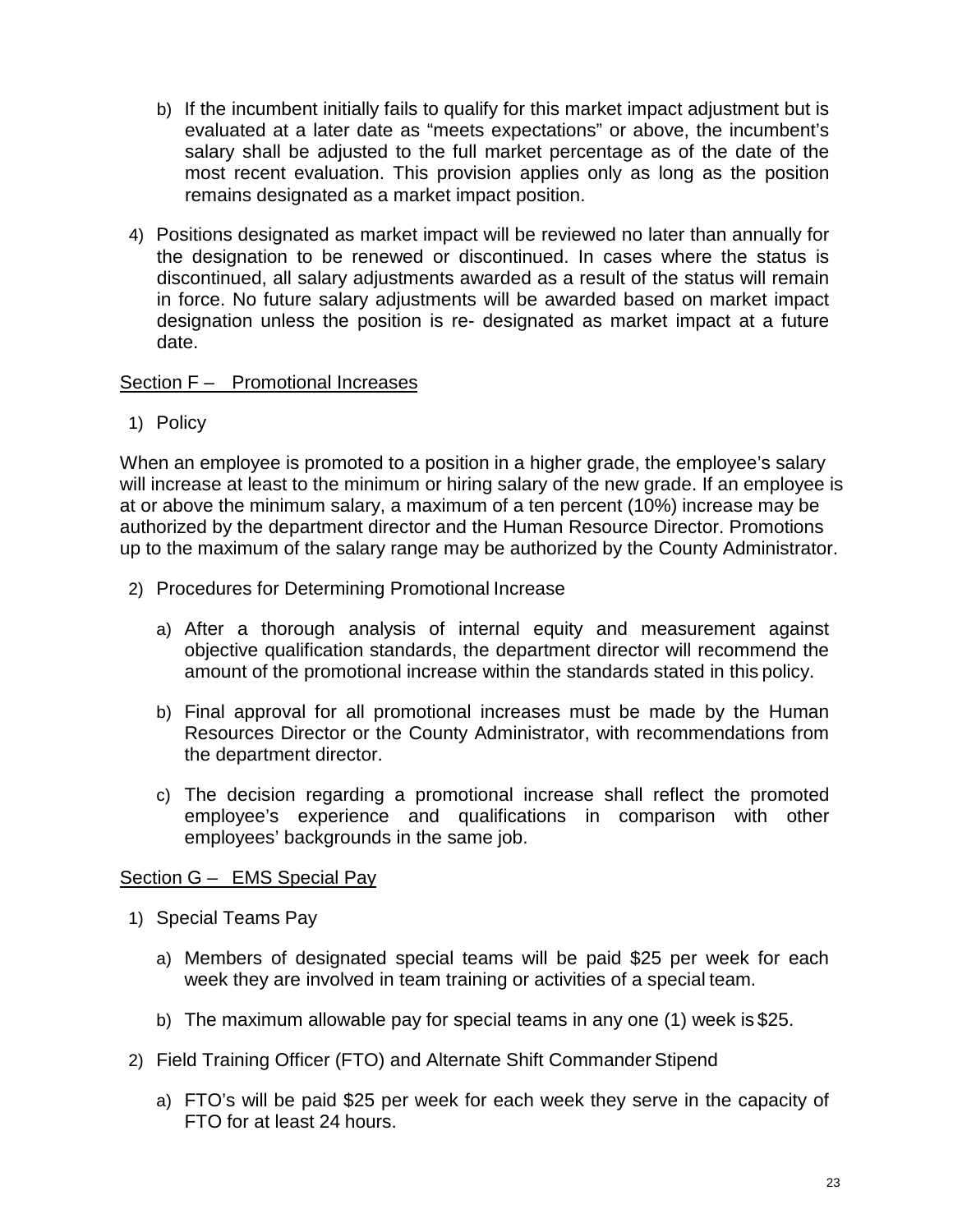b) If the incumbent initially fails to qualify for this market impact adjustment but is evaluated at a later date as “meets expectations” or above, the incumbent’s salary shall be adjusted to the full market percentage as of the date of the most recent evaluation. This provision applies only as long as the position remains designated as a market impact position.

4) Positions designated as market impact will be reviewed no later than annually for the designation to be renewed or discontinued. In cases where the status is discontinued, all salary adjustments awarded as a result of the status will remain in force. No future salary adjustments will be awarded based on market impact designation unless the position is re- designated as market impact at a future date.

Section F – Promotional Increases

1) Policy

When an employee is promoted to a position in a higher grade, the employee’s salary will increase at least to the minimum or hiring salary of the new grade. If an employee is at or above the minimum salary, a maximum of a ten percent (10%) increase may be authorized by the department director and the Human Resource Director. Promotions up to the maximum of the salary range may be authorized by the County Administrator.

2) Procedures for Determining Promotional Increase

   a) After a thorough analysis of internal equity and measurement against objective qualification standards, the department director will recommend the amount of the promotional increase within the standards stated in this policy.

   b) Final approval for all promotional increases must be made by the Human Resources Director or the County Administrator, with recommendations from the department director.

   c) The decision regarding a promotional increase shall reflect the promoted employee’s experience and qualifications in comparison with other employees’ backgrounds in the same job.

Section G – EMS Special Pay

1) Special Teams Pay

   a) Members of designated special teams will be paid $25 per week for each week they are involved in team training or activities of a special team.

   b) The maximum allowable pay for special teams in any one (1) week is $25.

2) Field Training Officer (FTO) and Alternate Shift Commander Stipend

   a) FTO’s will be paid $25 per week for each week they serve in the capacity of FTO for at least 24 hours.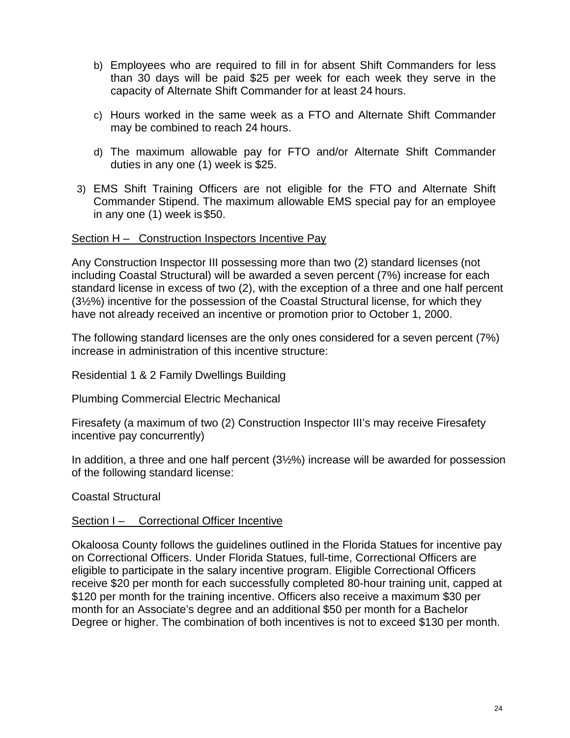b) Employees who are required to fill in for absent Shift Commanders for less than 30 days will be paid $25 per week for each week they serve in the capacity of Alternate Shift Commander for at least 24 hours.

c) Hours worked in the same week as a FTO and Alternate Shift Commander may be combined to reach 24 hours.

d) The maximum allowable pay for FTO and/or Alternate Shift Commander duties in any one (1) week is $25.

3) EMS Shift Training Officers are not eligible for the FTO and Alternate Shift Commander Stipend. The maximum allowable EMS special pay for an employee in any one (1) week is $50.

<u>Section H – Construction Inspectors Incentive Pay</u>

Any Construction Inspector III possessing more than two (2) standard licenses (not including Coastal Structural) will be awarded a seven percent (7%) increase for each standard license in excess of two (2), with the exception of a three and one half percent (3½%) incentive for the possession of the Coastal Structural license, for which they have not already received an incentive or promotion prior to October 1, 2000.

The following standard licenses are the only ones considered for a seven percent (7%) increase in administration of this incentive structure:

Residential 1 & 2 Family Dwellings Building

Plumbing Commercial Electric Mechanical

Firesafety (a maximum of two (2) Construction Inspector III's may receive Firesafety incentive pay concurrently)

In addition, a three and one half percent (3½%) increase will be awarded for possession of the following standard license:

Coastal Structural

<u>Section I – Correctional Officer Incentive</u>

Okaloosa County follows the guidelines outlined in the Florida Statues for incentive pay on Correctional Officers. Under Florida Statues, full-time, Correctional Officers are eligible to participate in the salary incentive program. Eligible Correctional Officers receive $20 per month for each successfully completed 80-hour training unit, capped at $120 per month for the training incentive. Officers also receive a maximum $30 per month for an Associate's degree and an additional $50 per month for a Bachelor Degree or higher. The combination of both incentives is not to exceed $130 per month.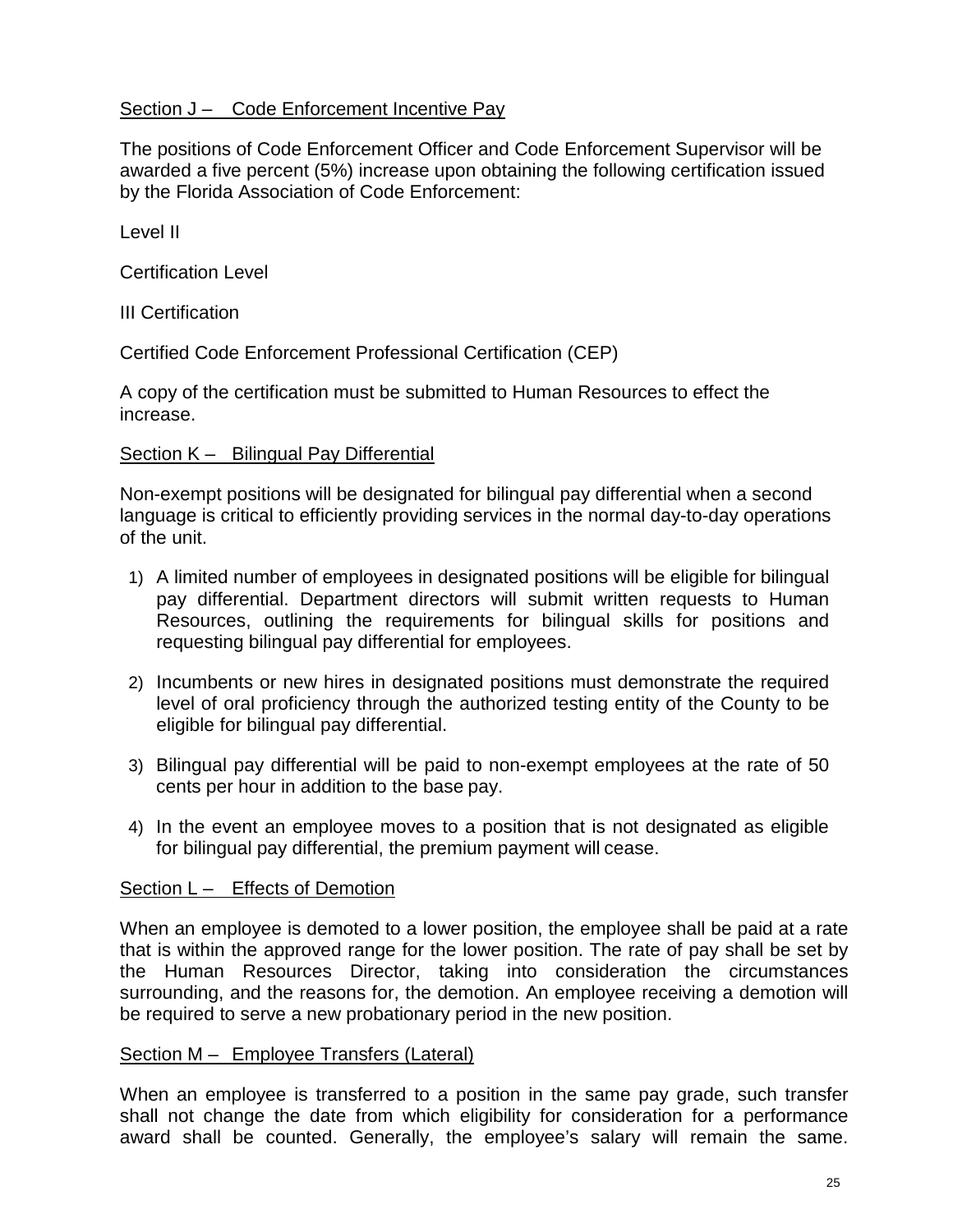## Section J – Code Enforcement Incentive Pay

The positions of Code Enforcement Officer and Code Enforcement Supervisor will be awarded a five percent (5%) increase upon obtaining the following certification issued by the Florida Association of Code Enforcement:

Level II

Certification Level

III Certification

Certified Code Enforcement Professional Certification (CEP)

A copy of the certification must be submitted to Human Resources to effect the increase.

## Section K – Bilingual Pay Differential

Non-exempt positions will be designated for bilingual pay differential when a second language is critical to efficiently providing services in the normal day-to-day operations of the unit.

1) A limited number of employees in designated positions will be eligible for bilingual pay differential. Department directors will submit written requests to Human Resources, outlining the requirements for bilingual skills for positions and requesting bilingual pay differential for employees.

2) Incumbents or new hires in designated positions must demonstrate the required level of oral proficiency through the authorized testing entity of the County to be eligible for bilingual pay differential.

3) Bilingual pay differential will be paid to non-exempt employees at the rate of 50 cents per hour in addition to the base pay.

4) In the event an employee moves to a position that is not designated as eligible for bilingual pay differential, the premium payment will cease.

## Section L – Effects of Demotion

When an employee is demoted to a lower position, the employee shall be paid at a rate that is within the approved range for the lower position. The rate of pay shall be set by the Human Resources Director, taking into consideration the circumstances surrounding, and the reasons for, the demotion. An employee receiving a demotion will be required to serve a new probationary period in the new position.

## Section M – Employee Transfers (Lateral)

When an employee is transferred to a position in the same pay grade, such transfer shall not change the date from which eligibility for consideration for a performance award shall be counted. Generally, the employee's salary will remain the same.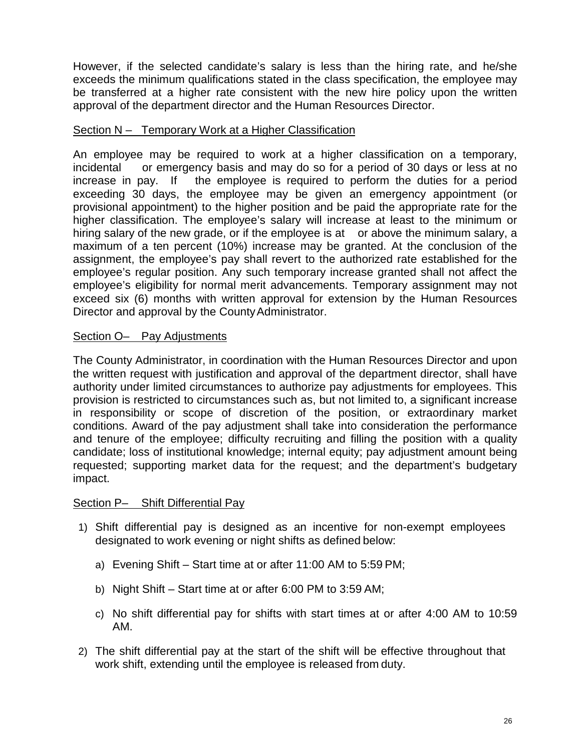However, if the selected candidate's salary is less than the hiring rate, and he/she exceeds the minimum qualifications stated in the class specification, the employee may be transferred at a higher rate consistent with the new hire policy upon the written approval of the department director and the Human Resources Director.

## Section N – Temporary Work at a Higher Classification

An employee may be required to work at a higher classification on a temporary, incidental or emergency basis and may do so for a period of 30 days or less at no increase in pay. If the employee is required to perform the duties for a period exceeding 30 days, the employee may be given an emergency appointment (or provisional appointment) to the higher position and be paid the appropriate rate for the higher classification. The employee's salary will increase at least to the minimum or hiring salary of the new grade, or if the employee is at or above the minimum salary, a maximum of a ten percent (10%) increase may be granted. At the conclusion of the assignment, the employee's pay shall revert to the authorized rate established for the employee's regular position. Any such temporary increase granted shall not affect the employee's eligibility for normal merit advancements. Temporary assignment may not exceed six (6) months with written approval for extension by the Human Resources Director and approval by the County Administrator.

## Section O– Pay Adjustments

The County Administrator, in coordination with the Human Resources Director and upon the written request with justification and approval of the department director, shall have authority under limited circumstances to authorize pay adjustments for employees. This provision is restricted to circumstances such as, but not limited to, a significant increase in responsibility or scope of discretion of the position, or extraordinary market conditions. Award of the pay adjustment shall take into consideration the performance and tenure of the employee; difficulty recruiting and filling the position with a quality candidate; loss of institutional knowledge; internal equity; pay adjustment amount being requested; supporting market data for the request; and the department's budgetary impact.

## Section P– Shift Differential Pay

1) Shift differential pay is designed as an incentive for non-exempt employees designated to work evening or night shifts as defined below:
   a) Evening Shift – Start time at or after 11:00 AM to 5:59 PM;
   b) Night Shift – Start time at or after 6:00 PM to 3:59 AM;
   c) No shift differential pay for shifts with start times at or after 4:00 AM to 10:59 AM.
2) The shift differential pay at the start of the shift will be effective throughout that work shift, extending until the employee is released from duty.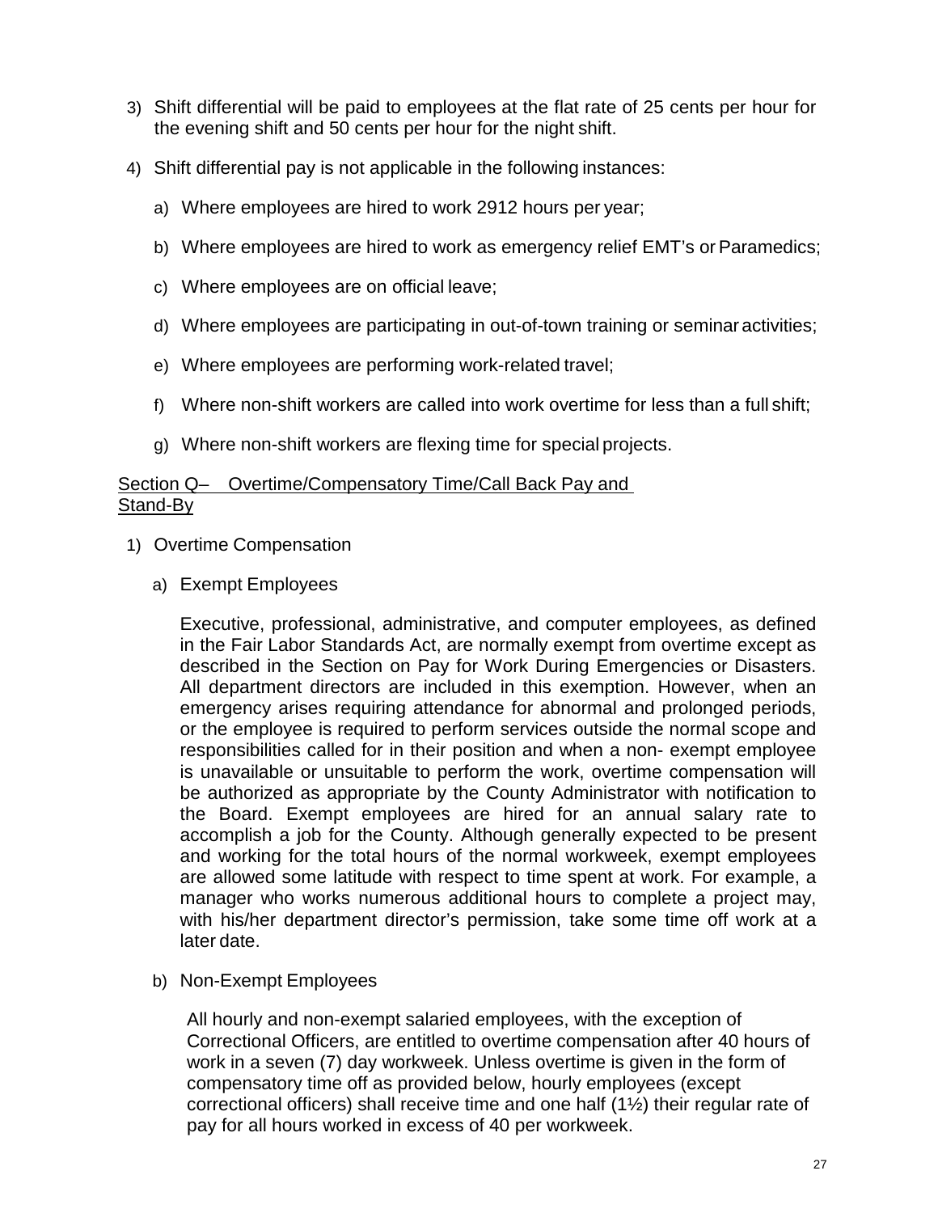3) Shift differential will be paid to employees at the flat rate of 25 cents per hour for the evening shift and 50 cents per hour for the night shift.

4) Shift differential pay is not applicable in the following instances:

   a) Where employees are hired to work 2912 hours per year;

   b) Where employees are hired to work as emergency relief EMT's or Paramedics;

   c) Where employees are on official leave;

   d) Where employees are participating in out-of-town training or seminar activities;

   e) Where employees are performing work-related travel;

   f) Where non-shift workers are called into work overtime for less than a full shift;

   g) Where non-shift workers are flexing time for special projects.

## Section Q– Overtime/Compensatory Time/Call Back Pay and Stand-By

1) Overtime Compensation

   a) Exempt Employees

   Executive, professional, administrative, and computer employees, as defined in the Fair Labor Standards Act, are normally exempt from overtime except as described in the Section on Pay for Work During Emergencies or Disasters. All department directors are included in this exemption. However, when an emergency arises requiring attendance for abnormal and prolonged periods, or the employee is required to perform services outside the normal scope and responsibilities called for in their position and when a non- exempt employee is unavailable or unsuitable to perform the work, overtime compensation will be authorized as appropriate by the County Administrator with notification to the Board. Exempt employees are hired for an annual salary rate to accomplish a job for the County. Although generally expected to be present and working for the total hours of the normal workweek, exempt employees are allowed some latitude with respect to time spent at work. For example, a manager who works numerous additional hours to complete a project may, with his/her department director's permission, take some time off work at a later date.

   b) Non-Exempt Employees

   All hourly and non-exempt salaried employees, with the exception of Correctional Officers, are entitled to overtime compensation after 40 hours of work in a seven (7) day workweek. Unless overtime is given in the form of compensatory time off as provided below, hourly employees (except correctional officers) shall receive time and one half (1½) their regular rate of pay for all hours worked in excess of 40 per workweek.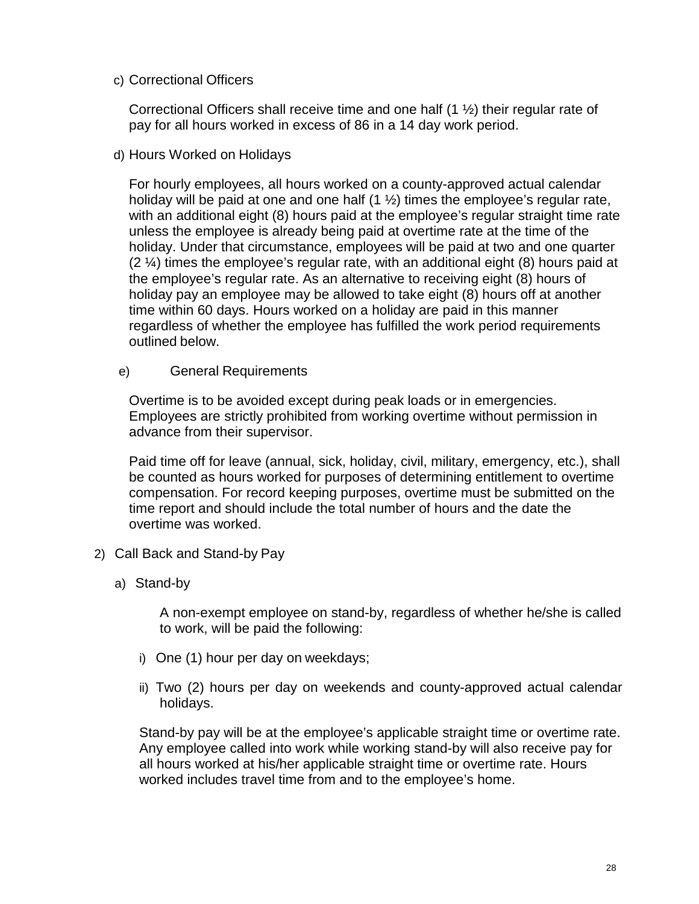c) Correctional Officers

Correctional Officers shall receive time and one half (1 ½) their regular rate of pay for all hours worked in excess of 86 in a 14 day work period.

d) Hours Worked on Holidays

For hourly employees, all hours worked on a county-approved actual calendar holiday will be paid at one and one half (1 ½) times the employee's regular rate, with an additional eight (8) hours paid at the employee's regular straight time rate unless the employee is already being paid at overtime rate at the time of the holiday. Under that circumstance, employees will be paid at two and one quarter (2 ¼) times the employee's regular rate, with an additional eight (8) hours paid at the employee's regular rate. As an alternative to receiving eight (8) hours of holiday pay an employee may be allowed to take eight (8) hours off at another time within 60 days. Hours worked on a holiday are paid in this manner regardless of whether the employee has fulfilled the work period requirements outlined below.

e) General Requirements

Overtime is to be avoided except during peak loads or in emergencies. Employees are strictly prohibited from working overtime without permission in advance from their supervisor.

Paid time off for leave (annual, sick, holiday, civil, military, emergency, etc.), shall be counted as hours worked for purposes of determining entitlement to overtime compensation. For record keeping purposes, overtime must be submitted on the time report and should include the total number of hours and the date the overtime was worked.

2) Call Back and Stand-by Pay

a) Stand-by

A non-exempt employee on stand-by, regardless of whether he/she is called to work, will be paid the following:

i) One (1) hour per day on weekdays;

ii) Two (2) hours per day on weekends and county-approved actual calendar holidays.

Stand-by pay will be at the employee's applicable straight time or overtime rate. Any employee called into work while working stand-by will also receive pay for all hours worked at his/her applicable straight time or overtime rate. Hours worked includes travel time from and to the employee's home.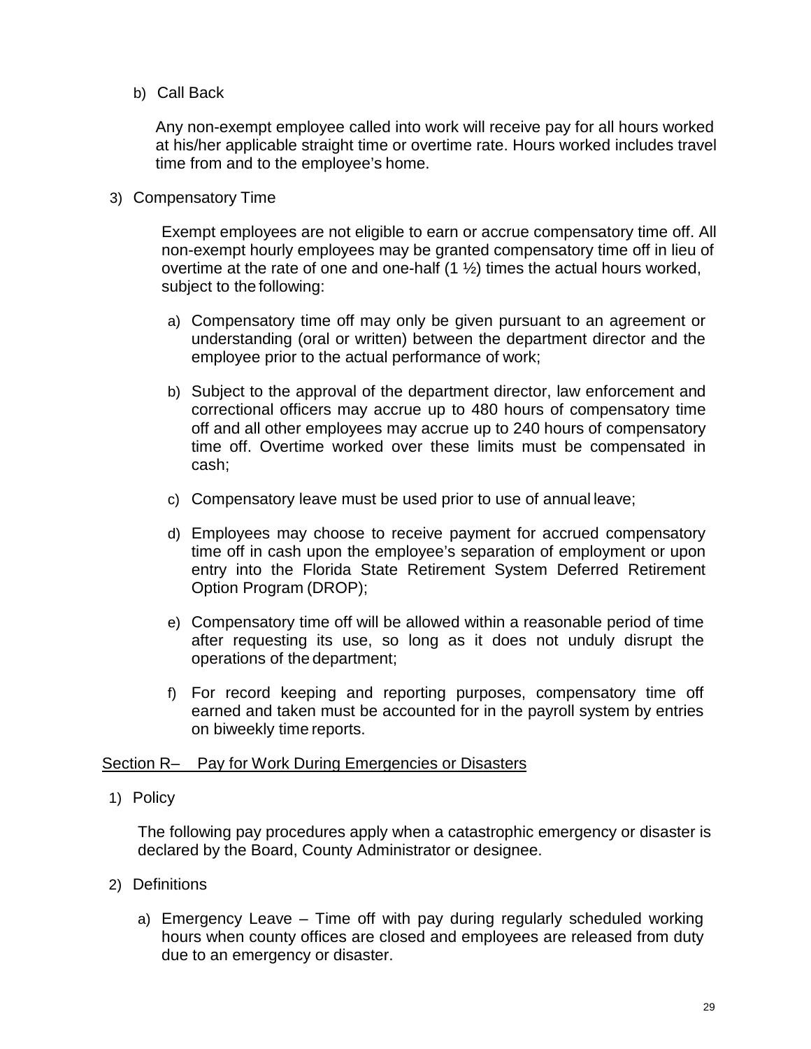b) Call Back

Any non-exempt employee called into work will receive pay for all hours worked at his/her applicable straight time or overtime rate. Hours worked includes travel time from and to the employee's home.

3) Compensatory Time

Exempt employees are not eligible to earn or accrue compensatory time off. All non-exempt hourly employees may be granted compensatory time off in lieu of overtime at the rate of one and one-half (1 ½) times the actual hours worked, subject to the following:

a) Compensatory time off may only be given pursuant to an agreement or understanding (oral or written) between the department director and the employee prior to the actual performance of work;

b) Subject to the approval of the department director, law enforcement and correctional officers may accrue up to 480 hours of compensatory time off and all other employees may accrue up to 240 hours of compensatory time off. Overtime worked over these limits must be compensated in cash;

c) Compensatory leave must be used prior to use of annual leave;

d) Employees may choose to receive payment for accrued compensatory time off in cash upon the employee's separation of employment or upon entry into the Florida State Retirement System Deferred Retirement Option Program (DROP);

e) Compensatory time off will be allowed within a reasonable period of time after requesting its use, so long as it does not unduly disrupt the operations of the department;

f) For record keeping and reporting purposes, compensatory time off earned and taken must be accounted for in the payroll system by entries on biweekly time reports.

## Section R– Pay for Work During Emergencies or Disasters

1) Policy

The following pay procedures apply when a catastrophic emergency or disaster is declared by the Board, County Administrator or designee.

2) Definitions

a) Emergency Leave – Time off with pay during regularly scheduled working hours when county offices are closed and employees are released from duty due to an emergency or disaster.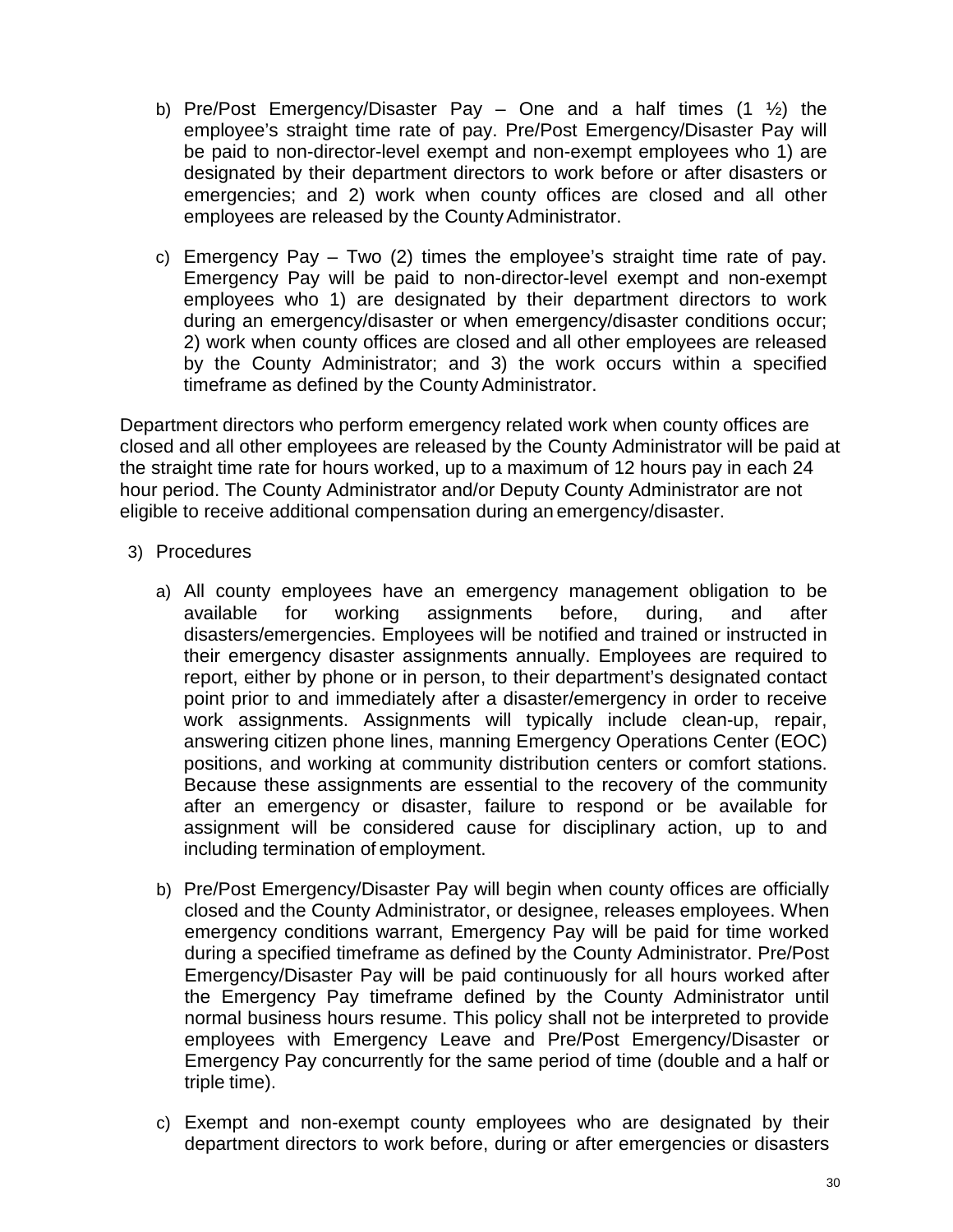b) Pre/Post Emergency/Disaster Pay – One and a half times (1 ½) the employee's straight time rate of pay. Pre/Post Emergency/Disaster Pay will be paid to non-director-level exempt and non-exempt employees who 1) are designated by their department directors to work before or after disasters or emergencies; and 2) work when county offices are closed and all other employees are released by the County Administrator.

c) Emergency Pay – Two (2) times the employee's straight time rate of pay. Emergency Pay will be paid to non-director-level exempt and non-exempt employees who 1) are designated by their department directors to work during an emergency/disaster or when emergency/disaster conditions occur; 2) work when county offices are closed and all other employees are released by the County Administrator; and 3) the work occurs within a specified timeframe as defined by the County Administrator.

Department directors who perform emergency related work when county offices are closed and all other employees are released by the County Administrator will be paid at the straight time rate for hours worked, up to a maximum of 12 hours pay in each 24 hour period. The County Administrator and/or Deputy County Administrator are not eligible to receive additional compensation during an emergency/disaster.

3) Procedures

a) All county employees have an emergency management obligation to be available for working assignments before, during, and after disasters/emergencies. Employees will be notified and trained or instructed in their emergency disaster assignments annually. Employees are required to report, either by phone or in person, to their department's designated contact point prior to and immediately after a disaster/emergency in order to receive work assignments. Assignments will typically include clean-up, repair, answering citizen phone lines, manning Emergency Operations Center (EOC) positions, and working at community distribution centers or comfort stations. Because these assignments are essential to the recovery of the community after an emergency or disaster, failure to respond or be available for assignment will be considered cause for disciplinary action, up to and including termination of employment.

b) Pre/Post Emergency/Disaster Pay will begin when county offices are officially closed and the County Administrator, or designee, releases employees. When emergency conditions warrant, Emergency Pay will be paid for time worked during a specified timeframe as defined by the County Administrator. Pre/Post Emergency/Disaster Pay will be paid continuously for all hours worked after the Emergency Pay timeframe defined by the County Administrator until normal business hours resume. This policy shall not be interpreted to provide employees with Emergency Leave and Pre/Post Emergency/Disaster or Emergency Pay concurrently for the same period of time (double and a half or triple time).

c) Exempt and non-exempt county employees who are designated by their department directors to work before, during or after emergencies or disasters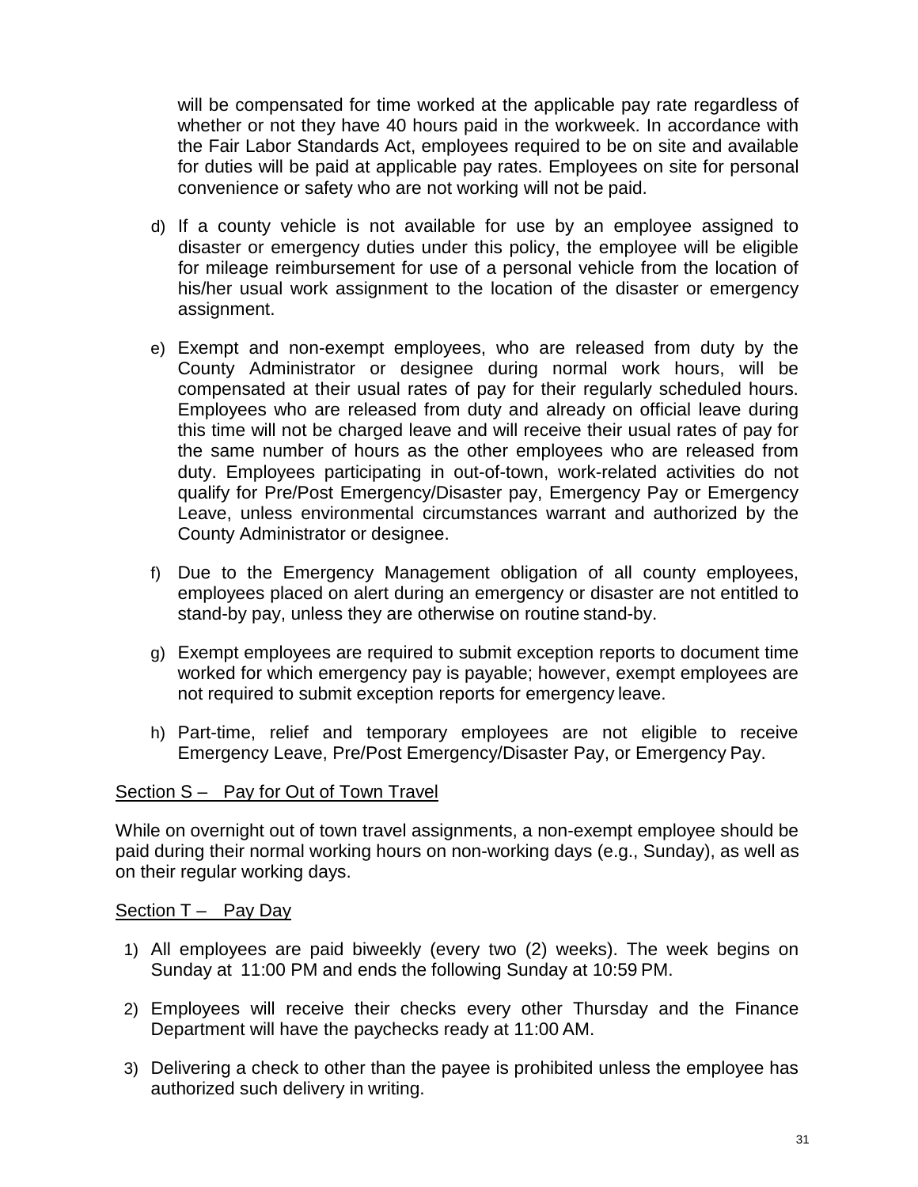will be compensated for time worked at the applicable pay rate regardless of whether or not they have 40 hours paid in the workweek. In accordance with the Fair Labor Standards Act, employees required to be on site and available for duties will be paid at applicable pay rates. Employees on site for personal convenience or safety who are not working will not be paid.

d) If a county vehicle is not available for use by an employee assigned to disaster or emergency duties under this policy, the employee will be eligible for mileage reimbursement for use of a personal vehicle from the location of his/her usual work assignment to the location of the disaster or emergency assignment.

e) Exempt and non-exempt employees, who are released from duty by the County Administrator or designee during normal work hours, will be compensated at their usual rates of pay for their regularly scheduled hours. Employees who are released from duty and already on official leave during this time will not be charged leave and will receive their usual rates of pay for the same number of hours as the other employees who are released from duty. Employees participating in out-of-town, work-related activities do not qualify for Pre/Post Emergency/Disaster pay, Emergency Pay or Emergency Leave, unless environmental circumstances warrant and authorized by the County Administrator or designee.

f) Due to the Emergency Management obligation of all county employees, employees placed on alert during an emergency or disaster are not entitled to stand-by pay, unless they are otherwise on routine stand-by.

g) Exempt employees are required to submit exception reports to document time worked for which emergency pay is payable; however, exempt employees are not required to submit exception reports for emergency leave.

h) Part-time, relief and temporary employees are not eligible to receive Emergency Leave, Pre/Post Emergency/Disaster Pay, or Emergency Pay.

## Section S – Pay for Out of Town Travel

While on overnight out of town travel assignments, a non-exempt employee should be paid during their normal working hours on non-working days (e.g., Sunday), as well as on their regular working days.

## Section T – Pay Day

1) All employees are paid biweekly (every two (2) weeks). The week begins on Sunday at 11:00 PM and ends the following Sunday at 10:59 PM.

2) Employees will receive their checks every other Thursday and the Finance Department will have the paychecks ready at 11:00 AM.

3) Delivering a check to other than the payee is prohibited unless the employee has authorized such delivery in writing.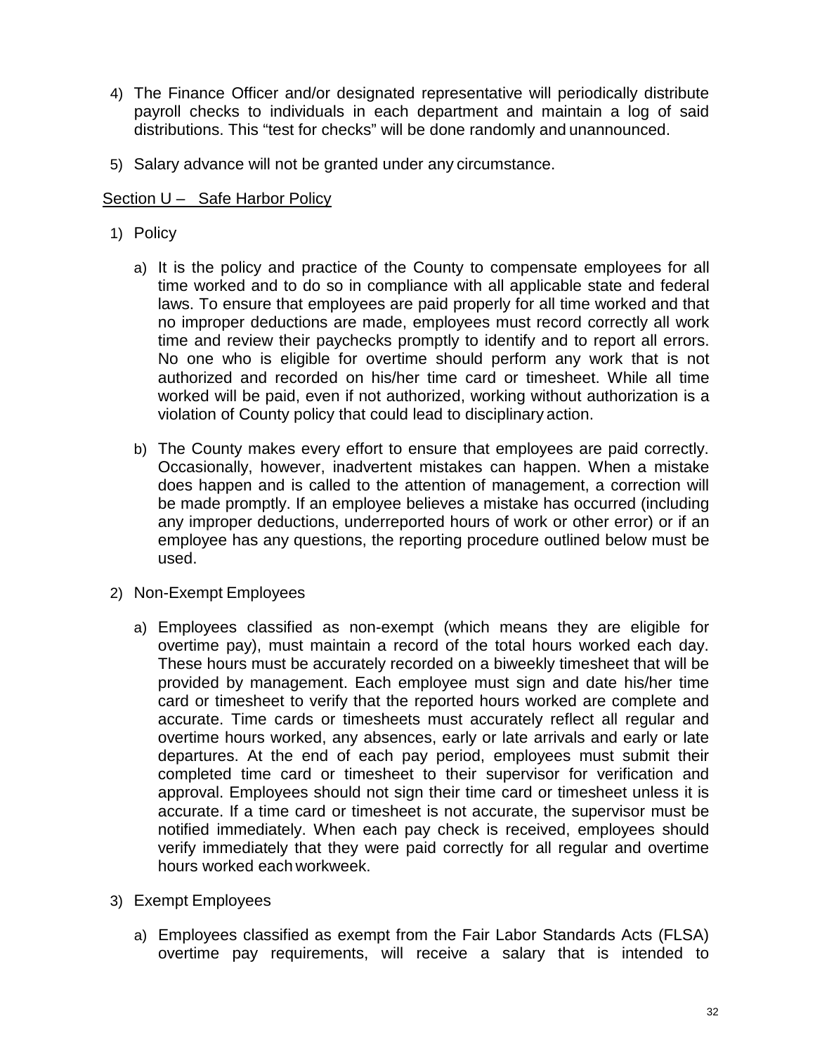4) The Finance Officer and/or designated representative will periodically distribute payroll checks to individuals in each department and maintain a log of said distributions. This "test for checks" will be done randomly and unannounced.

5) Salary advance will not be granted under any circumstance.

## Section U – Safe Harbor Policy

1) Policy

   a) It is the policy and practice of the County to compensate employees for all time worked and to do so in compliance with all applicable state and federal laws. To ensure that employees are paid properly for all time worked and that no improper deductions are made, employees must record correctly all work time and review their paychecks promptly to identify and to report all errors. No one who is eligible for overtime should perform any work that is not authorized and recorded on his/her time card or timesheet. While all time worked will be paid, even if not authorized, working without authorization is a violation of County policy that could lead to disciplinary action.

   b) The County makes every effort to ensure that employees are paid correctly. Occasionally, however, inadvertent mistakes can happen. When a mistake does happen and is called to the attention of management, a correction will be made promptly. If an employee believes a mistake has occurred (including any improper deductions, underreported hours of work or other error) or if an employee has any questions, the reporting procedure outlined below must be used.

2) Non-Exempt Employees

   a) Employees classified as non-exempt (which means they are eligible for overtime pay), must maintain a record of the total hours worked each day. These hours must be accurately recorded on a biweekly timesheet that will be provided by management. Each employee must sign and date his/her time card or timesheet to verify that the reported hours worked are complete and accurate. Time cards or timesheets must accurately reflect all regular and overtime hours worked, any absences, early or late arrivals and early or late departures. At the end of each pay period, employees must submit their completed time card or timesheet to their supervisor for verification and approval. Employees should not sign their time card or timesheet unless it is accurate. If a time card or timesheet is not accurate, the supervisor must be notified immediately. When each pay check is received, employees should verify immediately that they were paid correctly for all regular and overtime hours worked each workweek.

3) Exempt Employees

   a) Employees classified as exempt from the Fair Labor Standards Acts (FLSA) overtime pay requirements, will receive a salary that is intended to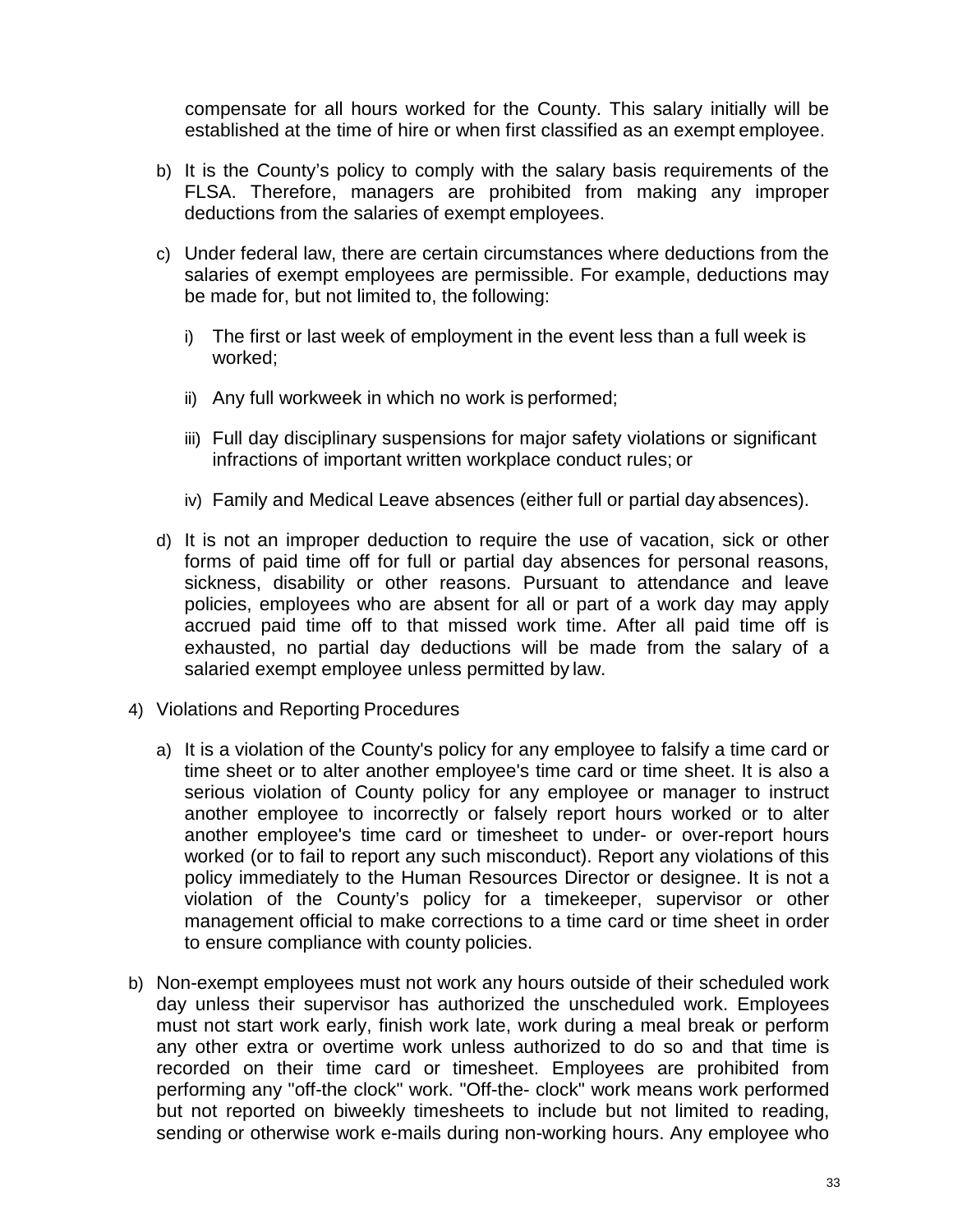compensate for all hours worked for the County. This salary initially will be established at the time of hire or when first classified as an exempt employee.

b) It is the County's policy to comply with the salary basis requirements of the FLSA. Therefore, managers are prohibited from making any improper deductions from the salaries of exempt employees.

c) Under federal law, there are certain circumstances where deductions from the salaries of exempt employees are permissible. For example, deductions may be made for, but not limited to, the following:

   i) The first or last week of employment in the event less than a full week is worked;

   ii) Any full workweek in which no work is performed;

   iii) Full day disciplinary suspensions for major safety violations or significant infractions of important written workplace conduct rules; or

   iv) Family and Medical Leave absences (either full or partial day absences).

d) It is not an improper deduction to require the use of vacation, sick or other forms of paid time off for full or partial day absences for personal reasons, sickness, disability or other reasons. Pursuant to attendance and leave policies, employees who are absent for all or part of a work day may apply accrued paid time off to that missed work time. After all paid time off is exhausted, no partial day deductions will be made from the salary of a salaried exempt employee unless permitted by law.

4) Violations and Reporting Procedures

   a) It is a violation of the County's policy for any employee to falsify a time card or time sheet or to alter another employee's time card or time sheet. It is also a serious violation of County policy for any employee or manager to instruct another employee to incorrectly or falsely report hours worked or to alter another employee's time card or timesheet to under- or over-report hours worked (or to fail to report any such misconduct). Report any violations of this policy immediately to the Human Resources Director or designee. It is not a violation of the County's policy for a timekeeper, supervisor or other management official to make corrections to a time card or time sheet in order to ensure compliance with county policies.

b) Non-exempt employees must not work any hours outside of their scheduled work day unless their supervisor has authorized the unscheduled work. Employees must not start work early, finish work late, work during a meal break or perform any other extra or overtime work unless authorized to do so and that time is recorded on their time card or timesheet. Employees are prohibited from performing any "off-the clock" work. "Off-the- clock" work means work performed but not reported on biweekly timesheets to include but not limited to reading, sending or otherwise work e-mails during non-working hours. Any employee who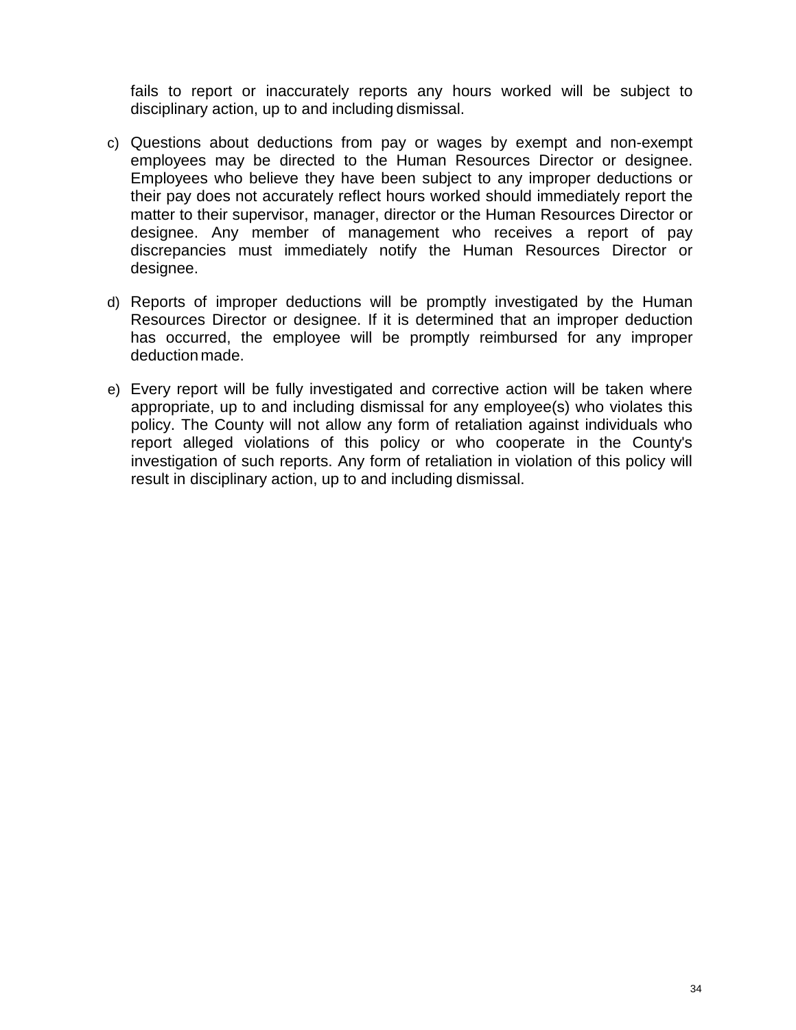fails to report or inaccurately reports any hours worked will be subject to disciplinary action, up to and including dismissal.

c) Questions about deductions from pay or wages by exempt and non-exempt employees may be directed to the Human Resources Director or designee. Employees who believe they have been subject to any improper deductions or their pay does not accurately reflect hours worked should immediately report the matter to their supervisor, manager, director or the Human Resources Director or designee. Any member of management who receives a report of pay discrepancies must immediately notify the Human Resources Director or designee.

d) Reports of improper deductions will be promptly investigated by the Human Resources Director or designee. If it is determined that an improper deduction has occurred, the employee will be promptly reimbursed for any improper deduction made.

e) Every report will be fully investigated and corrective action will be taken where appropriate, up to and including dismissal for any employee(s) who violates this policy. The County will not allow any form of retaliation against individuals who report alleged violations of this policy or who cooperate in the County's investigation of such reports. Any form of retaliation in violation of this policy will result in disciplinary action, up to and including dismissal.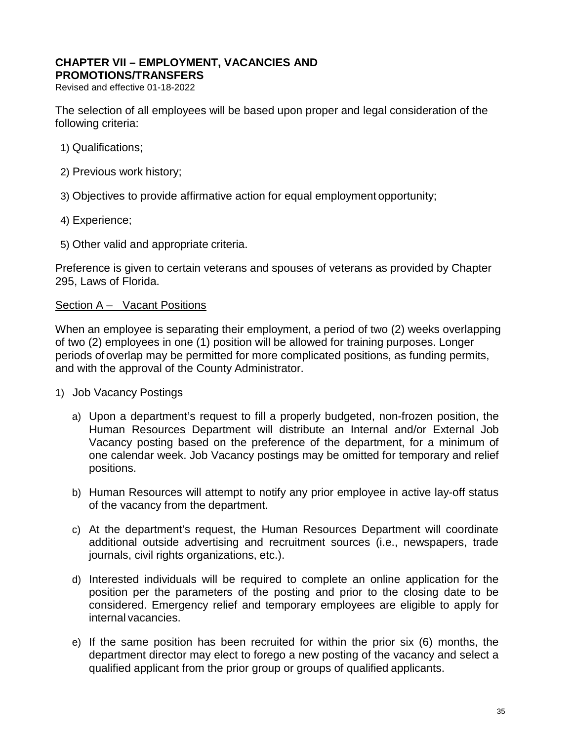# CHAPTER VII – EMPLOYMENT, VACANCIES AND PROMOTIONS/TRANSFERS

Revised and effective 01-18-2022

The selection of all employees will be based upon proper and legal consideration of the following criteria:

1) Qualifications;

2) Previous work history;

3) Objectives to provide affirmative action for equal employment opportunity;

4) Experience;

5) Other valid and appropriate criteria.

Preference is given to certain veterans and spouses of veterans as provided by Chapter 295, Laws of Florida.

## Section A – Vacant Positions

When an employee is separating their employment, a period of two (2) weeks overlapping of two (2) employees in one (1) position will be allowed for training purposes. Longer periods of overlap may be permitted for more complicated positions, as funding permits, and with the approval of the County Administrator.

1) Job Vacancy Postings

   a) Upon a department's request to fill a properly budgeted, non-frozen position, the Human Resources Department will distribute an Internal and/or External Job Vacancy posting based on the preference of the department, for a minimum of one calendar week. Job Vacancy postings may be omitted for temporary and relief positions.

   b) Human Resources will attempt to notify any prior employee in active lay-off status of the vacancy from the department.

   c) At the department's request, the Human Resources Department will coordinate additional outside advertising and recruitment sources (i.e., newspapers, trade journals, civil rights organizations, etc.).

   d) Interested individuals will be required to complete an online application for the position per the parameters of the posting and prior to the closing date to be considered. Emergency relief and temporary employees are eligible to apply for internal vacancies.

   e) If the same position has been recruited for within the prior six (6) months, the department director may elect to forego a new posting of the vacancy and select a qualified applicant from the prior group or groups of qualified applicants.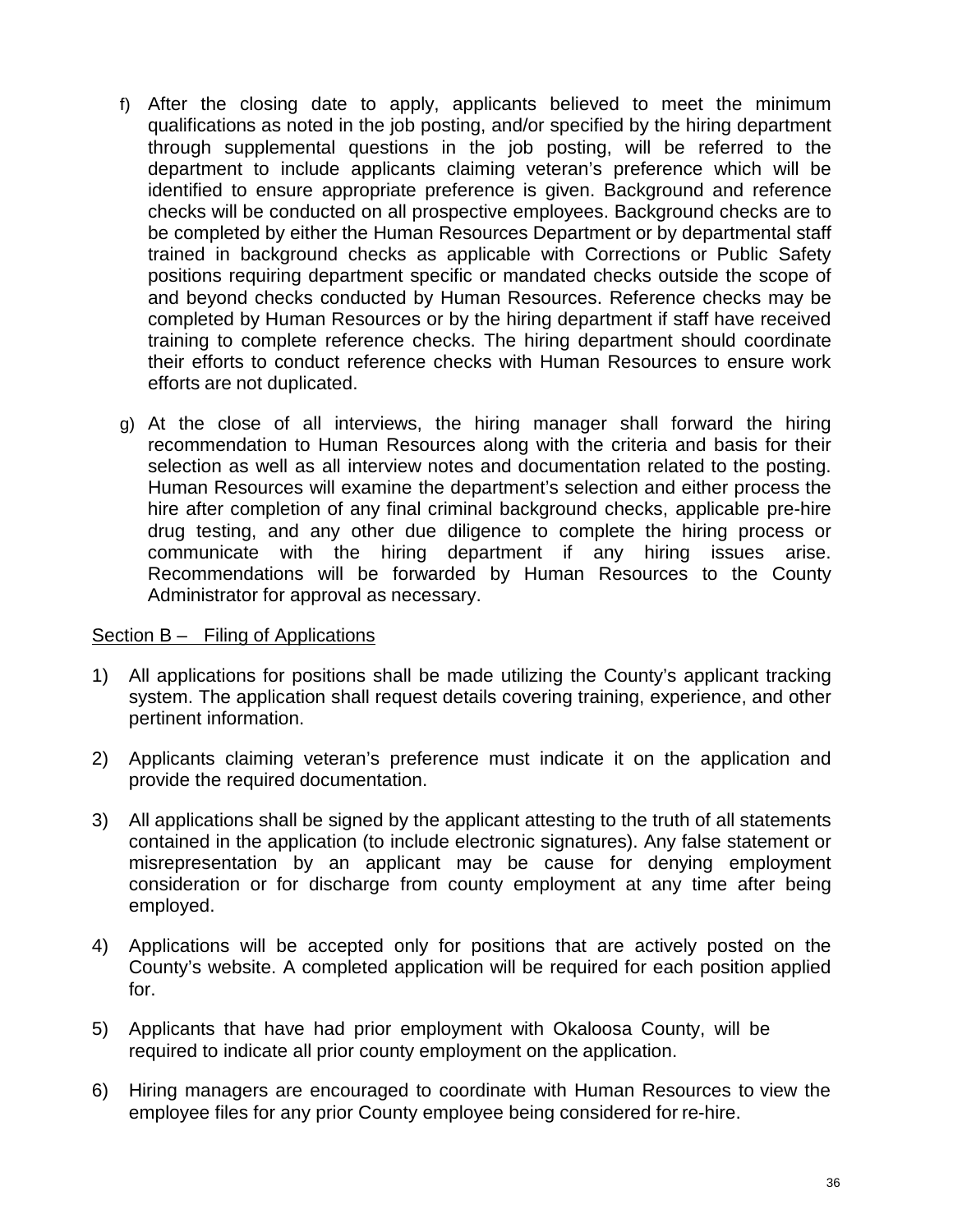f) After the closing date to apply, applicants believed to meet the minimum qualifications as noted in the job posting, and/or specified by the hiring department through supplemental questions in the job posting, will be referred to the department to include applicants claiming veteran's preference which will be identified to ensure appropriate preference is given. Background and reference checks will be conducted on all prospective employees. Background checks are to be completed by either the Human Resources Department or by departmental staff trained in background checks as applicable with Corrections or Public Safety positions requiring department specific or mandated checks outside the scope of and beyond checks conducted by Human Resources. Reference checks may be completed by Human Resources or by the hiring department if staff have received training to complete reference checks. The hiring department should coordinate their efforts to conduct reference checks with Human Resources to ensure work efforts are not duplicated.

g) At the close of all interviews, the hiring manager shall forward the hiring recommendation to Human Resources along with the criteria and basis for their selection as well as all interview notes and documentation related to the posting. Human Resources will examine the department's selection and either process the hire after completion of any final criminal background checks, applicable pre-hire drug testing, and any other due diligence to complete the hiring process or communicate with the hiring department if any hiring issues arise. Recommendations will be forwarded by Human Resources to the County Administrator for approval as necessary.

<u>Section B – Filing of Applications</u>

1) All applications for positions shall be made utilizing the County's applicant tracking system. The application shall request details covering training, experience, and other pertinent information.

2) Applicants claiming veteran's preference must indicate it on the application and provide the required documentation.

3) All applications shall be signed by the applicant attesting to the truth of all statements contained in the application (to include electronic signatures). Any false statement or misrepresentation by an applicant may be cause for denying employment consideration or for discharge from county employment at any time after being employed.

4) Applications will be accepted only for positions that are actively posted on the County's website. A completed application will be required for each position applied for.

5) Applicants that have had prior employment with Okaloosa County, will be required to indicate all prior county employment on the application.

6) Hiring managers are encouraged to coordinate with Human Resources to view the employee files for any prior County employee being considered for re-hire.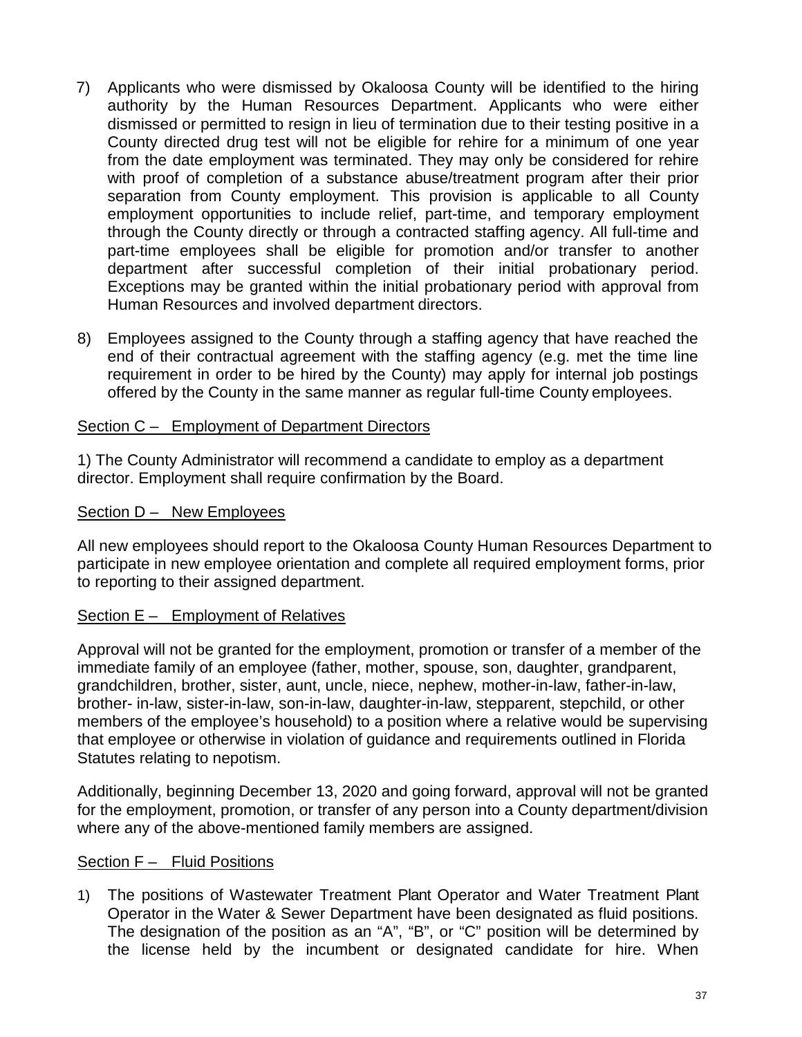7) Applicants who were dismissed by Okaloosa County will be identified to the hiring authority by the Human Resources Department. Applicants who were either dismissed or permitted to resign in lieu of termination due to their testing positive in a County directed drug test will not be eligible for rehire for a minimum of one year from the date employment was terminated. They may only be considered for rehire with proof of completion of a substance abuse/treatment program after their prior separation from County employment. This provision is applicable to all County employment opportunities to include relief, part-time, and temporary employment through the County directly or through a contracted staffing agency. All full-time and part-time employees shall be eligible for promotion and/or transfer to another department after successful completion of their initial probationary period. Exceptions may be granted within the initial probationary period with approval from Human Resources and involved department directors.

8) Employees assigned to the County through a staffing agency that have reached the end of their contractual agreement with the staffing agency (e.g. met the time line requirement in order to be hired by the County) may apply for internal job postings offered by the County in the same manner as regular full-time County employees.

## Section C – Employment of Department Directors

1) The County Administrator will recommend a candidate to employ as a department director. Employment shall require confirmation by the Board.

## Section D – New Employees

All new employees should report to the Okaloosa County Human Resources Department to participate in new employee orientation and complete all required employment forms, prior to reporting to their assigned department.

## Section E – Employment of Relatives

Approval will not be granted for the employment, promotion or transfer of a member of the immediate family of an employee (father, mother, spouse, son, daughter, grandparent, grandchildren, brother, sister, aunt, uncle, niece, nephew, mother-in-law, father-in-law, brother- in-law, sister-in-law, son-in-law, daughter-in-law, stepparent, stepchild, or other members of the employee's household) to a position where a relative would be supervising that employee or otherwise in violation of guidance and requirements outlined in Florida Statutes relating to nepotism.

Additionally, beginning December 13, 2020 and going forward, approval will not be granted for the employment, promotion, or transfer of any person into a County department/division where any of the above-mentioned family members are assigned.

## Section F – Fluid Positions

1) The positions of Wastewater Treatment Plant Operator and Water Treatment Plant Operator in the Water & Sewer Department have been designated as fluid positions. The designation of the position as an "A", "B", or "C" position will be determined by the license held by the incumbent or designated candidate for hire. When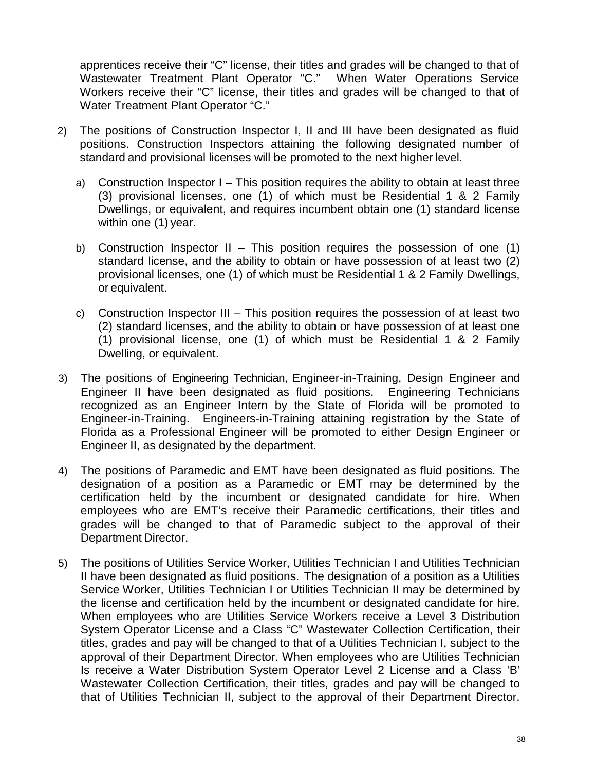apprentices receive their "C" license, their titles and grades will be changed to that of Wastewater Treatment Plant Operator "C." When Water Operations Service Workers receive their "C" license, their titles and grades will be changed to that of Water Treatment Plant Operator "C."

2) The positions of Construction Inspector I, II and III have been designated as fluid positions. Construction Inspectors attaining the following designated number of standard and provisional licenses will be promoted to the next higher level.

   a) Construction Inspector I – This position requires the ability to obtain at least three (3) provisional licenses, one (1) of which must be Residential 1 & 2 Family Dwellings, or equivalent, and requires incumbent obtain one (1) standard license within one (1) year.

   b) Construction Inspector II – This position requires the possession of one (1) standard license, and the ability to obtain or have possession of at least two (2) provisional licenses, one (1) of which must be Residential 1 & 2 Family Dwellings, or equivalent.

   c) Construction Inspector III – This position requires the possession of at least two (2) standard licenses, and the ability to obtain or have possession of at least one (1) provisional license, one (1) of which must be Residential 1 & 2 Family Dwelling, or equivalent.

3) The positions of Engineering Technician, Engineer-in-Training, Design Engineer and Engineer II have been designated as fluid positions. Engineering Technicians recognized as an Engineer Intern by the State of Florida will be promoted to Engineer-in-Training. Engineers-in-Training attaining registration by the State of Florida as a Professional Engineer will be promoted to either Design Engineer or Engineer II, as designated by the department.

4) The positions of Paramedic and EMT have been designated as fluid positions. The designation of a position as a Paramedic or EMT may be determined by the certification held by the incumbent or designated candidate for hire. When employees who are EMT's receive their Paramedic certifications, their titles and grades will be changed to that of Paramedic subject to the approval of their Department Director.

5) The positions of Utilities Service Worker, Utilities Technician I and Utilities Technician II have been designated as fluid positions. The designation of a position as a Utilities Service Worker, Utilities Technician I or Utilities Technician II may be determined by the license and certification held by the incumbent or designated candidate for hire. When employees who are Utilities Service Workers receive a Level 3 Distribution System Operator License and a Class "C" Wastewater Collection Certification, their titles, grades and pay will be changed to that of a Utilities Technician I, subject to the approval of their Department Director. When employees who are Utilities Technician Is receive a Water Distribution System Operator Level 2 License and a Class 'B' Wastewater Collection Certification, their titles, grades and pay will be changed to that of Utilities Technician II, subject to the approval of their Department Director.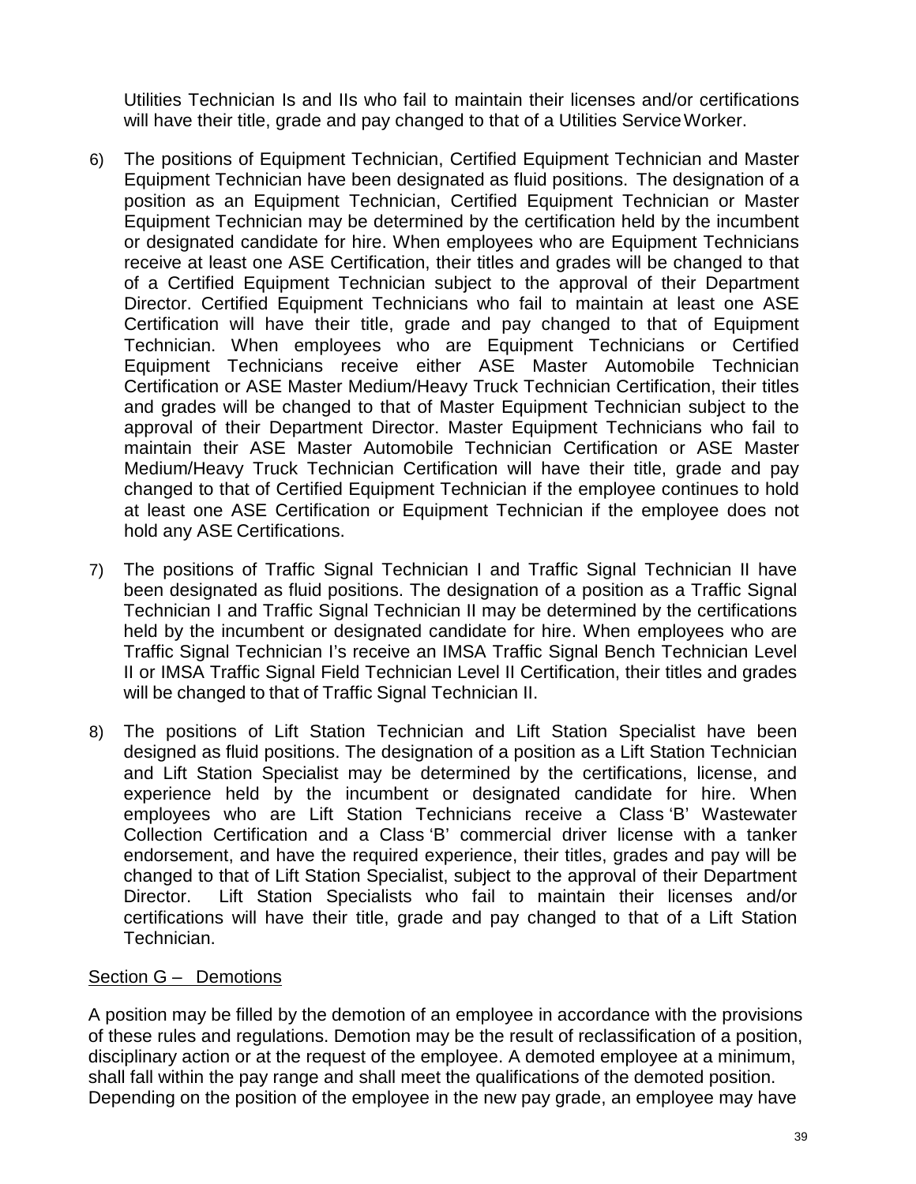Utilities Technician Is and IIs who fail to maintain their licenses and/or certifications will have their title, grade and pay changed to that of a Utilities Service Worker.

6) The positions of Equipment Technician, Certified Equipment Technician and Master Equipment Technician have been designated as fluid positions. The designation of a position as an Equipment Technician, Certified Equipment Technician or Master Equipment Technician may be determined by the certification held by the incumbent or designated candidate for hire. When employees who are Equipment Technicians receive at least one ASE Certification, their titles and grades will be changed to that of a Certified Equipment Technician subject to the approval of their Department Director. Certified Equipment Technicians who fail to maintain at least one ASE Certification will have their title, grade and pay changed to that of Equipment Technician. When employees who are Equipment Technicians or Certified Equipment Technicians receive either ASE Master Automobile Technician Certification or ASE Master Medium/Heavy Truck Technician Certification, their titles and grades will be changed to that of Master Equipment Technician subject to the approval of their Department Director. Master Equipment Technicians who fail to maintain their ASE Master Automobile Technician Certification or ASE Master Medium/Heavy Truck Technician Certification will have their title, grade and pay changed to that of Certified Equipment Technician if the employee continues to hold at least one ASE Certification or Equipment Technician if the employee does not hold any ASE Certifications.

7) The positions of Traffic Signal Technician I and Traffic Signal Technician II have been designated as fluid positions. The designation of a position as a Traffic Signal Technician I and Traffic Signal Technician II may be determined by the certifications held by the incumbent or designated candidate for hire. When employees who are Traffic Signal Technician I's receive an IMSA Traffic Signal Bench Technician Level II or IMSA Traffic Signal Field Technician Level II Certification, their titles and grades will be changed to that of Traffic Signal Technician II.

8) The positions of Lift Station Technician and Lift Station Specialist have been designed as fluid positions. The designation of a position as a Lift Station Technician and Lift Station Specialist may be determined by the certifications, license, and experience held by the incumbent or designated candidate for hire. When employees who are Lift Station Technicians receive a Class 'B' Wastewater Collection Certification and a Class 'B' commercial driver license with a tanker endorsement, and have the required experience, their titles, grades and pay will be changed to that of Lift Station Specialist, subject to the approval of their Department Director. Lift Station Specialists who fail to maintain their licenses and/or certifications will have their title, grade and pay changed to that of a Lift Station Technician.

Section G – Demotions

A position may be filled by the demotion of an employee in accordance with the provisions of these rules and regulations. Demotion may be the result of reclassification of a position, disciplinary action or at the request of the employee. A demoted employee at a minimum, shall fall within the pay range and shall meet the qualifications of the demoted position. Depending on the position of the employee in the new pay grade, an employee may have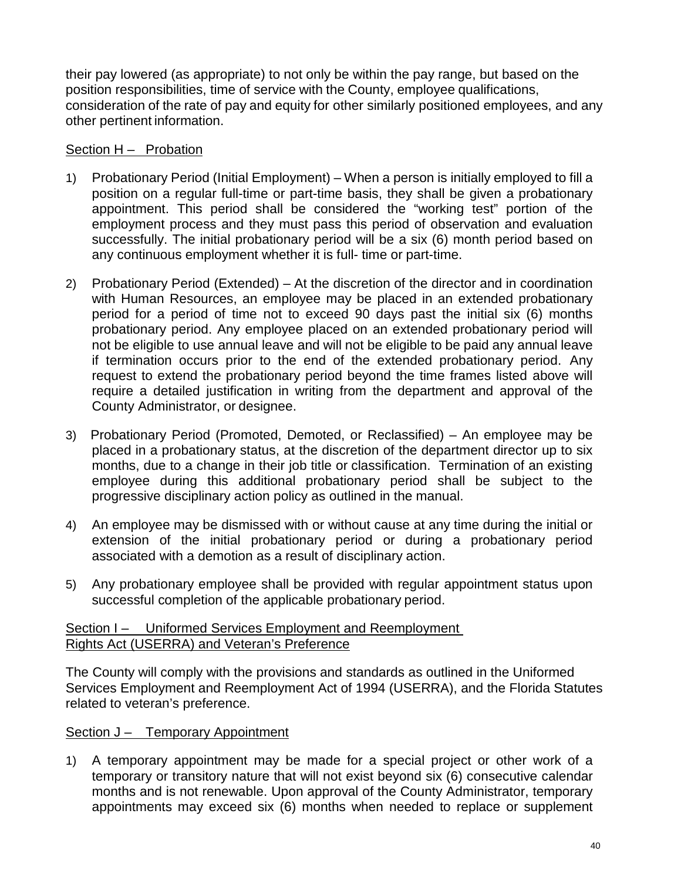their pay lowered (as appropriate) to not only be within the pay range, but based on the position responsibilities, time of service with the County, employee qualifications, consideration of the rate of pay and equity for other similarly positioned employees, and any other pertinent information.

Section H – Probation

1) Probationary Period (Initial Employment) – When a person is initially employed to fill a position on a regular full-time or part-time basis, they shall be given a probationary appointment. This period shall be considered the "working test" portion of the employment process and they must pass this period of observation and evaluation successfully. The initial probationary period will be a six (6) month period based on any continuous employment whether it is full- time or part-time.

2) Probationary Period (Extended) – At the discretion of the director and in coordination with Human Resources, an employee may be placed in an extended probationary period for a period of time not to exceed 90 days past the initial six (6) months probationary period. Any employee placed on an extended probationary period will not be eligible to use annual leave and will not be eligible to be paid any annual leave if termination occurs prior to the end of the extended probationary period. Any request to extend the probationary period beyond the time frames listed above will require a detailed justification in writing from the department and approval of the County Administrator, or designee.

3) Probationary Period (Promoted, Demoted, or Reclassified) – An employee may be placed in a probationary status, at the discretion of the department director up to six months, due to a change in their job title or classification. Termination of an existing employee during this additional probationary period shall be subject to the progressive disciplinary action policy as outlined in the manual.

4) An employee may be dismissed with or without cause at any time during the initial or extension of the initial probationary period or during a probationary period associated with a demotion as a result of disciplinary action.

5) Any probationary employee shall be provided with regular appointment status upon successful completion of the applicable probationary period.

Section I – Uniformed Services Employment and Reemployment Rights Act (USERRA) and Veteran's Preference

The County will comply with the provisions and standards as outlined in the Uniformed Services Employment and Reemployment Act of 1994 (USERRA), and the Florida Statutes related to veteran's preference.

Section J – Temporary Appointment

1) A temporary appointment may be made for a special project or other work of a temporary or transitory nature that will not exist beyond six (6) consecutive calendar months and is not renewable. Upon approval of the County Administrator, temporary appointments may exceed six (6) months when needed to replace or supplement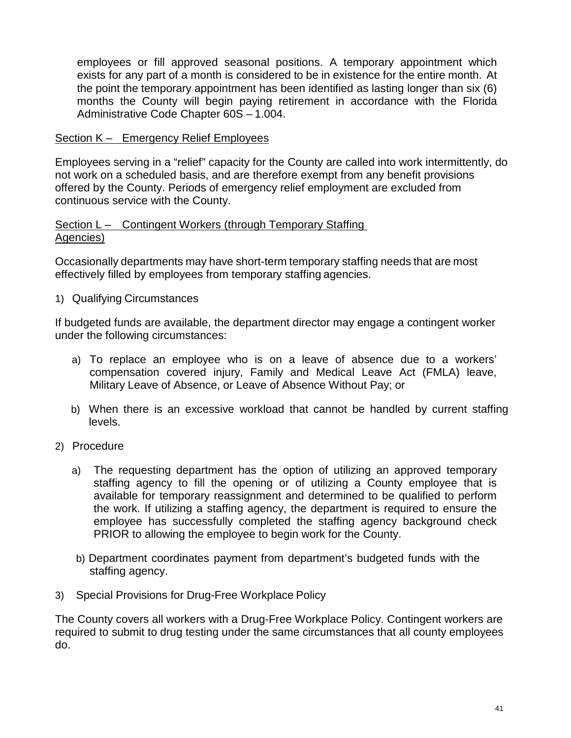employees or fill approved seasonal positions. A temporary appointment which exists for any part of a month is considered to be in existence for the entire month. At the point the temporary appointment has been identified as lasting longer than six (6) months the County will begin paying retirement in accordance with the Florida Administrative Code Chapter 60S – 1.004.

## Section K – Emergency Relief Employees

Employees serving in a "relief" capacity for the County are called into work intermittently, do not work on a scheduled basis, and are therefore exempt from any benefit provisions offered by the County. Periods of emergency relief employment are excluded from continuous service with the County.

## Section L – Contingent Workers (through Temporary Staffing Agencies)

Occasionally departments may have short-term temporary staffing needs that are most effectively filled by employees from temporary staffing agencies.

1) Qualifying Circumstances

If budgeted funds are available, the department director may engage a contingent worker under the following circumstances:

a) To replace an employee who is on a leave of absence due to a workers' compensation covered injury, Family and Medical Leave Act (FMLA) leave, Military Leave of Absence, or Leave of Absence Without Pay; or

b) When there is an excessive workload that cannot be handled by current staffing levels.

2) Procedure

a) The requesting department has the option of utilizing an approved temporary staffing agency to fill the opening or of utilizing a County employee that is available for temporary reassignment and determined to be qualified to perform the work. If utilizing a staffing agency, the department is required to ensure the employee has successfully completed the staffing agency background check PRIOR to allowing the employee to begin work for the County.

b) Department coordinates payment from department's budgeted funds with the staffing agency.

3) Special Provisions for Drug-Free Workplace Policy

The County covers all workers with a Drug-Free Workplace Policy. Contingent workers are required to submit to drug testing under the same circumstances that all county employees do.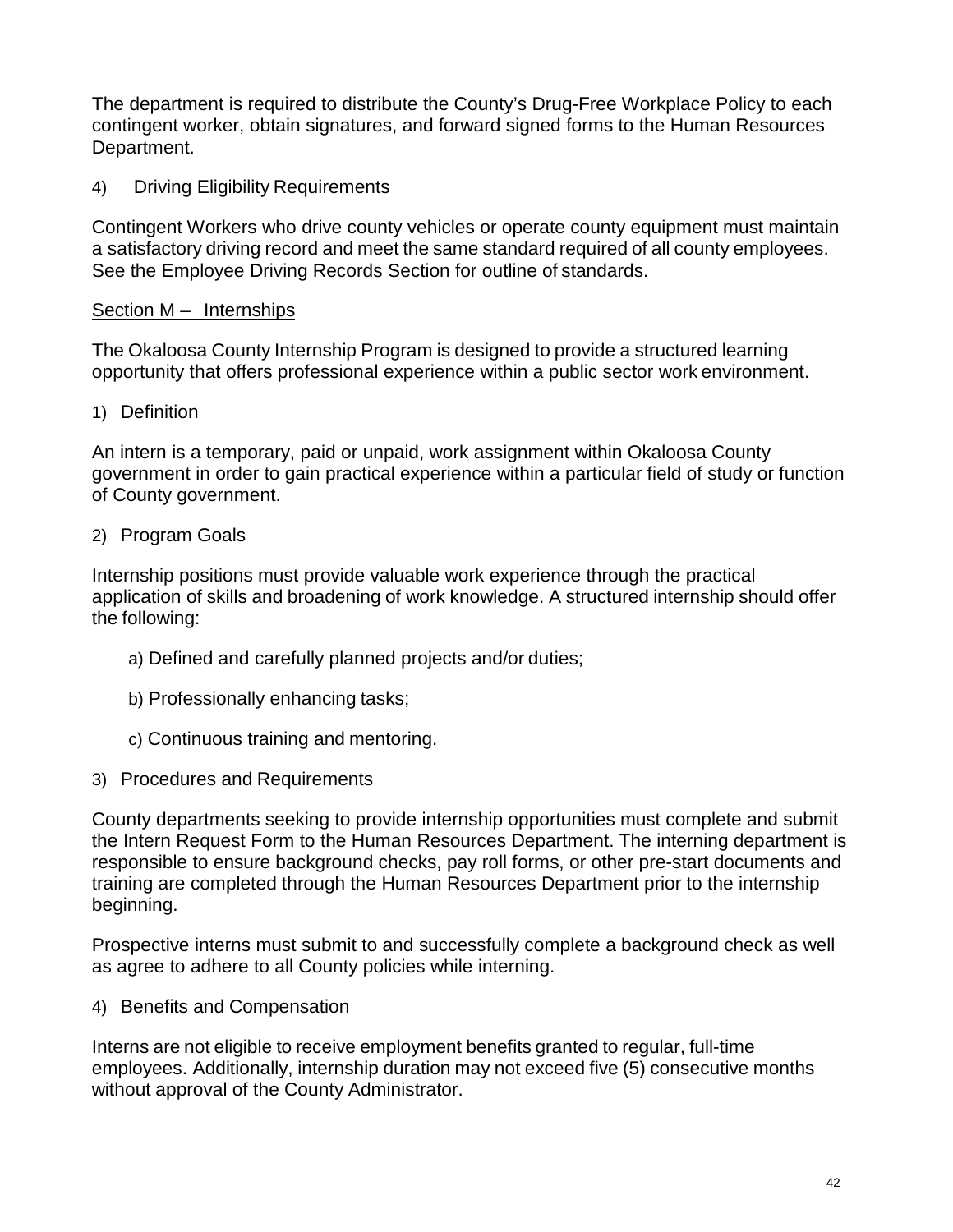The department is required to distribute the County's Drug-Free Workplace Policy to each contingent worker, obtain signatures, and forward signed forms to the Human Resources Department.

4) Driving Eligibility Requirements

Contingent Workers who drive county vehicles or operate county equipment must maintain a satisfactory driving record and meet the same standard required of all county employees. See the Employee Driving Records Section for outline of standards.

## Section M – Internships

The Okaloosa County Internship Program is designed to provide a structured learning opportunity that offers professional experience within a public sector work environment.

1) Definition

An intern is a temporary, paid or unpaid, work assignment within Okaloosa County government in order to gain practical experience within a particular field of study or function of County government.

2) Program Goals

Internship positions must provide valuable work experience through the practical application of skills and broadening of work knowledge. A structured internship should offer the following:

a) Defined and carefully planned projects and/or duties;

b) Professionally enhancing tasks;

c) Continuous training and mentoring.

3) Procedures and Requirements

County departments seeking to provide internship opportunities must complete and submit the Intern Request Form to the Human Resources Department. The interning department is responsible to ensure background checks, pay roll forms, or other pre-start documents and training are completed through the Human Resources Department prior to the internship beginning.

Prospective interns must submit to and successfully complete a background check as well as agree to adhere to all County policies while interning.

4) Benefits and Compensation

Interns are not eligible to receive employment benefits granted to regular, full-time employees. Additionally, internship duration may not exceed five (5) consecutive months without approval of the County Administrator.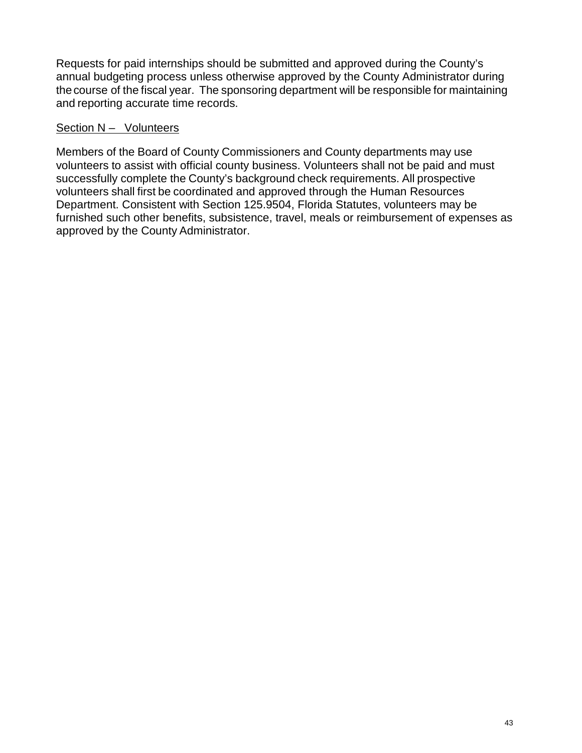Requests for paid internships should be submitted and approved during the County's annual budgeting process unless otherwise approved by the County Administrator during the course of the fiscal year. The sponsoring department will be responsible for maintaining and reporting accurate time records.

<u>Section N – Volunteers</u>

Members of the Board of County Commissioners and County departments may use volunteers to assist with official county business. Volunteers shall not be paid and must successfully complete the County's background check requirements. All prospective volunteers shall first be coordinated and approved through the Human Resources Department. Consistent with Section 125.9504, Florida Statutes, volunteers may be furnished such other benefits, subsistence, travel, meals or reimbursement of expenses as approved by the County Administrator.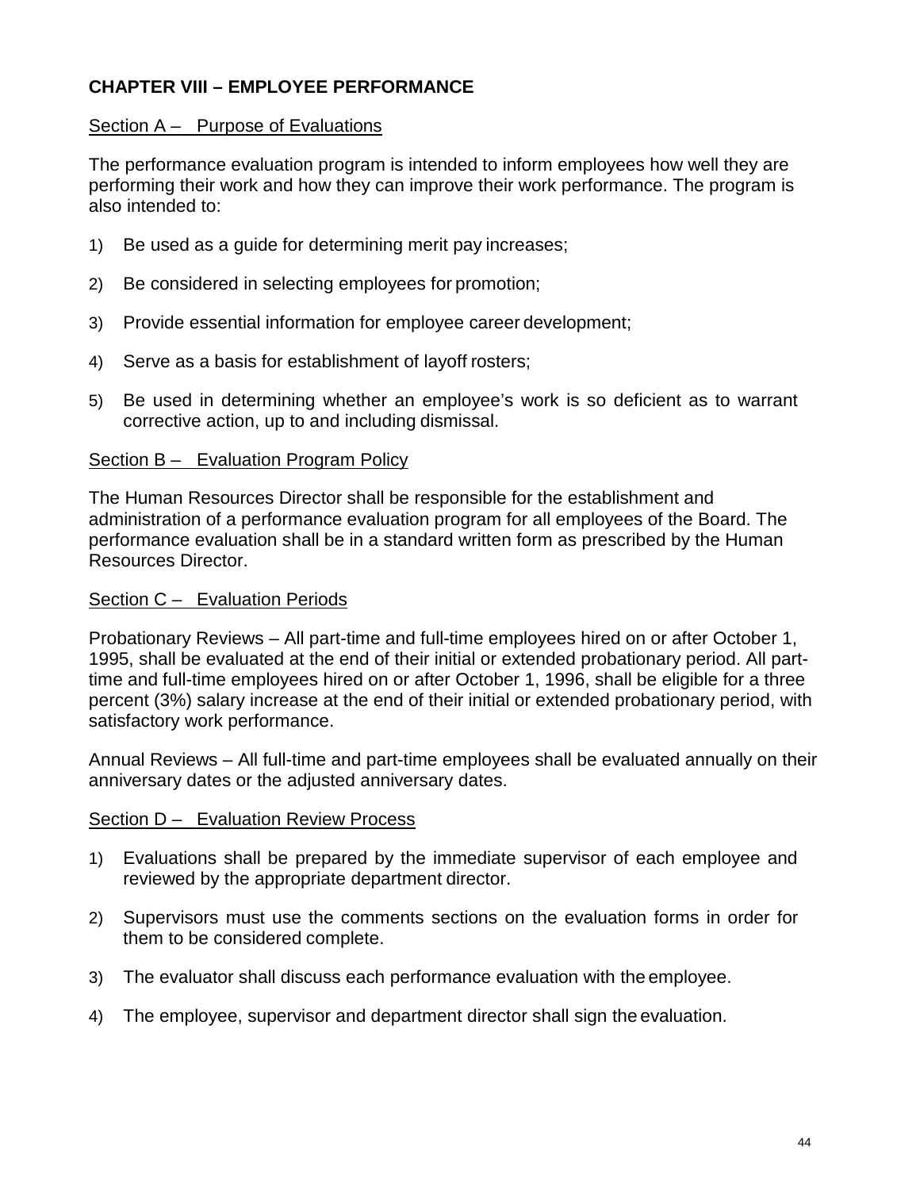## CHAPTER VIII – EMPLOYEE PERFORMANCE

### Section A – Purpose of Evaluations

The performance evaluation program is intended to inform employees how well they are performing their work and how they can improve their work performance. The program is also intended to:

1) Be used as a guide for determining merit pay increases;

2) Be considered in selecting employees for promotion;

3) Provide essential information for employee career development;

4) Serve as a basis for establishment of layoff rosters;

5) Be used in determining whether an employee's work is so deficient as to warrant corrective action, up to and including dismissal.

### Section B – Evaluation Program Policy

The Human Resources Director shall be responsible for the establishment and administration of a performance evaluation program for all employees of the Board. The performance evaluation shall be in a standard written form as prescribed by the Human Resources Director.

### Section C – Evaluation Periods

Probationary Reviews – All part-time and full-time employees hired on or after October 1, 1995, shall be evaluated at the end of their initial or extended probationary period. All part-time and full-time employees hired on or after October 1, 1996, shall be eligible for a three percent (3%) salary increase at the end of their initial or extended probationary period, with satisfactory work performance.

Annual Reviews – All full-time and part-time employees shall be evaluated annually on their anniversary dates or the adjusted anniversary dates.

### Section D – Evaluation Review Process

1) Evaluations shall be prepared by the immediate supervisor of each employee and reviewed by the appropriate department director.

2) Supervisors must use the comments sections on the evaluation forms in order for them to be considered complete.

3) The evaluator shall discuss each performance evaluation with the employee.

4) The employee, supervisor and department director shall sign the evaluation.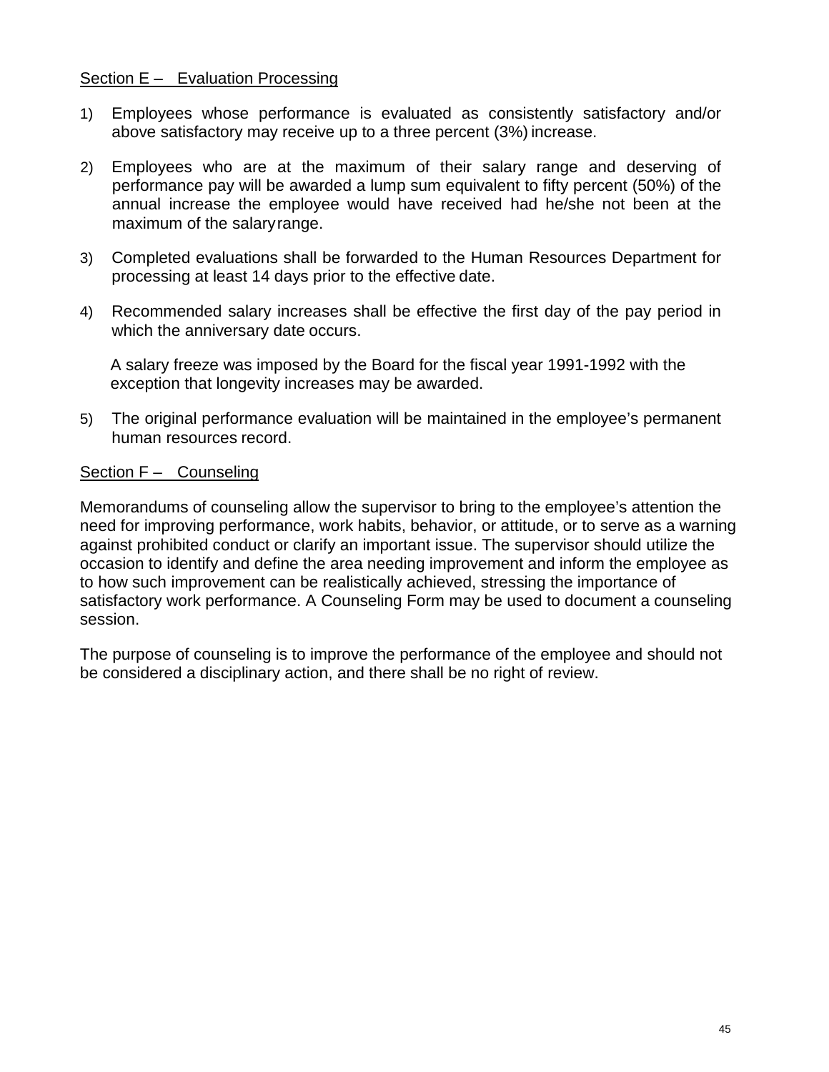## Section E – Evaluation Processing

1) Employees whose performance is evaluated as consistently satisfactory and/or above satisfactory may receive up to a three percent (3%) increase.

2) Employees who are at the maximum of their salary range and deserving of performance pay will be awarded a lump sum equivalent to fifty percent (50%) of the annual increase the employee would have received had he/she not been at the maximum of the salary range.

3) Completed evaluations shall be forwarded to the Human Resources Department for processing at least 14 days prior to the effective date.

4) Recommended salary increases shall be effective the first day of the pay period in which the anniversary date occurs.

   A salary freeze was imposed by the Board for the fiscal year 1991-1992 with the exception that longevity increases may be awarded.

5) The original performance evaluation will be maintained in the employee's permanent human resources record.

## Section F – Counseling

Memorandums of counseling allow the supervisor to bring to the employee's attention the need for improving performance, work habits, behavior, or attitude, or to serve as a warning against prohibited conduct or clarify an important issue. The supervisor should utilize the occasion to identify and define the area needing improvement and inform the employee as to how such improvement can be realistically achieved, stressing the importance of satisfactory work performance. A Counseling Form may be used to document a counseling session.

The purpose of counseling is to improve the performance of the employee and should not be considered a disciplinary action, and there shall be no right of review.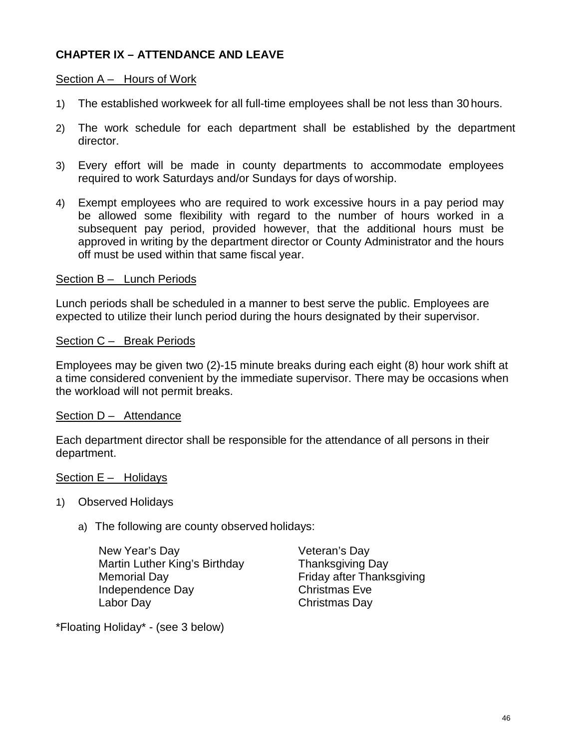## CHAPTER IX – ATTENDANCE AND LEAVE

### Section A – Hours of Work

1) The established workweek for all full-time employees shall be not less than 30 hours.

2) The work schedule for each department shall be established by the department director.

3) Every effort will be made in county departments to accommodate employees required to work Saturdays and/or Sundays for days of worship.

4) Exempt employees who are required to work excessive hours in a pay period may be allowed some flexibility with regard to the number of hours worked in a subsequent pay period, provided however, that the additional hours must be approved in writing by the department director or County Administrator and the hours off must be used within that same fiscal year.

### Section B – Lunch Periods

Lunch periods shall be scheduled in a manner to best serve the public. Employees are expected to utilize their lunch period during the hours designated by their supervisor.

### Section C – Break Periods

Employees may be given two (2)-15 minute breaks during each eight (8) hour work shift at a time considered convenient by the immediate supervisor. There may be occasions when the workload will not permit breaks.

### Section D – Attendance

Each department director shall be responsible for the attendance of all persons in their department.

### Section E – Holidays

1) Observed Holidays

   a) The following are county observed holidays:

      - New Year's Day
      - Martin Luther King's Birthday
      - Memorial Day
      - Independence Day
      - Labor Day
      - Veteran's Day
      - Thanksgiving Day
      - Friday after Thanksgiving
      - Christmas Eve
      - Christmas Day

*Floating Holiday* - (see 3 below)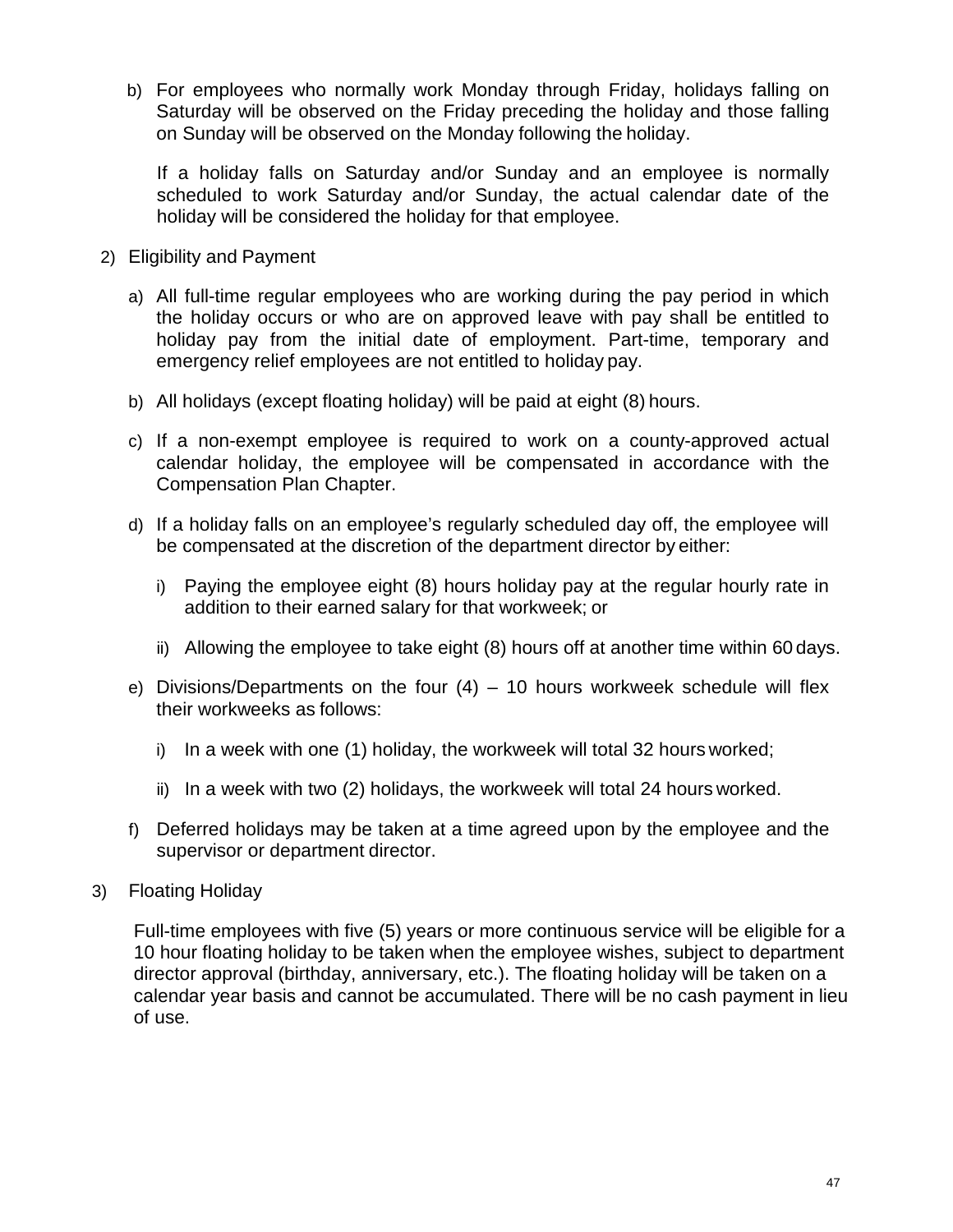b) For employees who normally work Monday through Friday, holidays falling on Saturday will be observed on the Friday preceding the holiday and those falling on Sunday will be observed on the Monday following the holiday.

   If a holiday falls on Saturday and/or Sunday and an employee is normally scheduled to work Saturday and/or Sunday, the actual calendar date of the holiday will be considered the holiday for that employee.

2) Eligibility and Payment

   a) All full-time regular employees who are working during the pay period in which the holiday occurs or who are on approved leave with pay shall be entitled to holiday pay from the initial date of employment. Part-time, temporary and emergency relief employees are not entitled to holiday pay.

   b) All holidays (except floating holiday) will be paid at eight (8) hours.

   c) If a non-exempt employee is required to work on a county-approved actual calendar holiday, the employee will be compensated in accordance with the Compensation Plan Chapter.

   d) If a holiday falls on an employee's regularly scheduled day off, the employee will be compensated at the discretion of the department director by either:

      i) Paying the employee eight (8) hours holiday pay at the regular hourly rate in addition to their earned salary for that workweek; or

      ii) Allowing the employee to take eight (8) hours off at another time within 60 days.

   e) Divisions/Departments on the four (4) – 10 hours workweek schedule will flex their workweeks as follows:

      i) In a week with one (1) holiday, the workweek will total 32 hours worked;

      ii) In a week with two (2) holidays, the workweek will total 24 hours worked.

   f) Deferred holidays may be taken at a time agreed upon by the employee and the supervisor or department director.

3) Floating Holiday

   Full-time employees with five (5) years or more continuous service will be eligible for a 10 hour floating holiday to be taken when the employee wishes, subject to department director approval (birthday, anniversary, etc.). The floating holiday will be taken on a calendar year basis and cannot be accumulated. There will be no cash payment in lieu of use.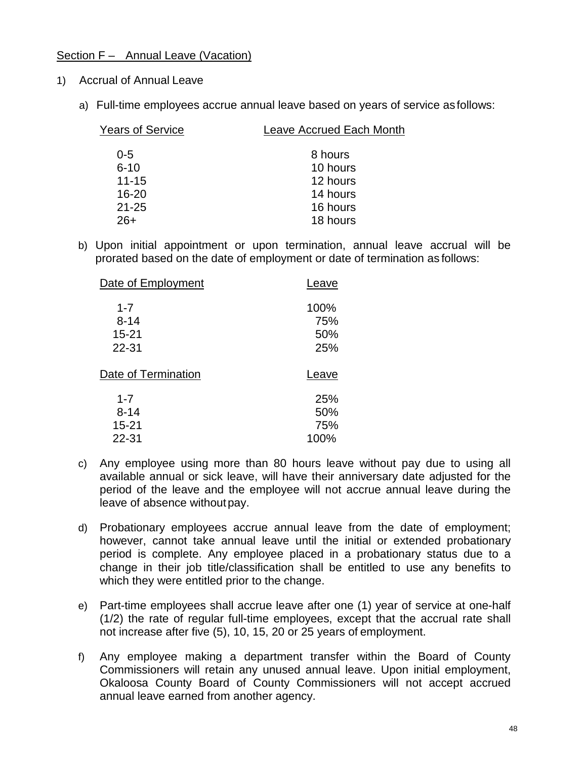## Section F – Annual Leave (Vacation)

1) Accrual of Annual Leave

   a) Full-time employees accrue annual leave based on years of service as follows:

| Years of Service | Leave Accrued Each Month |
| --- | --- |
| 0-5 | 8 hours |
| 6-10 | 10 hours |
| 11-15 | 12 hours |
| 16-20 | 14 hours |
| 21-25 | 16 hours |
| 26+ | 18 hours |

   b) Upon initial appointment or upon termination, annual leave accrual will be prorated based on the date of employment or date of termination as follows:

| Date of Employment | Leave |
| --- | --- |
| 1-7 | 100% |
| 8-14 | 75% |
| 15-21 | 50% |
| 22-31 | 25% |

| Date of Termination | Leave |
| --- | --- |
| 1-7 | 25% |
| 8-14 | 50% |
| 15-21 | 75% |
| 22-31 | 100% |

   c) Any employee using more than 80 hours leave without pay due to using all available annual or sick leave, will have their anniversary date adjusted for the period of the leave and the employee will not accrue annual leave during the leave of absence without pay.

   d) Probationary employees accrue annual leave from the date of employment; however, cannot take annual leave until the initial or extended probationary period is complete. Any employee placed in a probationary status due to a change in their job title/classification shall be entitled to use any benefits to which they were entitled prior to the change.

   e) Part-time employees shall accrue leave after one (1) year of service at one-half (1/2) the rate of regular full-time employees, except that the accrual rate shall not increase after five (5), 10, 15, 20 or 25 years of employment.

   f) Any employee making a department transfer within the Board of County Commissioners will retain any unused annual leave. Upon initial employment, Okaloosa County Board of County Commissioners will not accept accrued annual leave earned from another agency.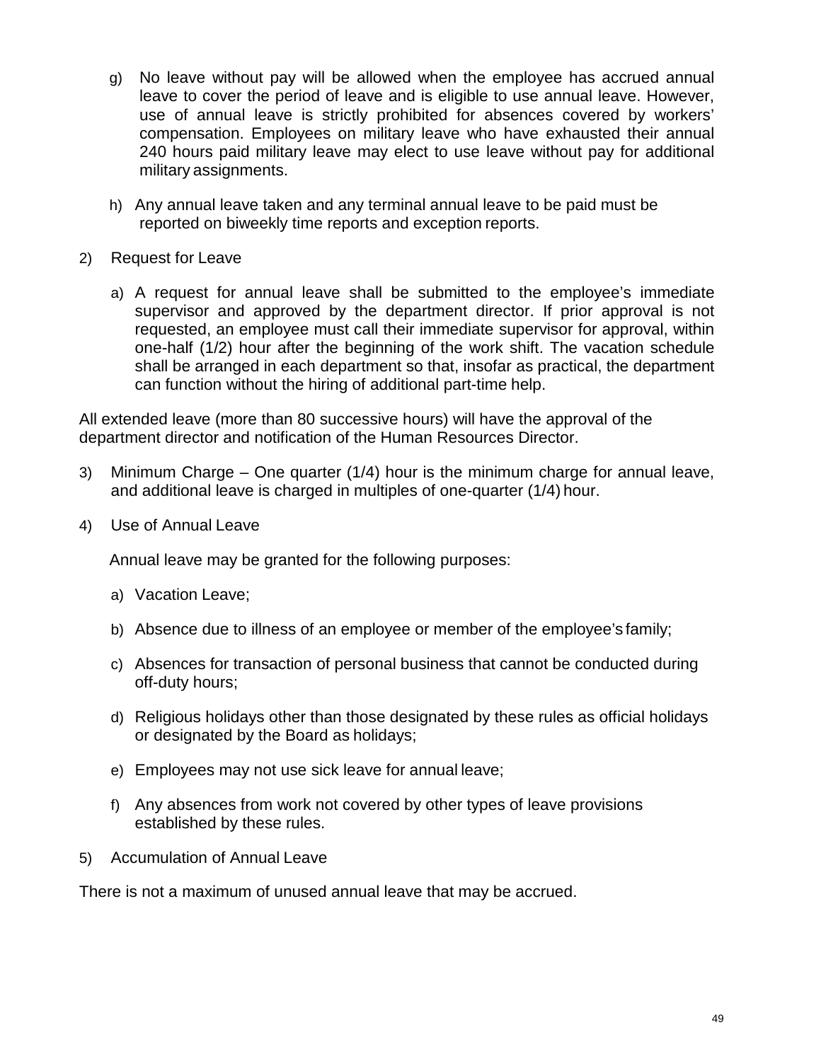g) No leave without pay will be allowed when the employee has accrued annual leave to cover the period of leave and is eligible to use annual leave. However, use of annual leave is strictly prohibited for absences covered by workers' compensation. Employees on military leave who have exhausted their annual 240 hours paid military leave may elect to use leave without pay for additional military assignments.

h) Any annual leave taken and any terminal annual leave to be paid must be reported on biweekly time reports and exception reports.

2) Request for Leave

a) A request for annual leave shall be submitted to the employee's immediate supervisor and approved by the department director. If prior approval is not requested, an employee must call their immediate supervisor for approval, within one-half (1/2) hour after the beginning of the work shift. The vacation schedule shall be arranged in each department so that, insofar as practical, the department can function without the hiring of additional part-time help.

All extended leave (more than 80 successive hours) will have the approval of the department director and notification of the Human Resources Director.

3) Minimum Charge – One quarter (1/4) hour is the minimum charge for annual leave, and additional leave is charged in multiples of one-quarter (1/4) hour.

4) Use of Annual Leave

Annual leave may be granted for the following purposes:

a) Vacation Leave;

b) Absence due to illness of an employee or member of the employee's family;

c) Absences for transaction of personal business that cannot be conducted during off-duty hours;

d) Religious holidays other than those designated by these rules as official holidays or designated by the Board as holidays;

e) Employees may not use sick leave for annual leave;

f) Any absences from work not covered by other types of leave provisions established by these rules.

5) Accumulation of Annual Leave

There is not a maximum of unused annual leave that may be accrued.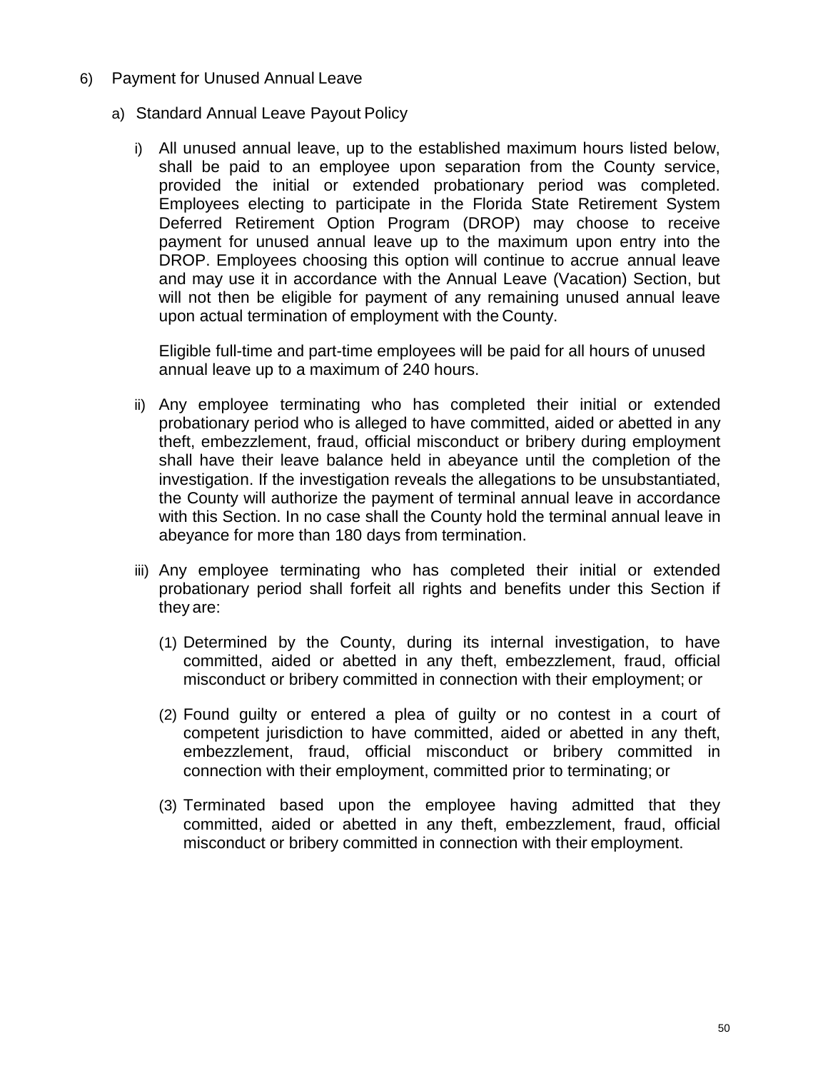6) Payment for Unused Annual Leave

   a) Standard Annual Leave Payout Policy

      i) All unused annual leave, up to the established maximum hours listed below, shall be paid to an employee upon separation from the County service, provided the initial or extended probationary period was completed. Employees electing to participate in the Florida State Retirement System Deferred Retirement Option Program (DROP) may choose to receive payment for unused annual leave up to the maximum upon entry into the DROP. Employees choosing this option will continue to accrue annual leave and may use it in accordance with the Annual Leave (Vacation) Section, but will not then be eligible for payment of any remaining unused annual leave upon actual termination of employment with the County.

         Eligible full-time and part-time employees will be paid for all hours of unused annual leave up to a maximum of 240 hours.

      ii) Any employee terminating who has completed their initial or extended probationary period who is alleged to have committed, aided or abetted in any theft, embezzlement, fraud, official misconduct or bribery during employment shall have their leave balance held in abeyance until the completion of the investigation. If the investigation reveals the allegations to be unsubstantiated, the County will authorize the payment of terminal annual leave in accordance with this Section. In no case shall the County hold the terminal annual leave in abeyance for more than 180 days from termination.

      iii) Any employee terminating who has completed their initial or extended probationary period shall forfeit all rights and benefits under this Section if they are:

         (1) Determined by the County, during its internal investigation, to have committed, aided or abetted in any theft, embezzlement, fraud, official misconduct or bribery committed in connection with their employment; or

         (2) Found guilty or entered a plea of guilty or no contest in a court of competent jurisdiction to have committed, aided or abetted in any theft, embezzlement, fraud, official misconduct or bribery committed in connection with their employment, committed prior to terminating; or

         (3) Terminated based upon the employee having admitted that they committed, aided or abetted in any theft, embezzlement, fraud, official misconduct or bribery committed in connection with their employment.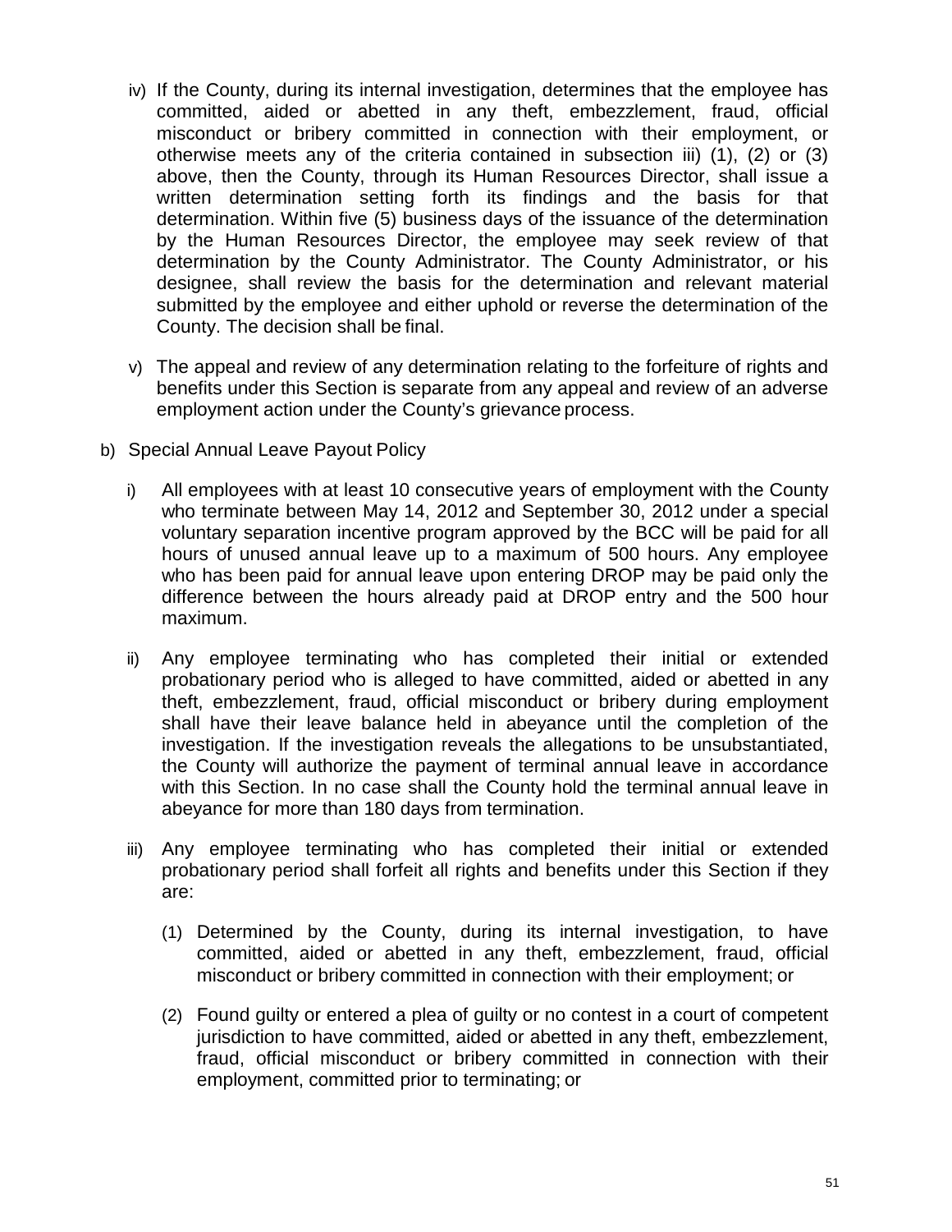iv) If the County, during its internal investigation, determines that the employee has committed, aided or abetted in any theft, embezzlement, fraud, official misconduct or bribery committed in connection with their employment, or otherwise meets any of the criteria contained in subsection iii) (1), (2) or (3) above, then the County, through its Human Resources Director, shall issue a written determination setting forth its findings and the basis for that determination. Within five (5) business days of the issuance of the determination by the Human Resources Director, the employee may seek review of that determination by the County Administrator. The County Administrator, or his designee, shall review the basis for the determination and relevant material submitted by the employee and either uphold or reverse the determination of the County. The decision shall be final.

v) The appeal and review of any determination relating to the forfeiture of rights and benefits under this Section is separate from any appeal and review of an adverse employment action under the County's grievance process.

b) Special Annual Leave Payout Policy

i) All employees with at least 10 consecutive years of employment with the County who terminate between May 14, 2012 and September 30, 2012 under a special voluntary separation incentive program approved by the BCC will be paid for all hours of unused annual leave up to a maximum of 500 hours. Any employee who has been paid for annual leave upon entering DROP may be paid only the difference between the hours already paid at DROP entry and the 500 hour maximum.

ii) Any employee terminating who has completed their initial or extended probationary period who is alleged to have committed, aided or abetted in any theft, embezzlement, fraud, official misconduct or bribery during employment shall have their leave balance held in abeyance until the completion of the investigation. If the investigation reveals the allegations to be unsubstantiated, the County will authorize the payment of terminal annual leave in accordance with this Section. In no case shall the County hold the terminal annual leave in abeyance for more than 180 days from termination.

iii) Any employee terminating who has completed their initial or extended probationary period shall forfeit all rights and benefits under this Section if they are:

(1) Determined by the County, during its internal investigation, to have committed, aided or abetted in any theft, embezzlement, fraud, official misconduct or bribery committed in connection with their employment; or

(2) Found guilty or entered a plea of guilty or no contest in a court of competent jurisdiction to have committed, aided or abetted in any theft, embezzlement, fraud, official misconduct or bribery committed in connection with their employment, committed prior to terminating; or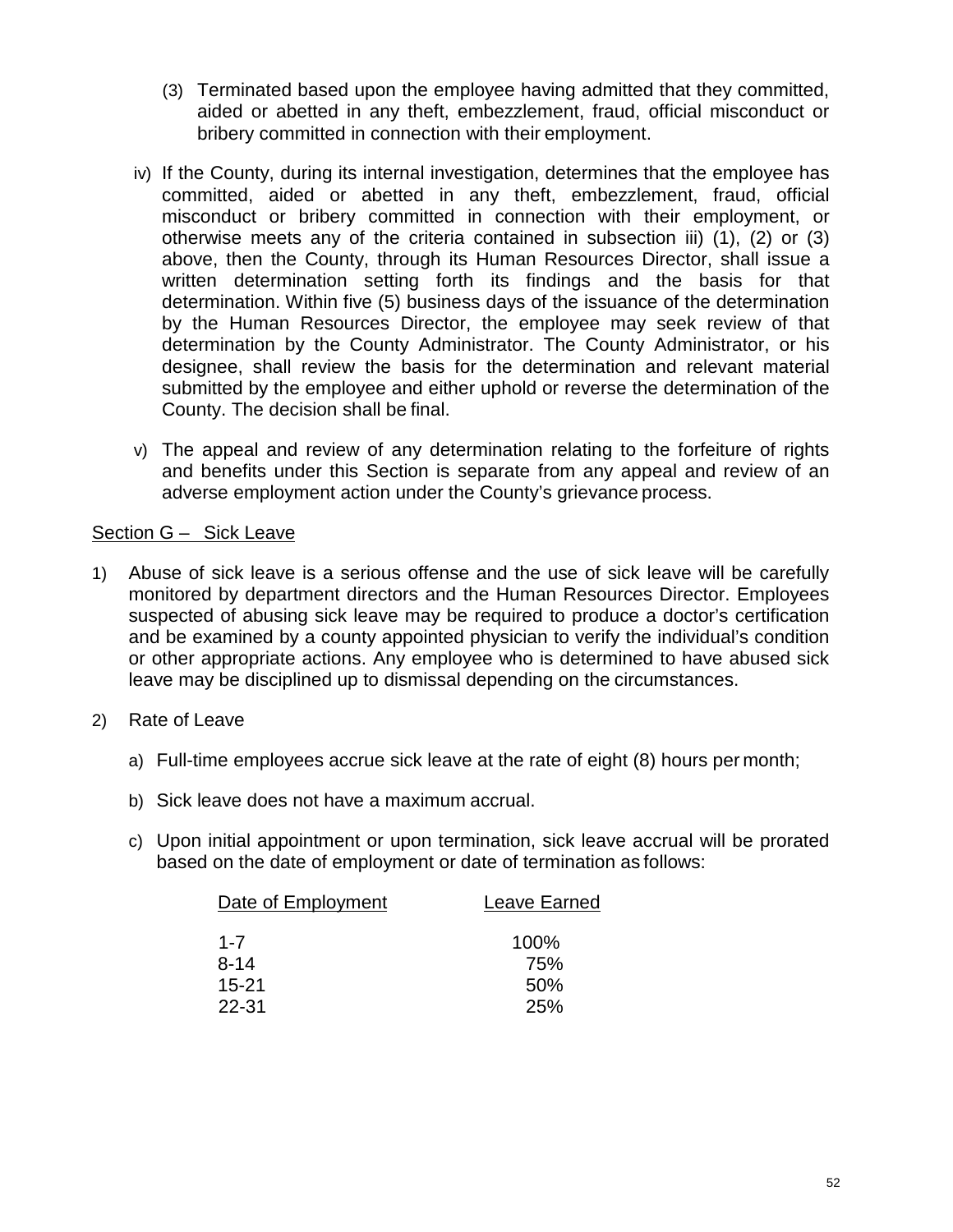(3) Terminated based upon the employee having admitted that they committed, aided or abetted in any theft, embezzlement, fraud, official misconduct or bribery committed in connection with their employment.

iv) If the County, during its internal investigation, determines that the employee has committed, aided or abetted in any theft, embezzlement, fraud, official misconduct or bribery committed in connection with their employment, or otherwise meets any of the criteria contained in subsection iii) (1), (2) or (3) above, then the County, through its Human Resources Director, shall issue a written determination setting forth its findings and the basis for that determination. Within five (5) business days of the issuance of the determination by the Human Resources Director, the employee may seek review of that determination by the County Administrator. The County Administrator, or his designee, shall review the basis for the determination and relevant material submitted by the employee and either uphold or reverse the determination of the County. The decision shall be final.

v) The appeal and review of any determination relating to the forfeiture of rights and benefits under this Section is separate from any appeal and review of an adverse employment action under the County's grievance process.

Section G – Sick Leave

1) Abuse of sick leave is a serious offense and the use of sick leave will be carefully monitored by department directors and the Human Resources Director. Employees suspected of abusing sick leave may be required to produce a doctor's certification and be examined by a county appointed physician to verify the individual's condition or other appropriate actions. Any employee who is determined to have abused sick leave may be disciplined up to dismissal depending on the circumstances.

2) Rate of Leave

   a) Full-time employees accrue sick leave at the rate of eight (8) hours per month;

   b) Sick leave does not have a maximum accrual.

   c) Upon initial appointment or upon termination, sick leave accrual will be prorated based on the date of employment or date of termination as follows:

| Date of Employment | Leave Earned |
| --- | --- |
| 1-7 | 100% |
| 8-14 | 75% |
| 15-21 | 50% |
| 22-31 | 25% |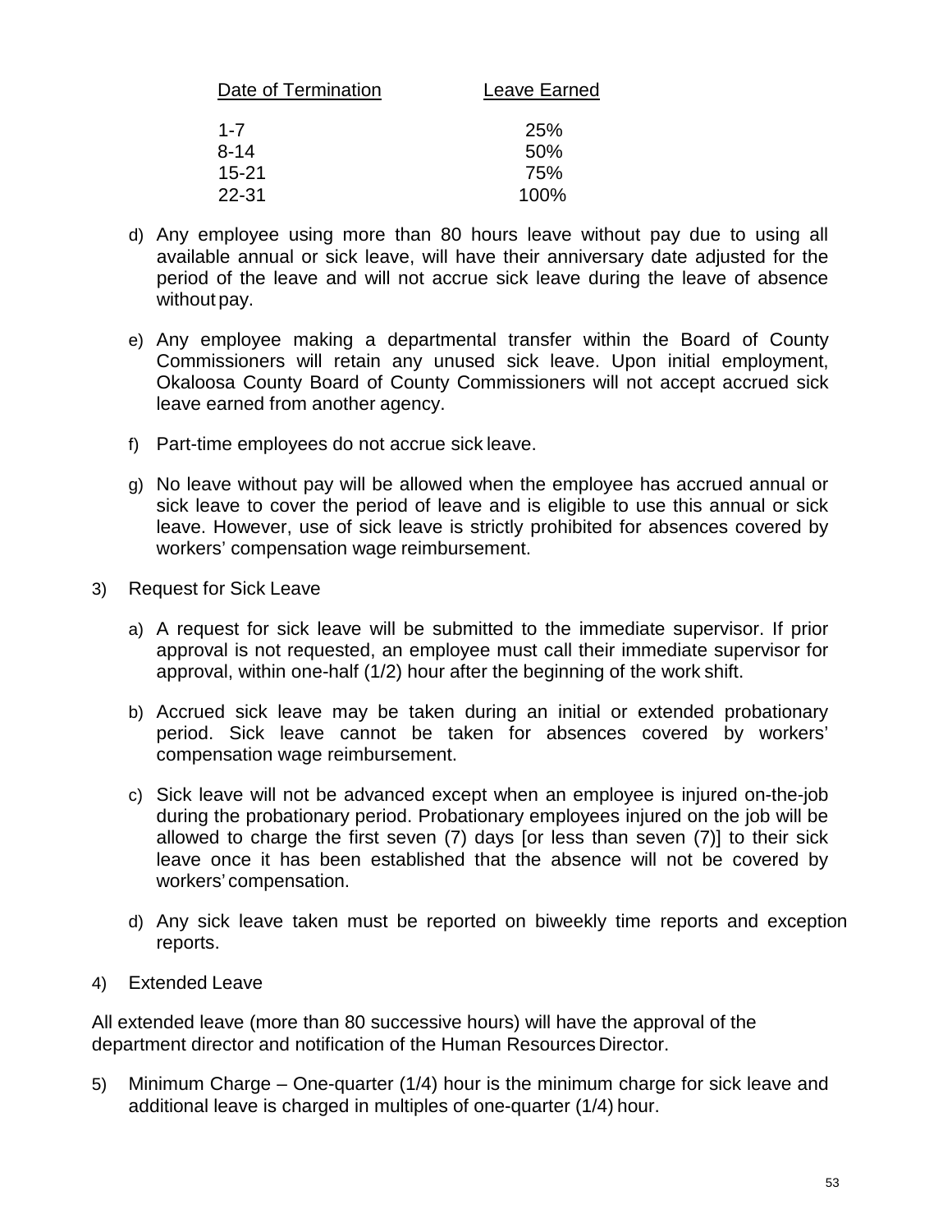| Date of Termination | Leave Earned |
|---|---|
| 1-7 | 25% |
| 8-14 | 50% |
| 15-21 | 75% |
| 22-31 | 100% |

d) Any employee using more than 80 hours leave without pay due to using all available annual or sick leave, will have their anniversary date adjusted for the period of the leave and will not accrue sick leave during the leave of absence without pay.

e) Any employee making a departmental transfer within the Board of County Commissioners will retain any unused sick leave. Upon initial employment, Okaloosa County Board of County Commissioners will not accept accrued sick leave earned from another agency.

f) Part-time employees do not accrue sick leave.

g) No leave without pay will be allowed when the employee has accrued annual or sick leave to cover the period of leave and is eligible to use this annual or sick leave. However, use of sick leave is strictly prohibited for absences covered by workers' compensation wage reimbursement.

3) Request for Sick Leave

a) A request for sick leave will be submitted to the immediate supervisor. If prior approval is not requested, an employee must call their immediate supervisor for approval, within one-half (1/2) hour after the beginning of the work shift.

b) Accrued sick leave may be taken during an initial or extended probationary period. Sick leave cannot be taken for absences covered by workers' compensation wage reimbursement.

c) Sick leave will not be advanced except when an employee is injured on-the-job during the probationary period. Probationary employees injured on the job will be allowed to charge the first seven (7) days [or less than seven (7)] to their sick leave once it has been established that the absence will not be covered by workers' compensation.

d) Any sick leave taken must be reported on biweekly time reports and exception reports.

4) Extended Leave

All extended leave (more than 80 successive hours) will have the approval of the department director and notification of the Human Resources Director.

5) Minimum Charge – One-quarter (1/4) hour is the minimum charge for sick leave and additional leave is charged in multiples of one-quarter (1/4) hour.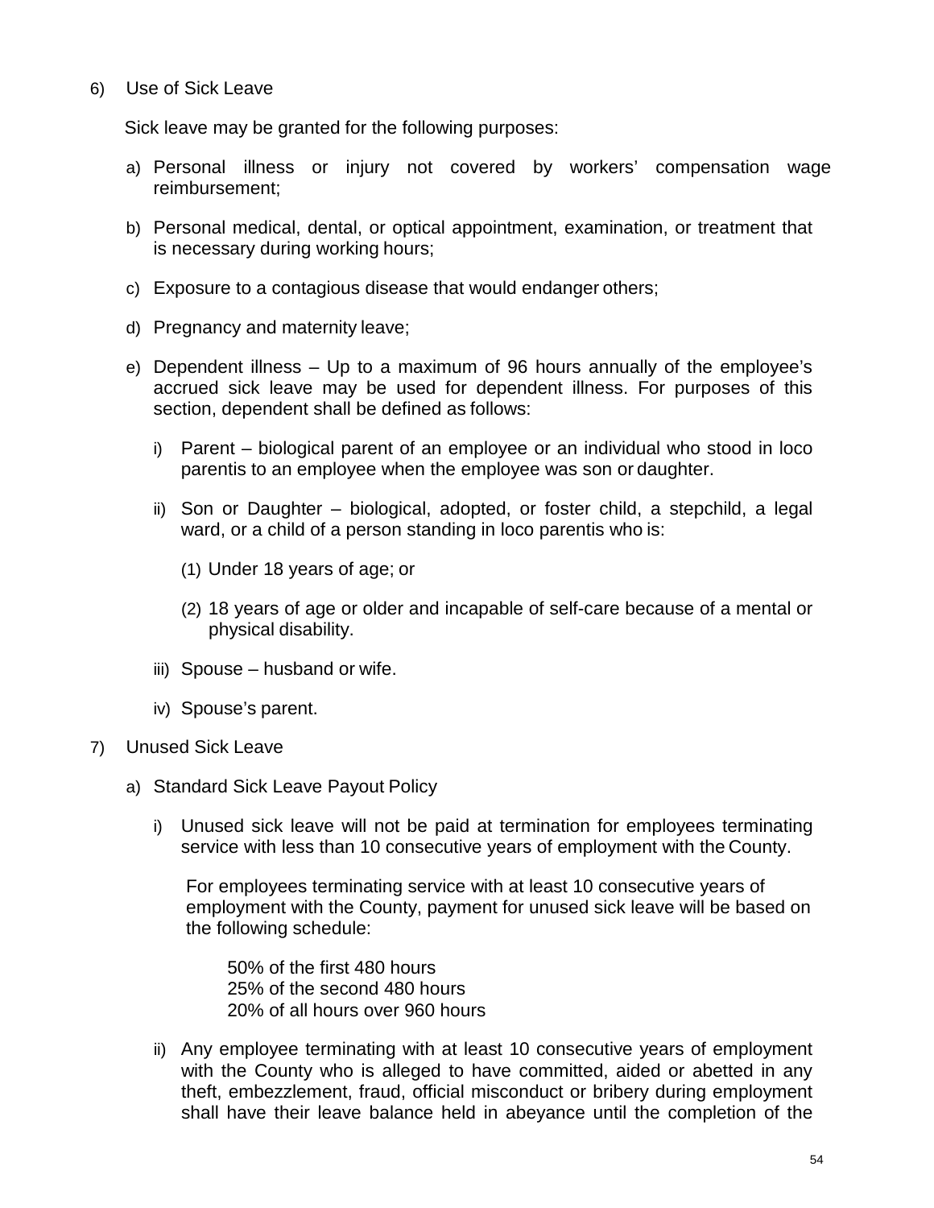6) Use of Sick Leave

Sick leave may be granted for the following purposes:

a) Personal illness or injury not covered by workers' compensation wage reimbursement;

b) Personal medical, dental, or optical appointment, examination, or treatment that is necessary during working hours;

c) Exposure to a contagious disease that would endanger others;

d) Pregnancy and maternity leave;

e) Dependent illness – Up to a maximum of 96 hours annually of the employee's accrued sick leave may be used for dependent illness. For purposes of this section, dependent shall be defined as follows:

   i) Parent – biological parent of an employee or an individual who stood in loco parentis to an employee when the employee was son or daughter.

   ii) Son or Daughter – biological, adopted, or foster child, a stepchild, a legal ward, or a child of a person standing in loco parentis who is:

      (1) Under 18 years of age; or

      (2) 18 years of age or older and incapable of self-care because of a mental or physical disability.

   iii) Spouse – husband or wife.

   iv) Spouse's parent.

7) Unused Sick Leave

a) Standard Sick Leave Payout Policy

   i) Unused sick leave will not be paid at termination for employees terminating service with less than 10 consecutive years of employment with the County.

   For employees terminating service with at least 10 consecutive years of employment with the County, payment for unused sick leave will be based on the following schedule:

   50% of the first 480 hours  
   25% of the second 480 hours  
   20% of all hours over 960 hours

   ii) Any employee terminating with at least 10 consecutive years of employment with the County who is alleged to have committed, aided or abetted in any theft, embezzlement, fraud, official misconduct or bribery during employment shall have their leave balance held in abeyance until the completion of the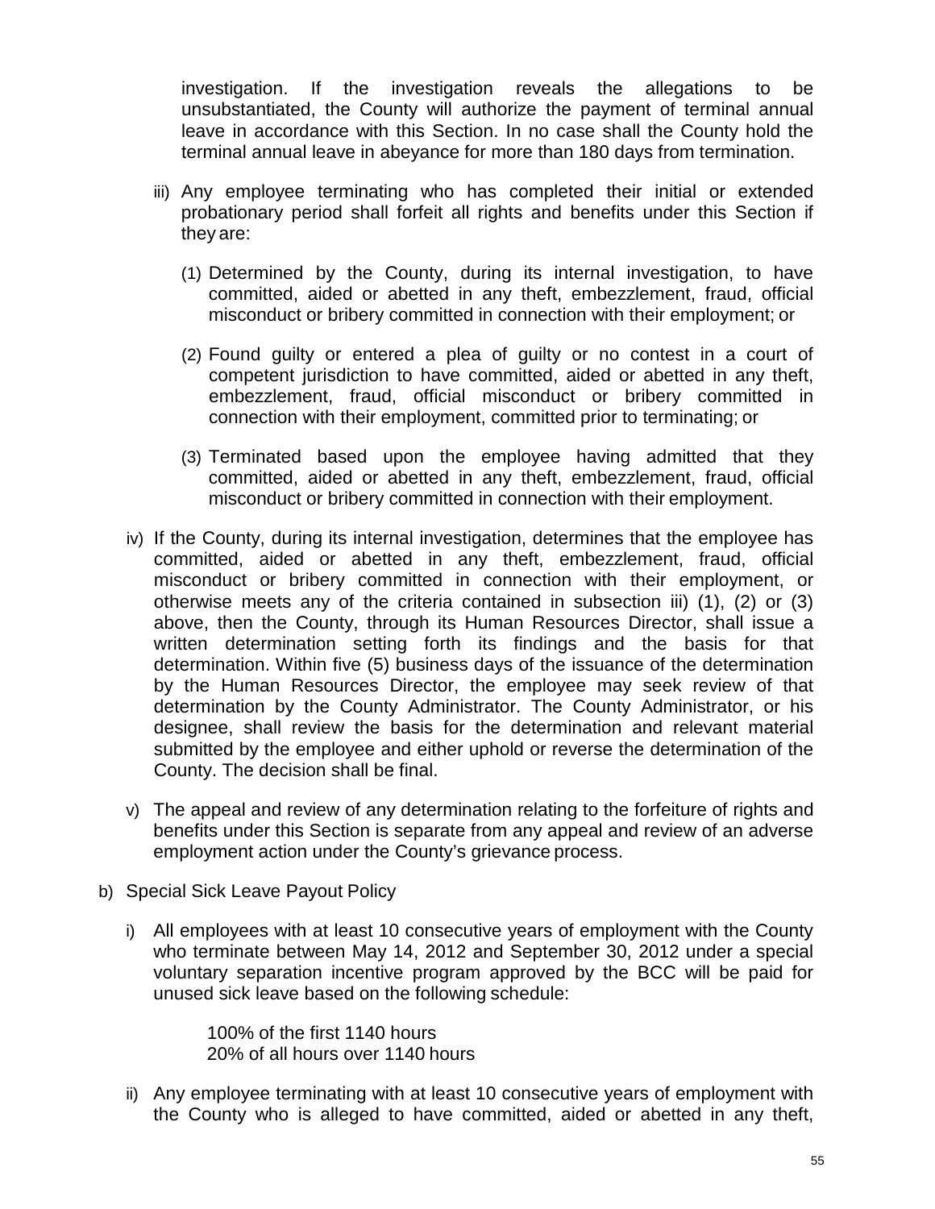investigation. If the investigation reveals the allegations to be unsubstantiated, the County will authorize the payment of terminal annual leave in accordance with this Section. In no case shall the County hold the terminal annual leave in abeyance for more than 180 days from termination.

iii) Any employee terminating who has completed their initial or extended probationary period shall forfeit all rights and benefits under this Section if they are:

(1) Determined by the County, during its internal investigation, to have committed, aided or abetted in any theft, embezzlement, fraud, official misconduct or bribery committed in connection with their employment; or

(2) Found guilty or entered a plea of guilty or no contest in a court of competent jurisdiction to have committed, aided or abetted in any theft, embezzlement, fraud, official misconduct or bribery committed in connection with their employment, committed prior to terminating; or

(3) Terminated based upon the employee having admitted that they committed, aided or abetted in any theft, embezzlement, fraud, official misconduct or bribery committed in connection with their employment.

iv) If the County, during its internal investigation, determines that the employee has committed, aided or abetted in any theft, embezzlement, fraud, official misconduct or bribery committed in connection with their employment, or otherwise meets any of the criteria contained in subsection iii) (1), (2) or (3) above, then the County, through its Human Resources Director, shall issue a written determination setting forth its findings and the basis for that determination. Within five (5) business days of the issuance of the determination by the Human Resources Director, the employee may seek review of that determination by the County Administrator. The County Administrator, or his designee, shall review the basis for the determination and relevant material submitted by the employee and either uphold or reverse the determination of the County. The decision shall be final.

v) The appeal and review of any determination relating to the forfeiture of rights and benefits under this Section is separate from any appeal and review of an adverse employment action under the County's grievance process.

b) Special Sick Leave Payout Policy

i) All employees with at least 10 consecutive years of employment with the County who terminate between May 14, 2012 and September 30, 2012 under a special voluntary separation incentive program approved by the BCC will be paid for unused sick leave based on the following schedule:

100% of the first 1140 hours
20% of all hours over 1140 hours

ii) Any employee terminating with at least 10 consecutive years of employment with the County who is alleged to have committed, aided or abetted in any theft,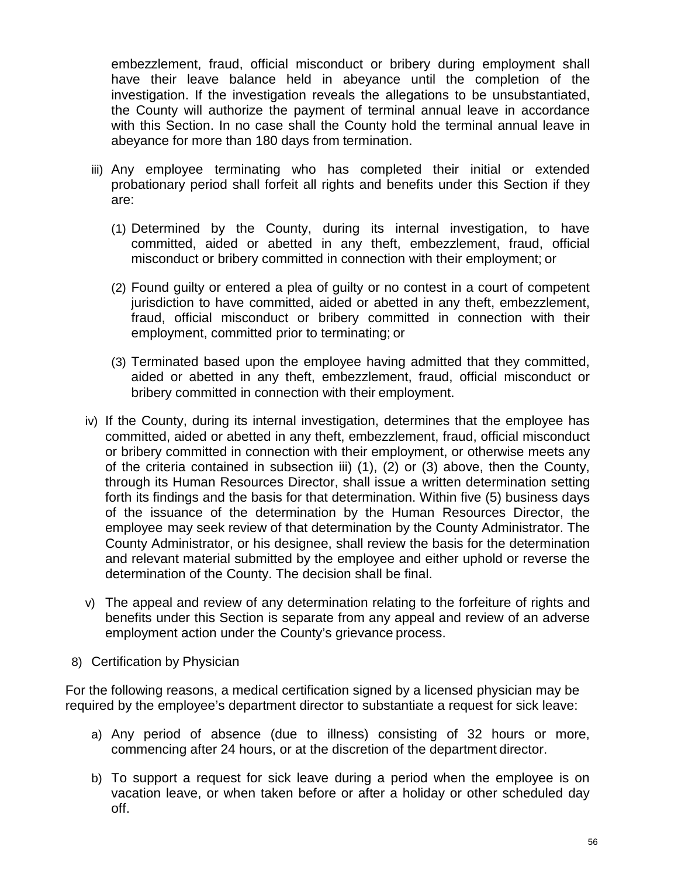embezzlement, fraud, official misconduct or bribery during employment shall have their leave balance held in abeyance until the completion of the investigation. If the investigation reveals the allegations to be unsubstantiated, the County will authorize the payment of terminal annual leave in accordance with this Section. In no case shall the County hold the terminal annual leave in abeyance for more than 180 days from termination.

iii) Any employee terminating who has completed their initial or extended probationary period shall forfeit all rights and benefits under this Section if they are:

   (1) Determined by the County, during its internal investigation, to have committed, aided or abetted in any theft, embezzlement, fraud, official misconduct or bribery committed in connection with their employment; or

   (2) Found guilty or entered a plea of guilty or no contest in a court of competent jurisdiction to have committed, aided or abetted in any theft, embezzlement, fraud, official misconduct or bribery committed in connection with their employment, committed prior to terminating; or

   (3) Terminated based upon the employee having admitted that they committed, aided or abetted in any theft, embezzlement, fraud, official misconduct or bribery committed in connection with their employment.

iv) If the County, during its internal investigation, determines that the employee has committed, aided or abetted in any theft, embezzlement, fraud, official misconduct or bribery committed in connection with their employment, or otherwise meets any of the criteria contained in subsection iii) (1), (2) or (3) above, then the County, through its Human Resources Director, shall issue a written determination setting forth its findings and the basis for that determination. Within five (5) business days of the issuance of the determination by the Human Resources Director, the employee may seek review of that determination by the County Administrator. The County Administrator, or his designee, shall review the basis for the determination and relevant material submitted by the employee and either uphold or reverse the determination of the County. The decision shall be final.

v) The appeal and review of any determination relating to the forfeiture of rights and benefits under this Section is separate from any appeal and review of an adverse employment action under the County's grievance process.

8) Certification by Physician

For the following reasons, a medical certification signed by a licensed physician may be required by the employee's department director to substantiate a request for sick leave:

a) Any period of absence (due to illness) consisting of 32 hours or more, commencing after 24 hours, or at the discretion of the department director.

b) To support a request for sick leave during a period when the employee is on vacation leave, or when taken before or after a holiday or other scheduled day off.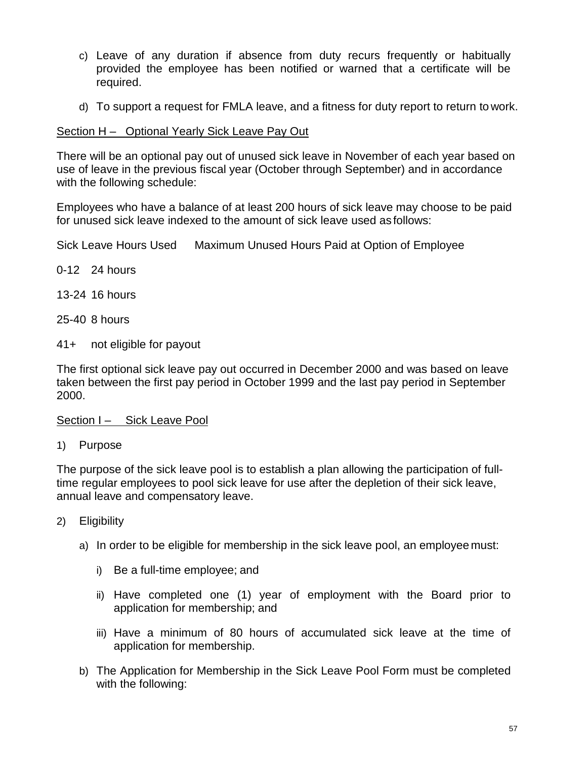c) Leave of any duration if absence from duty recurs frequently or habitually provided the employee has been notified or warned that a certificate will be required.

d) To support a request for FMLA leave, and a fitness for duty report to return to work.

Section H – Optional Yearly Sick Leave Pay Out

There will be an optional pay out of unused sick leave in November of each year based on use of leave in the previous fiscal year (October through September) and in accordance with the following schedule:

Employees who have a balance of at least 200 hours of sick leave may choose to be paid for unused sick leave indexed to the amount of sick leave used as follows:

| Sick Leave Hours Used | Maximum Unused Hours Paid at Option of Employee |
|---|---|
| 0-12 | 24 hours |
| 13-24 | 16 hours |
| 25-40 | 8 hours |
| 41+ | not eligible for payout |

The first optional sick leave pay out occurred in December 2000 and was based on leave taken between the first pay period in October 1999 and the last pay period in September 2000.

Section I – Sick Leave Pool

1) Purpose

The purpose of the sick leave pool is to establish a plan allowing the participation of full-time regular employees to pool sick leave for use after the depletion of their sick leave, annual leave and compensatory leave.

2) Eligibility

a) In order to be eligible for membership in the sick leave pool, an employee must:

i) Be a full-time employee; and

ii) Have completed one (1) year of employment with the Board prior to application for membership; and

iii) Have a minimum of 80 hours of accumulated sick leave at the time of application for membership.

b) The Application for Membership in the Sick Leave Pool Form must be completed with the following: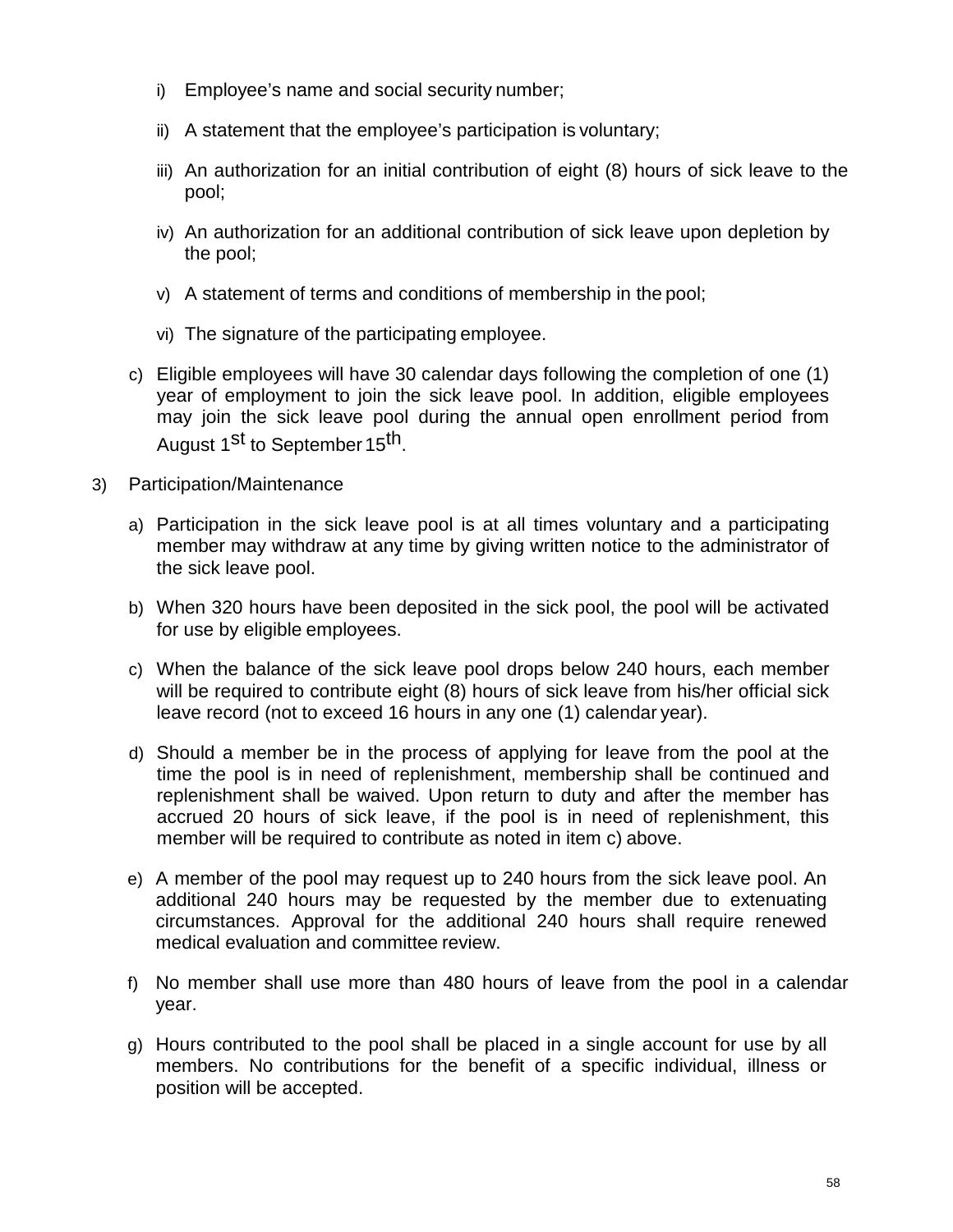i) Employee's name and social security number;

ii) A statement that the employee's participation is voluntary;

iii) An authorization for an initial contribution of eight (8) hours of sick leave to the pool;

iv) An authorization for an additional contribution of sick leave upon depletion by the pool;

v) A statement of terms and conditions of membership in the pool;

vi) The signature of the participating employee.

c) Eligible employees will have 30 calendar days following the completion of one (1) year of employment to join the sick leave pool. In addition, eligible employees may join the sick leave pool during the annual open enrollment period from August 1st to September 15th.

3) Participation/Maintenance

a) Participation in the sick leave pool is at all times voluntary and a participating member may withdraw at any time by giving written notice to the administrator of the sick leave pool.

b) When 320 hours have been deposited in the sick pool, the pool will be activated for use by eligible employees.

c) When the balance of the sick leave pool drops below 240 hours, each member will be required to contribute eight (8) hours of sick leave from his/her official sick leave record (not to exceed 16 hours in any one (1) calendar year).

d) Should a member be in the process of applying for leave from the pool at the time the pool is in need of replenishment, membership shall be continued and replenishment shall be waived. Upon return to duty and after the member has accrued 20 hours of sick leave, if the pool is in need of replenishment, this member will be required to contribute as noted in item c) above.

e) A member of the pool may request up to 240 hours from the sick leave pool. An additional 240 hours may be requested by the member due to extenuating circumstances. Approval for the additional 240 hours shall require renewed medical evaluation and committee review.

f) No member shall use more than 480 hours of leave from the pool in a calendar year.

g) Hours contributed to the pool shall be placed in a single account for use by all members. No contributions for the benefit of a specific individual, illness or position will be accepted.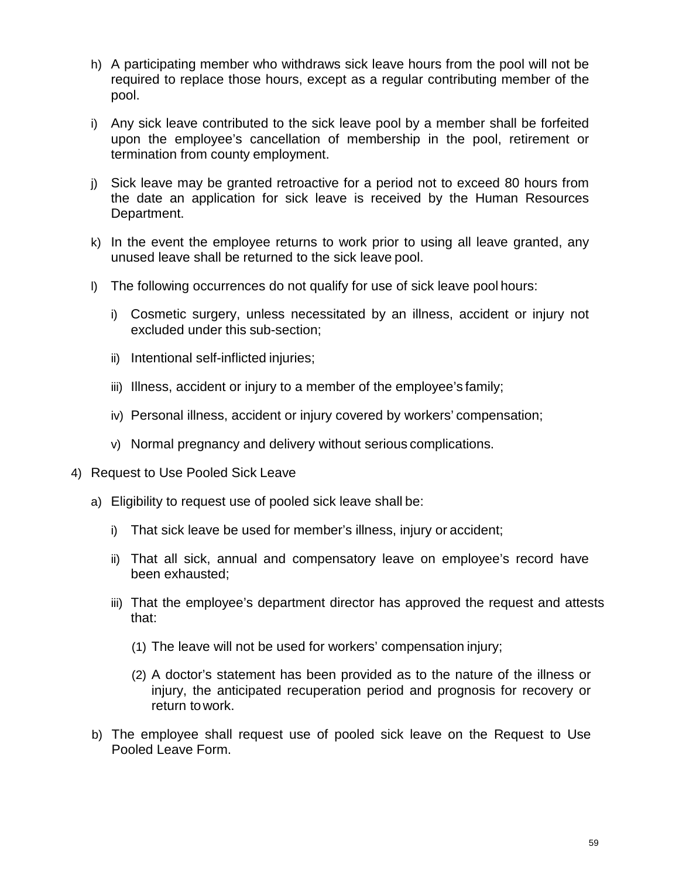h) A participating member who withdraws sick leave hours from the pool will not be required to replace those hours, except as a regular contributing member of the pool.

i) Any sick leave contributed to the sick leave pool by a member shall be forfeited upon the employee's cancellation of membership in the pool, retirement or termination from county employment.

j) Sick leave may be granted retroactive for a period not to exceed 80 hours from the date an application for sick leave is received by the Human Resources Department.

k) In the event the employee returns to work prior to using all leave granted, any unused leave shall be returned to the sick leave pool.

l) The following occurrences do not qualify for use of sick leave pool hours:

   i) Cosmetic surgery, unless necessitated by an illness, accident or injury not excluded under this sub-section;

   ii) Intentional self-inflicted injuries;

   iii) Illness, accident or injury to a member of the employee's family;

   iv) Personal illness, accident or injury covered by workers' compensation;

   v) Normal pregnancy and delivery without serious complications.

4) Request to Use Pooled Sick Leave

   a) Eligibility to request use of pooled sick leave shall be:

      i) That sick leave be used for member's illness, injury or accident;

      ii) That all sick, annual and compensatory leave on employee's record have been exhausted;

      iii) That the employee's department director has approved the request and attests that:

         (1) The leave will not be used for workers' compensation injury;

         (2) A doctor's statement has been provided as to the nature of the illness or injury, the anticipated recuperation period and prognosis for recovery or return to work.

   b) The employee shall request use of pooled sick leave on the Request to Use Pooled Leave Form.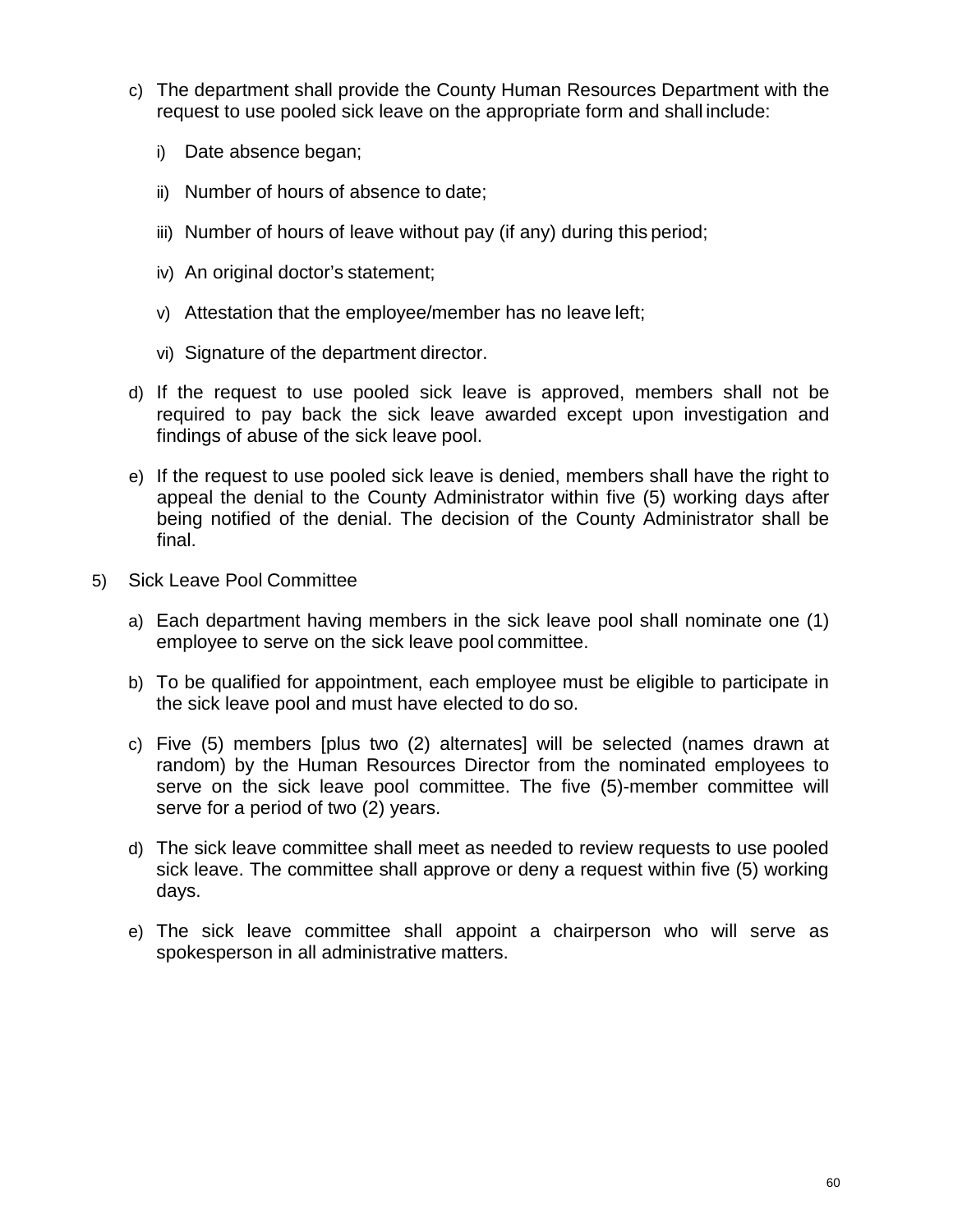c) The department shall provide the County Human Resources Department with the request to use pooled sick leave on the appropriate form and shall include:

   i) Date absence began;

   ii) Number of hours of absence to date;

   iii) Number of hours of leave without pay (if any) during this period;

   iv) An original doctor's statement;

   v) Attestation that the employee/member has no leave left;

   vi) Signature of the department director.

d) If the request to use pooled sick leave is approved, members shall not be required to pay back the sick leave awarded except upon investigation and findings of abuse of the sick leave pool.

e) If the request to use pooled sick leave is denied, members shall have the right to appeal the denial to the County Administrator within five (5) working days after being notified of the denial. The decision of the County Administrator shall be final.

5) Sick Leave Pool Committee

   a) Each department having members in the sick leave pool shall nominate one (1) employee to serve on the sick leave pool committee.

   b) To be qualified for appointment, each employee must be eligible to participate in the sick leave pool and must have elected to do so.

   c) Five (5) members [plus two (2) alternates] will be selected (names drawn at random) by the Human Resources Director from the nominated employees to serve on the sick leave pool committee. The five (5)-member committee will serve for a period of two (2) years.

   d) The sick leave committee shall meet as needed to review requests to use pooled sick leave. The committee shall approve or deny a request within five (5) working days.

   e) The sick leave committee shall appoint a chairperson who will serve as spokesperson in all administrative matters.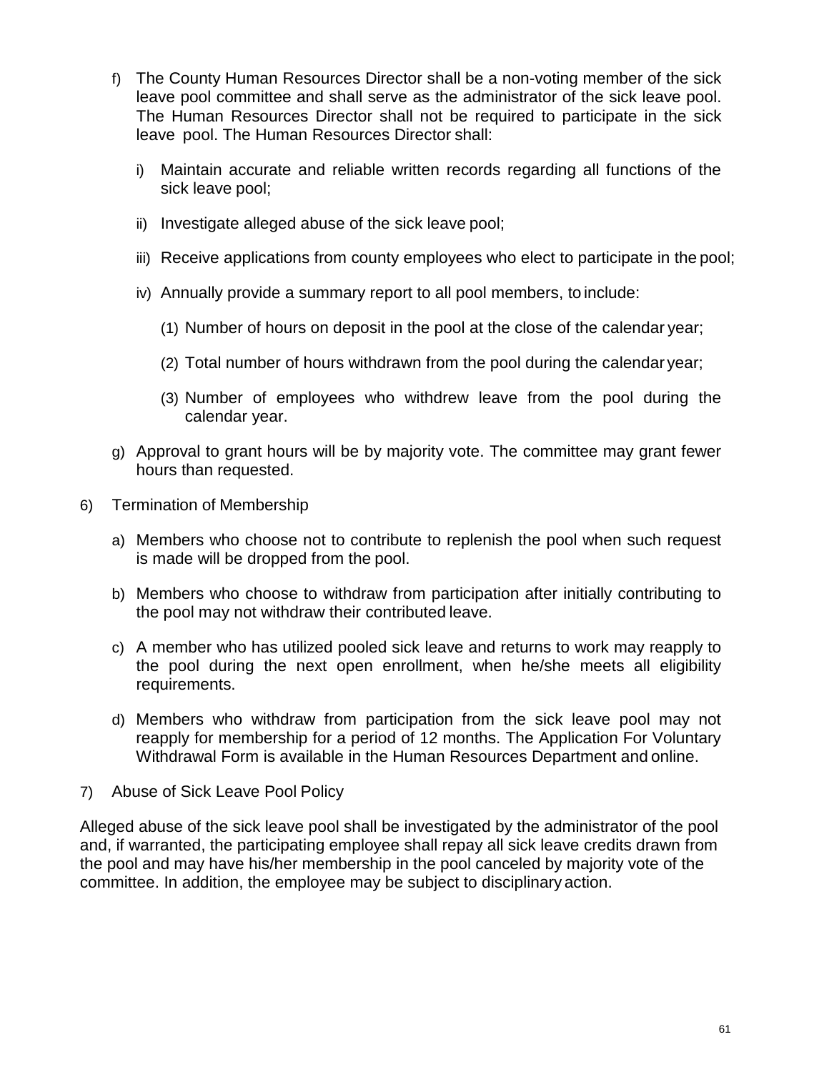f) The County Human Resources Director shall be a non-voting member of the sick leave pool committee and shall serve as the administrator of the sick leave pool. The Human Resources Director shall not be required to participate in the sick leave pool. The Human Resources Director shall:

   i) Maintain accurate and reliable written records regarding all functions of the sick leave pool;

   ii) Investigate alleged abuse of the sick leave pool;

   iii) Receive applications from county employees who elect to participate in the pool;

   iv) Annually provide a summary report to all pool members, to include:

      (1) Number of hours on deposit in the pool at the close of the calendar year;

      (2) Total number of hours withdrawn from the pool during the calendar year;

      (3) Number of employees who withdrew leave from the pool during the calendar year.

g) Approval to grant hours will be by majority vote. The committee may grant fewer hours than requested.

6) Termination of Membership

   a) Members who choose not to contribute to replenish the pool when such request is made will be dropped from the pool.

   b) Members who choose to withdraw from participation after initially contributing to the pool may not withdraw their contributed leave.

   c) A member who has utilized pooled sick leave and returns to work may reapply to the pool during the next open enrollment, when he/she meets all eligibility requirements.

   d) Members who withdraw from participation from the sick leave pool may not reapply for membership for a period of 12 months. The Application For Voluntary Withdrawal Form is available in the Human Resources Department and online.

7) Abuse of Sick Leave Pool Policy

Alleged abuse of the sick leave pool shall be investigated by the administrator of the pool and, if warranted, the participating employee shall repay all sick leave credits drawn from the pool and may have his/her membership in the pool canceled by majority vote of the committee. In addition, the employee may be subject to disciplinary action.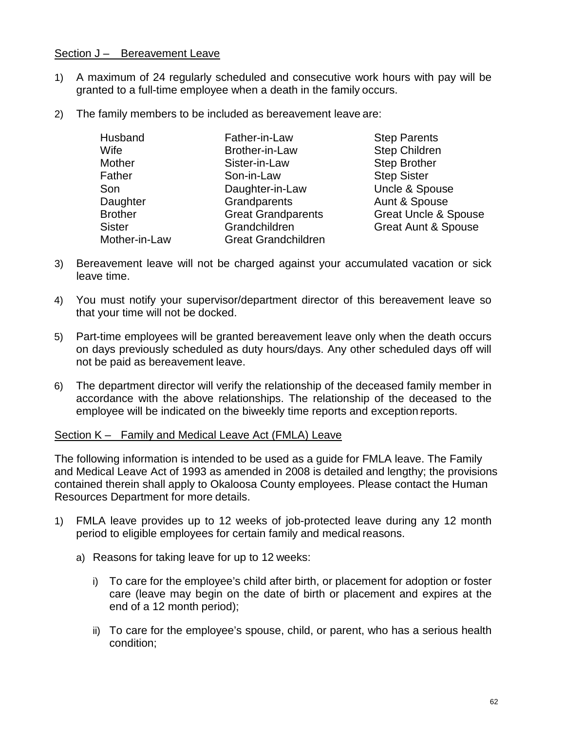Section J – Bereavement Leave

1) A maximum of 24 regularly scheduled and consecutive work hours with pay will be granted to a full-time employee when a death in the family occurs.

2) The family members to be included as bereavement leave are:

| | | |
|---|---|---|
| Husband | Father-in-Law | Step Parents |
| Wife | Brother-in-Law | Step Children |
| Mother | Sister-in-Law | Step Brother |
| Father | Son-in-Law | Step Sister |
| Son | Daughter-in-Law | Uncle & Spouse |
| Daughter | Grandparents | Aunt & Spouse |
| Brother | Great Grandparents | Great Uncle & Spouse |
| Sister | Grandchildren | Great Aunt & Spouse |
| Mother-in-Law | Great Grandchildren | |

3) Bereavement leave will not be charged against your accumulated vacation or sick leave time.

4) You must notify your supervisor/department director of this bereavement leave so that your time will not be docked.

5) Part-time employees will be granted bereavement leave only when the death occurs on days previously scheduled as duty hours/days. Any other scheduled days off will not be paid as bereavement leave.

6) The department director will verify the relationship of the deceased family member in accordance with the above relationships. The relationship of the deceased to the employee will be indicated on the biweekly time reports and exception reports.

Section K – Family and Medical Leave Act (FMLA) Leave

The following information is intended to be used as a guide for FMLA leave. The Family and Medical Leave Act of 1993 as amended in 2008 is detailed and lengthy; the provisions contained therein shall apply to Okaloosa County employees. Please contact the Human Resources Department for more details.

1) FMLA leave provides up to 12 weeks of job-protected leave during any 12 month period to eligible employees for certain family and medical reasons.

   a) Reasons for taking leave for up to 12 weeks:

      i) To care for the employee's child after birth, or placement for adoption or foster care (leave may begin on the date of birth or placement and expires at the end of a 12 month period);

      ii) To care for the employee's spouse, child, or parent, who has a serious health condition;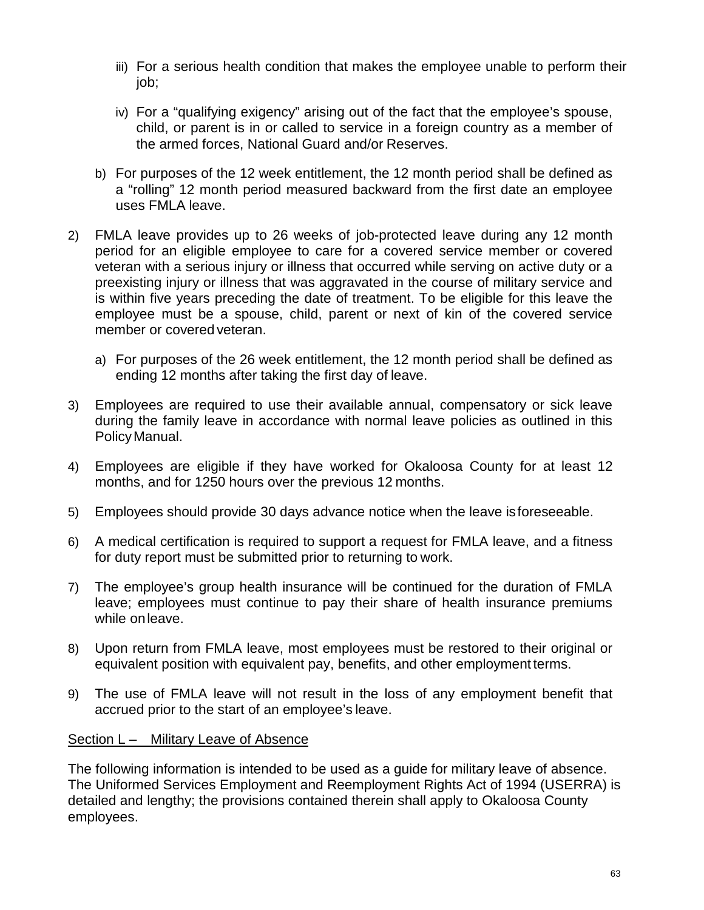iii) For a serious health condition that makes the employee unable to perform their job;

   iv) For a "qualifying exigency" arising out of the fact that the employee's spouse, child, or parent is in or called to service in a foreign country as a member of the armed forces, National Guard and/or Reserves.

   b) For purposes of the 12 week entitlement, the 12 month period shall be defined as a "rolling" 12 month period measured backward from the first date an employee uses FMLA leave.

2) FMLA leave provides up to 26 weeks of job-protected leave during any 12 month period for an eligible employee to care for a covered service member or covered veteran with a serious injury or illness that occurred while serving on active duty or a preexisting injury or illness that was aggravated in the course of military service and is within five years preceding the date of treatment. To be eligible for this leave the employee must be a spouse, child, parent or next of kin of the covered service member or covered veteran.

   a) For purposes of the 26 week entitlement, the 12 month period shall be defined as ending 12 months after taking the first day of leave.

3) Employees are required to use their available annual, compensatory or sick leave during the family leave in accordance with normal leave policies as outlined in this Policy Manual.

4) Employees are eligible if they have worked for Okaloosa County for at least 12 months, and for 1250 hours over the previous 12 months.

5) Employees should provide 30 days advance notice when the leave is foreseeable.

6) A medical certification is required to support a request for FMLA leave, and a fitness for duty report must be submitted prior to returning to work.

7) The employee's group health insurance will be continued for the duration of FMLA leave; employees must continue to pay their share of health insurance premiums while on leave.

8) Upon return from FMLA leave, most employees must be restored to their original or equivalent position with equivalent pay, benefits, and other employment terms.

9) The use of FMLA leave will not result in the loss of any employment benefit that accrued prior to the start of an employee's leave.

## Section L – Military Leave of Absence

The following information is intended to be used as a guide for military leave of absence. The Uniformed Services Employment and Reemployment Rights Act of 1994 (USERRA) is detailed and lengthy; the provisions contained therein shall apply to Okaloosa County employees.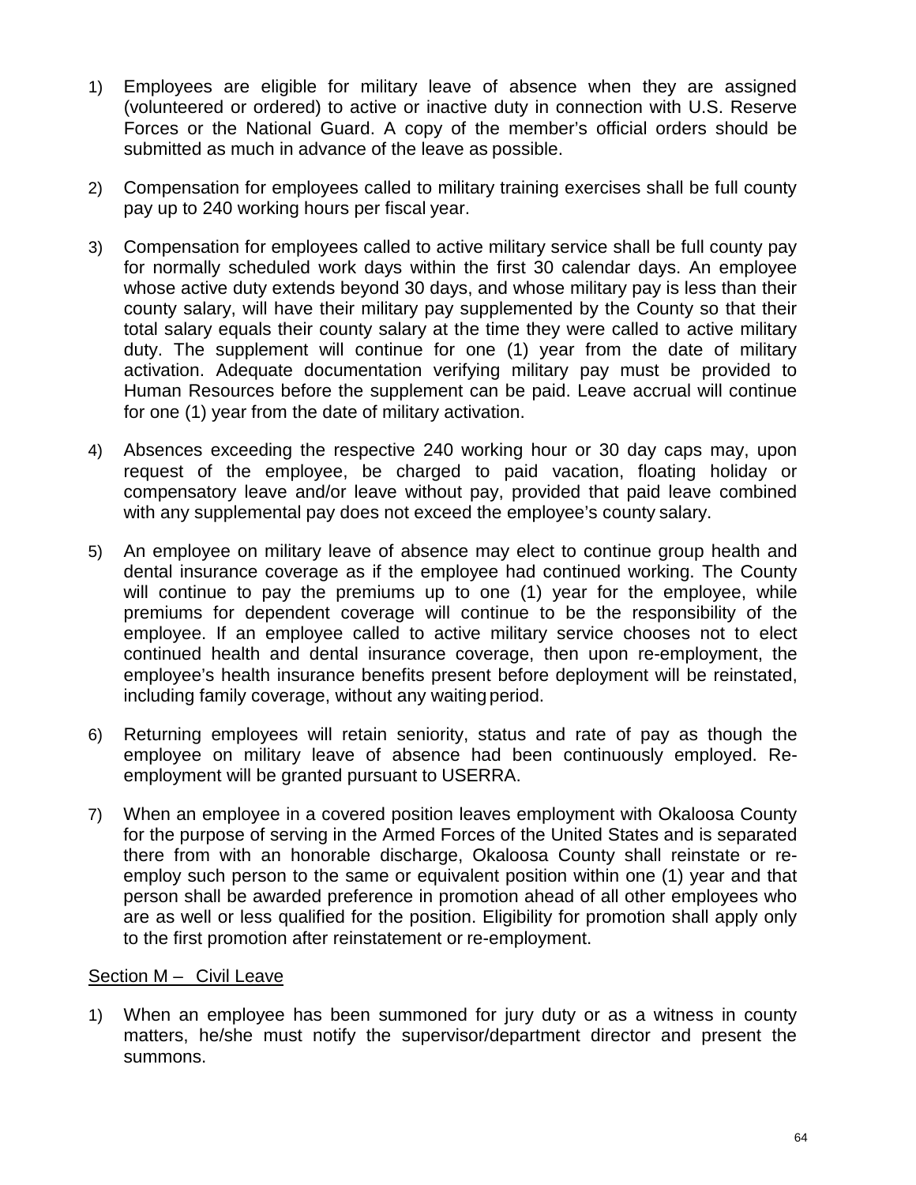1) Employees are eligible for military leave of absence when they are assigned (volunteered or ordered) to active or inactive duty in connection with U.S. Reserve Forces or the National Guard. A copy of the member's official orders should be submitted as much in advance of the leave as possible.

2) Compensation for employees called to military training exercises shall be full county pay up to 240 working hours per fiscal year.

3) Compensation for employees called to active military service shall be full county pay for normally scheduled work days within the first 30 calendar days. An employee whose active duty extends beyond 30 days, and whose military pay is less than their county salary, will have their military pay supplemented by the County so that their total salary equals their county salary at the time they were called to active military duty. The supplement will continue for one (1) year from the date of military activation. Adequate documentation verifying military pay must be provided to Human Resources before the supplement can be paid. Leave accrual will continue for one (1) year from the date of military activation.

4) Absences exceeding the respective 240 working hour or 30 day caps may, upon request of the employee, be charged to paid vacation, floating holiday or compensatory leave and/or leave without pay, provided that paid leave combined with any supplemental pay does not exceed the employee's county salary.

5) An employee on military leave of absence may elect to continue group health and dental insurance coverage as if the employee had continued working. The County will continue to pay the premiums up to one (1) year for the employee, while premiums for dependent coverage will continue to be the responsibility of the employee. If an employee called to active military service chooses not to elect continued health and dental insurance coverage, then upon re-employment, the employee's health insurance benefits present before deployment will be reinstated, including family coverage, without any waiting period.

6) Returning employees will retain seniority, status and rate of pay as though the employee on military leave of absence had been continuously employed. Re-employment will be granted pursuant to USERRA.

7) When an employee in a covered position leaves employment with Okaloosa County for the purpose of serving in the Armed Forces of the United States and is separated there from with an honorable discharge, Okaloosa County shall reinstate or re-employ such person to the same or equivalent position within one (1) year and that person shall be awarded preference in promotion ahead of all other employees who are as well or less qualified for the position. Eligibility for promotion shall apply only to the first promotion after reinstatement or re-employment.

## Section M – Civil Leave

1) When an employee has been summoned for jury duty or as a witness in county matters, he/she must notify the supervisor/department director and present the summons.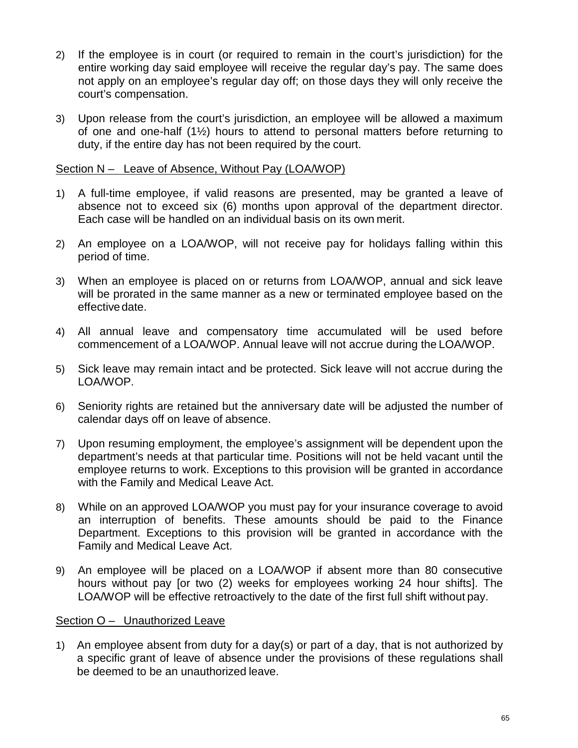2) If the employee is in court (or required to remain in the court's jurisdiction) for the entire working day said employee will receive the regular day's pay. The same does not apply on an employee's regular day off; on those days they will only receive the court's compensation.

3) Upon release from the court's jurisdiction, an employee will be allowed a maximum of one and one-half (1½) hours to attend to personal matters before returning to duty, if the entire day has not been required by the court.

<u>Section N – Leave of Absence, Without Pay (LOA/WOP)</u>

1) A full-time employee, if valid reasons are presented, may be granted a leave of absence not to exceed six (6) months upon approval of the department director. Each case will be handled on an individual basis on its own merit.

2) An employee on a LOA/WOP, will not receive pay for holidays falling within this period of time.

3) When an employee is placed on or returns from LOA/WOP, annual and sick leave will be prorated in the same manner as a new or terminated employee based on the effective date.

4) All annual leave and compensatory time accumulated will be used before commencement of a LOA/WOP. Annual leave will not accrue during the LOA/WOP.

5) Sick leave may remain intact and be protected. Sick leave will not accrue during the LOA/WOP.

6) Seniority rights are retained but the anniversary date will be adjusted the number of calendar days off on leave of absence.

7) Upon resuming employment, the employee's assignment will be dependent upon the department's needs at that particular time. Positions will not be held vacant until the employee returns to work. Exceptions to this provision will be granted in accordance with the Family and Medical Leave Act.

8) While on an approved LOA/WOP you must pay for your insurance coverage to avoid an interruption of benefits. These amounts should be paid to the Finance Department. Exceptions to this provision will be granted in accordance with the Family and Medical Leave Act.

9) An employee will be placed on a LOA/WOP if absent more than 80 consecutive hours without pay [or two (2) weeks for employees working 24 hour shifts]. The LOA/WOP will be effective retroactively to the date of the first full shift without pay.

<u>Section O – Unauthorized Leave</u>

1) An employee absent from duty for a day(s) or part of a day, that is not authorized by a specific grant of leave of absence under the provisions of these regulations shall be deemed to be an unauthorized leave.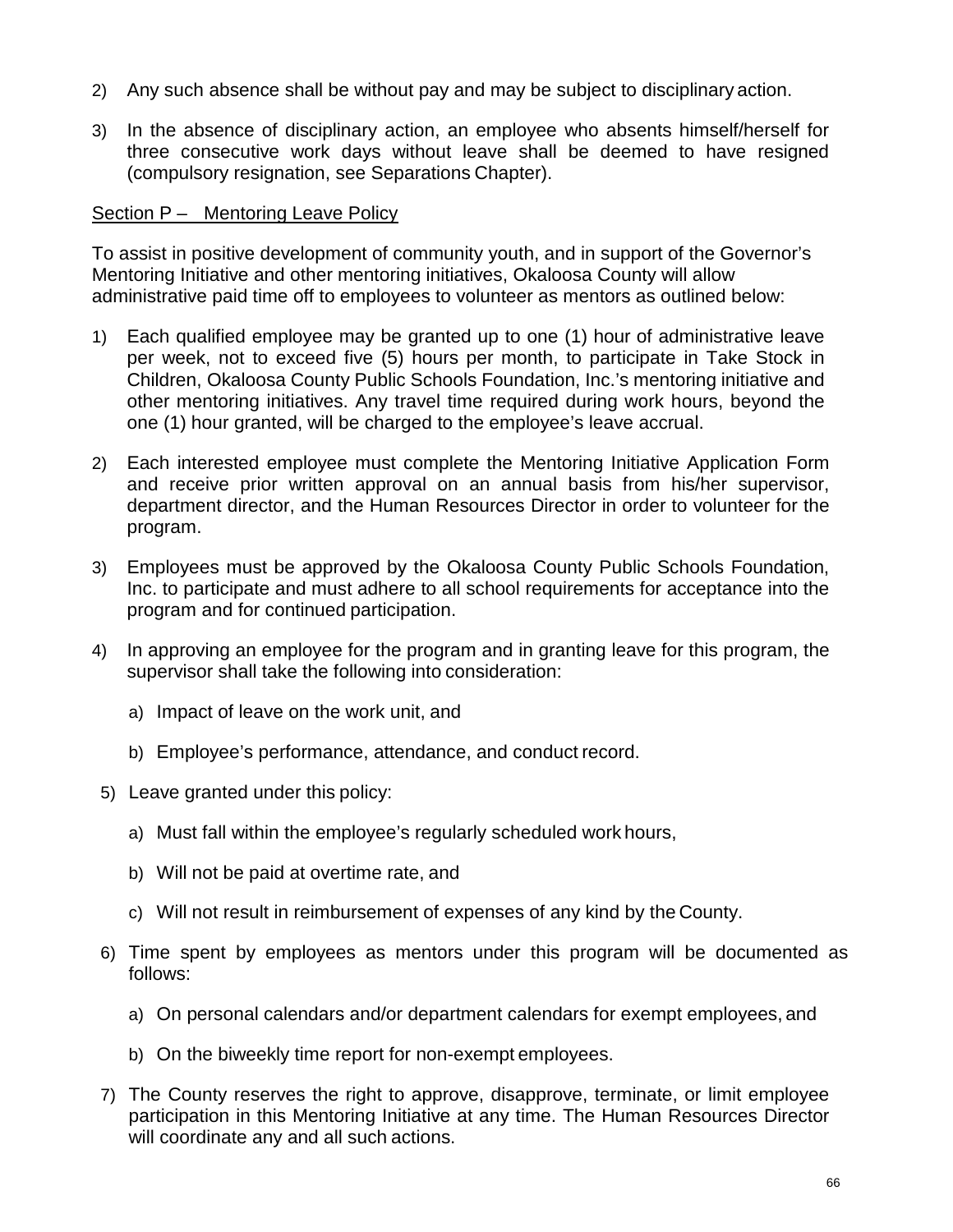2) Any such absence shall be without pay and may be subject to disciplinary action.

3) In the absence of disciplinary action, an employee who absents himself/herself for three consecutive work days without leave shall be deemed to have resigned (compulsory resignation, see Separations Chapter).

<u>Section P – Mentoring Leave Policy</u>

To assist in positive development of community youth, and in support of the Governor's Mentoring Initiative and other mentoring initiatives, Okaloosa County will allow administrative paid time off to employees to volunteer as mentors as outlined below:

1) Each qualified employee may be granted up to one (1) hour of administrative leave per week, not to exceed five (5) hours per month, to participate in Take Stock in Children, Okaloosa County Public Schools Foundation, Inc.'s mentoring initiative and other mentoring initiatives. Any travel time required during work hours, beyond the one (1) hour granted, will be charged to the employee's leave accrual.

2) Each interested employee must complete the Mentoring Initiative Application Form and receive prior written approval on an annual basis from his/her supervisor, department director, and the Human Resources Director in order to volunteer for the program.

3) Employees must be approved by the Okaloosa County Public Schools Foundation, Inc. to participate and must adhere to all school requirements for acceptance into the program and for continued participation.

4) In approving an employee for the program and in granting leave for this program, the supervisor shall take the following into consideration:

    a) Impact of leave on the work unit, and

    b) Employee's performance, attendance, and conduct record.

5) Leave granted under this policy:

    a) Must fall within the employee's regularly scheduled work hours,

    b) Will not be paid at overtime rate, and

    c) Will not result in reimbursement of expenses of any kind by the County.

6) Time spent by employees as mentors under this program will be documented as follows:

    a) On personal calendars and/or department calendars for exempt employees, and

    b) On the biweekly time report for non-exempt employees.

7) The County reserves the right to approve, disapprove, terminate, or limit employee participation in this Mentoring Initiative at any time. The Human Resources Director will coordinate any and all such actions.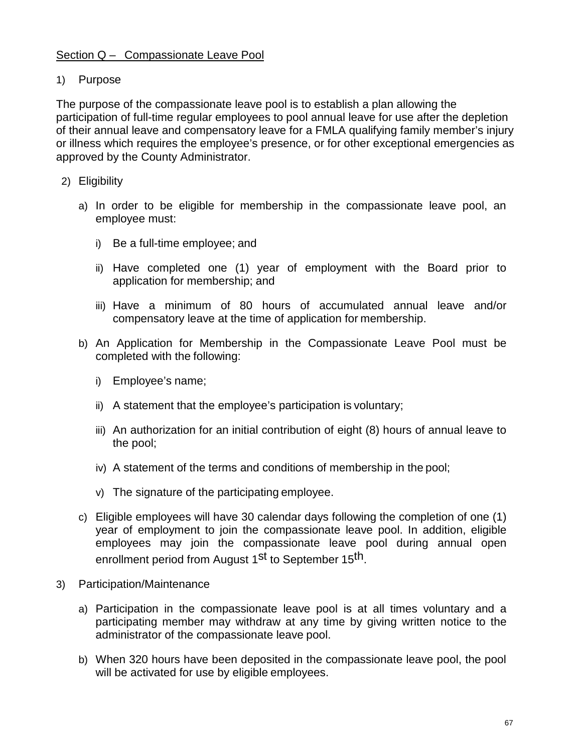## Section Q – Compassionate Leave Pool

1) Purpose

The purpose of the compassionate leave pool is to establish a plan allowing the participation of full-time regular employees to pool annual leave for use after the depletion of their annual leave and compensatory leave for a FMLA qualifying family member's injury or illness which requires the employee's presence, or for other exceptional emergencies as approved by the County Administrator.

2) Eligibility

   a) In order to be eligible for membership in the compassionate leave pool, an employee must:

      i) Be a full-time employee; and

      ii) Have completed one (1) year of employment with the Board prior to application for membership; and

      iii) Have a minimum of 80 hours of accumulated annual leave and/or compensatory leave at the time of application for membership.

   b) An Application for Membership in the Compassionate Leave Pool must be completed with the following:

      i) Employee's name;

      ii) A statement that the employee's participation is voluntary;

      iii) An authorization for an initial contribution of eight (8) hours of annual leave to the pool;

      iv) A statement of the terms and conditions of membership in the pool;

      v) The signature of the participating employee.

   c) Eligible employees will have 30 calendar days following the completion of one (1) year of employment to join the compassionate leave pool. In addition, eligible employees may join the compassionate leave pool during annual open enrollment period from August 1st to September 15th.

3) Participation/Maintenance

   a) Participation in the compassionate leave pool is at all times voluntary and a participating member may withdraw at any time by giving written notice to the administrator of the compassionate leave pool.

   b) When 320 hours have been deposited in the compassionate leave pool, the pool will be activated for use by eligible employees.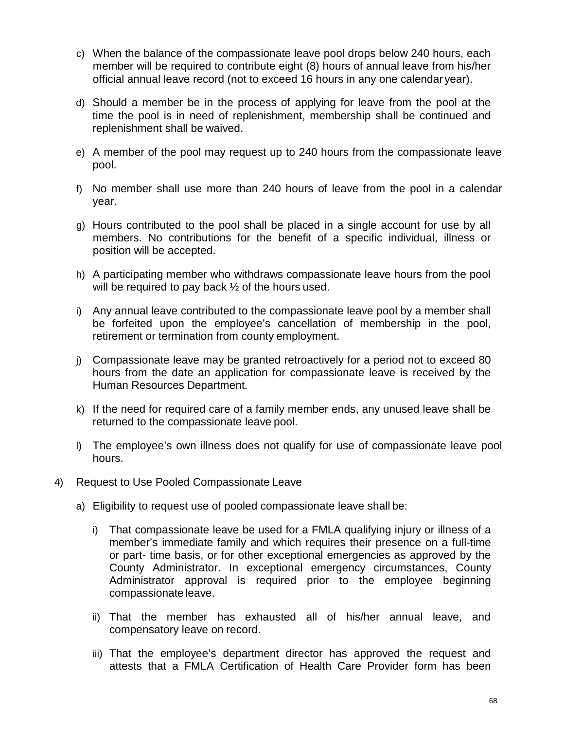c) When the balance of the compassionate leave pool drops below 240 hours, each member will be required to contribute eight (8) hours of annual leave from his/her official annual leave record (not to exceed 16 hours in any one calendar year).

d) Should a member be in the process of applying for leave from the pool at the time the pool is in need of replenishment, membership shall be continued and replenishment shall be waived.

e) A member of the pool may request up to 240 hours from the compassionate leave pool.

f) No member shall use more than 240 hours of leave from the pool in a calendar year.

g) Hours contributed to the pool shall be placed in a single account for use by all members. No contributions for the benefit of a specific individual, illness or position will be accepted.

h) A participating member who withdraws compassionate leave hours from the pool will be required to pay back ½ of the hours used.

i) Any annual leave contributed to the compassionate leave pool by a member shall be forfeited upon the employee's cancellation of membership in the pool, retirement or termination from county employment.

j) Compassionate leave may be granted retroactively for a period not to exceed 80 hours from the date an application for compassionate leave is received by the Human Resources Department.

k) If the need for required care of a family member ends, any unused leave shall be returned to the compassionate leave pool.

l) The employee's own illness does not qualify for use of compassionate leave pool hours.

4) Request to Use Pooled Compassionate Leave

   a) Eligibility to request use of pooled compassionate leave shall be:

      i) That compassionate leave be used for a FMLA qualifying injury or illness of a member's immediate family and which requires their presence on a full-time or part- time basis, or for other exceptional emergencies as approved by the County Administrator. In exceptional emergency circumstances, County Administrator approval is required prior to the employee beginning compassionate leave.

      ii) That the member has exhausted all of his/her annual leave, and compensatory leave on record.

      iii) That the employee's department director has approved the request and attests that a FMLA Certification of Health Care Provider form has been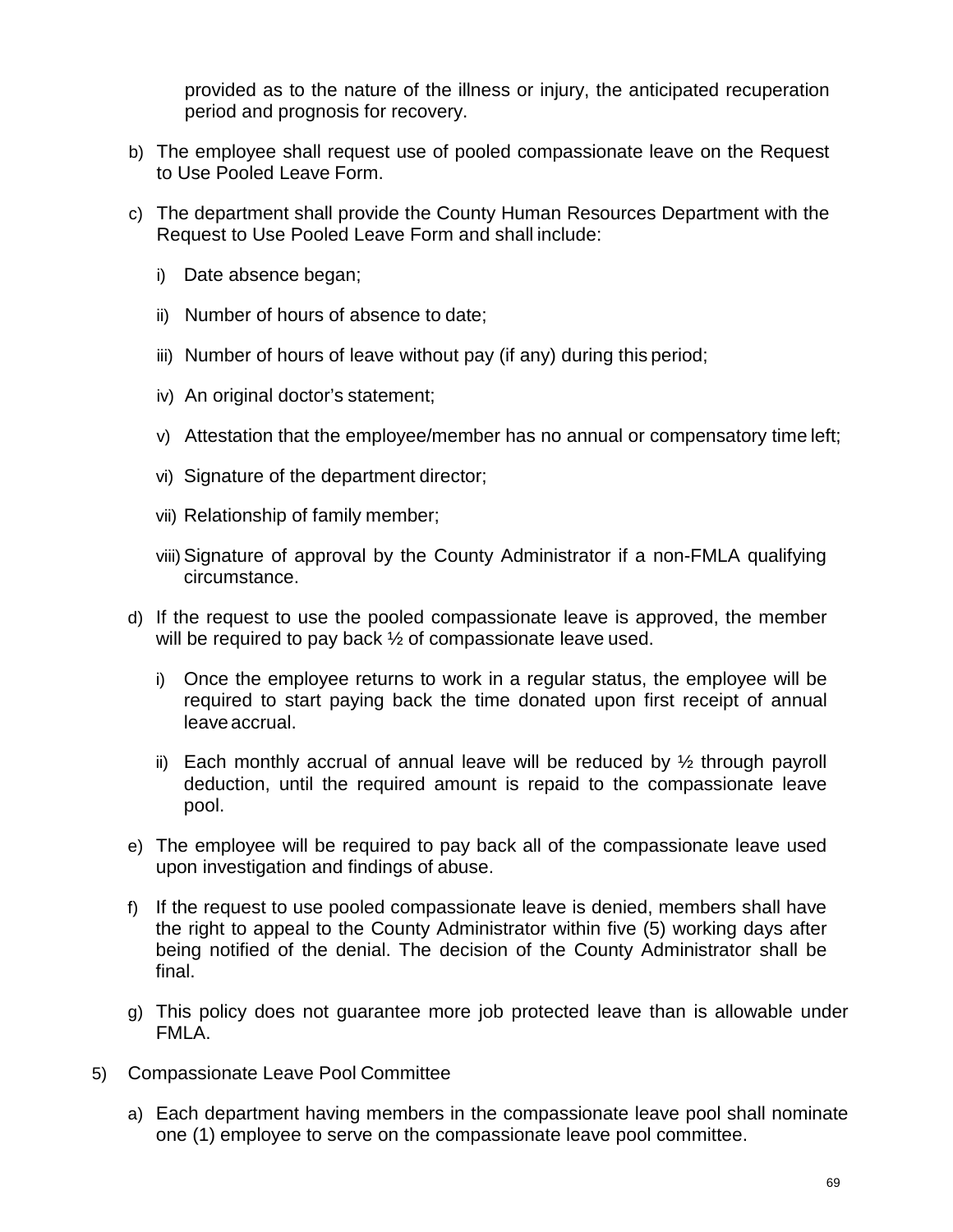provided as to the nature of the illness or injury, the anticipated recuperation period and prognosis for recovery.

b) The employee shall request use of pooled compassionate leave on the Request to Use Pooled Leave Form.

c) The department shall provide the County Human Resources Department with the Request to Use Pooled Leave Form and shall include:

   i) Date absence began;

   ii) Number of hours of absence to date;

   iii) Number of hours of leave without pay (if any) during this period;

   iv) An original doctor's statement;

   v) Attestation that the employee/member has no annual or compensatory time left;

   vi) Signature of the department director;

   vii) Relationship of family member;

   viii) Signature of approval by the County Administrator if a non-FMLA qualifying circumstance.

d) If the request to use the pooled compassionate leave is approved, the member will be required to pay back ½ of compassionate leave used.

   i) Once the employee returns to work in a regular status, the employee will be required to start paying back the time donated upon first receipt of annual leave accrual.

   ii) Each monthly accrual of annual leave will be reduced by ½ through payroll deduction, until the required amount is repaid to the compassionate leave pool.

e) The employee will be required to pay back all of the compassionate leave used upon investigation and findings of abuse.

f) If the request to use pooled compassionate leave is denied, members shall have the right to appeal to the County Administrator within five (5) working days after being notified of the denial. The decision of the County Administrator shall be final.

g) This policy does not guarantee more job protected leave than is allowable under FMLA.

5) Compassionate Leave Pool Committee

   a) Each department having members in the compassionate leave pool shall nominate one (1) employee to serve on the compassionate leave pool committee.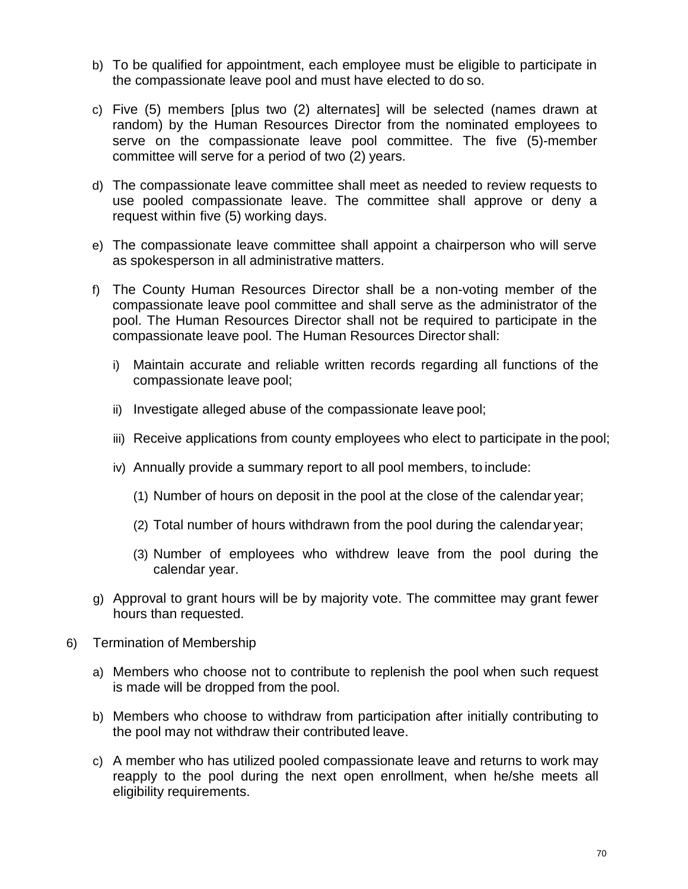b) To be qualified for appointment, each employee must be eligible to participate in the compassionate leave pool and must have elected to do so.

c) Five (5) members [plus two (2) alternates] will be selected (names drawn at random) by the Human Resources Director from the nominated employees to serve on the compassionate leave pool committee. The five (5)-member committee will serve for a period of two (2) years.

d) The compassionate leave committee shall meet as needed to review requests to use pooled compassionate leave. The committee shall approve or deny a request within five (5) working days.

e) The compassionate leave committee shall appoint a chairperson who will serve as spokesperson in all administrative matters.

f) The County Human Resources Director shall be a non-voting member of the compassionate leave pool committee and shall serve as the administrator of the pool. The Human Resources Director shall not be required to participate in the compassionate leave pool. The Human Resources Director shall:

   i) Maintain accurate and reliable written records regarding all functions of the compassionate leave pool;

   ii) Investigate alleged abuse of the compassionate leave pool;

   iii) Receive applications from county employees who elect to participate in the pool;

   iv) Annually provide a summary report to all pool members, to include:

      (1) Number of hours on deposit in the pool at the close of the calendar year;

      (2) Total number of hours withdrawn from the pool during the calendar year;

      (3) Number of employees who withdrew leave from the pool during the calendar year.

g) Approval to grant hours will be by majority vote. The committee may grant fewer hours than requested.

6) Termination of Membership

   a) Members who choose not to contribute to replenish the pool when such request is made will be dropped from the pool.

   b) Members who choose to withdraw from participation after initially contributing to the pool may not withdraw their contributed leave.

   c) A member who has utilized pooled compassionate leave and returns to work may reapply to the pool during the next open enrollment, when he/she meets all eligibility requirements.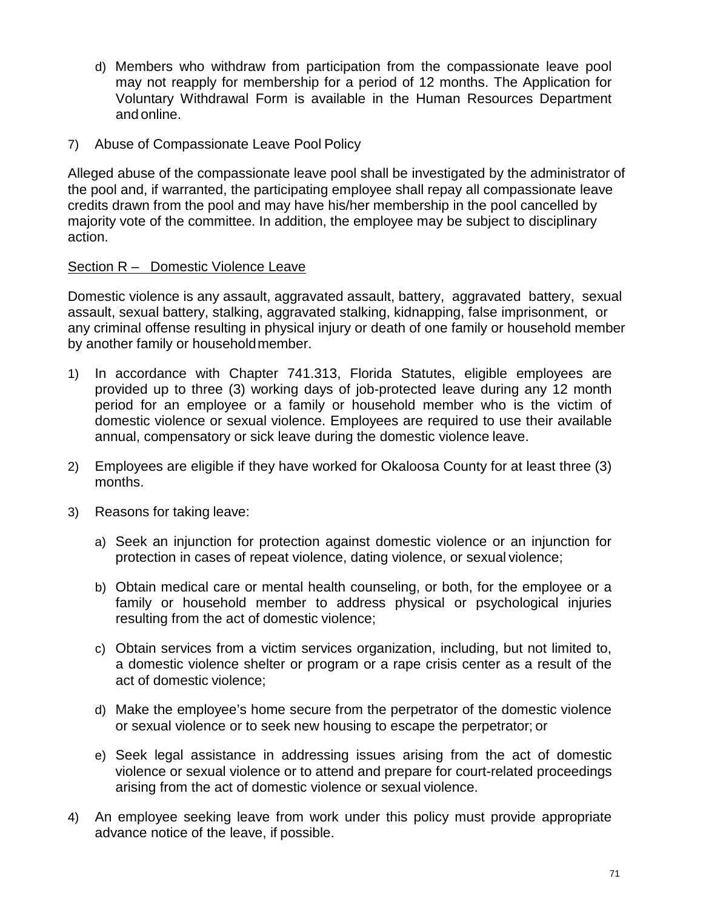d) Members who withdraw from participation from the compassionate leave pool may not reapply for membership for a period of 12 months. The Application for Voluntary Withdrawal Form is available in the Human Resources Department and online.

7) Abuse of Compassionate Leave Pool Policy

Alleged abuse of the compassionate leave pool shall be investigated by the administrator of the pool and, if warranted, the participating employee shall repay all compassionate leave credits drawn from the pool and may have his/her membership in the pool cancelled by majority vote of the committee. In addition, the employee may be subject to disciplinary action.

<u>Section R – Domestic Violence Leave</u>

Domestic violence is any assault, aggravated assault, battery, aggravated battery, sexual assault, sexual battery, stalking, aggravated stalking, kidnapping, false imprisonment, or any criminal offense resulting in physical injury or death of one family or household member by another family or household member.

1) In accordance with Chapter 741.313, Florida Statutes, eligible employees are provided up to three (3) working days of job-protected leave during any 12 month period for an employee or a family or household member who is the victim of domestic violence or sexual violence. Employees are required to use their available annual, compensatory or sick leave during the domestic violence leave.

2) Employees are eligible if they have worked for Okaloosa County for at least three (3) months.

3) Reasons for taking leave:

   a) Seek an injunction for protection against domestic violence or an injunction for protection in cases of repeat violence, dating violence, or sexual violence;

   b) Obtain medical care or mental health counseling, or both, for the employee or a family or household member to address physical or psychological injuries resulting from the act of domestic violence;

   c) Obtain services from a victim services organization, including, but not limited to, a domestic violence shelter or program or a rape crisis center as a result of the act of domestic violence;

   d) Make the employee's home secure from the perpetrator of the domestic violence or sexual violence or to seek new housing to escape the perpetrator; or

   e) Seek legal assistance in addressing issues arising from the act of domestic violence or sexual violence or to attend and prepare for court-related proceedings arising from the act of domestic violence or sexual violence.

4) An employee seeking leave from work under this policy must provide appropriate advance notice of the leave, if possible.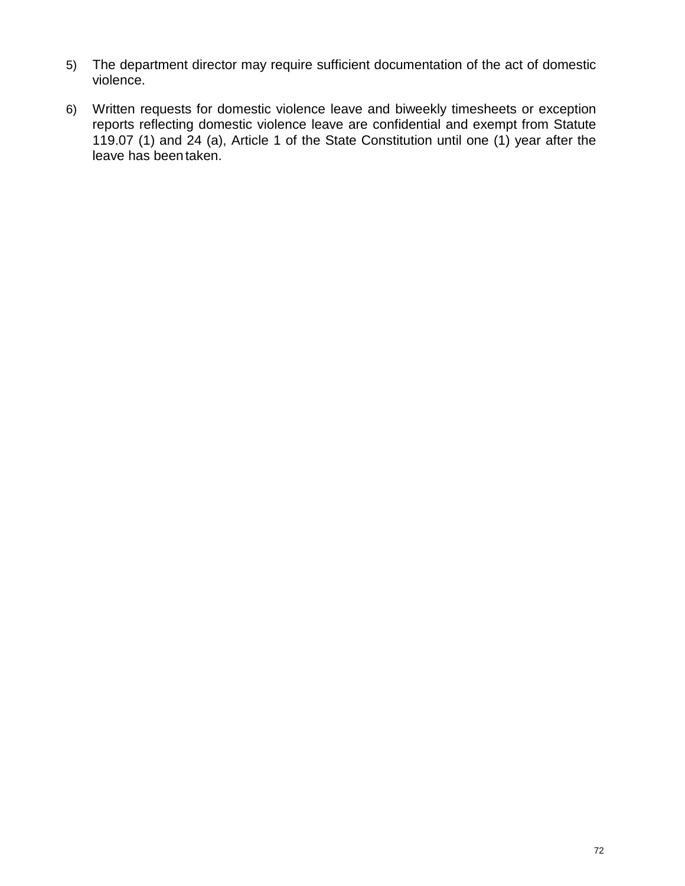5) The department director may require sufficient documentation of the act of domestic violence.

6) Written requests for domestic violence leave and biweekly timesheets or exception reports reflecting domestic violence leave are confidential and exempt from Statute 119.07 (1) and 24 (a), Article 1 of the State Constitution until one (1) year after the leave has been taken.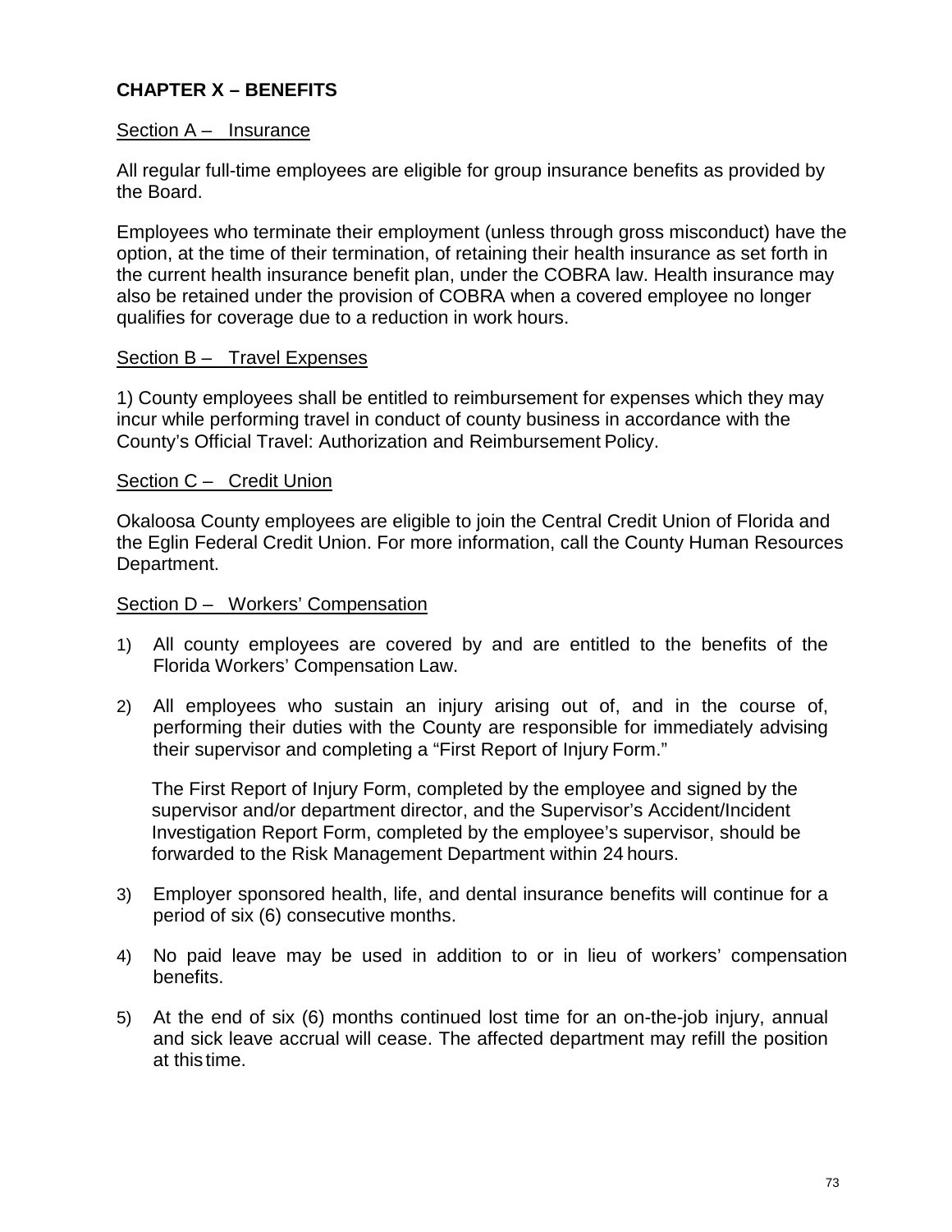## CHAPTER X – BENEFITS

### Section A – Insurance

All regular full-time employees are eligible for group insurance benefits as provided by the Board.

Employees who terminate their employment (unless through gross misconduct) have the option, at the time of their termination, of retaining their health insurance as set forth in the current health insurance benefit plan, under the COBRA law. Health insurance may also be retained under the provision of COBRA when a covered employee no longer qualifies for coverage due to a reduction in work hours.

### Section B – Travel Expenses

1) County employees shall be entitled to reimbursement for expenses which they may incur while performing travel in conduct of county business in accordance with the County's Official Travel: Authorization and Reimbursement Policy.

### Section C – Credit Union

Okaloosa County employees are eligible to join the Central Credit Union of Florida and the Eglin Federal Credit Union. For more information, call the County Human Resources Department.

### Section D – Workers' Compensation

1) All county employees are covered by and are entitled to the benefits of the Florida Workers' Compensation Law.

2) All employees who sustain an injury arising out of, and in the course of, performing their duties with the County are responsible for immediately advising their supervisor and completing a "First Report of Injury Form."

   The First Report of Injury Form, completed by the employee and signed by the supervisor and/or department director, and the Supervisor's Accident/Incident Investigation Report Form, completed by the employee's supervisor, should be forwarded to the Risk Management Department within 24 hours.

3) Employer sponsored health, life, and dental insurance benefits will continue for a period of six (6) consecutive months.

4) No paid leave may be used in addition to or in lieu of workers' compensation benefits.

5) At the end of six (6) months continued lost time for an on-the-job injury, annual and sick leave accrual will cease. The affected department may refill the position at this time.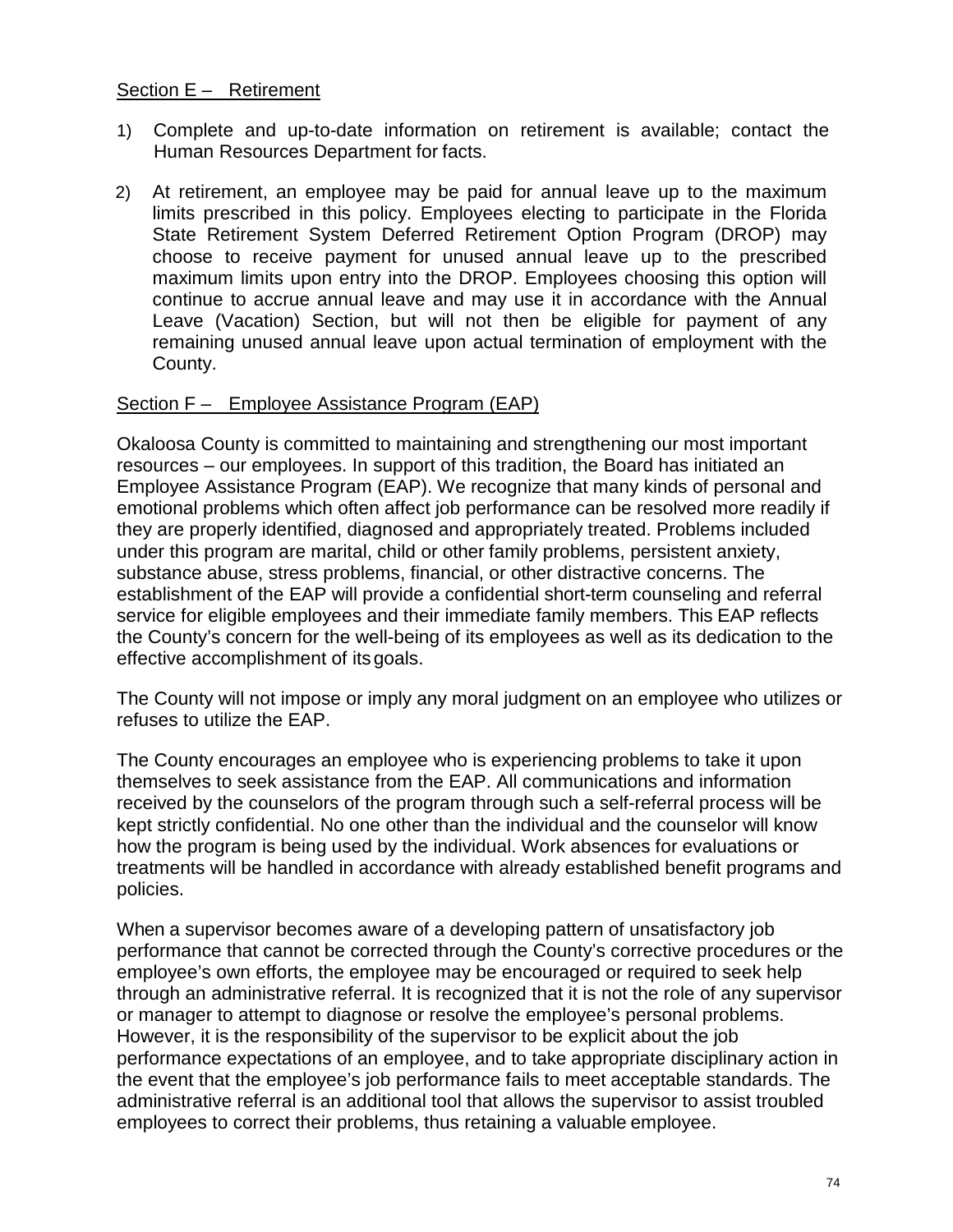## Section E – Retirement

1) Complete and up-to-date information on retirement is available; contact the Human Resources Department for facts.

2) At retirement, an employee may be paid for annual leave up to the maximum limits prescribed in this policy. Employees electing to participate in the Florida State Retirement System Deferred Retirement Option Program (DROP) may choose to receive payment for unused annual leave up to the prescribed maximum limits upon entry into the DROP. Employees choosing this option will continue to accrue annual leave and may use it in accordance with the Annual Leave (Vacation) Section, but will not then be eligible for payment of any remaining unused annual leave upon actual termination of employment with the County.

## Section F – Employee Assistance Program (EAP)

Okaloosa County is committed to maintaining and strengthening our most important resources – our employees. In support of this tradition, the Board has initiated an Employee Assistance Program (EAP). We recognize that many kinds of personal and emotional problems which often affect job performance can be resolved more readily if they are properly identified, diagnosed and appropriately treated. Problems included under this program are marital, child or other family problems, persistent anxiety, substance abuse, stress problems, financial, or other distractive concerns. The establishment of the EAP will provide a confidential short-term counseling and referral service for eligible employees and their immediate family members. This EAP reflects the County's concern for the well-being of its employees as well as its dedication to the effective accomplishment of its goals.

The County will not impose or imply any moral judgment on an employee who utilizes or refuses to utilize the EAP.

The County encourages an employee who is experiencing problems to take it upon themselves to seek assistance from the EAP. All communications and information received by the counselors of the program through such a self-referral process will be kept strictly confidential. No one other than the individual and the counselor will know how the program is being used by the individual. Work absences for evaluations or treatments will be handled in accordance with already established benefit programs and policies.

When a supervisor becomes aware of a developing pattern of unsatisfactory job performance that cannot be corrected through the County's corrective procedures or the employee's own efforts, the employee may be encouraged or required to seek help through an administrative referral. It is recognized that it is not the role of any supervisor or manager to attempt to diagnose or resolve the employee's personal problems. However, it is the responsibility of the supervisor to be explicit about the job performance expectations of an employee, and to take appropriate disciplinary action in the event that the employee's job performance fails to meet acceptable standards. The administrative referral is an additional tool that allows the supervisor to assist troubled employees to correct their problems, thus retaining a valuable employee.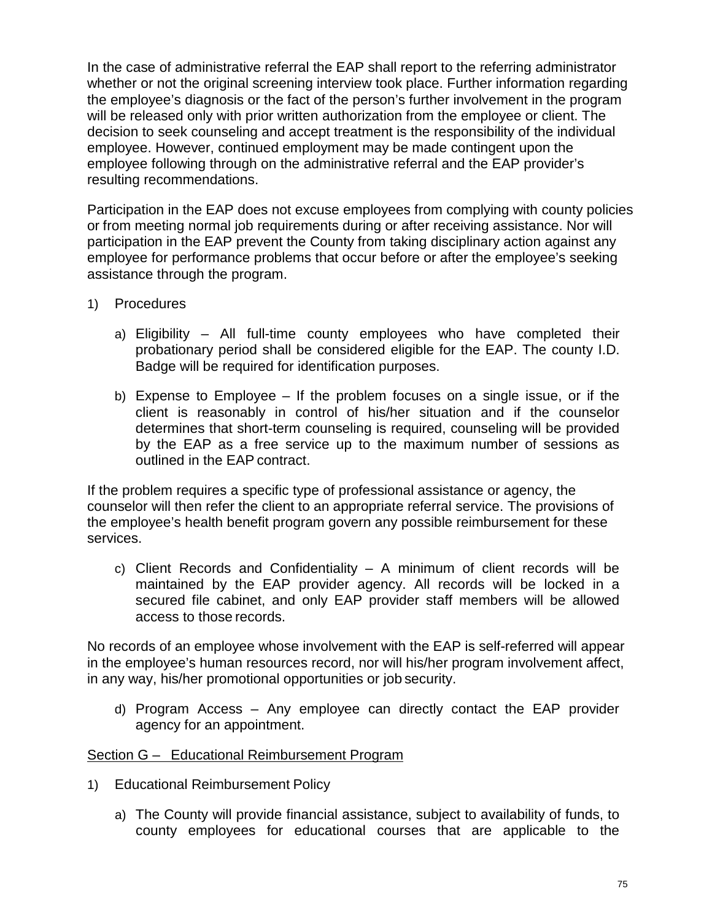In the case of administrative referral the EAP shall report to the referring administrator whether or not the original screening interview took place. Further information regarding the employee's diagnosis or the fact of the person's further involvement in the program will be released only with prior written authorization from the employee or client. The decision to seek counseling and accept treatment is the responsibility of the individual employee. However, continued employment may be made contingent upon the employee following through on the administrative referral and the EAP provider's resulting recommendations.

Participation in the EAP does not excuse employees from complying with county policies or from meeting normal job requirements during or after receiving assistance. Nor will participation in the EAP prevent the County from taking disciplinary action against any employee for performance problems that occur before or after the employee's seeking assistance through the program.

1) Procedures

   a) Eligibility – All full-time county employees who have completed their probationary period shall be considered eligible for the EAP. The county I.D. Badge will be required for identification purposes.

   b) Expense to Employee – If the problem focuses on a single issue, or if the client is reasonably in control of his/her situation and if the counselor determines that short-term counseling is required, counseling will be provided by the EAP as a free service up to the maximum number of sessions as outlined in the EAP contract.

If the problem requires a specific type of professional assistance or agency, the counselor will then refer the client to an appropriate referral service. The provisions of the employee's health benefit program govern any possible reimbursement for these services.

   c) Client Records and Confidentiality – A minimum of client records will be maintained by the EAP provider agency. All records will be locked in a secured file cabinet, and only EAP provider staff members will be allowed access to those records.

No records of an employee whose involvement with the EAP is self-referred will appear in the employee's human resources record, nor will his/her program involvement affect, in any way, his/her promotional opportunities or job security.

   d) Program Access – Any employee can directly contact the EAP provider agency for an appointment.

<u>Section G – Educational Reimbursement Program</u>

1) Educational Reimbursement Policy

   a) The County will provide financial assistance, subject to availability of funds, to county employees for educational courses that are applicable to the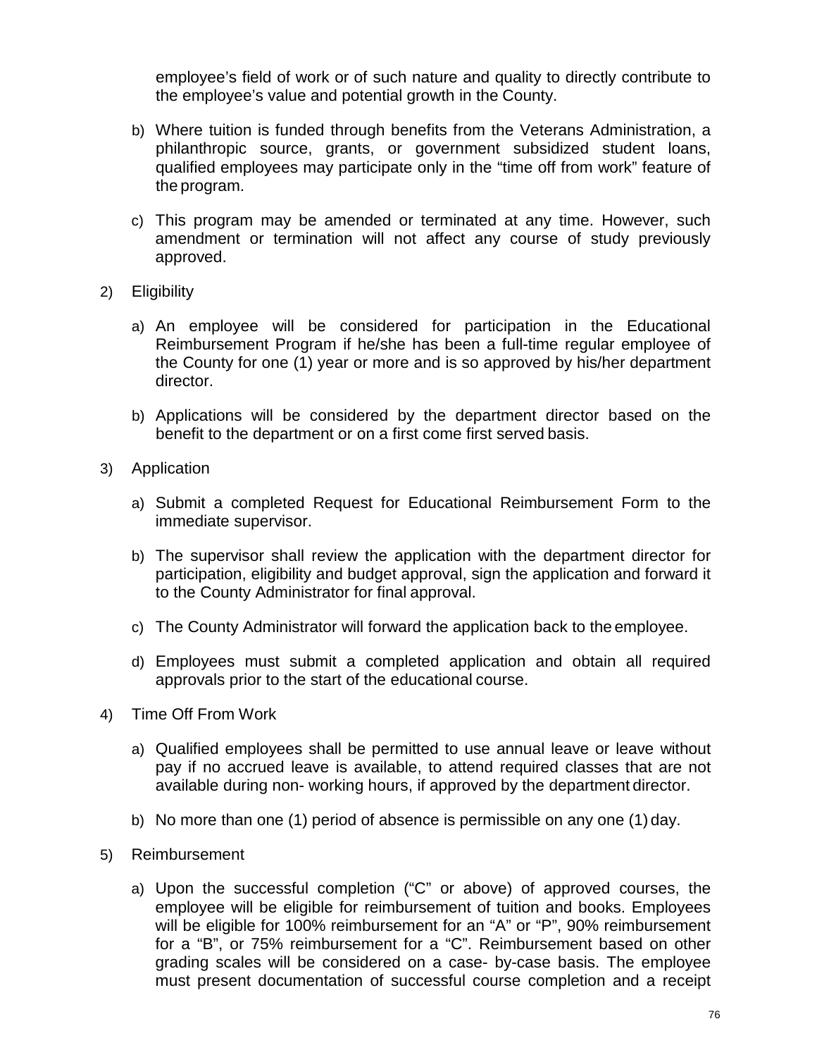employee's field of work or of such nature and quality to directly contribute to the employee's value and potential growth in the County.

b) Where tuition is funded through benefits from the Veterans Administration, a philanthropic source, grants, or government subsidized student loans, qualified employees may participate only in the "time off from work" feature of the program.

c) This program may be amended or terminated at any time. However, such amendment or termination will not affect any course of study previously approved.

2) Eligibility

a) An employee will be considered for participation in the Educational Reimbursement Program if he/she has been a full-time regular employee of the County for one (1) year or more and is so approved by his/her department director.

b) Applications will be considered by the department director based on the benefit to the department or on a first come first served basis.

3) Application

a) Submit a completed Request for Educational Reimbursement Form to the immediate supervisor.

b) The supervisor shall review the application with the department director for participation, eligibility and budget approval, sign the application and forward it to the County Administrator for final approval.

c) The County Administrator will forward the application back to the employee.

d) Employees must submit a completed application and obtain all required approvals prior to the start of the educational course.

4) Time Off From Work

a) Qualified employees shall be permitted to use annual leave or leave without pay if no accrued leave is available, to attend required classes that are not available during non- working hours, if approved by the department director.

b) No more than one (1) period of absence is permissible on any one (1) day.

5) Reimbursement

a) Upon the successful completion ("C" or above) of approved courses, the employee will be eligible for reimbursement of tuition and books. Employees will be eligible for 100% reimbursement for an "A" or "P", 90% reimbursement for a "B", or 75% reimbursement for a "C". Reimbursement based on other grading scales will be considered on a case- by-case basis. The employee must present documentation of successful course completion and a receipt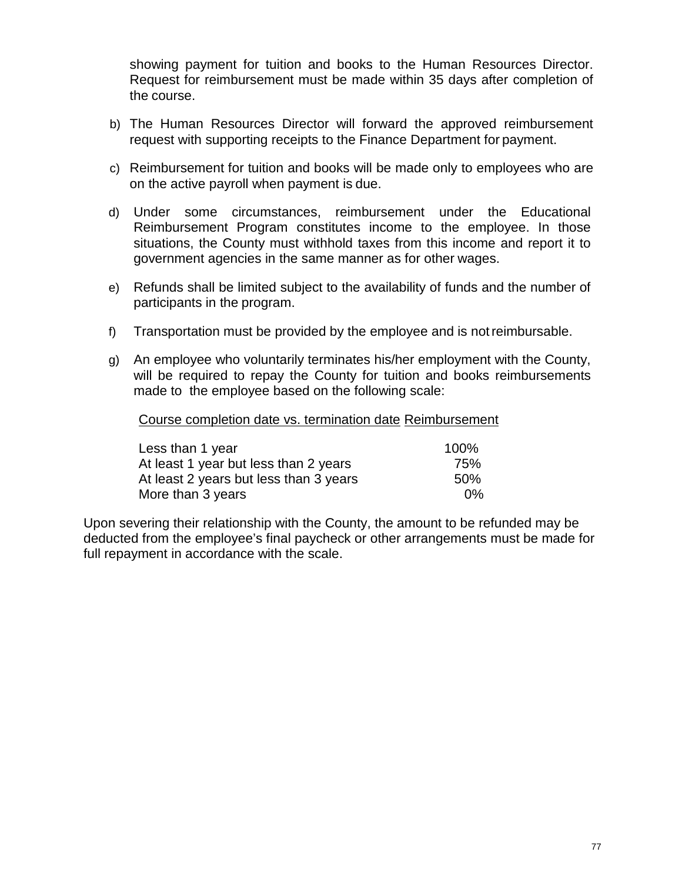showing payment for tuition and books to the Human Resources Director. Request for reimbursement must be made within 35 days after completion of the course.

b) The Human Resources Director will forward the approved reimbursement request with supporting receipts to the Finance Department for payment.

c) Reimbursement for tuition and books will be made only to employees who are on the active payroll when payment is due.

d) Under some circumstances, reimbursement under the Educational Reimbursement Program constitutes income to the employee. In those situations, the County must withhold taxes from this income and report it to government agencies in the same manner as for other wages.

e) Refunds shall be limited subject to the availability of funds and the number of participants in the program.

f) Transportation must be provided by the employee and is not reimbursable.

g) An employee who voluntarily terminates his/her employment with the County, will be required to repay the County for tuition and books reimbursements made to the employee based on the following scale:

| Course completion date vs. termination date | Reimbursement |
|---|---|
| Less than 1 year | 100% |
| At least 1 year but less than 2 years | 75% |
| At least 2 years but less than 3 years | 50% |
| More than 3 years | 0% |

Upon severing their relationship with the County, the amount to be refunded may be deducted from the employee's final paycheck or other arrangements must be made for full repayment in accordance with the scale.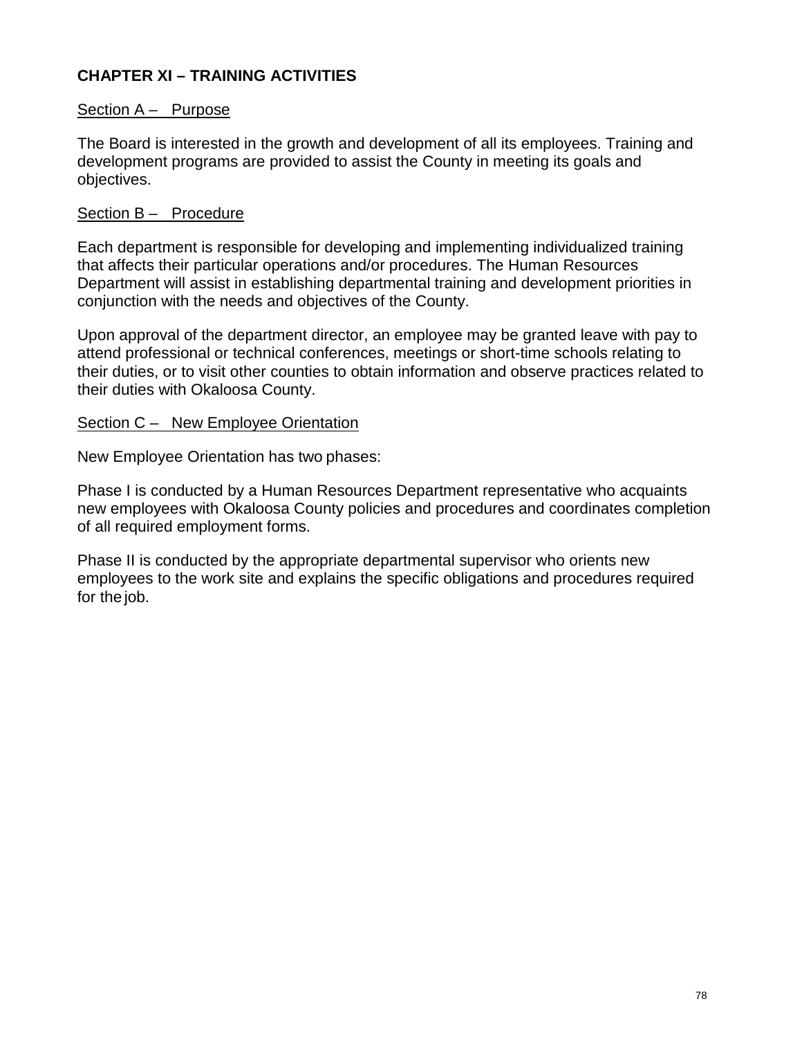## CHAPTER XI – TRAINING ACTIVITIES

### Section A – Purpose

The Board is interested in the growth and development of all its employees. Training and development programs are provided to assist the County in meeting its goals and objectives.

### Section B – Procedure

Each department is responsible for developing and implementing individualized training that affects their particular operations and/or procedures. The Human Resources Department will assist in establishing departmental training and development priorities in conjunction with the needs and objectives of the County.

Upon approval of the department director, an employee may be granted leave with pay to attend professional or technical conferences, meetings or short-time schools relating to their duties, or to visit other counties to obtain information and observe practices related to their duties with Okaloosa County.

### Section C – New Employee Orientation

New Employee Orientation has two phases:

Phase I is conducted by a Human Resources Department representative who acquaints new employees with Okaloosa County policies and procedures and coordinates completion of all required employment forms.

Phase II is conducted by the appropriate departmental supervisor who orients new employees to the work site and explains the specific obligations and procedures required for the job.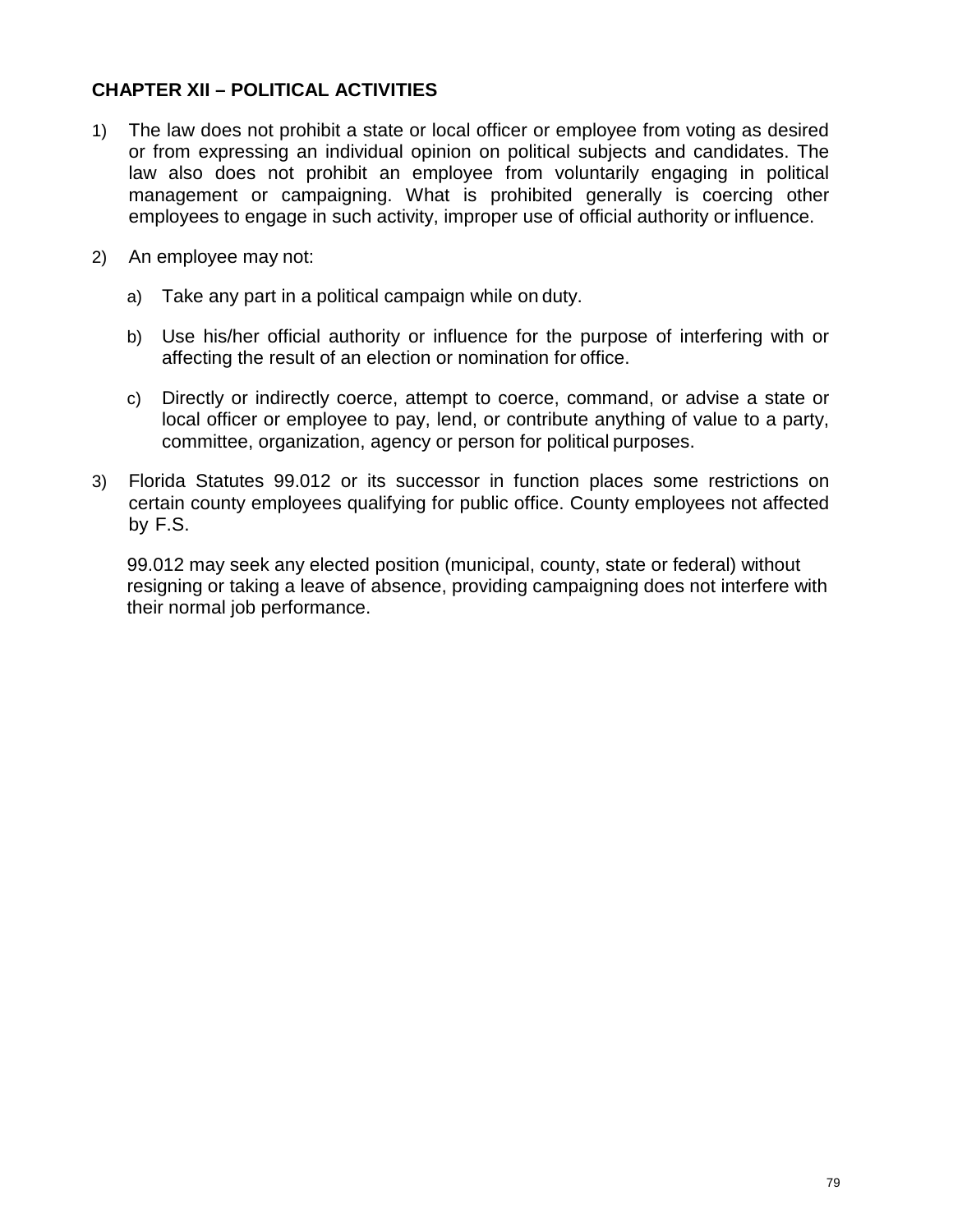## CHAPTER XII – POLITICAL ACTIVITIES

1) The law does not prohibit a state or local officer or employee from voting as desired or from expressing an individual opinion on political subjects and candidates. The law also does not prohibit an employee from voluntarily engaging in political management or campaigning. What is prohibited generally is coercing other employees to engage in such activity, improper use of official authority or influence.

2) An employee may not:

   a) Take any part in a political campaign while on duty.

   b) Use his/her official authority or influence for the purpose of interfering with or affecting the result of an election or nomination for office.

   c) Directly or indirectly coerce, attempt to coerce, command, or advise a state or local officer or employee to pay, lend, or contribute anything of value to a party, committee, organization, agency or person for political purposes.

3) Florida Statutes 99.012 or its successor in function places some restrictions on certain county employees qualifying for public office. County employees not affected by F.S.

   99.012 may seek any elected position (municipal, county, state or federal) without resigning or taking a leave of absence, providing campaigning does not interfere with their normal job performance.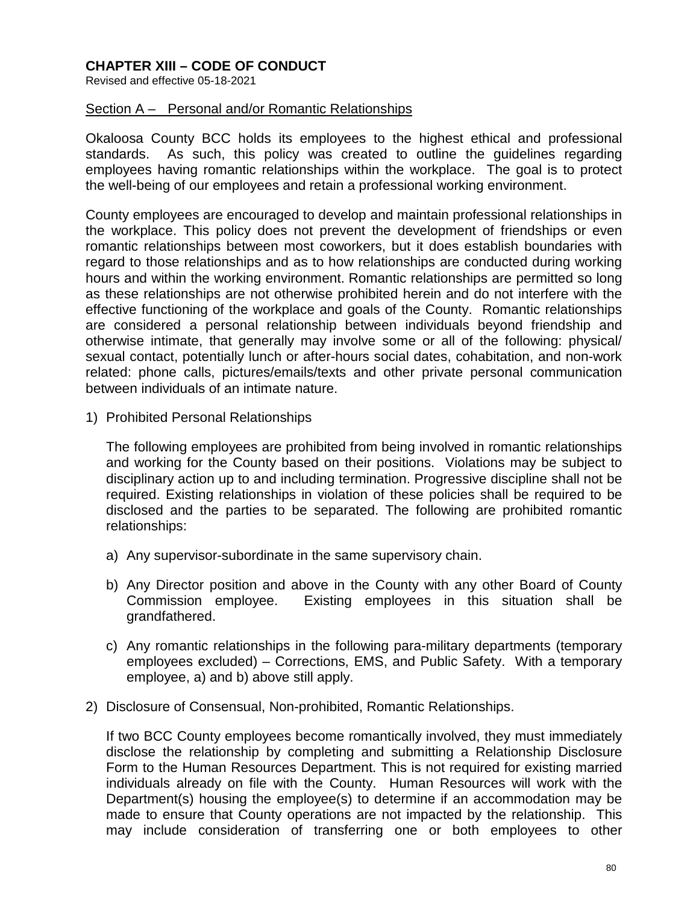## CHAPTER XIII – CODE OF CONDUCT

Revised and effective 05-18-2021

### Section A – Personal and/or Romantic Relationships

Okaloosa County BCC holds its employees to the highest ethical and professional standards. As such, this policy was created to outline the guidelines regarding employees having romantic relationships within the workplace. The goal is to protect the well-being of our employees and retain a professional working environment.

County employees are encouraged to develop and maintain professional relationships in the workplace. This policy does not prevent the development of friendships or even romantic relationships between most coworkers, but it does establish boundaries with regard to those relationships and as to how relationships are conducted during working hours and within the working environment. Romantic relationships are permitted so long as these relationships are not otherwise prohibited herein and do not interfere with the effective functioning of the workplace and goals of the County. Romantic relationships are considered a personal relationship between individuals beyond friendship and otherwise intimate, that generally may involve some or all of the following: physical/ sexual contact, potentially lunch or after-hours social dates, cohabitation, and non-work related: phone calls, pictures/emails/texts and other private personal communication between individuals of an intimate nature.

1) Prohibited Personal Relationships

   The following employees are prohibited from being involved in romantic relationships and working for the County based on their positions. Violations may be subject to disciplinary action up to and including termination. Progressive discipline shall not be required. Existing relationships in violation of these policies shall be required to be disclosed and the parties to be separated. The following are prohibited romantic relationships:

   a) Any supervisor-subordinate in the same supervisory chain.

   b) Any Director position and above in the County with any other Board of County Commission employee. Existing employees in this situation shall be grandfathered.

   c) Any romantic relationships in the following para-military departments (temporary employees excluded) – Corrections, EMS, and Public Safety. With a temporary employee, a) and b) above still apply.

2) Disclosure of Consensual, Non-prohibited, Romantic Relationships.

   If two BCC County employees become romantically involved, they must immediately disclose the relationship by completing and submitting a Relationship Disclosure Form to the Human Resources Department. This is not required for existing married individuals already on file with the County. Human Resources will work with the Department(s) housing the employee(s) to determine if an accommodation may be made to ensure that County operations are not impacted by the relationship. This may include consideration of transferring one or both employees to other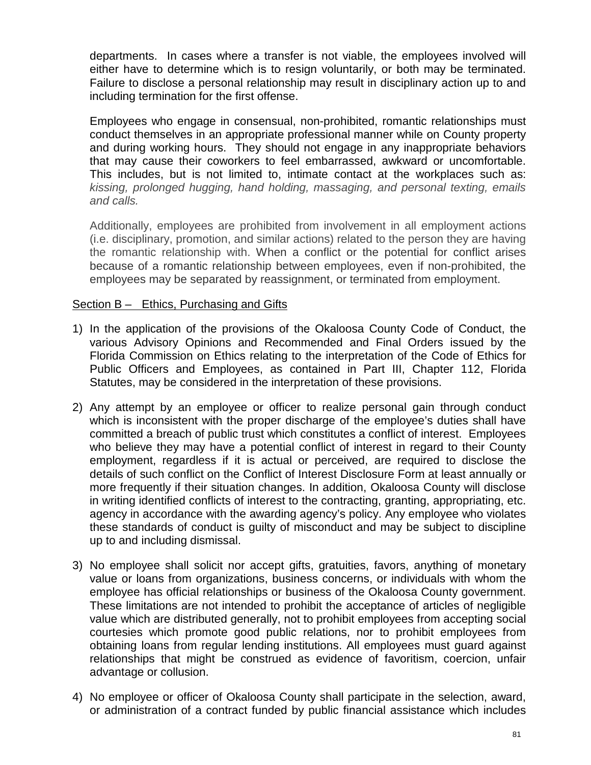departments. In cases where a transfer is not viable, the employees involved will either have to determine which is to resign voluntarily, or both may be terminated. Failure to disclose a personal relationship may result in disciplinary action up to and including termination for the first offense.

Employees who engage in consensual, non-prohibited, romantic relationships must conduct themselves in an appropriate professional manner while on County property and during working hours. They should not engage in any inappropriate behaviors that may cause their coworkers to feel embarrassed, awkward or uncomfortable. This includes, but is not limited to, intimate contact at the workplaces such as: *kissing, prolonged hugging, hand holding, massaging, and personal texting, emails and calls.*

Additionally, employees are prohibited from involvement in all employment actions (i.e. disciplinary, promotion, and similar actions) related to the person they are having the romantic relationship with. When a conflict or the potential for conflict arises because of a romantic relationship between employees, even if non-prohibited, the employees may be separated by reassignment, or terminated from employment.

<u>Section B – Ethics, Purchasing and Gifts</u>

1) In the application of the provisions of the Okaloosa County Code of Conduct, the various Advisory Opinions and Recommended and Final Orders issued by the Florida Commission on Ethics relating to the interpretation of the Code of Ethics for Public Officers and Employees, as contained in Part III, Chapter 112, Florida Statutes, may be considered in the interpretation of these provisions.

2) Any attempt by an employee or officer to realize personal gain through conduct which is inconsistent with the proper discharge of the employee's duties shall have committed a breach of public trust which constitutes a conflict of interest. Employees who believe they may have a potential conflict of interest in regard to their County employment, regardless if it is actual or perceived, are required to disclose the details of such conflict on the Conflict of Interest Disclosure Form at least annually or more frequently if their situation changes. In addition, Okaloosa County will disclose in writing identified conflicts of interest to the contracting, granting, appropriating, etc. agency in accordance with the awarding agency's policy. Any employee who violates these standards of conduct is guilty of misconduct and may be subject to discipline up to and including dismissal.

3) No employee shall solicit nor accept gifts, gratuities, favors, anything of monetary value or loans from organizations, business concerns, or individuals with whom the employee has official relationships or business of the Okaloosa County government. These limitations are not intended to prohibit the acceptance of articles of negligible value which are distributed generally, not to prohibit employees from accepting social courtesies which promote good public relations, nor to prohibit employees from obtaining loans from regular lending institutions. All employees must guard against relationships that might be construed as evidence of favoritism, coercion, unfair advantage or collusion.

4) No employee or officer of Okaloosa County shall participate in the selection, award, or administration of a contract funded by public financial assistance which includes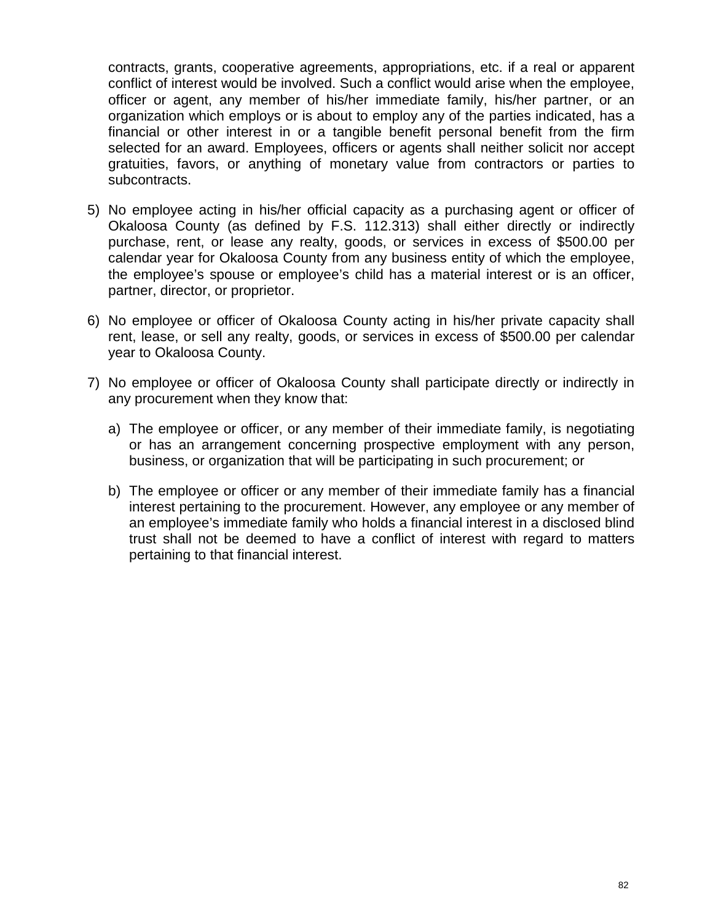contracts, grants, cooperative agreements, appropriations, etc. if a real or apparent conflict of interest would be involved. Such a conflict would arise when the employee, officer or agent, any member of his/her immediate family, his/her partner, or an organization which employs or is about to employ any of the parties indicated, has a financial or other interest in or a tangible benefit personal benefit from the firm selected for an award. Employees, officers or agents shall neither solicit nor accept gratuities, favors, or anything of monetary value from contractors or parties to subcontracts.

5) No employee acting in his/her official capacity as a purchasing agent or officer of Okaloosa County (as defined by F.S. 112.313) shall either directly or indirectly purchase, rent, or lease any realty, goods, or services in excess of $500.00 per calendar year for Okaloosa County from any business entity of which the employee, the employee's spouse or employee's child has a material interest or is an officer, partner, director, or proprietor.

6) No employee or officer of Okaloosa County acting in his/her private capacity shall rent, lease, or sell any realty, goods, or services in excess of $500.00 per calendar year to Okaloosa County.

7) No employee or officer of Okaloosa County shall participate directly or indirectly in any procurement when they know that:

   a) The employee or officer, or any member of their immediate family, is negotiating or has an arrangement concerning prospective employment with any person, business, or organization that will be participating in such procurement; or

   b) The employee or officer or any member of their immediate family has a financial interest pertaining to the procurement. However, any employee or any member of an employee's immediate family who holds a financial interest in a disclosed blind trust shall not be deemed to have a conflict of interest with regard to matters pertaining to that financial interest.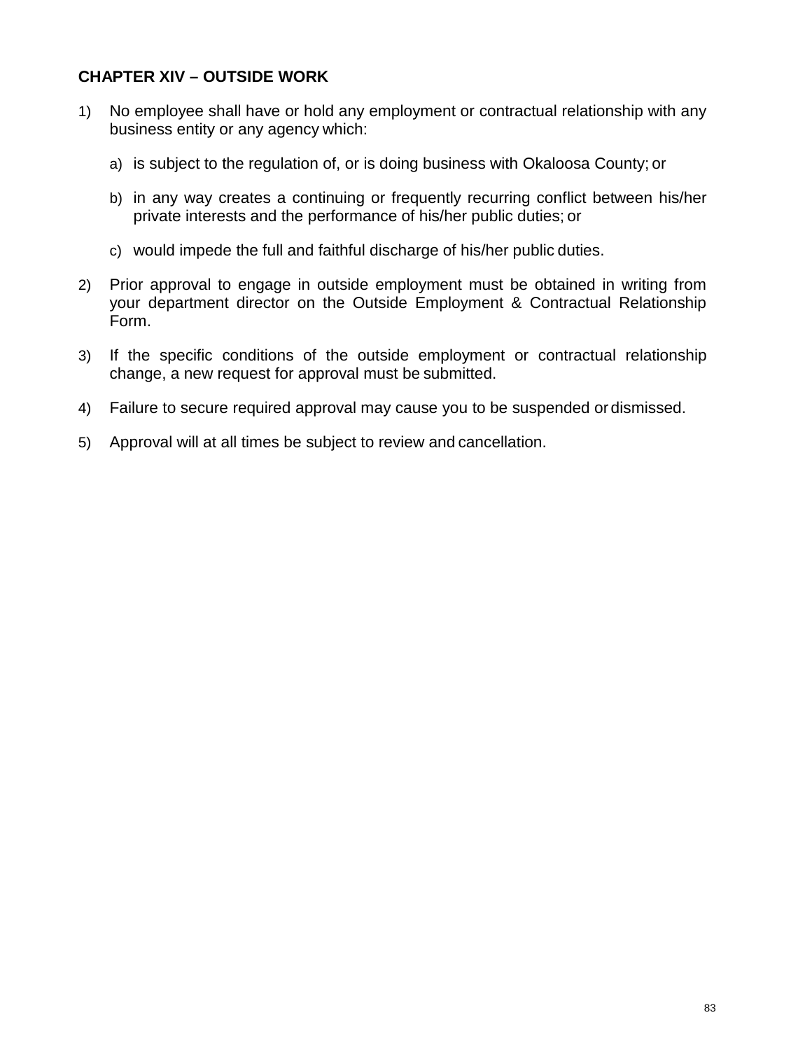## CHAPTER XIV – OUTSIDE WORK

1) No employee shall have or hold any employment or contractual relationship with any business entity or any agency which:

    a) is subject to the regulation of, or is doing business with Okaloosa County; or

    b) in any way creates a continuing or frequently recurring conflict between his/her private interests and the performance of his/her public duties; or

    c) would impede the full and faithful discharge of his/her public duties.

2) Prior approval to engage in outside employment must be obtained in writing from your department director on the Outside Employment & Contractual Relationship Form.

3) If the specific conditions of the outside employment or contractual relationship change, a new request for approval must be submitted.

4) Failure to secure required approval may cause you to be suspended or dismissed.

5) Approval will at all times be subject to review and cancellation.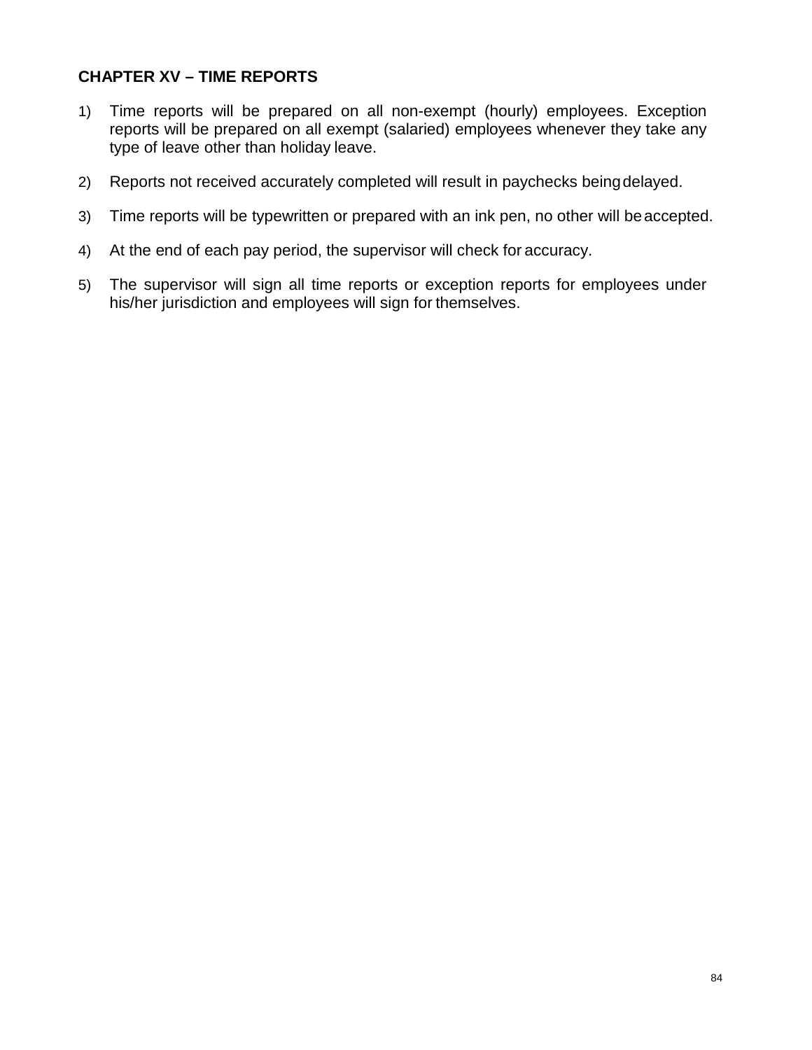## CHAPTER XV – TIME REPORTS

1) Time reports will be prepared on all non-exempt (hourly) employees. Exception reports will be prepared on all exempt (salaried) employees whenever they take any type of leave other than holiday leave.

2) Reports not received accurately completed will result in paychecks being delayed.

3) Time reports will be typewritten or prepared with an ink pen, no other will be accepted.

4) At the end of each pay period, the supervisor will check for accuracy.

5) The supervisor will sign all time reports or exception reports for employees under his/her jurisdiction and employees will sign for themselves.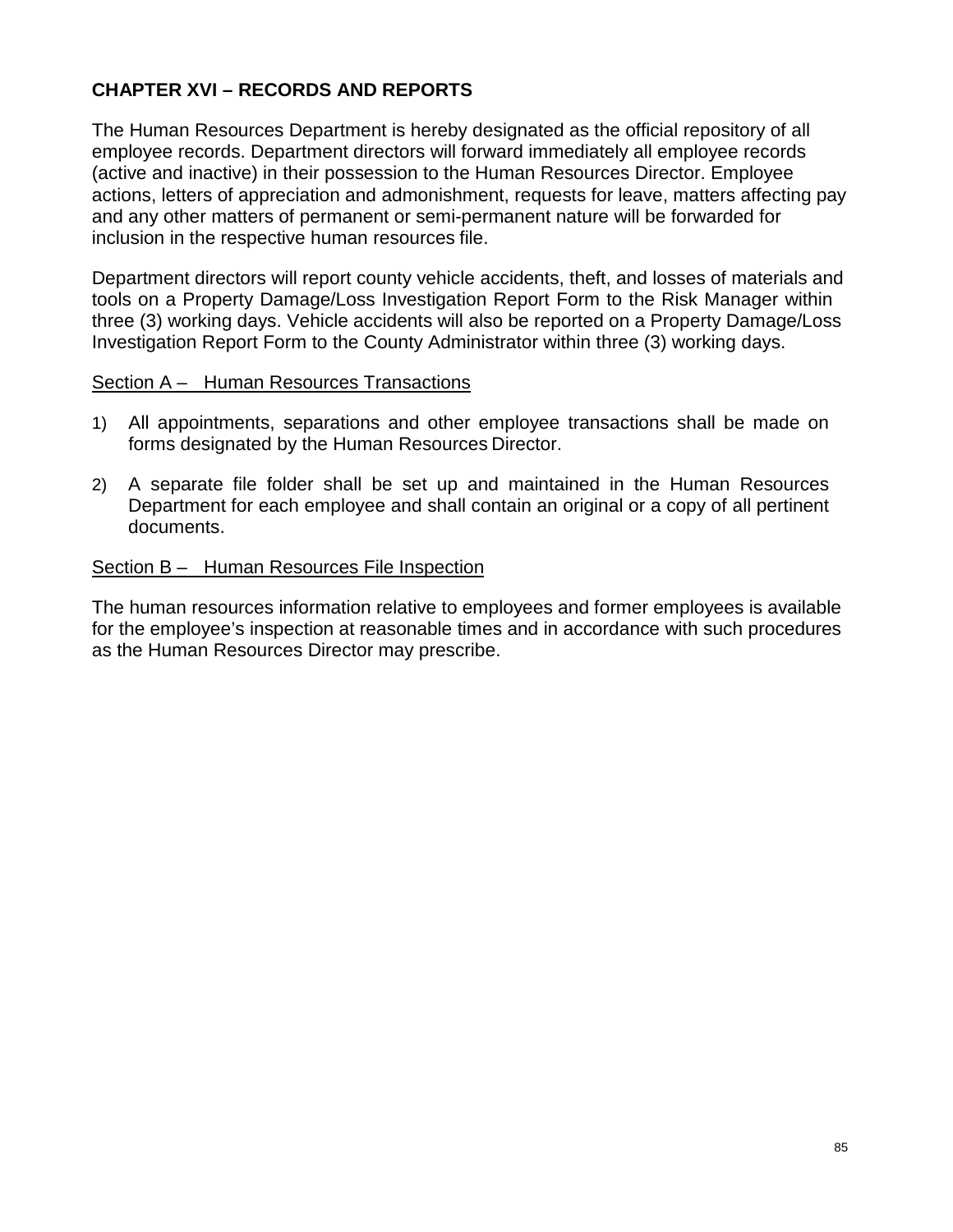## CHAPTER XVI – RECORDS AND REPORTS

The Human Resources Department is hereby designated as the official repository of all employee records. Department directors will forward immediately all employee records (active and inactive) in their possession to the Human Resources Director. Employee actions, letters of appreciation and admonishment, requests for leave, matters affecting pay and any other matters of permanent or semi-permanent nature will be forwarded for inclusion in the respective human resources file.

Department directors will report county vehicle accidents, theft, and losses of materials and tools on a Property Damage/Loss Investigation Report Form to the Risk Manager within three (3) working days. Vehicle accidents will also be reported on a Property Damage/Loss Investigation Report Form to the County Administrator within three (3) working days.

### Section A – Human Resources Transactions

1) All appointments, separations and other employee transactions shall be made on forms designated by the Human Resources Director.

2) A separate file folder shall be set up and maintained in the Human Resources Department for each employee and shall contain an original or a copy of all pertinent documents.

### Section B – Human Resources File Inspection

The human resources information relative to employees and former employees is available for the employee's inspection at reasonable times and in accordance with such procedures as the Human Resources Director may prescribe.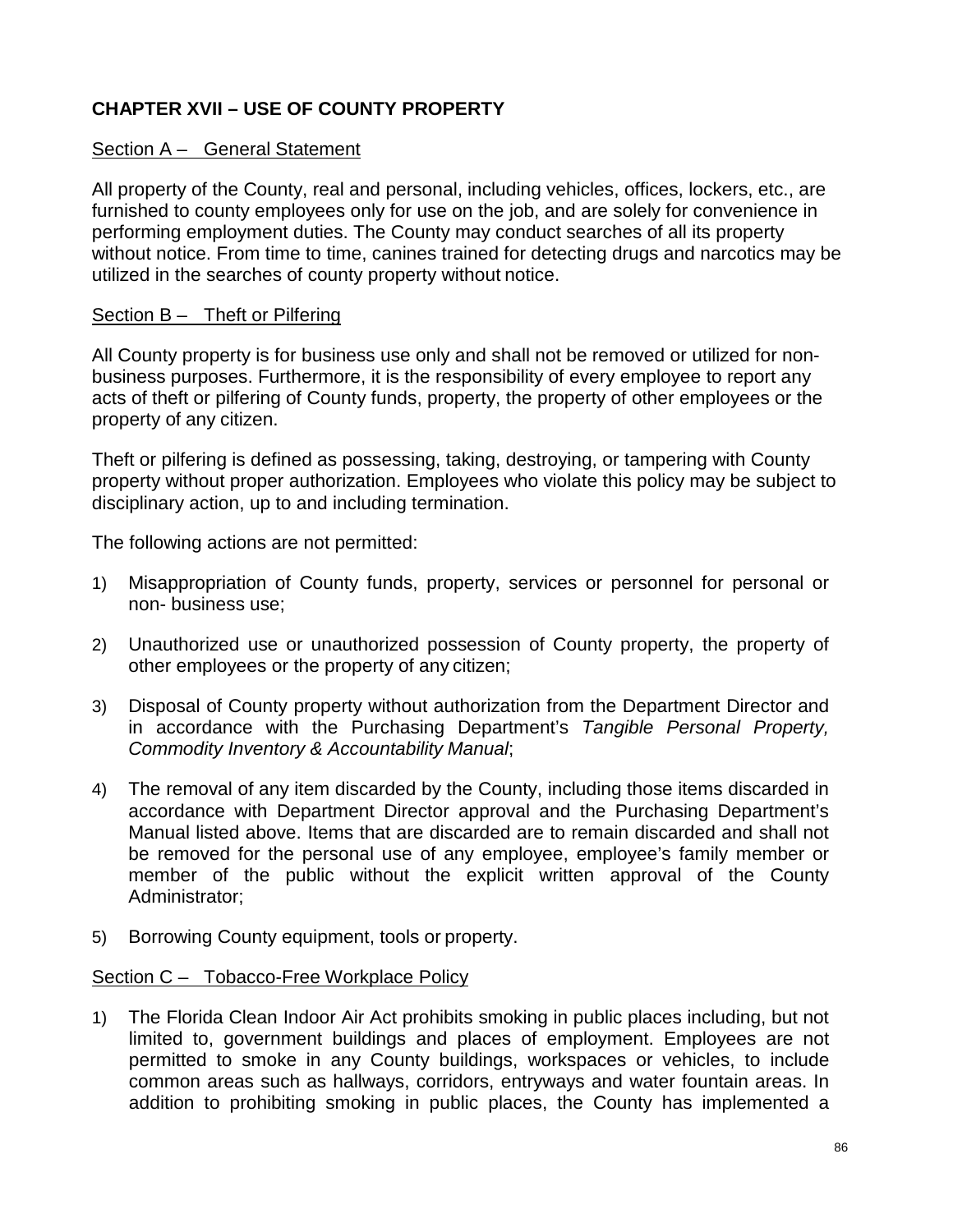## CHAPTER XVII – USE OF COUNTY PROPERTY

Section A – General Statement

All property of the County, real and personal, including vehicles, offices, lockers, etc., are furnished to county employees only for use on the job, and are solely for convenience in performing employment duties. The County may conduct searches of all its property without notice. From time to time, canines trained for detecting drugs and narcotics may be utilized in the searches of county property without notice.

Section B – Theft or Pilfering

All County property is for business use only and shall not be removed or utilized for non-business purposes. Furthermore, it is the responsibility of every employee to report any acts of theft or pilfering of County funds, property, the property of other employees or the property of any citizen.

Theft or pilfering is defined as possessing, taking, destroying, or tampering with County property without proper authorization. Employees who violate this policy may be subject to disciplinary action, up to and including termination.

The following actions are not permitted:

1) Misappropriation of County funds, property, services or personnel for personal or non- business use;

2) Unauthorized use or unauthorized possession of County property, the property of other employees or the property of any citizen;

3) Disposal of County property without authorization from the Department Director and in accordance with the Purchasing Department's *Tangible Personal Property, Commodity Inventory & Accountability Manual*;

4) The removal of any item discarded by the County, including those items discarded in accordance with Department Director approval and the Purchasing Department's Manual listed above. Items that are discarded are to remain discarded and shall not be removed for the personal use of any employee, employee's family member or member of the public without the explicit written approval of the County Administrator;

5) Borrowing County equipment, tools or property.

Section C – Tobacco-Free Workplace Policy

1) The Florida Clean Indoor Air Act prohibits smoking in public places including, but not limited to, government buildings and places of employment. Employees are not permitted to smoke in any County buildings, workspaces or vehicles, to include common areas such as hallways, corridors, entryways and water fountain areas. In addition to prohibiting smoking in public places, the County has implemented a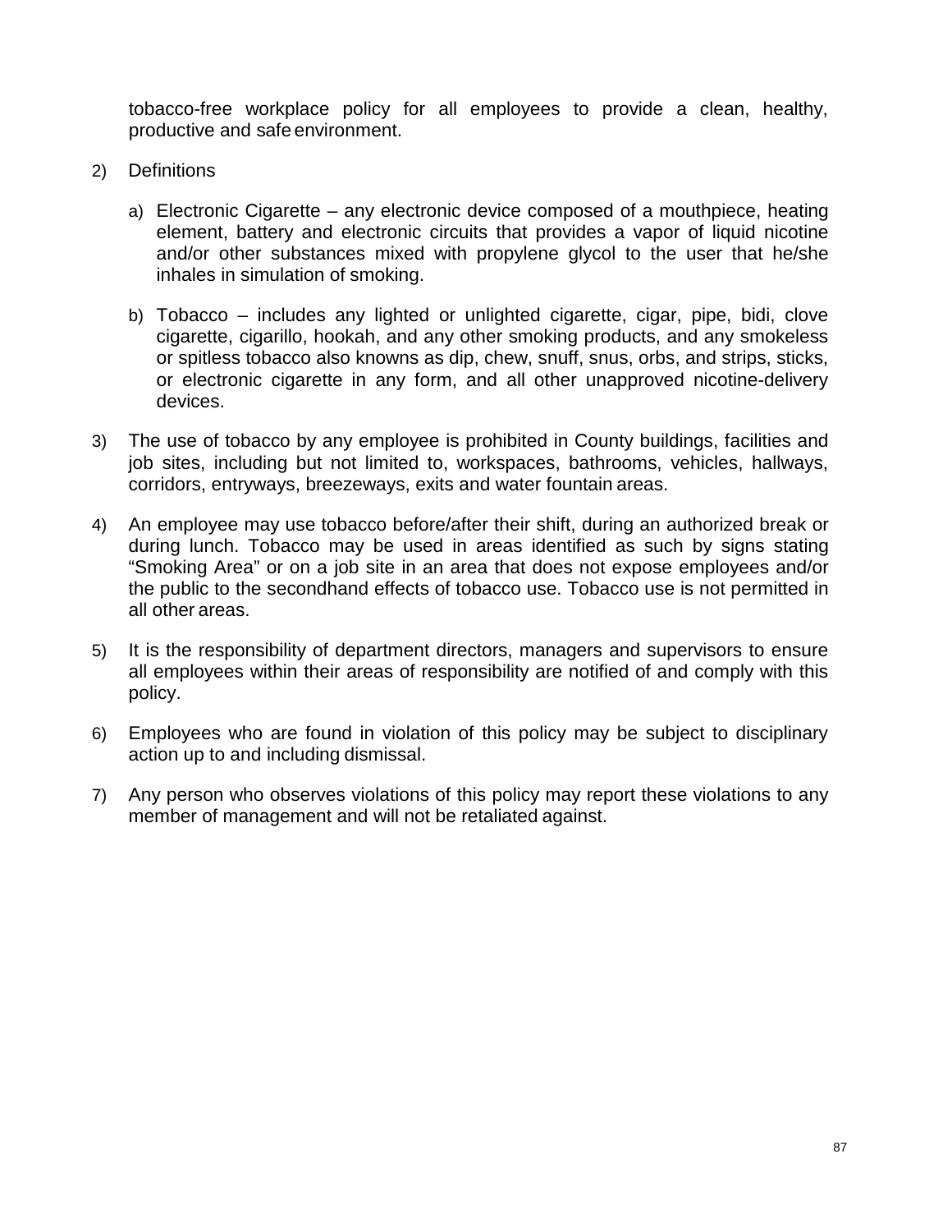tobacco-free workplace policy for all employees to provide a clean, healthy, productive and safe environment.

2) Definitions

   a) Electronic Cigarette – any electronic device composed of a mouthpiece, heating element, battery and electronic circuits that provides a vapor of liquid nicotine and/or other substances mixed with propylene glycol to the user that he/she inhales in simulation of smoking.

   b) Tobacco – includes any lighted or unlighted cigarette, cigar, pipe, bidi, clove cigarette, cigarillo, hookah, and any other smoking products, and any smokeless or spitless tobacco also knowns as dip, chew, snuff, snus, orbs, and strips, sticks, or electronic cigarette in any form, and all other unapproved nicotine-delivery devices.

3) The use of tobacco by any employee is prohibited in County buildings, facilities and job sites, including but not limited to, workspaces, bathrooms, vehicles, hallways, corridors, entryways, breezeways, exits and water fountain areas.

4) An employee may use tobacco before/after their shift, during an authorized break or during lunch. Tobacco may be used in areas identified as such by signs stating "Smoking Area" or on a job site in an area that does not expose employees and/or the public to the secondhand effects of tobacco use. Tobacco use is not permitted in all other areas.

5) It is the responsibility of department directors, managers and supervisors to ensure all employees within their areas of responsibility are notified of and comply with this policy.

6) Employees who are found in violation of this policy may be subject to disciplinary action up to and including dismissal.

7) Any person who observes violations of this policy may report these violations to any member of management and will not be retaliated against.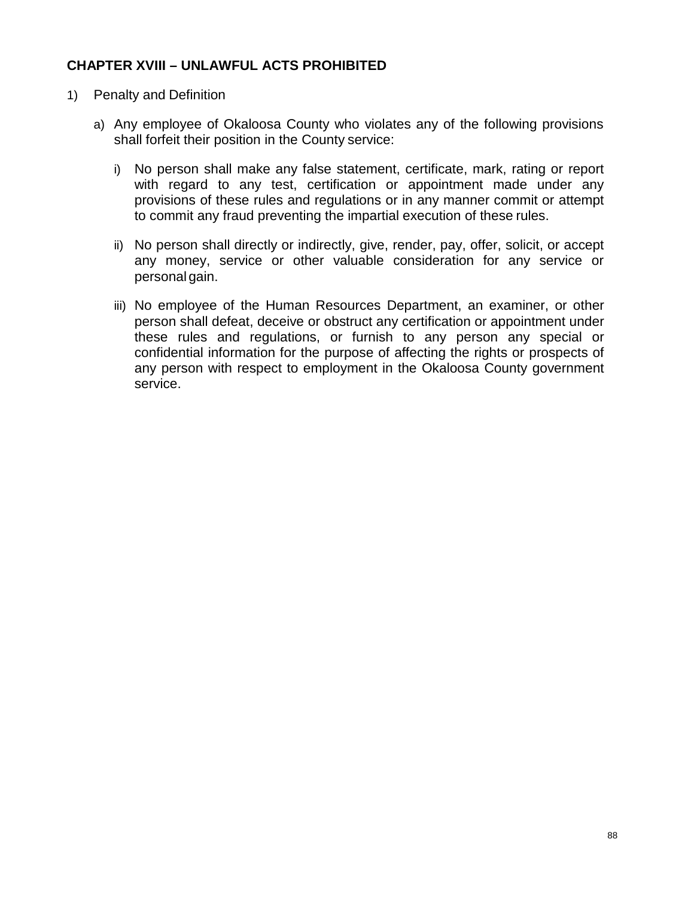## CHAPTER XVIII – UNLAWFUL ACTS PROHIBITED

1) Penalty and Definition

   a) Any employee of Okaloosa County who violates any of the following provisions shall forfeit their position in the County service:

      i) No person shall make any false statement, certificate, mark, rating or report with regard to any test, certification or appointment made under any provisions of these rules and regulations or in any manner commit or attempt to commit any fraud preventing the impartial execution of these rules.

      ii) No person shall directly or indirectly, give, render, pay, offer, solicit, or accept any money, service or other valuable consideration for any service or personal gain.

      iii) No employee of the Human Resources Department, an examiner, or other person shall defeat, deceive or obstruct any certification or appointment under these rules and regulations, or furnish to any person any special or confidential information for the purpose of affecting the rights or prospects of any person with respect to employment in the Okaloosa County government service.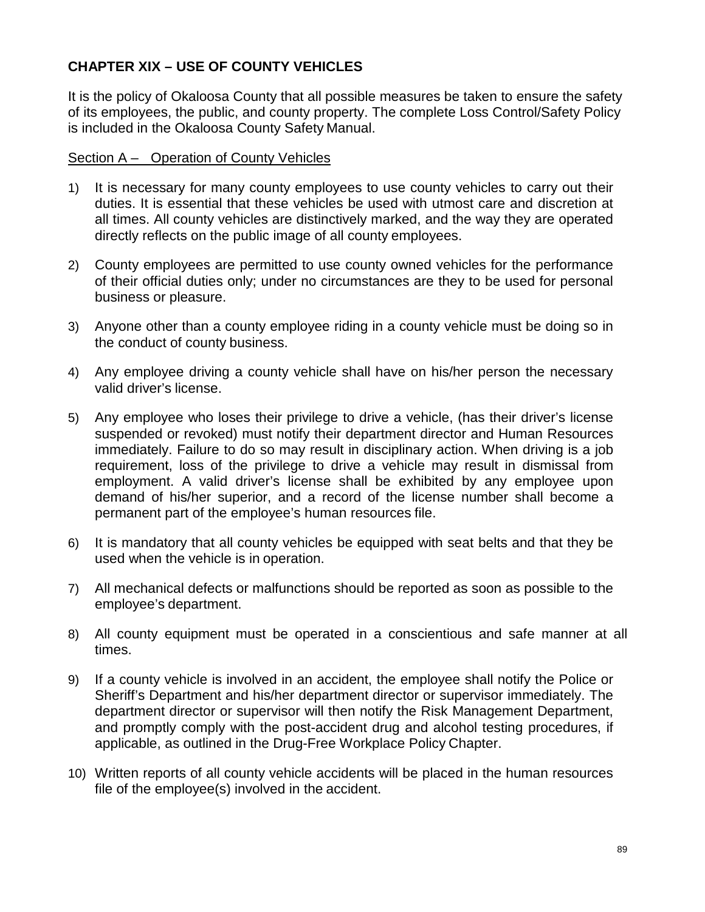## CHAPTER XIX – USE OF COUNTY VEHICLES

It is the policy of Okaloosa County that all possible measures be taken to ensure the safety of its employees, the public, and county property. The complete Loss Control/Safety Policy is included in the Okaloosa County Safety Manual.

### Section A – Operation of County Vehicles

1) It is necessary for many county employees to use county vehicles to carry out their duties. It is essential that these vehicles be used with utmost care and discretion at all times. All county vehicles are distinctively marked, and the way they are operated directly reflects on the public image of all county employees.

2) County employees are permitted to use county owned vehicles for the performance of their official duties only; under no circumstances are they to be used for personal business or pleasure.

3) Anyone other than a county employee riding in a county vehicle must be doing so in the conduct of county business.

4) Any employee driving a county vehicle shall have on his/her person the necessary valid driver's license.

5) Any employee who loses their privilege to drive a vehicle, (has their driver's license suspended or revoked) must notify their department director and Human Resources immediately. Failure to do so may result in disciplinary action. When driving is a job requirement, loss of the privilege to drive a vehicle may result in dismissal from employment. A valid driver's license shall be exhibited by any employee upon demand of his/her superior, and a record of the license number shall become a permanent part of the employee's human resources file.

6) It is mandatory that all county vehicles be equipped with seat belts and that they be used when the vehicle is in operation.

7) All mechanical defects or malfunctions should be reported as soon as possible to the employee's department.

8) All county equipment must be operated in a conscientious and safe manner at all times.

9) If a county vehicle is involved in an accident, the employee shall notify the Police or Sheriff's Department and his/her department director or supervisor immediately. The department director or supervisor will then notify the Risk Management Department, and promptly comply with the post-accident drug and alcohol testing procedures, if applicable, as outlined in the Drug-Free Workplace Policy Chapter.

10) Written reports of all county vehicle accidents will be placed in the human resources file of the employee(s) involved in the accident.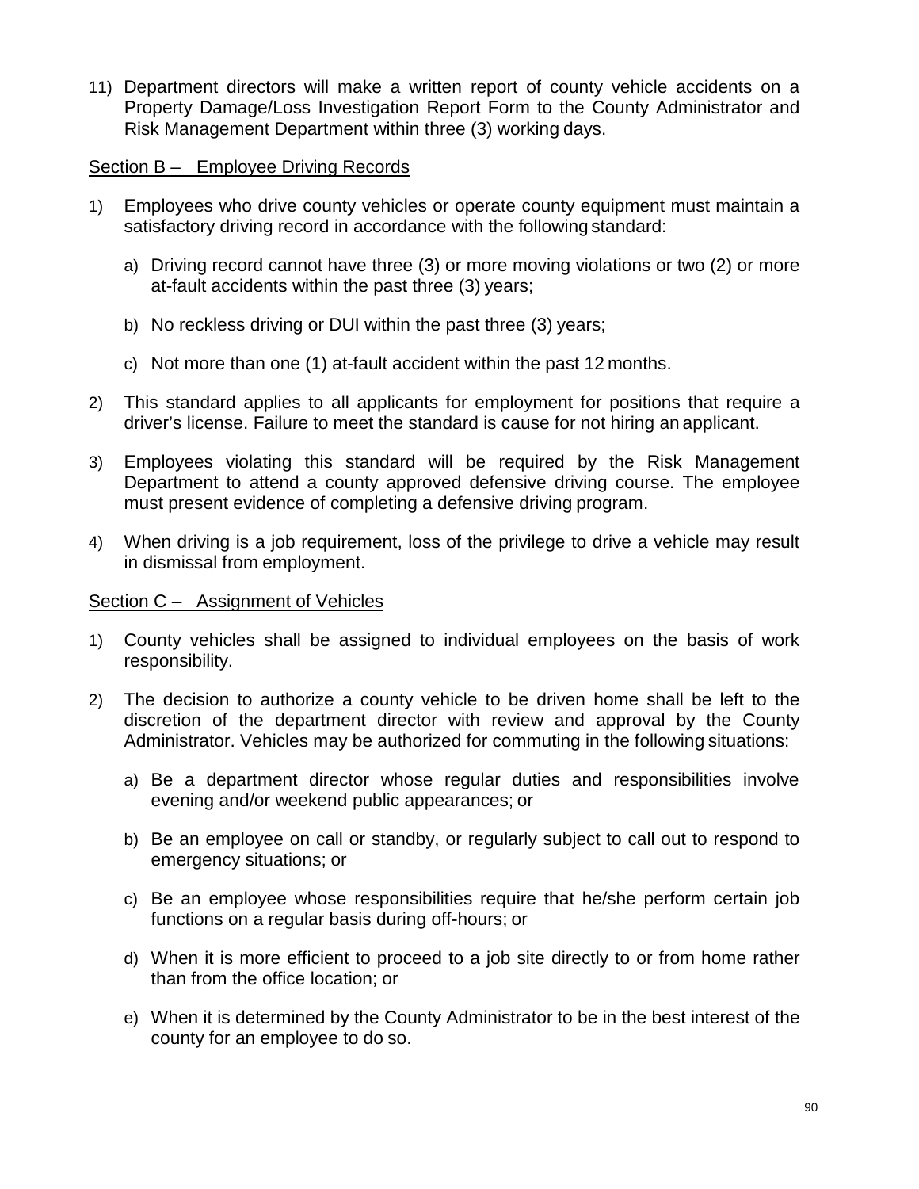11) Department directors will make a written report of county vehicle accidents on a Property Damage/Loss Investigation Report Form to the County Administrator and Risk Management Department within three (3) working days.

<u>Section B – Employee Driving Records</u>

1) Employees who drive county vehicles or operate county equipment must maintain a satisfactory driving record in accordance with the following standard:

   a) Driving record cannot have three (3) or more moving violations or two (2) or more at-fault accidents within the past three (3) years;

   b) No reckless driving or DUI within the past three (3) years;

   c) Not more than one (1) at-fault accident within the past 12 months.

2) This standard applies to all applicants for employment for positions that require a driver's license. Failure to meet the standard is cause for not hiring an applicant.

3) Employees violating this standard will be required by the Risk Management Department to attend a county approved defensive driving course. The employee must present evidence of completing a defensive driving program.

4) When driving is a job requirement, loss of the privilege to drive a vehicle may result in dismissal from employment.

<u>Section C – Assignment of Vehicles</u>

1) County vehicles shall be assigned to individual employees on the basis of work responsibility.

2) The decision to authorize a county vehicle to be driven home shall be left to the discretion of the department director with review and approval by the County Administrator. Vehicles may be authorized for commuting in the following situations:

   a) Be a department director whose regular duties and responsibilities involve evening and/or weekend public appearances; or

   b) Be an employee on call or standby, or regularly subject to call out to respond to emergency situations; or

   c) Be an employee whose responsibilities require that he/she perform certain job functions on a regular basis during off-hours; or

   d) When it is more efficient to proceed to a job site directly to or from home rather than from the office location; or

   e) When it is determined by the County Administrator to be in the best interest of the county for an employee to do so.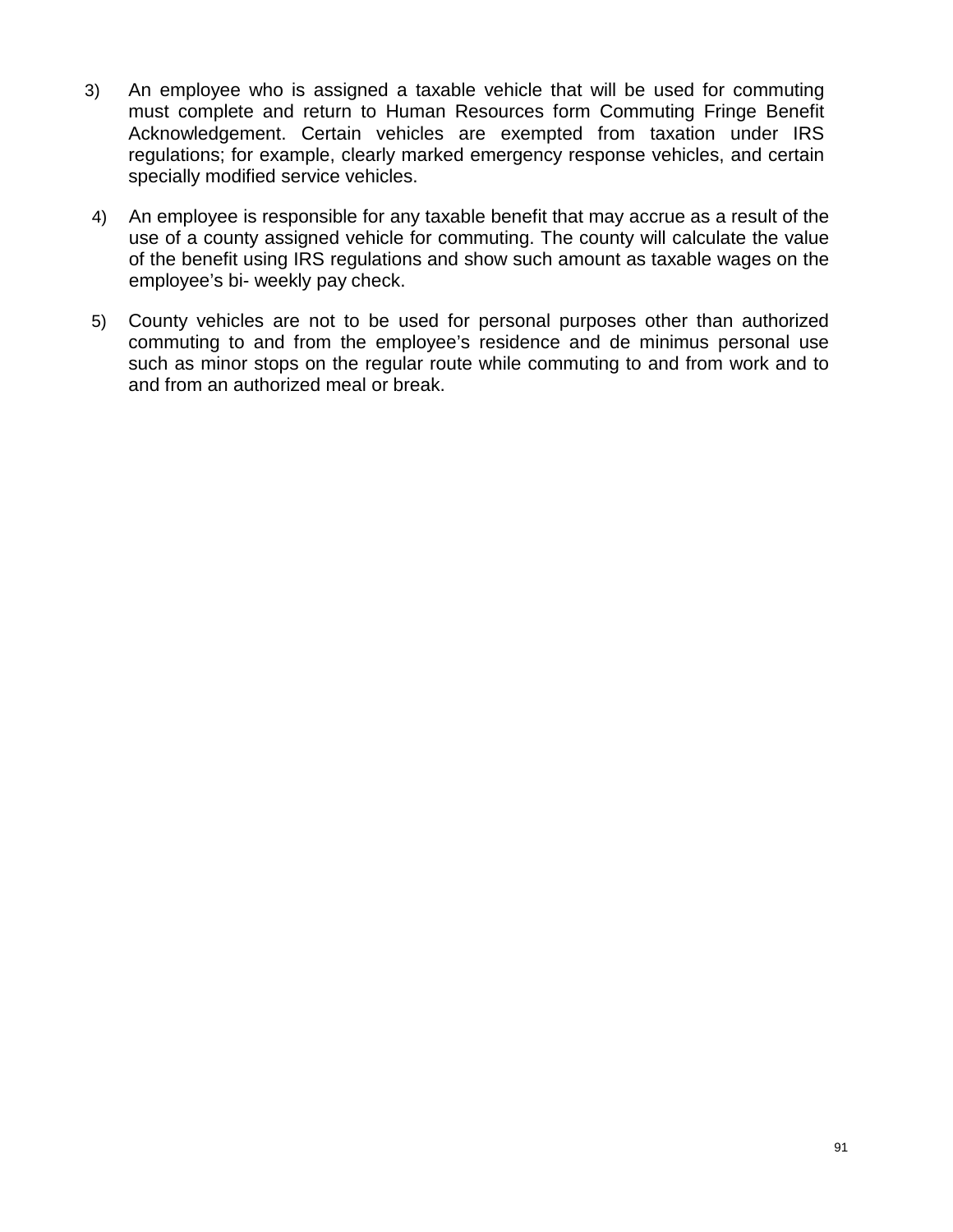3) An employee who is assigned a taxable vehicle that will be used for commuting must complete and return to Human Resources form Commuting Fringe Benefit Acknowledgement. Certain vehicles are exempted from taxation under IRS regulations; for example, clearly marked emergency response vehicles, and certain specially modified service vehicles.

4) An employee is responsible for any taxable benefit that may accrue as a result of the use of a county assigned vehicle for commuting. The county will calculate the value of the benefit using IRS regulations and show such amount as taxable wages on the employee's bi- weekly pay check.

5) County vehicles are not to be used for personal purposes other than authorized commuting to and from the employee's residence and de minimus personal use such as minor stops on the regular route while commuting to and from work and to and from an authorized meal or break.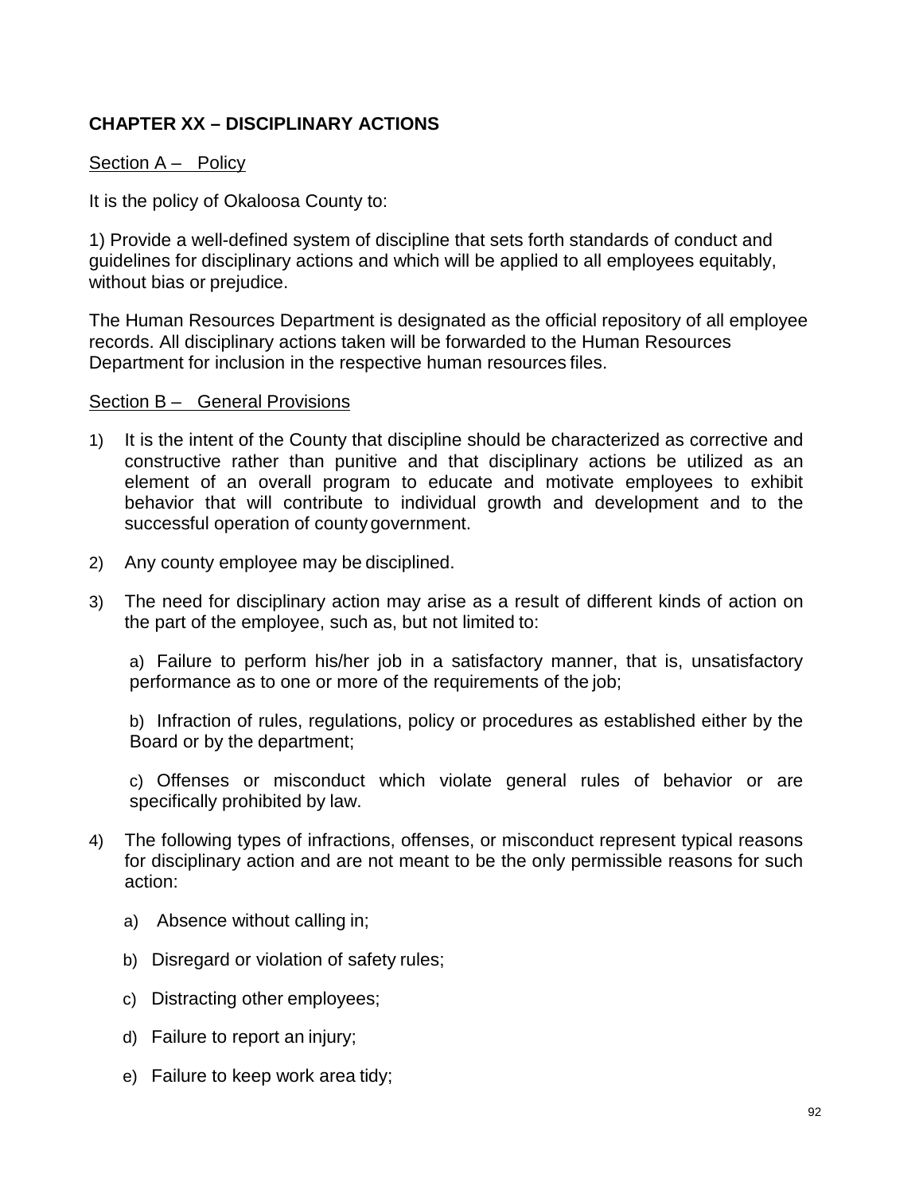## CHAPTER XX – DISCIPLINARY ACTIONS

Section A – Policy

It is the policy of Okaloosa County to:

1) Provide a well-defined system of discipline that sets forth standards of conduct and guidelines for disciplinary actions and which will be applied to all employees equitably, without bias or prejudice.

The Human Resources Department is designated as the official repository of all employee records. All disciplinary actions taken will be forwarded to the Human Resources Department for inclusion in the respective human resources files.

Section B – General Provisions

1) It is the intent of the County that discipline should be characterized as corrective and constructive rather than punitive and that disciplinary actions be utilized as an element of an overall program to educate and motivate employees to exhibit behavior that will contribute to individual growth and development and to the successful operation of county government.

2) Any county employee may be disciplined.

3) The need for disciplinary action may arise as a result of different kinds of action on the part of the employee, such as, but not limited to:

   a) Failure to perform his/her job in a satisfactory manner, that is, unsatisfactory performance as to one or more of the requirements of the job;

   b) Infraction of rules, regulations, policy or procedures as established either by the Board or by the department;

   c) Offenses or misconduct which violate general rules of behavior or are specifically prohibited by law.

4) The following types of infractions, offenses, or misconduct represent typical reasons for disciplinary action and are not meant to be the only permissible reasons for such action:

   a) Absence without calling in;

   b) Disregard or violation of safety rules;

   c) Distracting other employees;

   d) Failure to report an injury;

   e) Failure to keep work area tidy;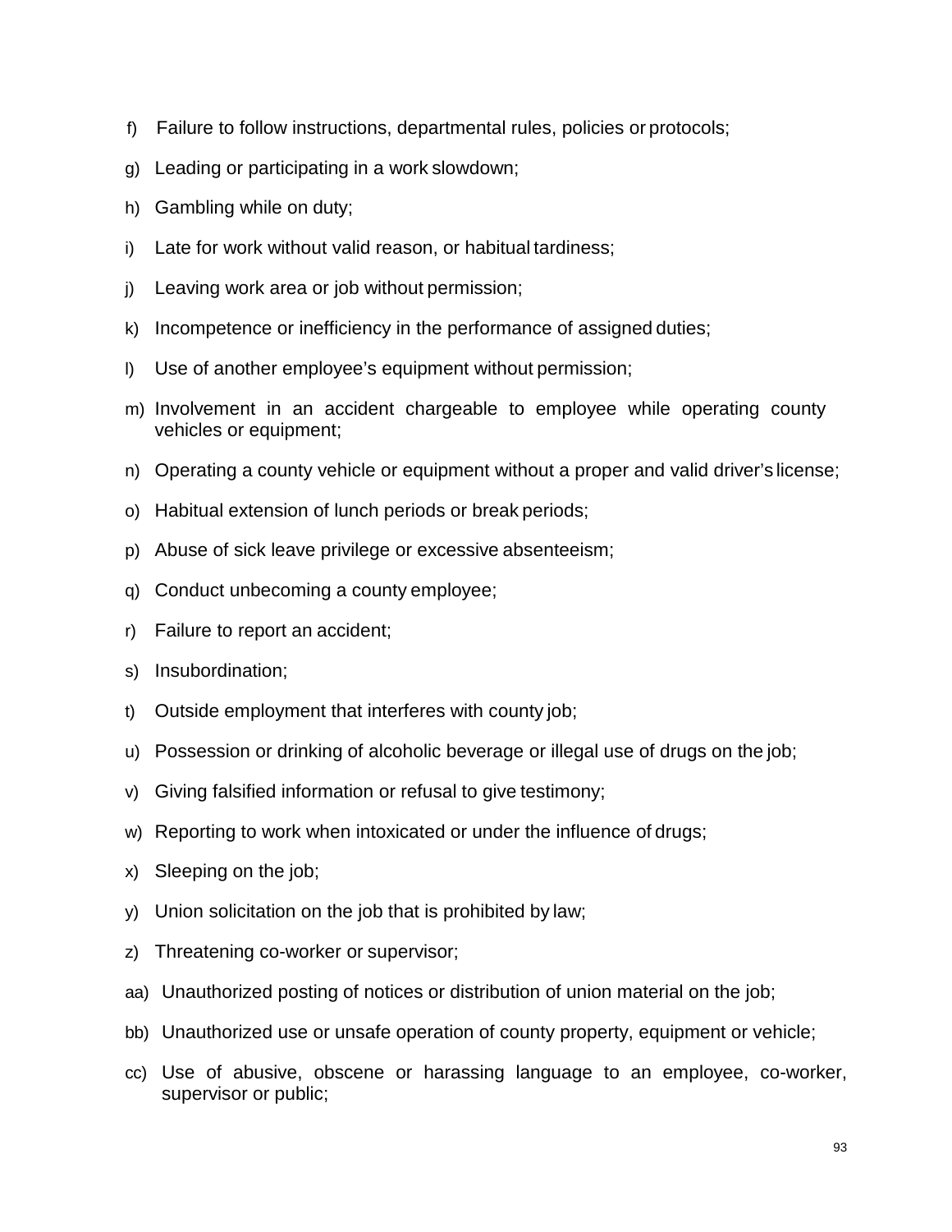f) Failure to follow instructions, departmental rules, policies or protocols;

g) Leading or participating in a work slowdown;

h) Gambling while on duty;

i) Late for work without valid reason, or habitual tardiness;

j) Leaving work area or job without permission;

k) Incompetence or inefficiency in the performance of assigned duties;

l) Use of another employee's equipment without permission;

m) Involvement in an accident chargeable to employee while operating county vehicles or equipment;

n) Operating a county vehicle or equipment without a proper and valid driver's license;

o) Habitual extension of lunch periods or break periods;

p) Abuse of sick leave privilege or excessive absenteeism;

q) Conduct unbecoming a county employee;

r) Failure to report an accident;

s) Insubordination;

t) Outside employment that interferes with county job;

u) Possession or drinking of alcoholic beverage or illegal use of drugs on the job;

v) Giving falsified information or refusal to give testimony;

w) Reporting to work when intoxicated or under the influence of drugs;

x) Sleeping on the job;

y) Union solicitation on the job that is prohibited by law;

z) Threatening co-worker or supervisor;

aa) Unauthorized posting of notices or distribution of union material on the job;

bb) Unauthorized use or unsafe operation of county property, equipment or vehicle;

cc) Use of abusive, obscene or harassing language to an employee, co-worker, supervisor or public;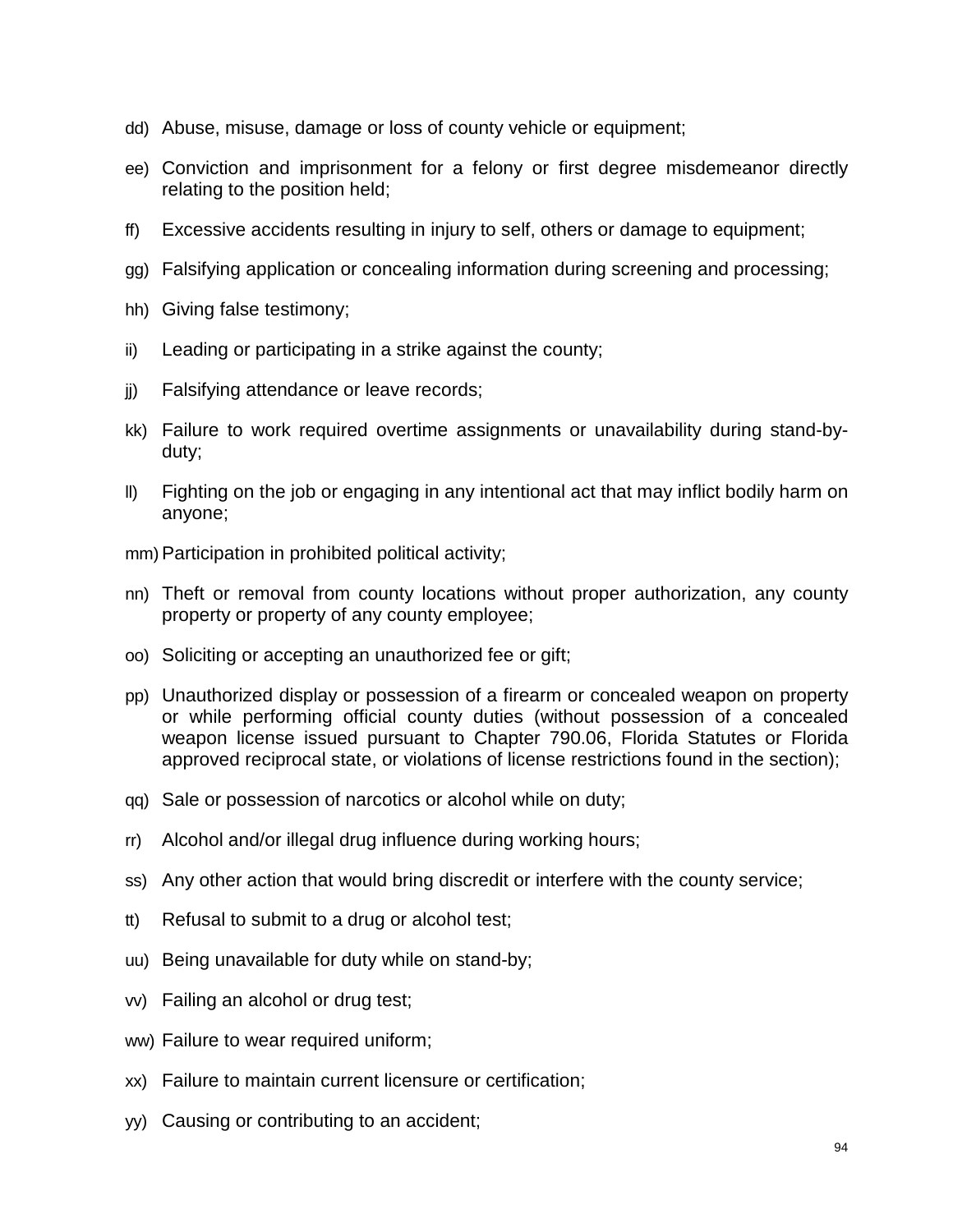dd) Abuse, misuse, damage or loss of county vehicle or equipment;

ee) Conviction and imprisonment for a felony or first degree misdemeanor directly relating to the position held;

ff) Excessive accidents resulting in injury to self, others or damage to equipment;

gg) Falsifying application or concealing information during screening and processing;

hh) Giving false testimony;

ii) Leading or participating in a strike against the county;

jj) Falsifying attendance or leave records;

kk) Failure to work required overtime assignments or unavailability during stand-by-duty;

ll) Fighting on the job or engaging in any intentional act that may inflict bodily harm on anyone;

mm) Participation in prohibited political activity;

nn) Theft or removal from county locations without proper authorization, any county property or property of any county employee;

oo) Soliciting or accepting an unauthorized fee or gift;

pp) Unauthorized display or possession of a firearm or concealed weapon on property or while performing official county duties (without possession of a concealed weapon license issued pursuant to Chapter 790.06, Florida Statutes or Florida approved reciprocal state, or violations of license restrictions found in the section);

qq) Sale or possession of narcotics or alcohol while on duty;

rr) Alcohol and/or illegal drug influence during working hours;

ss) Any other action that would bring discredit or interfere with the county service;

tt) Refusal to submit to a drug or alcohol test;

uu) Being unavailable for duty while on stand-by;

vv) Failing an alcohol or drug test;

ww) Failure to wear required uniform;

xx) Failure to maintain current licensure or certification;

yy) Causing or contributing to an accident;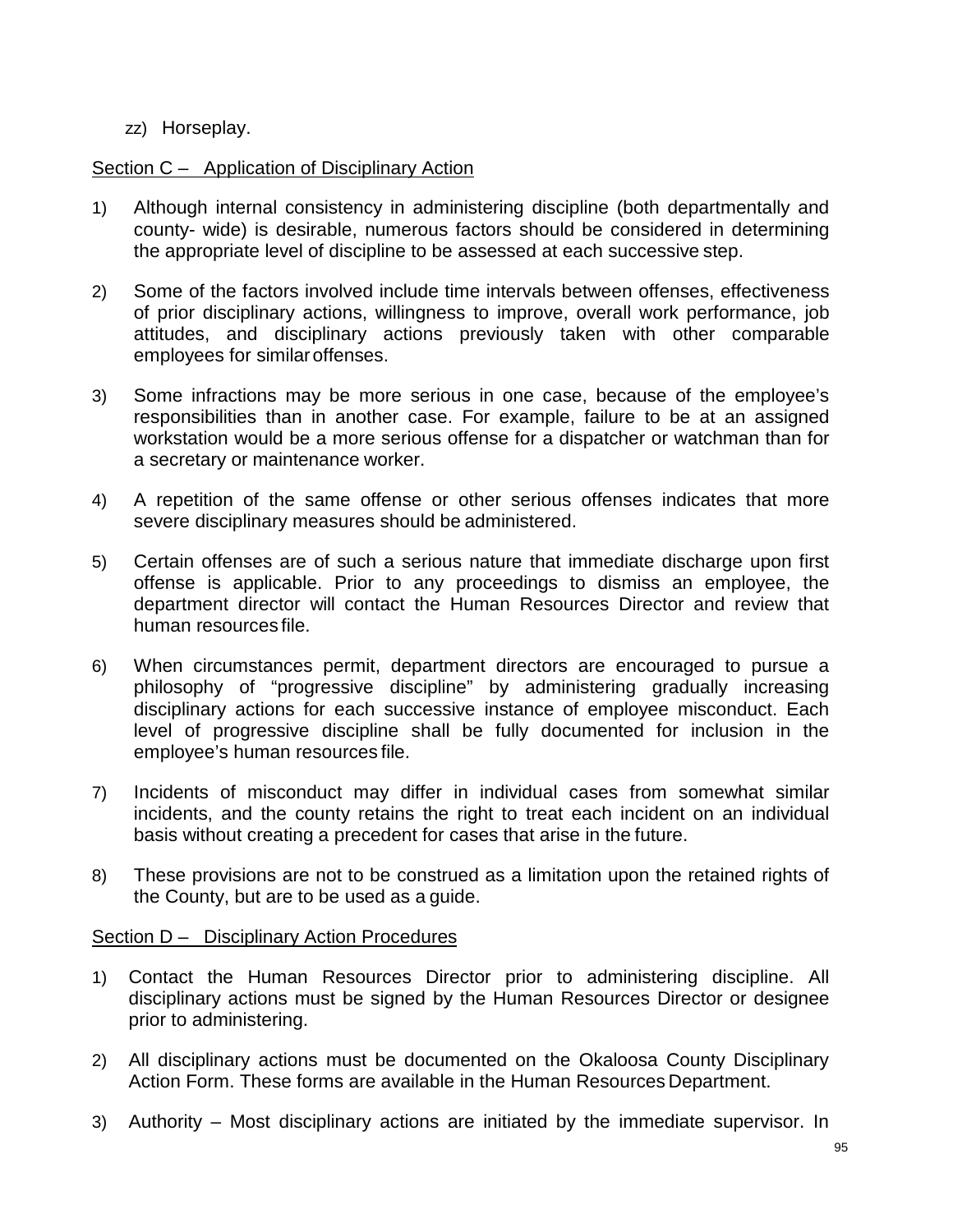zz) Horseplay.

Section C – Application of Disciplinary Action

1) Although internal consistency in administering discipline (both departmentally and county- wide) is desirable, numerous factors should be considered in determining the appropriate level of discipline to be assessed at each successive step.

2) Some of the factors involved include time intervals between offenses, effectiveness of prior disciplinary actions, willingness to improve, overall work performance, job attitudes, and disciplinary actions previously taken with other comparable employees for similar offenses.

3) Some infractions may be more serious in one case, because of the employee's responsibilities than in another case. For example, failure to be at an assigned workstation would be a more serious offense for a dispatcher or watchman than for a secretary or maintenance worker.

4) A repetition of the same offense or other serious offenses indicates that more severe disciplinary measures should be administered.

5) Certain offenses are of such a serious nature that immediate discharge upon first offense is applicable. Prior to any proceedings to dismiss an employee, the department director will contact the Human Resources Director and review that human resources file.

6) When circumstances permit, department directors are encouraged to pursue a philosophy of "progressive discipline" by administering gradually increasing disciplinary actions for each successive instance of employee misconduct. Each level of progressive discipline shall be fully documented for inclusion in the employee's human resources file.

7) Incidents of misconduct may differ in individual cases from somewhat similar incidents, and the county retains the right to treat each incident on an individual basis without creating a precedent for cases that arise in the future.

8) These provisions are not to be construed as a limitation upon the retained rights of the County, but are to be used as a guide.

Section D – Disciplinary Action Procedures

1) Contact the Human Resources Director prior to administering discipline. All disciplinary actions must be signed by the Human Resources Director or designee prior to administering.

2) All disciplinary actions must be documented on the Okaloosa County Disciplinary Action Form. These forms are available in the Human Resources Department.

3) Authority – Most disciplinary actions are initiated by the immediate supervisor. In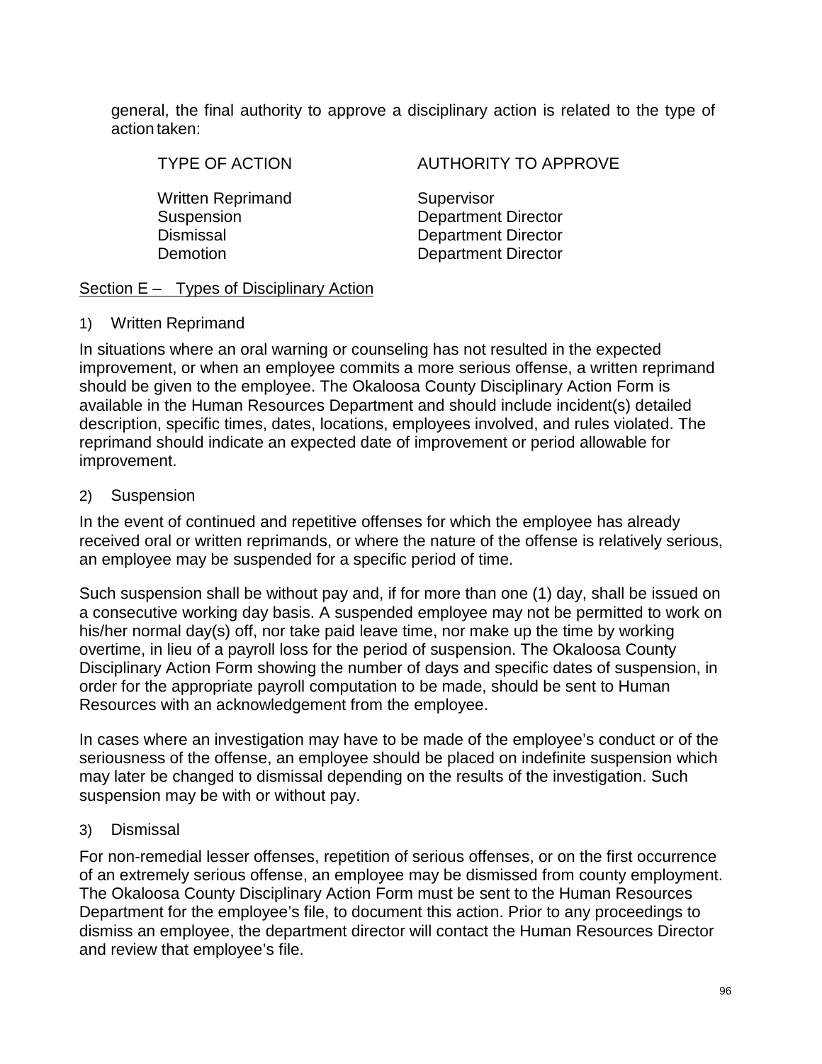general, the final authority to approve a disciplinary action is related to the type of action taken:

| TYPE OF ACTION | AUTHORITY TO APPROVE |
| --- | --- |
| Written Reprimand | Supervisor |
| Suspension | Department Director |
| Dismissal | Department Director |
| Demotion | Department Director |

Section E – Types of Disciplinary Action

1) Written Reprimand

In situations where an oral warning or counseling has not resulted in the expected improvement, or when an employee commits a more serious offense, a written reprimand should be given to the employee. The Okaloosa County Disciplinary Action Form is available in the Human Resources Department and should include incident(s) detailed description, specific times, dates, locations, employees involved, and rules violated. The reprimand should indicate an expected date of improvement or period allowable for improvement.

2) Suspension

In the event of continued and repetitive offenses for which the employee has already received oral or written reprimands, or where the nature of the offense is relatively serious, an employee may be suspended for a specific period of time.

Such suspension shall be without pay and, if for more than one (1) day, shall be issued on a consecutive working day basis. A suspended employee may not be permitted to work on his/her normal day(s) off, nor take paid leave time, nor make up the time by working overtime, in lieu of a payroll loss for the period of suspension. The Okaloosa County Disciplinary Action Form showing the number of days and specific dates of suspension, in order for the appropriate payroll computation to be made, should be sent to Human Resources with an acknowledgement from the employee.

In cases where an investigation may have to be made of the employee's conduct or of the seriousness of the offense, an employee should be placed on indefinite suspension which may later be changed to dismissal depending on the results of the investigation. Such suspension may be with or without pay.

3) Dismissal

For non-remedial lesser offenses, repetition of serious offenses, or on the first occurrence of an extremely serious offense, an employee may be dismissed from county employment. The Okaloosa County Disciplinary Action Form must be sent to the Human Resources Department for the employee's file, to document this action. Prior to any proceedings to dismiss an employee, the department director will contact the Human Resources Director and review that employee's file.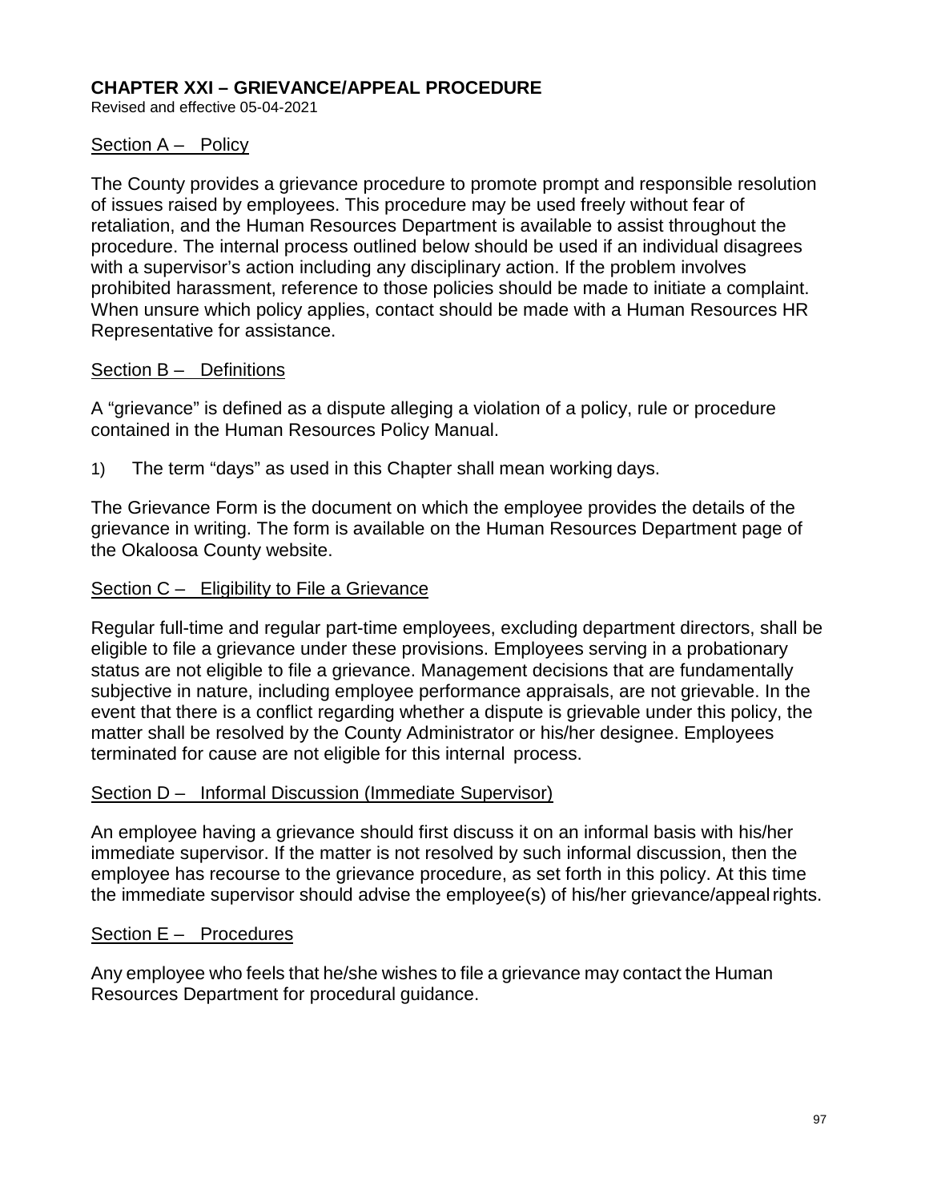# CHAPTER XXI – GRIEVANCE/APPEAL PROCEDURE

Revised and effective 05-04-2021

## Section A – Policy

The County provides a grievance procedure to promote prompt and responsible resolution of issues raised by employees. This procedure may be used freely without fear of retaliation, and the Human Resources Department is available to assist throughout the procedure. The internal process outlined below should be used if an individual disagrees with a supervisor's action including any disciplinary action. If the problem involves prohibited harassment, reference to those policies should be made to initiate a complaint. When unsure which policy applies, contact should be made with a Human Resources HR Representative for assistance.

## Section B – Definitions

A "grievance" is defined as a dispute alleging a violation of a policy, rule or procedure contained in the Human Resources Policy Manual.

1) The term "days" as used in this Chapter shall mean working days.

The Grievance Form is the document on which the employee provides the details of the grievance in writing. The form is available on the Human Resources Department page of the Okaloosa County website.

## Section C – Eligibility to File a Grievance

Regular full-time and regular part-time employees, excluding department directors, shall be eligible to file a grievance under these provisions. Employees serving in a probationary status are not eligible to file a grievance. Management decisions that are fundamentally subjective in nature, including employee performance appraisals, are not grievable. In the event that there is a conflict regarding whether a dispute is grievable under this policy, the matter shall be resolved by the County Administrator or his/her designee. Employees terminated for cause are not eligible for this internal process.

## Section D – Informal Discussion (Immediate Supervisor)

An employee having a grievance should first discuss it on an informal basis with his/her immediate supervisor. If the matter is not resolved by such informal discussion, then the employee has recourse to the grievance procedure, as set forth in this policy. At this time the immediate supervisor should advise the employee(s) of his/her grievance/appeal rights.

## Section E – Procedures

Any employee who feels that he/she wishes to file a grievance may contact the Human Resources Department for procedural guidance.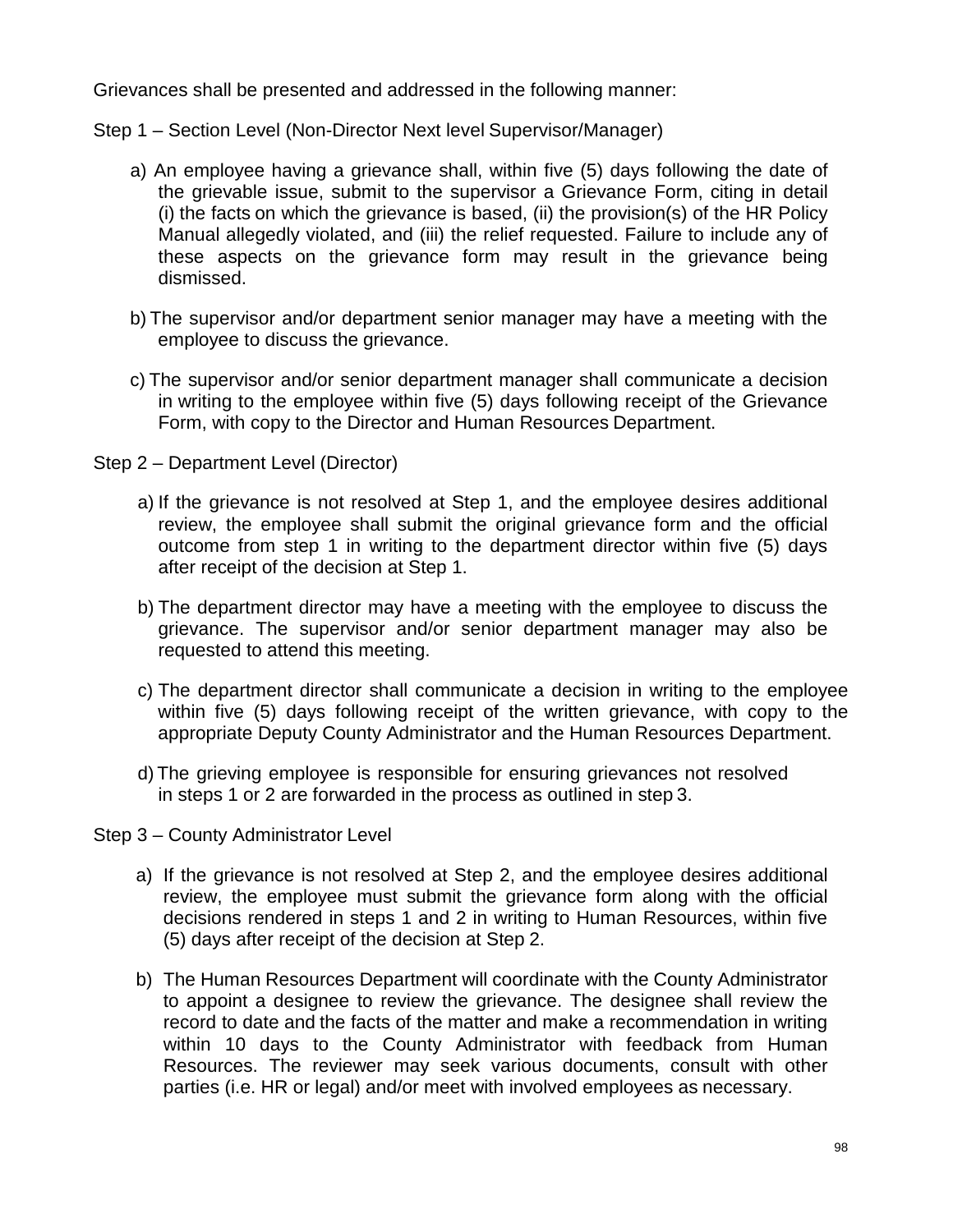Grievances shall be presented and addressed in the following manner:

Step 1 – Section Level (Non-Director Next level Supervisor/Manager)

a) An employee having a grievance shall, within five (5) days following the date of the grievable issue, submit to the supervisor a Grievance Form, citing in detail (i) the facts on which the grievance is based, (ii) the provision(s) of the HR Policy Manual allegedly violated, and (iii) the relief requested. Failure to include any of these aspects on the grievance form may result in the grievance being dismissed.

b) The supervisor and/or department senior manager may have a meeting with the employee to discuss the grievance.

c) The supervisor and/or senior department manager shall communicate a decision in writing to the employee within five (5) days following receipt of the Grievance Form, with copy to the Director and Human Resources Department.

Step 2 – Department Level (Director)

a) If the grievance is not resolved at Step 1, and the employee desires additional review, the employee shall submit the original grievance form and the official outcome from step 1 in writing to the department director within five (5) days after receipt of the decision at Step 1.

b) The department director may have a meeting with the employee to discuss the grievance. The supervisor and/or senior department manager may also be requested to attend this meeting.

c) The department director shall communicate a decision in writing to the employee within five (5) days following receipt of the written grievance, with copy to the appropriate Deputy County Administrator and the Human Resources Department.

d) The grieving employee is responsible for ensuring grievances not resolved in steps 1 or 2 are forwarded in the process as outlined in step 3.

Step 3 – County Administrator Level

a) If the grievance is not resolved at Step 2, and the employee desires additional review, the employee must submit the grievance form along with the official decisions rendered in steps 1 and 2 in writing to Human Resources, within five (5) days after receipt of the decision at Step 2.

b) The Human Resources Department will coordinate with the County Administrator to appoint a designee to review the grievance. The designee shall review the record to date and the facts of the matter and make a recommendation in writing within 10 days to the County Administrator with feedback from Human Resources. The reviewer may seek various documents, consult with other parties (i.e. HR or legal) and/or meet with involved employees as necessary.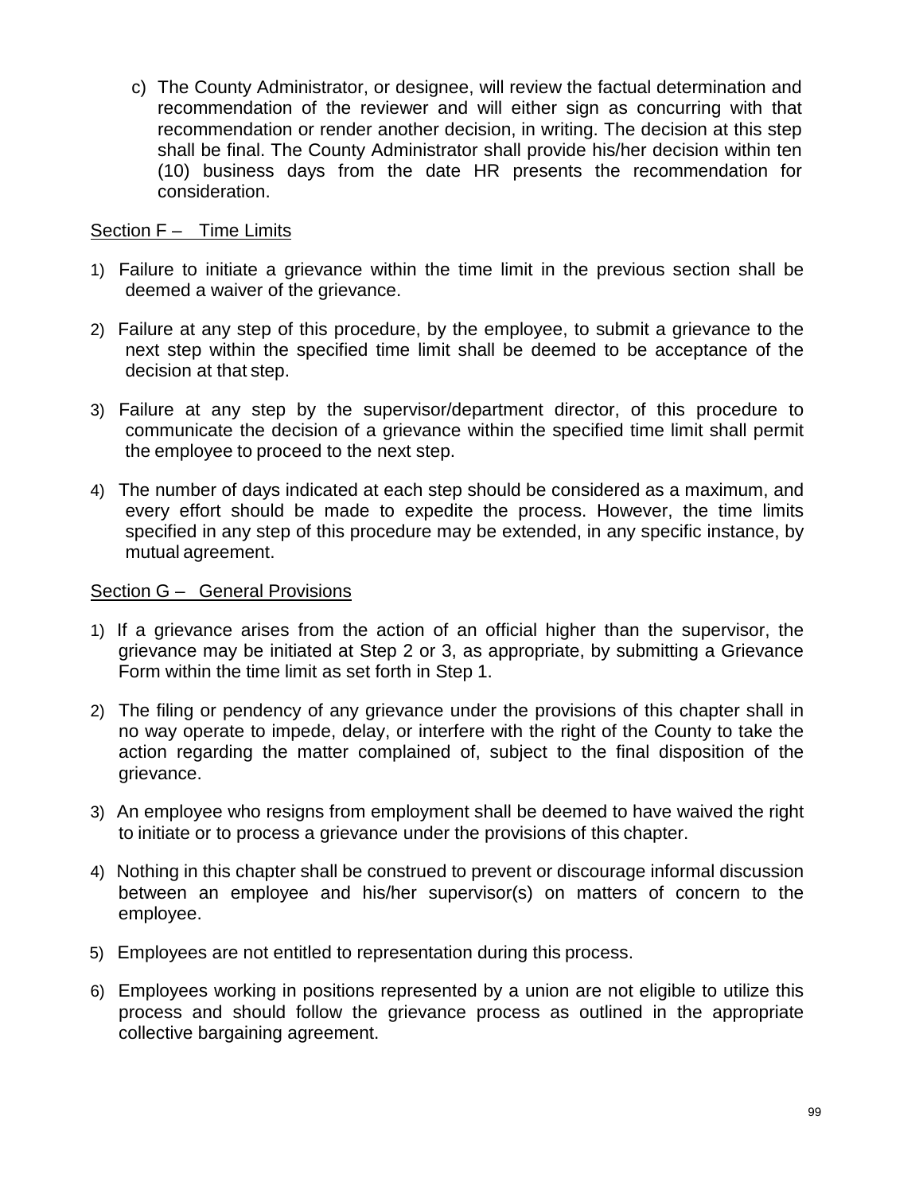c) The County Administrator, or designee, will review the factual determination and recommendation of the reviewer and will either sign as concurring with that recommendation or render another decision, in writing. The decision at this step shall be final. The County Administrator shall provide his/her decision within ten (10) business days from the date HR presents the recommendation for consideration.

Section F – Time Limits

1) Failure to initiate a grievance within the time limit in the previous section shall be deemed a waiver of the grievance.

2) Failure at any step of this procedure, by the employee, to submit a grievance to the next step within the specified time limit shall be deemed to be acceptance of the decision at that step.

3) Failure at any step by the supervisor/department director, of this procedure to communicate the decision of a grievance within the specified time limit shall permit the employee to proceed to the next step.

4) The number of days indicated at each step should be considered as a maximum, and every effort should be made to expedite the process. However, the time limits specified in any step of this procedure may be extended, in any specific instance, by mutual agreement.

Section G – General Provisions

1) If a grievance arises from the action of an official higher than the supervisor, the grievance may be initiated at Step 2 or 3, as appropriate, by submitting a Grievance Form within the time limit as set forth in Step 1.

2) The filing or pendency of any grievance under the provisions of this chapter shall in no way operate to impede, delay, or interfere with the right of the County to take the action regarding the matter complained of, subject to the final disposition of the grievance.

3) An employee who resigns from employment shall be deemed to have waived the right to initiate or to process a grievance under the provisions of this chapter.

4) Nothing in this chapter shall be construed to prevent or discourage informal discussion between an employee and his/her supervisor(s) on matters of concern to the employee.

5) Employees are not entitled to representation during this process.

6) Employees working in positions represented by a union are not eligible to utilize this process and should follow the grievance process as outlined in the appropriate collective bargaining agreement.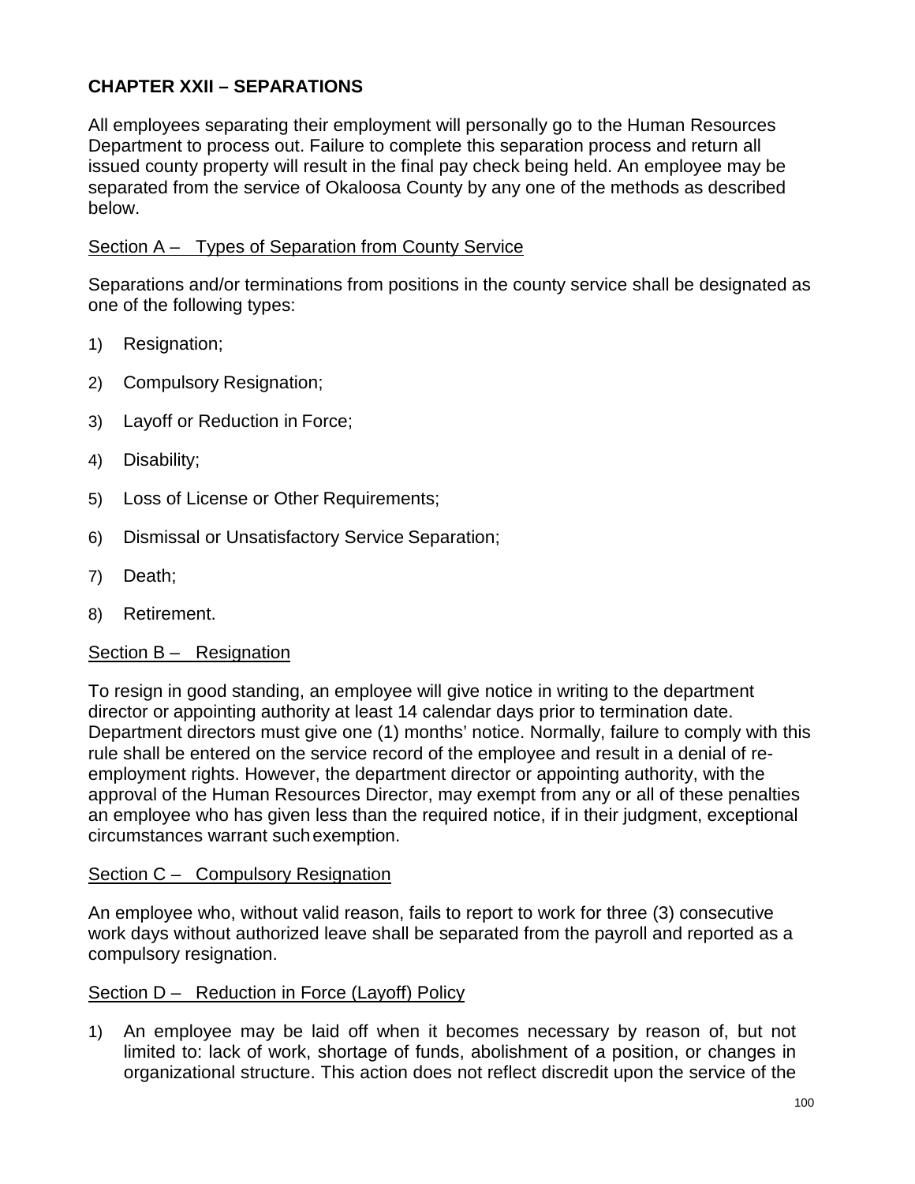## CHAPTER XXII – SEPARATIONS

All employees separating their employment will personally go to the Human Resources Department to process out. Failure to complete this separation process and return all issued county property will result in the final pay check being held. An employee may be separated from the service of Okaloosa County by any one of the methods as described below.

### Section A – Types of Separation from County Service

Separations and/or terminations from positions in the county service shall be designated as one of the following types:

1) Resignation;
2) Compulsory Resignation;
3) Layoff or Reduction in Force;
4) Disability;
5) Loss of License or Other Requirements;
6) Dismissal or Unsatisfactory Service Separation;
7) Death;
8) Retirement.

### Section B – Resignation

To resign in good standing, an employee will give notice in writing to the department director or appointing authority at least 14 calendar days prior to termination date. Department directors must give one (1) months' notice. Normally, failure to comply with this rule shall be entered on the service record of the employee and result in a denial of re-employment rights. However, the department director or appointing authority, with the approval of the Human Resources Director, may exempt from any or all of these penalties an employee who has given less than the required notice, if in their judgment, exceptional circumstances warrant such exemption.

### Section C – Compulsory Resignation

An employee who, without valid reason, fails to report to work for three (3) consecutive work days without authorized leave shall be separated from the payroll and reported as a compulsory resignation.

### Section D – Reduction in Force (Layoff) Policy

1) An employee may be laid off when it becomes necessary by reason of, but not limited to: lack of work, shortage of funds, abolishment of a position, or changes in organizational structure. This action does not reflect discredit upon the service of the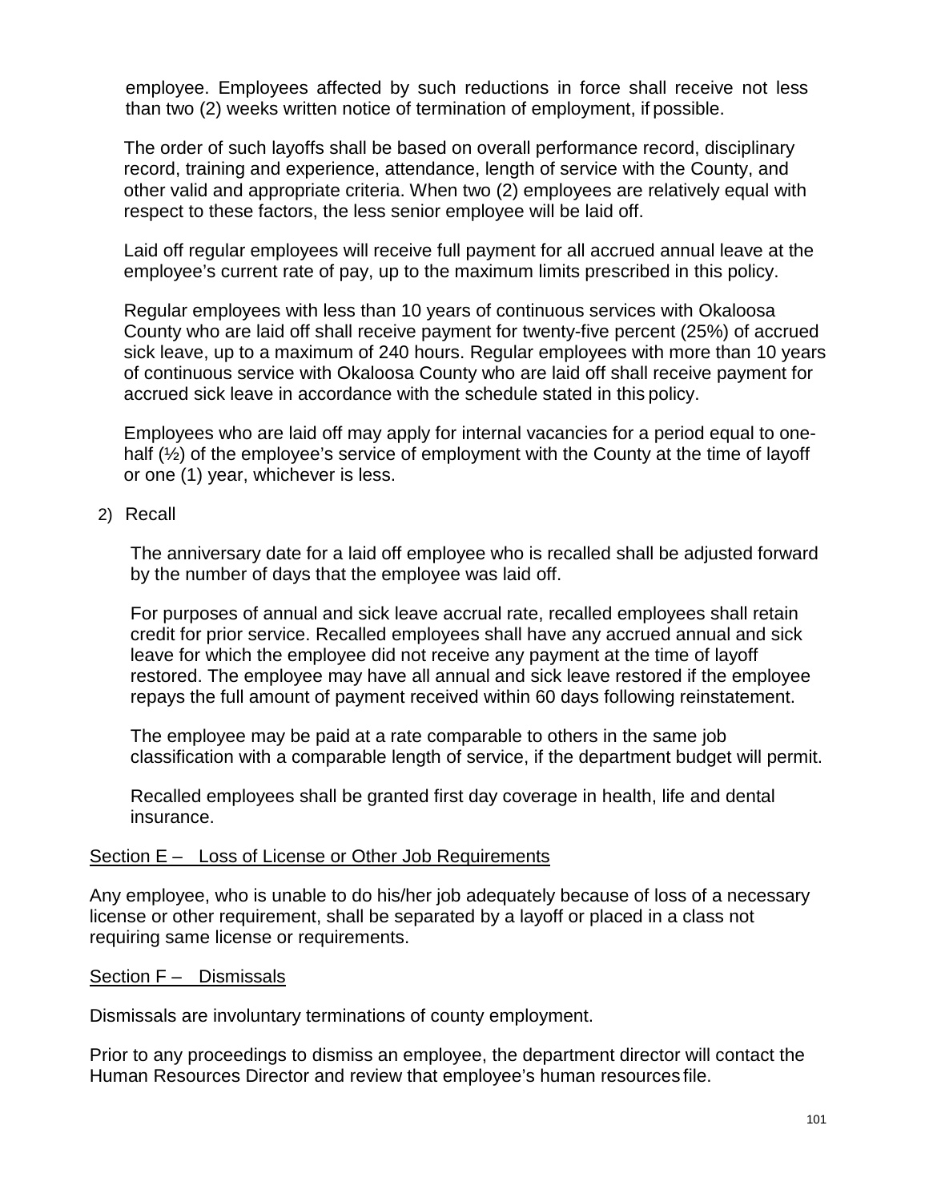employee. Employees affected by such reductions in force shall receive not less than two (2) weeks written notice of termination of employment, if possible.

The order of such layoffs shall be based on overall performance record, disciplinary record, training and experience, attendance, length of service with the County, and other valid and appropriate criteria. When two (2) employees are relatively equal with respect to these factors, the less senior employee will be laid off.

Laid off regular employees will receive full payment for all accrued annual leave at the employee's current rate of pay, up to the maximum limits prescribed in this policy.

Regular employees with less than 10 years of continuous services with Okaloosa County who are laid off shall receive payment for twenty-five percent (25%) of accrued sick leave, up to a maximum of 240 hours. Regular employees with more than 10 years of continuous service with Okaloosa County who are laid off shall receive payment for accrued sick leave in accordance with the schedule stated in this policy.

Employees who are laid off may apply for internal vacancies for a period equal to one-half (½) of the employee's service of employment with the County at the time of layoff or one (1) year, whichever is less.

2) Recall

The anniversary date for a laid off employee who is recalled shall be adjusted forward by the number of days that the employee was laid off.

For purposes of annual and sick leave accrual rate, recalled employees shall retain credit for prior service. Recalled employees shall have any accrued annual and sick leave for which the employee did not receive any payment at the time of layoff restored. The employee may have all annual and sick leave restored if the employee repays the full amount of payment received within 60 days following reinstatement.

The employee may be paid at a rate comparable to others in the same job classification with a comparable length of service, if the department budget will permit.

Recalled employees shall be granted first day coverage in health, life and dental insurance.

## Section E – Loss of License or Other Job Requirements

Any employee, who is unable to do his/her job adequately because of loss of a necessary license or other requirement, shall be separated by a layoff or placed in a class not requiring same license or requirements.

## Section F – Dismissals

Dismissals are involuntary terminations of county employment.

Prior to any proceedings to dismiss an employee, the department director will contact the Human Resources Director and review that employee's human resources file.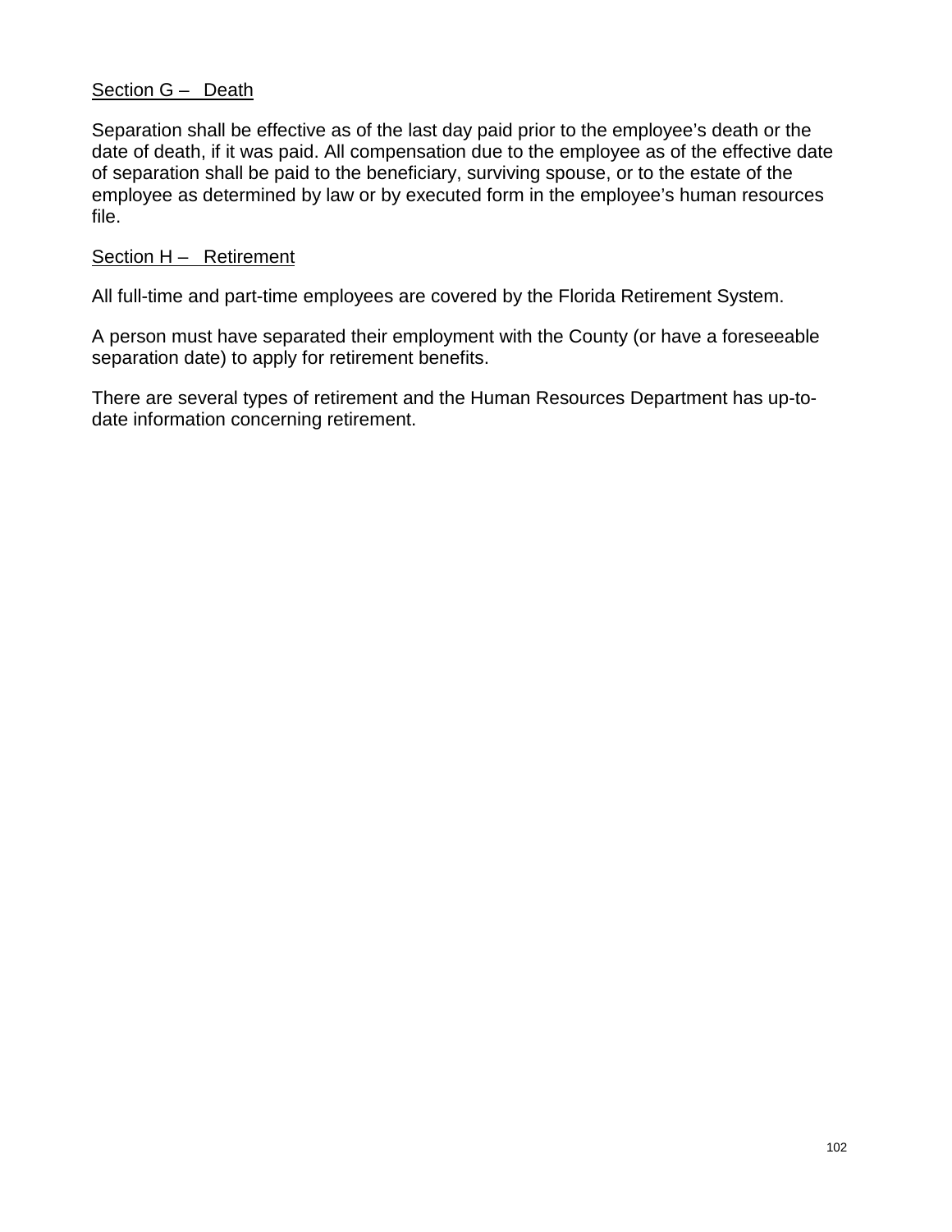Section G – Death

Separation shall be effective as of the last day paid prior to the employee's death or the date of death, if it was paid. All compensation due to the employee as of the effective date of separation shall be paid to the beneficiary, surviving spouse, or to the estate of the employee as determined by law or by executed form in the employee's human resources file.

Section H – Retirement

All full-time and part-time employees are covered by the Florida Retirement System.

A person must have separated their employment with the County (or have a foreseeable separation date) to apply for retirement benefits.

There are several types of retirement and the Human Resources Department has up-to-date information concerning retirement.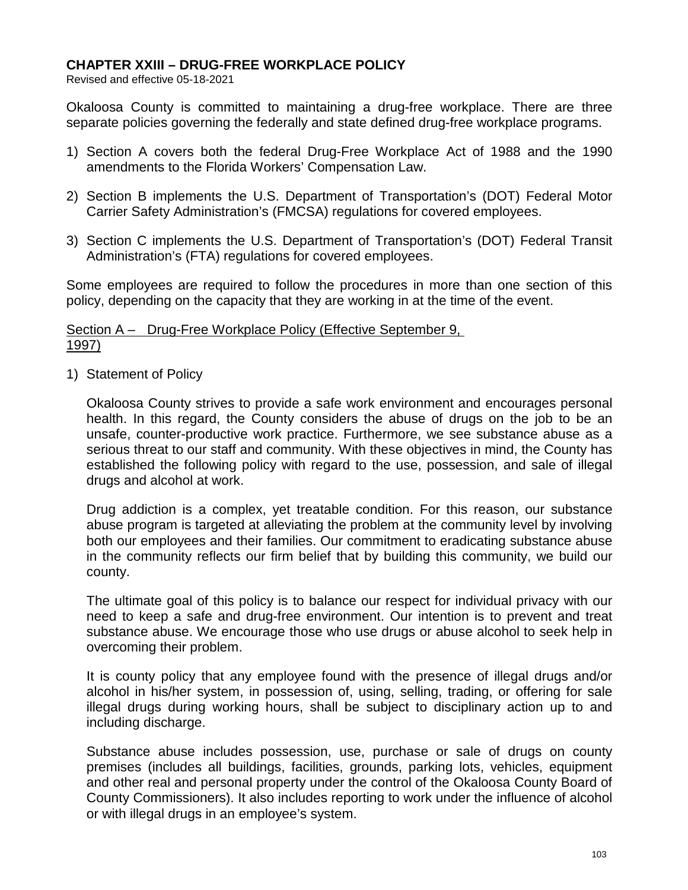# CHAPTER XXIII – DRUG-FREE WORKPLACE POLICY

Revised and effective 05-18-2021

Okaloosa County is committed to maintaining a drug-free workplace. There are three separate policies governing the federally and state defined drug-free workplace programs.

1) Section A covers both the federal Drug-Free Workplace Act of 1988 and the 1990 amendments to the Florida Workers' Compensation Law.

2) Section B implements the U.S. Department of Transportation's (DOT) Federal Motor Carrier Safety Administration's (FMCSA) regulations for covered employees.

3) Section C implements the U.S. Department of Transportation's (DOT) Federal Transit Administration's (FTA) regulations for covered employees.

Some employees are required to follow the procedures in more than one section of this policy, depending on the capacity that they are working in at the time of the event.

## Section A – Drug-Free Workplace Policy (Effective September 9, 1997)

1) Statement of Policy

   Okaloosa County strives to provide a safe work environment and encourages personal health. In this regard, the County considers the abuse of drugs on the job to be an unsafe, counter-productive work practice. Furthermore, we see substance abuse as a serious threat to our staff and community. With these objectives in mind, the County has established the following policy with regard to the use, possession, and sale of illegal drugs and alcohol at work.

   Drug addiction is a complex, yet treatable condition. For this reason, our substance abuse program is targeted at alleviating the problem at the community level by involving both our employees and their families. Our commitment to eradicating substance abuse in the community reflects our firm belief that by building this community, we build our county.

   The ultimate goal of this policy is to balance our respect for individual privacy with our need to keep a safe and drug-free environment. Our intention is to prevent and treat substance abuse. We encourage those who use drugs or abuse alcohol to seek help in overcoming their problem.

   It is county policy that any employee found with the presence of illegal drugs and/or alcohol in his/her system, in possession of, using, selling, trading, or offering for sale illegal drugs during working hours, shall be subject to disciplinary action up to and including discharge.

   Substance abuse includes possession, use, purchase or sale of drugs on county premises (includes all buildings, facilities, grounds, parking lots, vehicles, equipment and other real and personal property under the control of the Okaloosa County Board of County Commissioners). It also includes reporting to work under the influence of alcohol or with illegal drugs in an employee's system.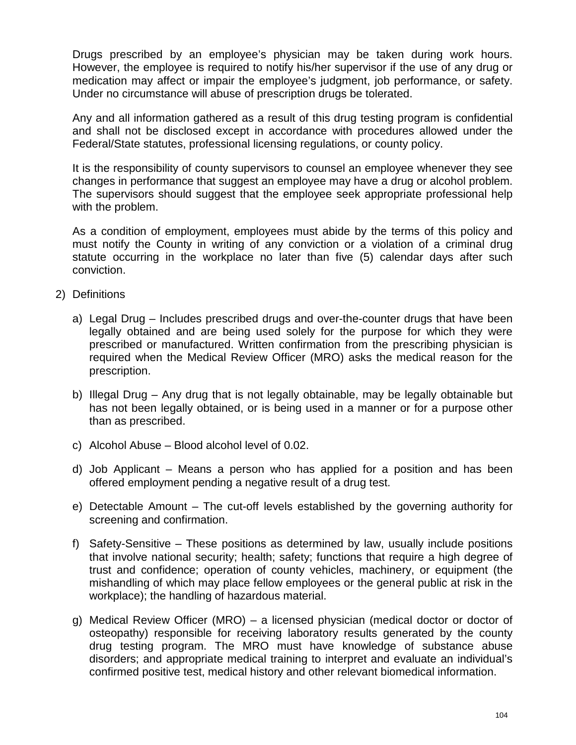Drugs prescribed by an employee's physician may be taken during work hours. However, the employee is required to notify his/her supervisor if the use of any drug or medication may affect or impair the employee's judgment, job performance, or safety. Under no circumstance will abuse of prescription drugs be tolerated.

Any and all information gathered as a result of this drug testing program is confidential and shall not be disclosed except in accordance with procedures allowed under the Federal/State statutes, professional licensing regulations, or county policy.

It is the responsibility of county supervisors to counsel an employee whenever they see changes in performance that suggest an employee may have a drug or alcohol problem. The supervisors should suggest that the employee seek appropriate professional help with the problem.

As a condition of employment, employees must abide by the terms of this policy and must notify the County in writing of any conviction or a violation of a criminal drug statute occurring in the workplace no later than five (5) calendar days after such conviction.

2) Definitions

   a) Legal Drug – Includes prescribed drugs and over-the-counter drugs that have been legally obtained and are being used solely for the purpose for which they were prescribed or manufactured. Written confirmation from the prescribing physician is required when the Medical Review Officer (MRO) asks the medical reason for the prescription.

   b) Illegal Drug – Any drug that is not legally obtainable, may be legally obtainable but has not been legally obtained, or is being used in a manner or for a purpose other than as prescribed.

   c) Alcohol Abuse – Blood alcohol level of 0.02.

   d) Job Applicant – Means a person who has applied for a position and has been offered employment pending a negative result of a drug test.

   e) Detectable Amount – The cut-off levels established by the governing authority for screening and confirmation.

   f) Safety-Sensitive – These positions as determined by law, usually include positions that involve national security; health; safety; functions that require a high degree of trust and confidence; operation of county vehicles, machinery, or equipment (the mishandling of which may place fellow employees or the general public at risk in the workplace); the handling of hazardous material.

   g) Medical Review Officer (MRO) – a licensed physician (medical doctor or doctor of osteopathy) responsible for receiving laboratory results generated by the county drug testing program. The MRO must have knowledge of substance abuse disorders; and appropriate medical training to interpret and evaluate an individual's confirmed positive test, medical history and other relevant biomedical information.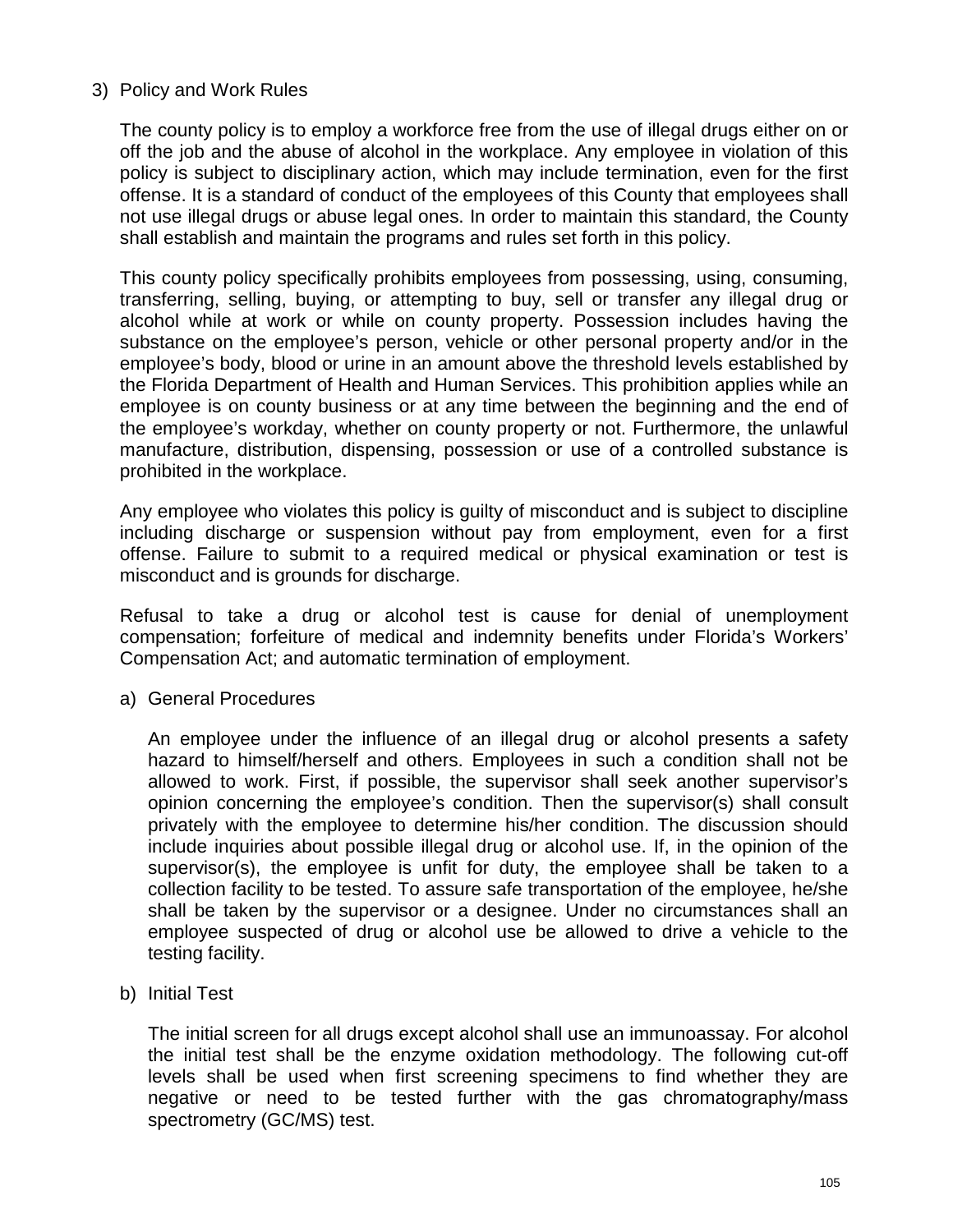3) Policy and Work Rules

The county policy is to employ a workforce free from the use of illegal drugs either on or off the job and the abuse of alcohol in the workplace. Any employee in violation of this policy is subject to disciplinary action, which may include termination, even for the first offense. It is a standard of conduct of the employees of this County that employees shall not use illegal drugs or abuse legal ones. In order to maintain this standard, the County shall establish and maintain the programs and rules set forth in this policy.

This county policy specifically prohibits employees from possessing, using, consuming, transferring, selling, buying, or attempting to buy, sell or transfer any illegal drug or alcohol while at work or while on county property. Possession includes having the substance on the employee's person, vehicle or other personal property and/or in the employee's body, blood or urine in an amount above the threshold levels established by the Florida Department of Health and Human Services. This prohibition applies while an employee is on county business or at any time between the beginning and the end of the employee's workday, whether on county property or not. Furthermore, the unlawful manufacture, distribution, dispensing, possession or use of a controlled substance is prohibited in the workplace.

Any employee who violates this policy is guilty of misconduct and is subject to discipline including discharge or suspension without pay from employment, even for a first offense. Failure to submit to a required medical or physical examination or test is misconduct and is grounds for discharge.

Refusal to take a drug or alcohol test is cause for denial of unemployment compensation; forfeiture of medical and indemnity benefits under Florida's Workers' Compensation Act; and automatic termination of employment.

a) General Procedures

An employee under the influence of an illegal drug or alcohol presents a safety hazard to himself/herself and others. Employees in such a condition shall not be allowed to work. First, if possible, the supervisor shall seek another supervisor's opinion concerning the employee's condition. Then the supervisor(s) shall consult privately with the employee to determine his/her condition. The discussion should include inquiries about possible illegal drug or alcohol use. If, in the opinion of the supervisor(s), the employee is unfit for duty, the employee shall be taken to a collection facility to be tested. To assure safe transportation of the employee, he/she shall be taken by the supervisor or a designee. Under no circumstances shall an employee suspected of drug or alcohol use be allowed to drive a vehicle to the testing facility.

b) Initial Test

The initial screen for all drugs except alcohol shall use an immunoassay. For alcohol the initial test shall be the enzyme oxidation methodology. The following cut-off levels shall be used when first screening specimens to find whether they are negative or need to be tested further with the gas chromatography/mass spectrometry (GC/MS) test.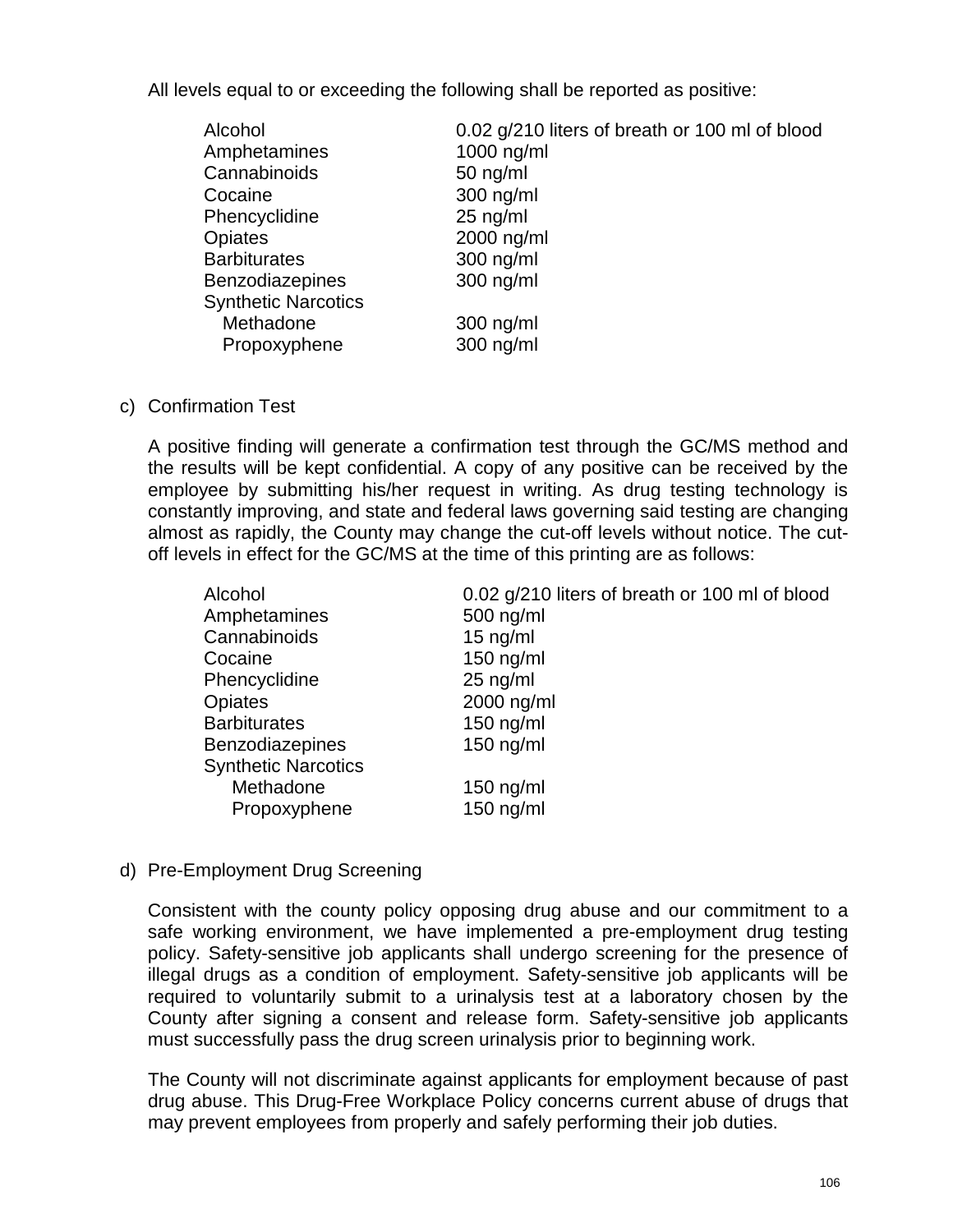All levels equal to or exceeding the following shall be reported as positive:

| | |
|---|---|
| Alcohol | 0.02 g/210 liters of breath or 100 ml of blood |
| Amphetamines | 1000 ng/ml |
| Cannabinoids | 50 ng/ml |
| Cocaine | 300 ng/ml |
| Phencyclidine | 25 ng/ml |
| Opiates | 2000 ng/ml |
| Barbiturates | 300 ng/ml |
| Benzodiazepines | 300 ng/ml |
| Synthetic Narcotics | |
| Methadone | 300 ng/ml |
| Propoxyphene | 300 ng/ml |

c) Confirmation Test

A positive finding will generate a confirmation test through the GC/MS method and the results will be kept confidential. A copy of any positive can be received by the employee by submitting his/her request in writing. As drug testing technology is constantly improving, and state and federal laws governing said testing are changing almost as rapidly, the County may change the cut-off levels without notice. The cut-off levels in effect for the GC/MS at the time of this printing are as follows:

| | |
|---|---|
| Alcohol | 0.02 g/210 liters of breath or 100 ml of blood |
| Amphetamines | 500 ng/ml |
| Cannabinoids | 15 ng/ml |
| Cocaine | 150 ng/ml |
| Phencyclidine | 25 ng/ml |
| Opiates | 2000 ng/ml |
| Barbiturates | 150 ng/ml |
| Benzodiazepines | 150 ng/ml |
| Synthetic Narcotics | |
| Methadone | 150 ng/ml |
| Propoxyphene | 150 ng/ml |

d) Pre-Employment Drug Screening

Consistent with the county policy opposing drug abuse and our commitment to a safe working environment, we have implemented a pre-employment drug testing policy. Safety-sensitive job applicants shall undergo screening for the presence of illegal drugs as a condition of employment. Safety-sensitive job applicants will be required to voluntarily submit to a urinalysis test at a laboratory chosen by the County after signing a consent and release form. Safety-sensitive job applicants must successfully pass the drug screen urinalysis prior to beginning work.

The County will not discriminate against applicants for employment because of past drug abuse. This Drug-Free Workplace Policy concerns current abuse of drugs that may prevent employees from properly and safely performing their job duties.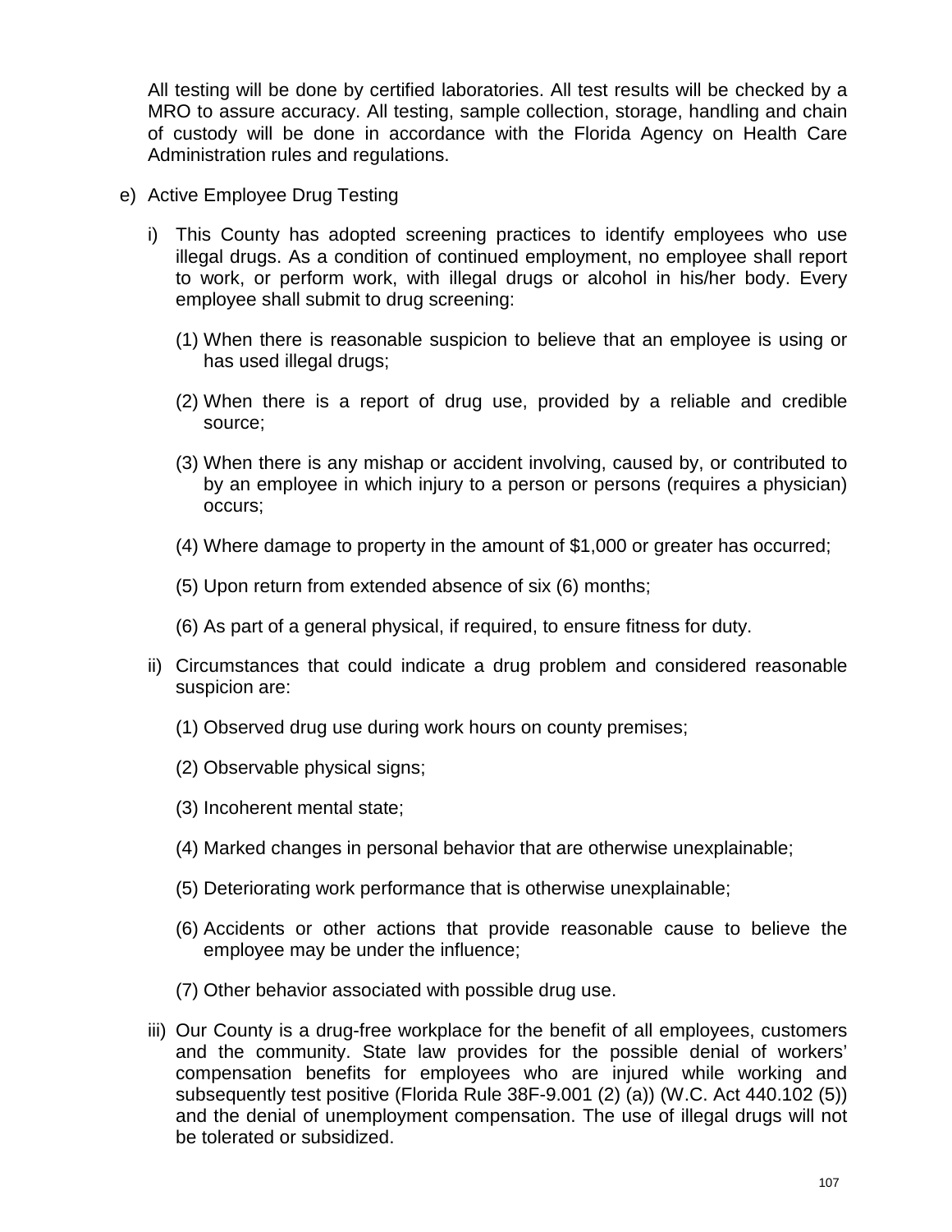All testing will be done by certified laboratories. All test results will be checked by a MRO to assure accuracy. All testing, sample collection, storage, handling and chain of custody will be done in accordance with the Florida Agency on Health Care Administration rules and regulations.

e) Active Employee Drug Testing

   i) This County has adopted screening practices to identify employees who use illegal drugs. As a condition of continued employment, no employee shall report to work, or perform work, with illegal drugs or alcohol in his/her body. Every employee shall submit to drug screening:

      (1) When there is reasonable suspicion to believe that an employee is using or has used illegal drugs;

      (2) When there is a report of drug use, provided by a reliable and credible source;

      (3) When there is any mishap or accident involving, caused by, or contributed to by an employee in which injury to a person or persons (requires a physician) occurs;

      (4) Where damage to property in the amount of $1,000 or greater has occurred;

      (5) Upon return from extended absence of six (6) months;

      (6) As part of a general physical, if required, to ensure fitness for duty.

   ii) Circumstances that could indicate a drug problem and considered reasonable suspicion are:

      (1) Observed drug use during work hours on county premises;

      (2) Observable physical signs;

      (3) Incoherent mental state;

      (4) Marked changes in personal behavior that are otherwise unexplainable;

      (5) Deteriorating work performance that is otherwise unexplainable;

      (6) Accidents or other actions that provide reasonable cause to believe the employee may be under the influence;

      (7) Other behavior associated with possible drug use.

   iii) Our County is a drug-free workplace for the benefit of all employees, customers and the community. State law provides for the possible denial of workers' compensation benefits for employees who are injured while working and subsequently test positive (Florida Rule 38F-9.001 (2) (a)) (W.C. Act 440.102 (5)) and the denial of unemployment compensation. The use of illegal drugs will not be tolerated or subsidized.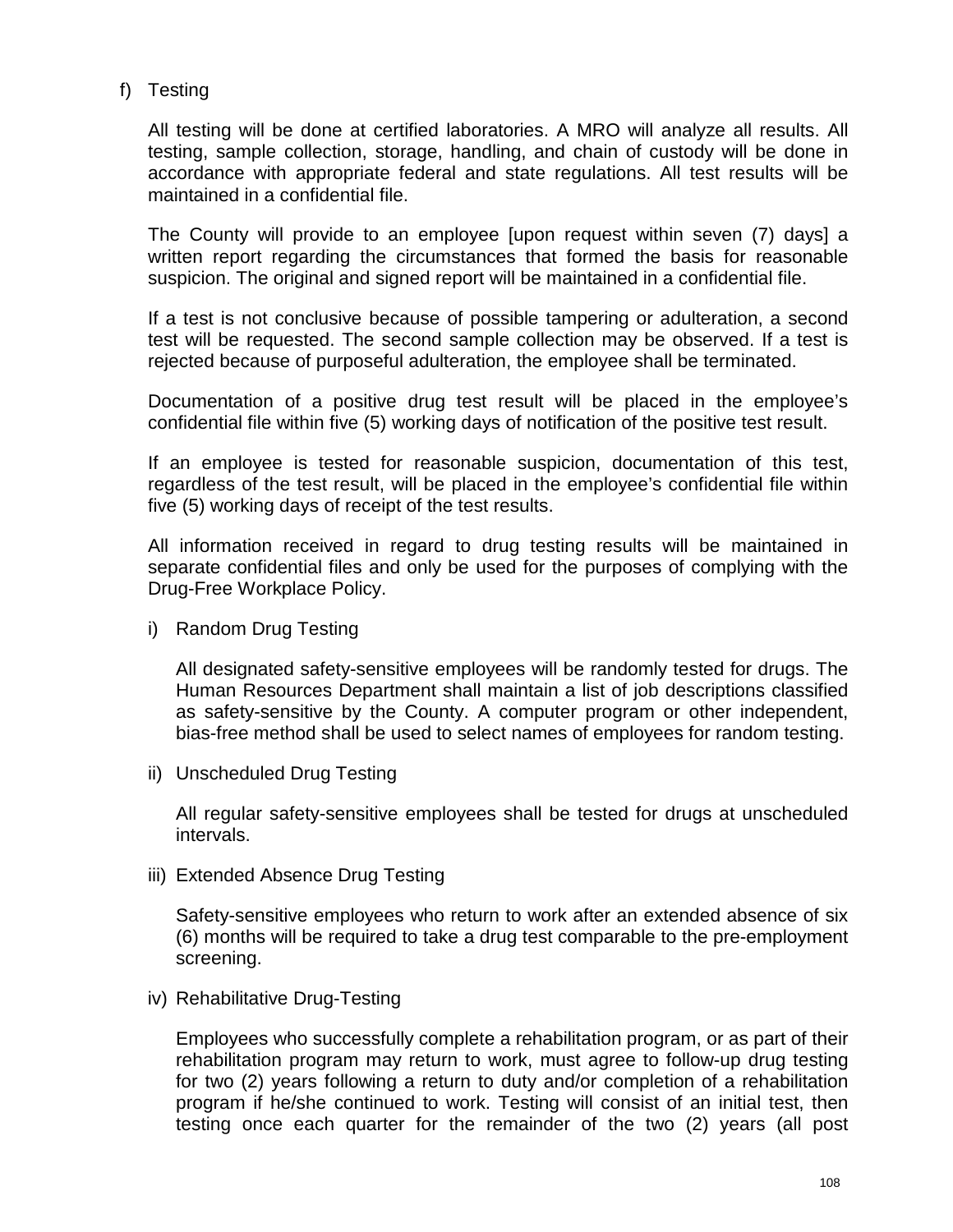f) Testing

All testing will be done at certified laboratories. A MRO will analyze all results. All testing, sample collection, storage, handling, and chain of custody will be done in accordance with appropriate federal and state regulations. All test results will be maintained in a confidential file.

The County will provide to an employee [upon request within seven (7) days] a written report regarding the circumstances that formed the basis for reasonable suspicion. The original and signed report will be maintained in a confidential file.

If a test is not conclusive because of possible tampering or adulteration, a second test will be requested. The second sample collection may be observed. If a test is rejected because of purposeful adulteration, the employee shall be terminated.

Documentation of a positive drug test result will be placed in the employee's confidential file within five (5) working days of notification of the positive test result.

If an employee is tested for reasonable suspicion, documentation of this test, regardless of the test result, will be placed in the employee's confidential file within five (5) working days of receipt of the test results.

All information received in regard to drug testing results will be maintained in separate confidential files and only be used for the purposes of complying with the Drug-Free Workplace Policy.

i) Random Drug Testing

All designated safety-sensitive employees will be randomly tested for drugs. The Human Resources Department shall maintain a list of job descriptions classified as safety-sensitive by the County. A computer program or other independent, bias-free method shall be used to select names of employees for random testing.

ii) Unscheduled Drug Testing

All regular safety-sensitive employees shall be tested for drugs at unscheduled intervals.

iii) Extended Absence Drug Testing

Safety-sensitive employees who return to work after an extended absence of six (6) months will be required to take a drug test comparable to the pre-employment screening.

iv) Rehabilitative Drug-Testing

Employees who successfully complete a rehabilitation program, or as part of their rehabilitation program may return to work, must agree to follow-up drug testing for two (2) years following a return to duty and/or completion of a rehabilitation program if he/she continued to work. Testing will consist of an initial test, then testing once each quarter for the remainder of the two (2) years (all post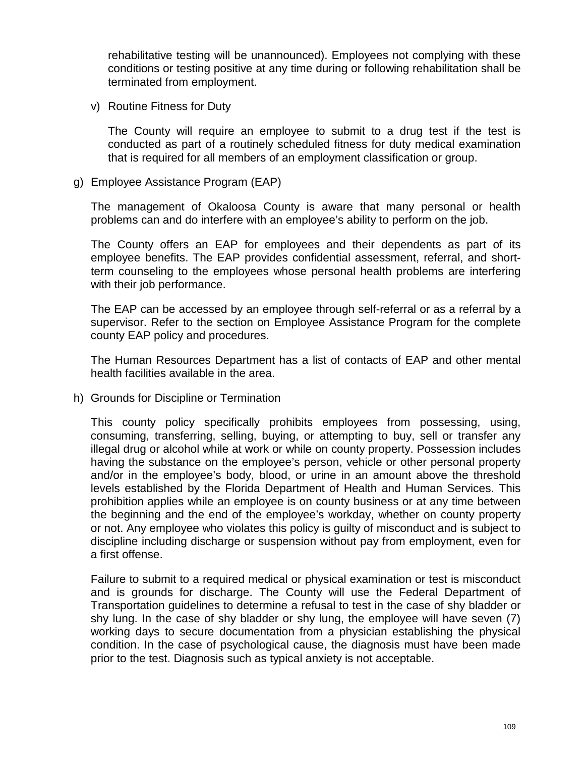rehabilitative testing will be unannounced). Employees not complying with these conditions or testing positive at any time during or following rehabilitation shall be terminated from employment.

v) Routine Fitness for Duty

The County will require an employee to submit to a drug test if the test is conducted as part of a routinely scheduled fitness for duty medical examination that is required for all members of an employment classification or group.

g) Employee Assistance Program (EAP)

The management of Okaloosa County is aware that many personal or health problems can and do interfere with an employee's ability to perform on the job.

The County offers an EAP for employees and their dependents as part of its employee benefits. The EAP provides confidential assessment, referral, and short-term counseling to the employees whose personal health problems are interfering with their job performance.

The EAP can be accessed by an employee through self-referral or as a referral by a supervisor. Refer to the section on Employee Assistance Program for the complete county EAP policy and procedures.

The Human Resources Department has a list of contacts of EAP and other mental health facilities available in the area.

h) Grounds for Discipline or Termination

This county policy specifically prohibits employees from possessing, using, consuming, transferring, selling, buying, or attempting to buy, sell or transfer any illegal drug or alcohol while at work or while on county property. Possession includes having the substance on the employee's person, vehicle or other personal property and/or in the employee's body, blood, or urine in an amount above the threshold levels established by the Florida Department of Health and Human Services. This prohibition applies while an employee is on county business or at any time between the beginning and the end of the employee's workday, whether on county property or not. Any employee who violates this policy is guilty of misconduct and is subject to discipline including discharge or suspension without pay from employment, even for a first offense.

Failure to submit to a required medical or physical examination or test is misconduct and is grounds for discharge. The County will use the Federal Department of Transportation guidelines to determine a refusal to test in the case of shy bladder or shy lung. In the case of shy bladder or shy lung, the employee will have seven (7) working days to secure documentation from a physician establishing the physical condition. In the case of psychological cause, the diagnosis must have been made prior to the test. Diagnosis such as typical anxiety is not acceptable.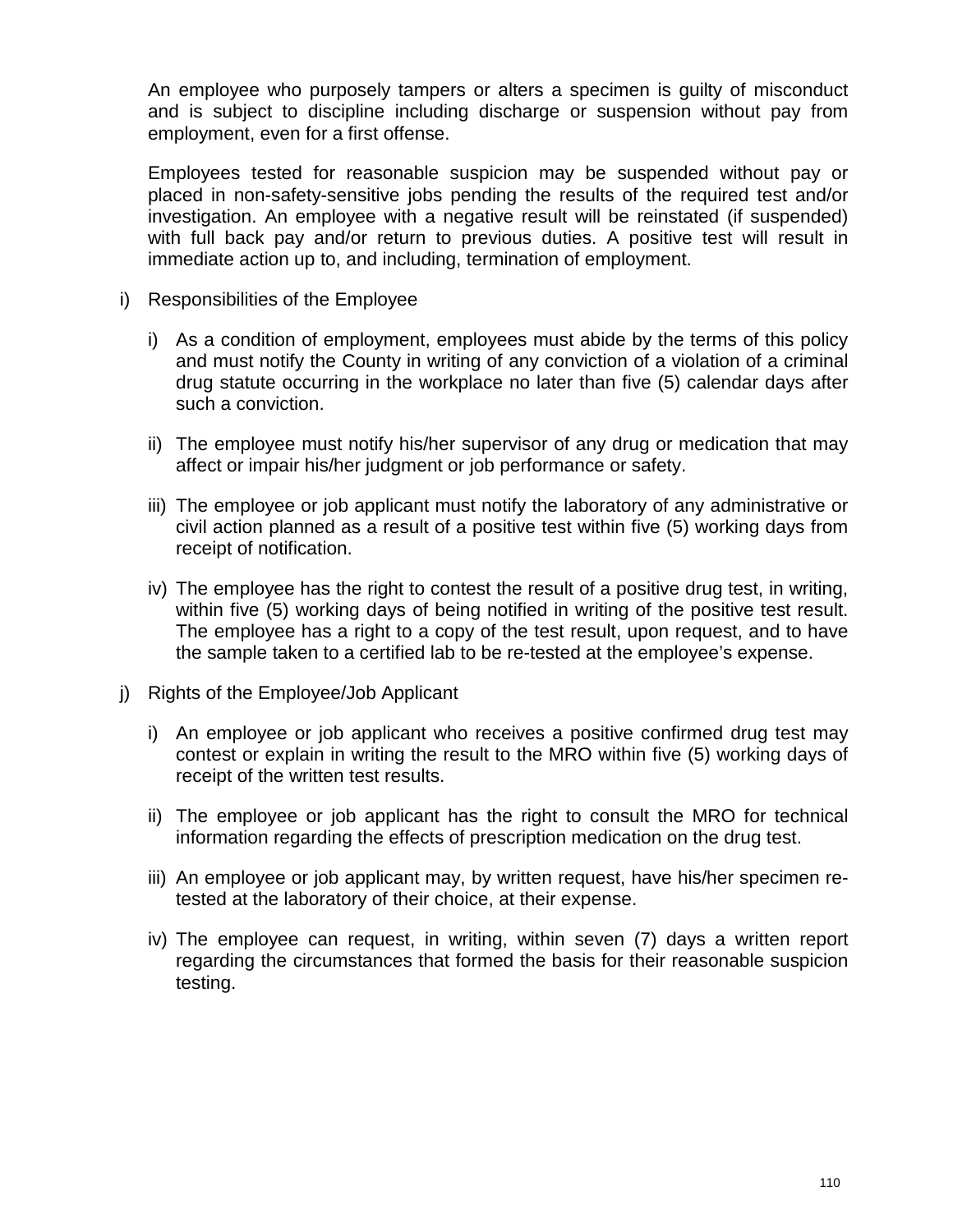An employee who purposely tampers or alters a specimen is guilty of misconduct and is subject to discipline including discharge or suspension without pay from employment, even for a first offense.

Employees tested for reasonable suspicion may be suspended without pay or placed in non-safety-sensitive jobs pending the results of the required test and/or investigation. An employee with a negative result will be reinstated (if suspended) with full back pay and/or return to previous duties. A positive test will result in immediate action up to, and including, termination of employment.

i) Responsibilities of the Employee

   i) As a condition of employment, employees must abide by the terms of this policy and must notify the County in writing of any conviction of a violation of a criminal drug statute occurring in the workplace no later than five (5) calendar days after such a conviction.

   ii) The employee must notify his/her supervisor of any drug or medication that may affect or impair his/her judgment or job performance or safety.

   iii) The employee or job applicant must notify the laboratory of any administrative or civil action planned as a result of a positive test within five (5) working days from receipt of notification.

   iv) The employee has the right to contest the result of a positive drug test, in writing, within five (5) working days of being notified in writing of the positive test result. The employee has a right to a copy of the test result, upon request, and to have the sample taken to a certified lab to be re-tested at the employee's expense.

j) Rights of the Employee/Job Applicant

   i) An employee or job applicant who receives a positive confirmed drug test may contest or explain in writing the result to the MRO within five (5) working days of receipt of the written test results.

   ii) The employee or job applicant has the right to consult the MRO for technical information regarding the effects of prescription medication on the drug test.

   iii) An employee or job applicant may, by written request, have his/her specimen re-tested at the laboratory of their choice, at their expense.

   iv) The employee can request, in writing, within seven (7) days a written report regarding the circumstances that formed the basis for their reasonable suspicion testing.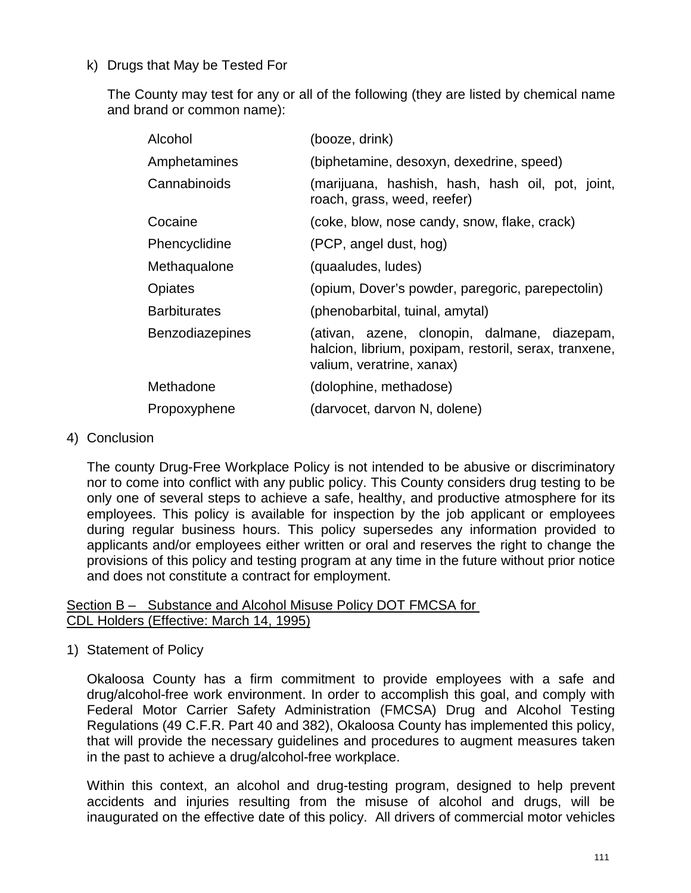k) Drugs that May be Tested For

The County may test for any or all of the following (they are listed by chemical name and brand or common name):

| | |
|---|---|
| Alcohol | (booze, drink) |
| Amphetamines | (biphetamine, desoxyn, dexedrine, speed) |
| Cannabinoids | (marijuana, hashish, hash, hash oil, pot, joint, roach, grass, weed, reefer) |
| Cocaine | (coke, blow, nose candy, snow, flake, crack) |
| Phencyclidine | (PCP, angel dust, hog) |
| Methaqualone | (quaaludes, ludes) |
| Opiates | (opium, Dover's powder, paregoric, parepectolin) |
| Barbiturates | (phenobarbital, tuinal, amytal) |
| Benzodiazepines | (ativan, azene, clonopin, dalmane, diazepam, halcion, librium, poxipam, restoril, serax, tranxene, valium, veratrine, xanax) |
| Methadone | (dolophine, methadose) |
| Propoxyphene | (darvocet, darvon N, dolene) |

4) Conclusion

The county Drug-Free Workplace Policy is not intended to be abusive or discriminatory nor to come into conflict with any public policy. This County considers drug testing to be only one of several steps to achieve a safe, healthy, and productive atmosphere for its employees. This policy is available for inspection by the job applicant or employees during regular business hours. This policy supersedes any information provided to applicants and/or employees either written or oral and reserves the right to change the provisions of this policy and testing program at any time in the future without prior notice and does not constitute a contract for employment.

## Section B – Substance and Alcohol Misuse Policy DOT FMCSA for CDL Holders (Effective: March 14, 1995)

1) Statement of Policy

Okaloosa County has a firm commitment to provide employees with a safe and drug/alcohol-free work environment. In order to accomplish this goal, and comply with Federal Motor Carrier Safety Administration (FMCSA) Drug and Alcohol Testing Regulations (49 C.F.R. Part 40 and 382), Okaloosa County has implemented this policy, that will provide the necessary guidelines and procedures to augment measures taken in the past to achieve a drug/alcohol-free workplace.

Within this context, an alcohol and drug-testing program, designed to help prevent accidents and injuries resulting from the misuse of alcohol and drugs, will be inaugurated on the effective date of this policy. All drivers of commercial motor vehicles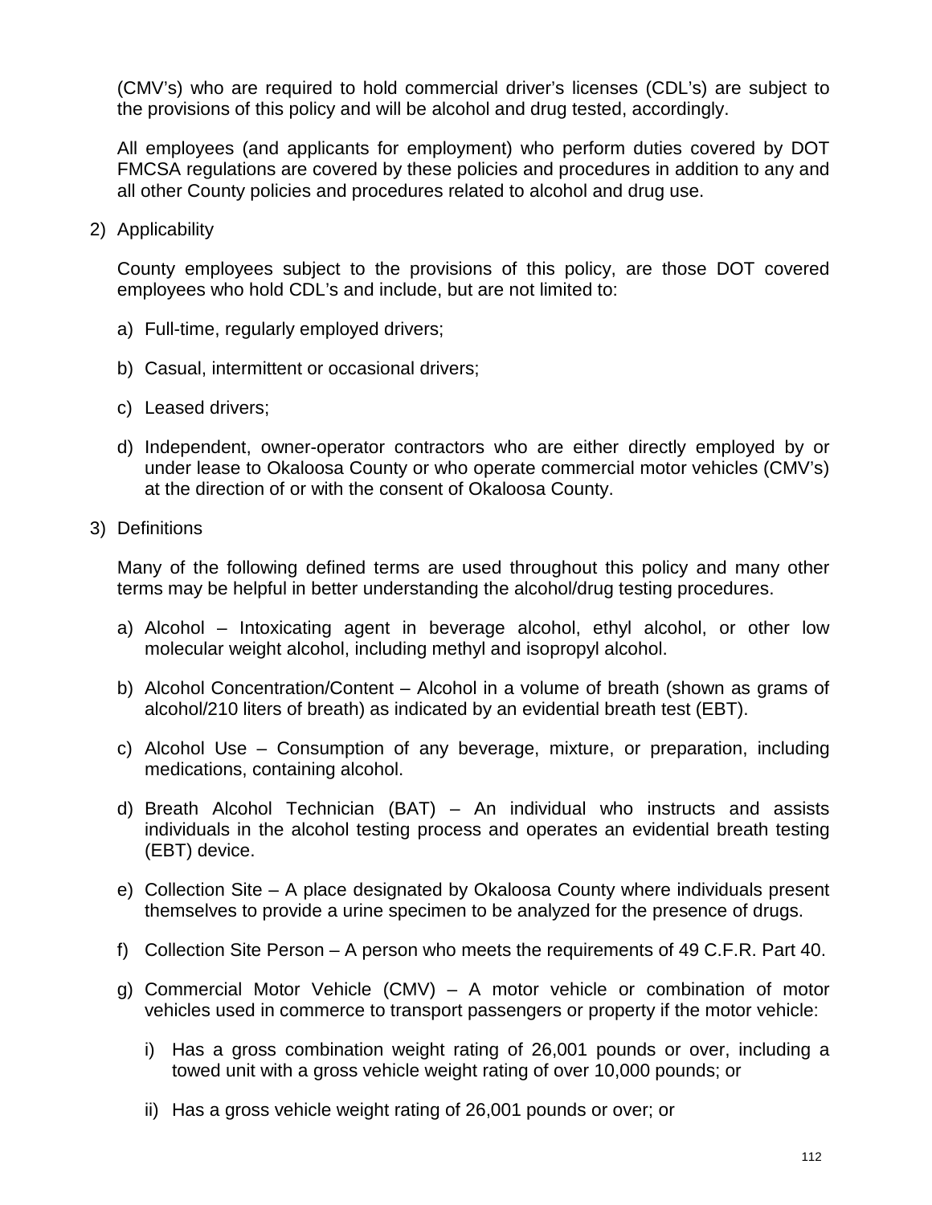(CMV's) who are required to hold commercial driver's licenses (CDL's) are subject to the provisions of this policy and will be alcohol and drug tested, accordingly.

All employees (and applicants for employment) who perform duties covered by DOT FMCSA regulations are covered by these policies and procedures in addition to any and all other County policies and procedures related to alcohol and drug use.

2) Applicability

County employees subject to the provisions of this policy, are those DOT covered employees who hold CDL's and include, but are not limited to:

a) Full-time, regularly employed drivers;

b) Casual, intermittent or occasional drivers;

c) Leased drivers;

d) Independent, owner-operator contractors who are either directly employed by or under lease to Okaloosa County or who operate commercial motor vehicles (CMV's) at the direction of or with the consent of Okaloosa County.

3) Definitions

Many of the following defined terms are used throughout this policy and many other terms may be helpful in better understanding the alcohol/drug testing procedures.

a) Alcohol – Intoxicating agent in beverage alcohol, ethyl alcohol, or other low molecular weight alcohol, including methyl and isopropyl alcohol.

b) Alcohol Concentration/Content – Alcohol in a volume of breath (shown as grams of alcohol/210 liters of breath) as indicated by an evidential breath test (EBT).

c) Alcohol Use – Consumption of any beverage, mixture, or preparation, including medications, containing alcohol.

d) Breath Alcohol Technician (BAT) – An individual who instructs and assists individuals in the alcohol testing process and operates an evidential breath testing (EBT) device.

e) Collection Site – A place designated by Okaloosa County where individuals present themselves to provide a urine specimen to be analyzed for the presence of drugs.

f) Collection Site Person – A person who meets the requirements of 49 C.F.R. Part 40.

g) Commercial Motor Vehicle (CMV) – A motor vehicle or combination of motor vehicles used in commerce to transport passengers or property if the motor vehicle:

   i) Has a gross combination weight rating of 26,001 pounds or over, including a towed unit with a gross vehicle weight rating of over 10,000 pounds; or

   ii) Has a gross vehicle weight rating of 26,001 pounds or over; or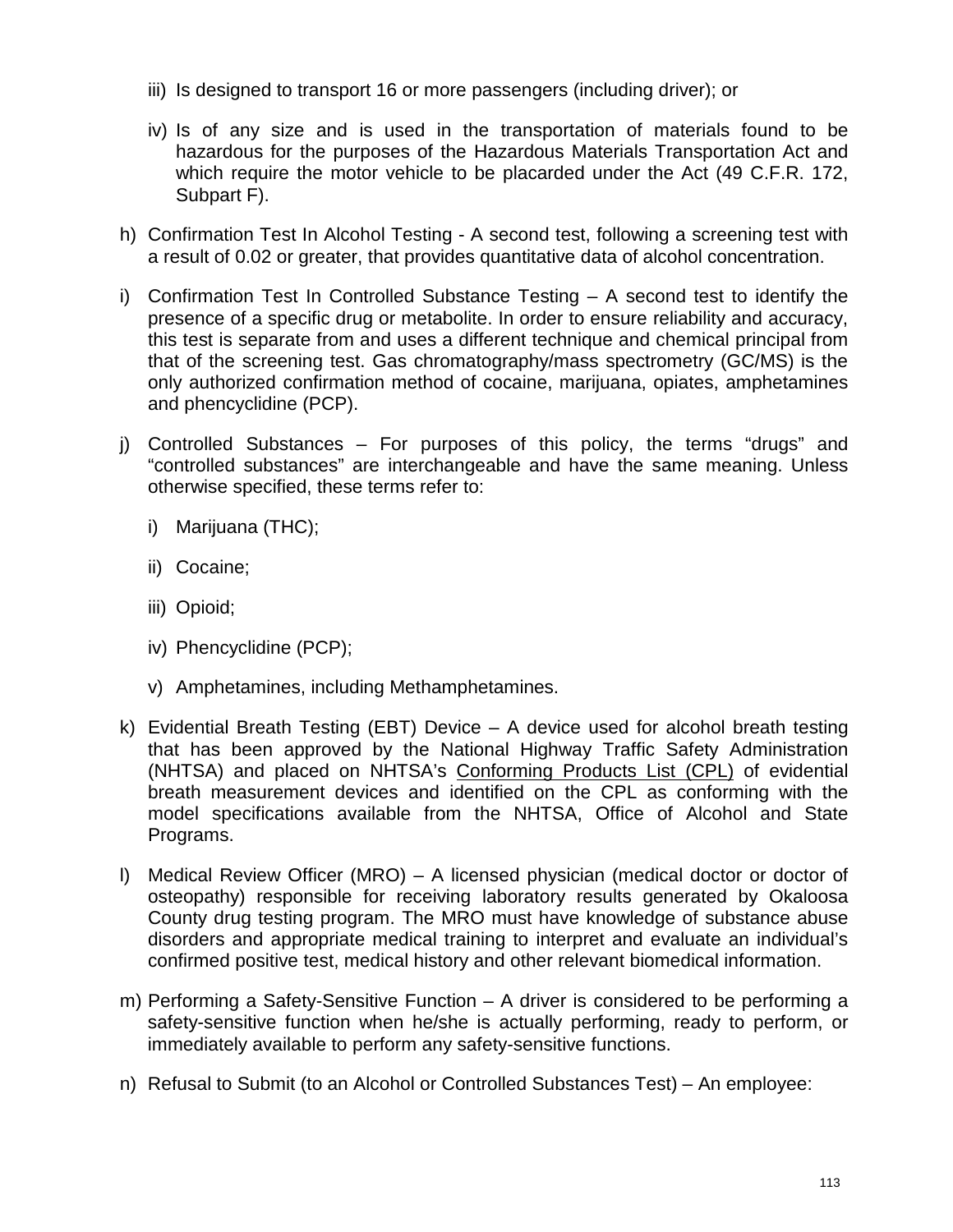iii) Is designed to transport 16 or more passengers (including driver); or

   iv) Is of any size and is used in the transportation of materials found to be hazardous for the purposes of the Hazardous Materials Transportation Act and which require the motor vehicle to be placarded under the Act (49 C.F.R. 172, Subpart F).

h) Confirmation Test In Alcohol Testing - A second test, following a screening test with a result of 0.02 or greater, that provides quantitative data of alcohol concentration.

i) Confirmation Test In Controlled Substance Testing – A second test to identify the presence of a specific drug or metabolite. In order to ensure reliability and accuracy, this test is separate from and uses a different technique and chemical principal from that of the screening test. Gas chromatography/mass spectrometry (GC/MS) is the only authorized confirmation method of cocaine, marijuana, opiates, amphetamines and phencyclidine (PCP).

j) Controlled Substances – For purposes of this policy, the terms “drugs” and “controlled substances” are interchangeable and have the same meaning. Unless otherwise specified, these terms refer to:

   i) Marijuana (THC);

   ii) Cocaine;

   iii) Opioid;

   iv) Phencyclidine (PCP);

   v) Amphetamines, including Methamphetamines.

k) Evidential Breath Testing (EBT) Device – A device used for alcohol breath testing that has been approved by the National Highway Traffic Safety Administration (NHTSA) and placed on NHTSA’s Conforming Products List (CPL) of evidential breath measurement devices and identified on the CPL as conforming with the model specifications available from the NHTSA, Office of Alcohol and State Programs.

l) Medical Review Officer (MRO) – A licensed physician (medical doctor or doctor of osteopathy) responsible for receiving laboratory results generated by Okaloosa County drug testing program. The MRO must have knowledge of substance abuse disorders and appropriate medical training to interpret and evaluate an individual’s confirmed positive test, medical history and other relevant biomedical information.

m) Performing a Safety-Sensitive Function – A driver is considered to be performing a safety-sensitive function when he/she is actually performing, ready to perform, or immediately available to perform any safety-sensitive functions.

n) Refusal to Submit (to an Alcohol or Controlled Substances Test) – An employee: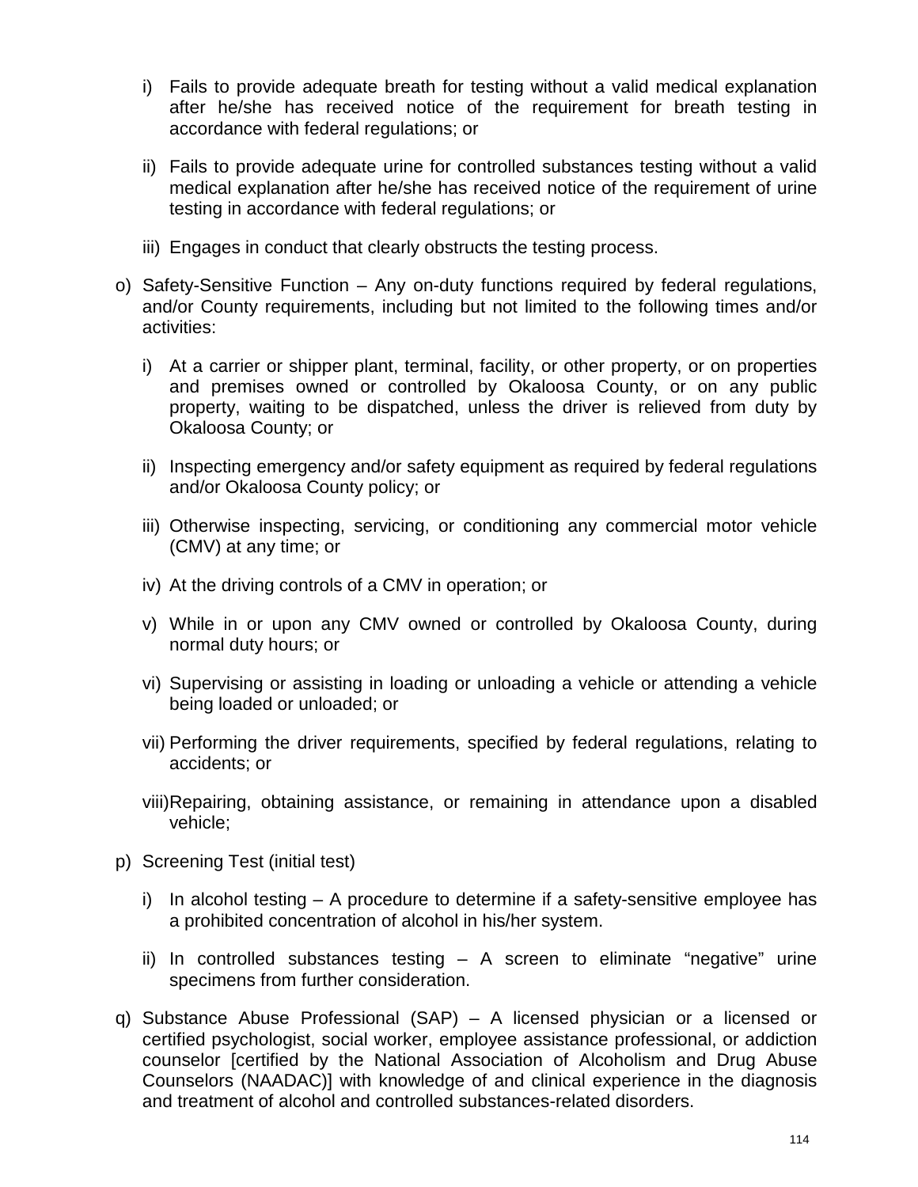i) Fails to provide adequate breath for testing without a valid medical explanation after he/she has received notice of the requirement for breath testing in accordance with federal regulations; or

ii) Fails to provide adequate urine for controlled substances testing without a valid medical explanation after he/she has received notice of the requirement of urine testing in accordance with federal regulations; or

iii) Engages in conduct that clearly obstructs the testing process.

o) Safety-Sensitive Function – Any on-duty functions required by federal regulations, and/or County requirements, including but not limited to the following times and/or activities:

   i) At a carrier or shipper plant, terminal, facility, or other property, or on properties and premises owned or controlled by Okaloosa County, or on any public property, waiting to be dispatched, unless the driver is relieved from duty by Okaloosa County; or

   ii) Inspecting emergency and/or safety equipment as required by federal regulations and/or Okaloosa County policy; or

   iii) Otherwise inspecting, servicing, or conditioning any commercial motor vehicle (CMV) at any time; or

   iv) At the driving controls of a CMV in operation; or

   v) While in or upon any CMV owned or controlled by Okaloosa County, during normal duty hours; or

   vi) Supervising or assisting in loading or unloading a vehicle or attending a vehicle being loaded or unloaded; or

   vii) Performing the driver requirements, specified by federal regulations, relating to accidents; or

   viii) Repairing, obtaining assistance, or remaining in attendance upon a disabled vehicle;

p) Screening Test (initial test)

   i) In alcohol testing – A procedure to determine if a safety-sensitive employee has a prohibited concentration of alcohol in his/her system.

   ii) In controlled substances testing – A screen to eliminate "negative" urine specimens from further consideration.

q) Substance Abuse Professional (SAP) – A licensed physician or a licensed or certified psychologist, social worker, employee assistance professional, or addiction counselor [certified by the National Association of Alcoholism and Drug Abuse Counselors (NAADAC)] with knowledge of and clinical experience in the diagnosis and treatment of alcohol and controlled substances-related disorders.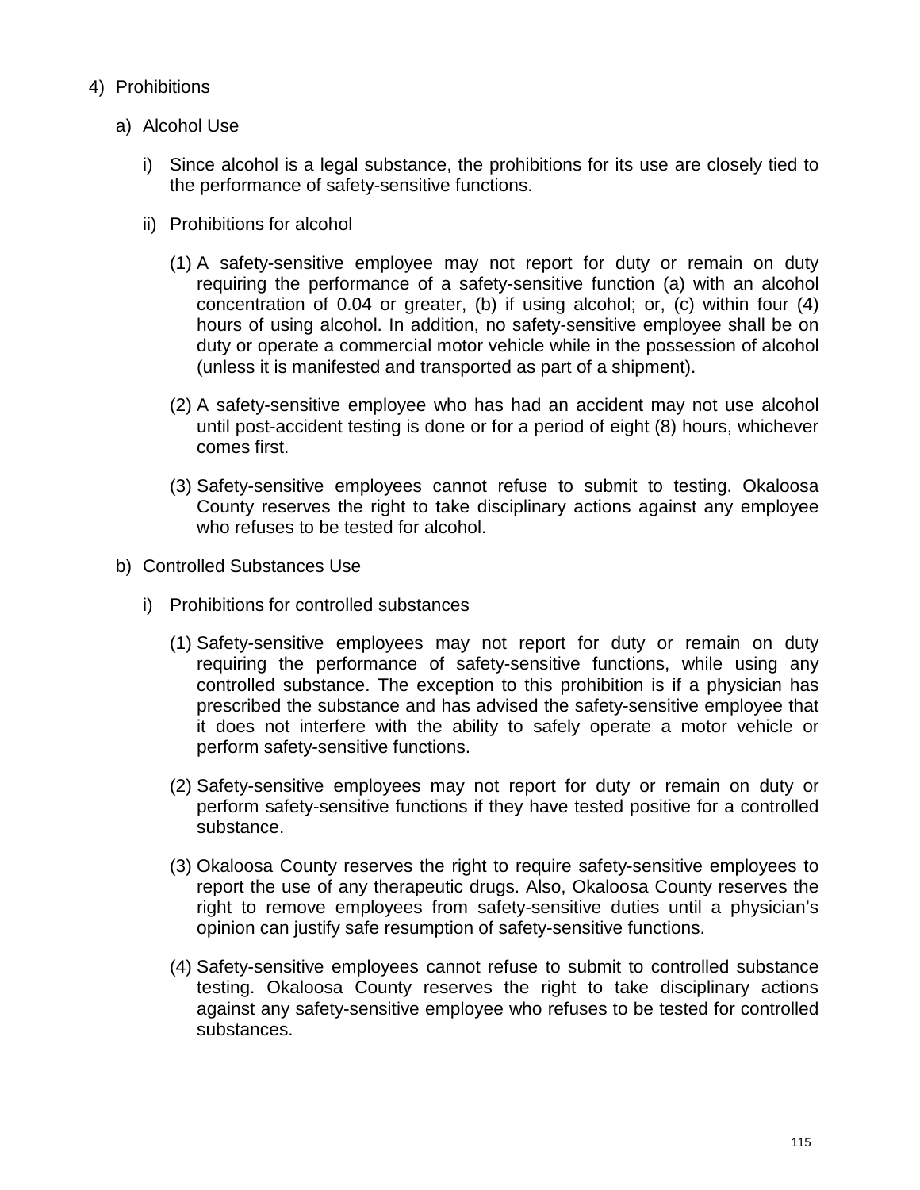4) Prohibitions

   a) Alcohol Use

      i) Since alcohol is a legal substance, the prohibitions for its use are closely tied to the performance of safety-sensitive functions.

      ii) Prohibitions for alcohol

         (1) A safety-sensitive employee may not report for duty or remain on duty requiring the performance of a safety-sensitive function (a) with an alcohol concentration of 0.04 or greater, (b) if using alcohol; or, (c) within four (4) hours of using alcohol. In addition, no safety-sensitive employee shall be on duty or operate a commercial motor vehicle while in the possession of alcohol (unless it is manifested and transported as part of a shipment).

         (2) A safety-sensitive employee who has had an accident may not use alcohol until post-accident testing is done or for a period of eight (8) hours, whichever comes first.

         (3) Safety-sensitive employees cannot refuse to submit to testing. Okaloosa County reserves the right to take disciplinary actions against any employee who refuses to be tested for alcohol.

   b) Controlled Substances Use

      i) Prohibitions for controlled substances

         (1) Safety-sensitive employees may not report for duty or remain on duty requiring the performance of safety-sensitive functions, while using any controlled substance. The exception to this prohibition is if a physician has prescribed the substance and has advised the safety-sensitive employee that it does not interfere with the ability to safely operate a motor vehicle or perform safety-sensitive functions.

         (2) Safety-sensitive employees may not report for duty or remain on duty or perform safety-sensitive functions if they have tested positive for a controlled substance.

         (3) Okaloosa County reserves the right to require safety-sensitive employees to report the use of any therapeutic drugs. Also, Okaloosa County reserves the right to remove employees from safety-sensitive duties until a physician's opinion can justify safe resumption of safety-sensitive functions.

         (4) Safety-sensitive employees cannot refuse to submit to controlled substance testing. Okaloosa County reserves the right to take disciplinary actions against any safety-sensitive employee who refuses to be tested for controlled substances.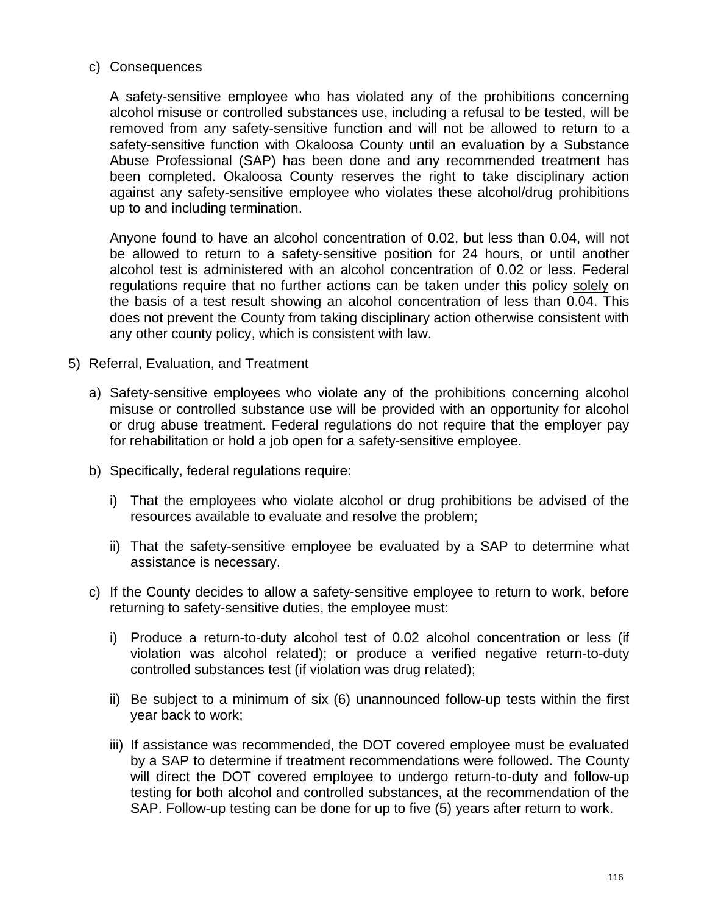c) Consequences

A safety-sensitive employee who has violated any of the prohibitions concerning alcohol misuse or controlled substances use, including a refusal to be tested, will be removed from any safety-sensitive function and will not be allowed to return to a safety-sensitive function with Okaloosa County until an evaluation by a Substance Abuse Professional (SAP) has been done and any recommended treatment has been completed. Okaloosa County reserves the right to take disciplinary action against any safety-sensitive employee who violates these alcohol/drug prohibitions up to and including termination.

Anyone found to have an alcohol concentration of 0.02, but less than 0.04, will not be allowed to return to a safety-sensitive position for 24 hours, or until another alcohol test is administered with an alcohol concentration of 0.02 or less. Federal regulations require that no further actions can be taken under this policy <u>solely</u> on the basis of a test result showing an alcohol concentration of less than 0.04. This does not prevent the County from taking disciplinary action otherwise consistent with any other county policy, which is consistent with law.

5) Referral, Evaluation, and Treatment

   a) Safety-sensitive employees who violate any of the prohibitions concerning alcohol misuse or controlled substance use will be provided with an opportunity for alcohol or drug abuse treatment. Federal regulations do not require that the employer pay for rehabilitation or hold a job open for a safety-sensitive employee.

   b) Specifically, federal regulations require:

      i) That the employees who violate alcohol or drug prohibitions be advised of the resources available to evaluate and resolve the problem;

      ii) That the safety-sensitive employee be evaluated by a SAP to determine what assistance is necessary.

   c) If the County decides to allow a safety-sensitive employee to return to work, before returning to safety-sensitive duties, the employee must:

      i) Produce a return-to-duty alcohol test of 0.02 alcohol concentration or less (if violation was alcohol related); or produce a verified negative return-to-duty controlled substances test (if violation was drug related);

      ii) Be subject to a minimum of six (6) unannounced follow-up tests within the first year back to work;

      iii) If assistance was recommended, the DOT covered employee must be evaluated by a SAP to determine if treatment recommendations were followed. The County will direct the DOT covered employee to undergo return-to-duty and follow-up testing for both alcohol and controlled substances, at the recommendation of the SAP. Follow-up testing can be done for up to five (5) years after return to work.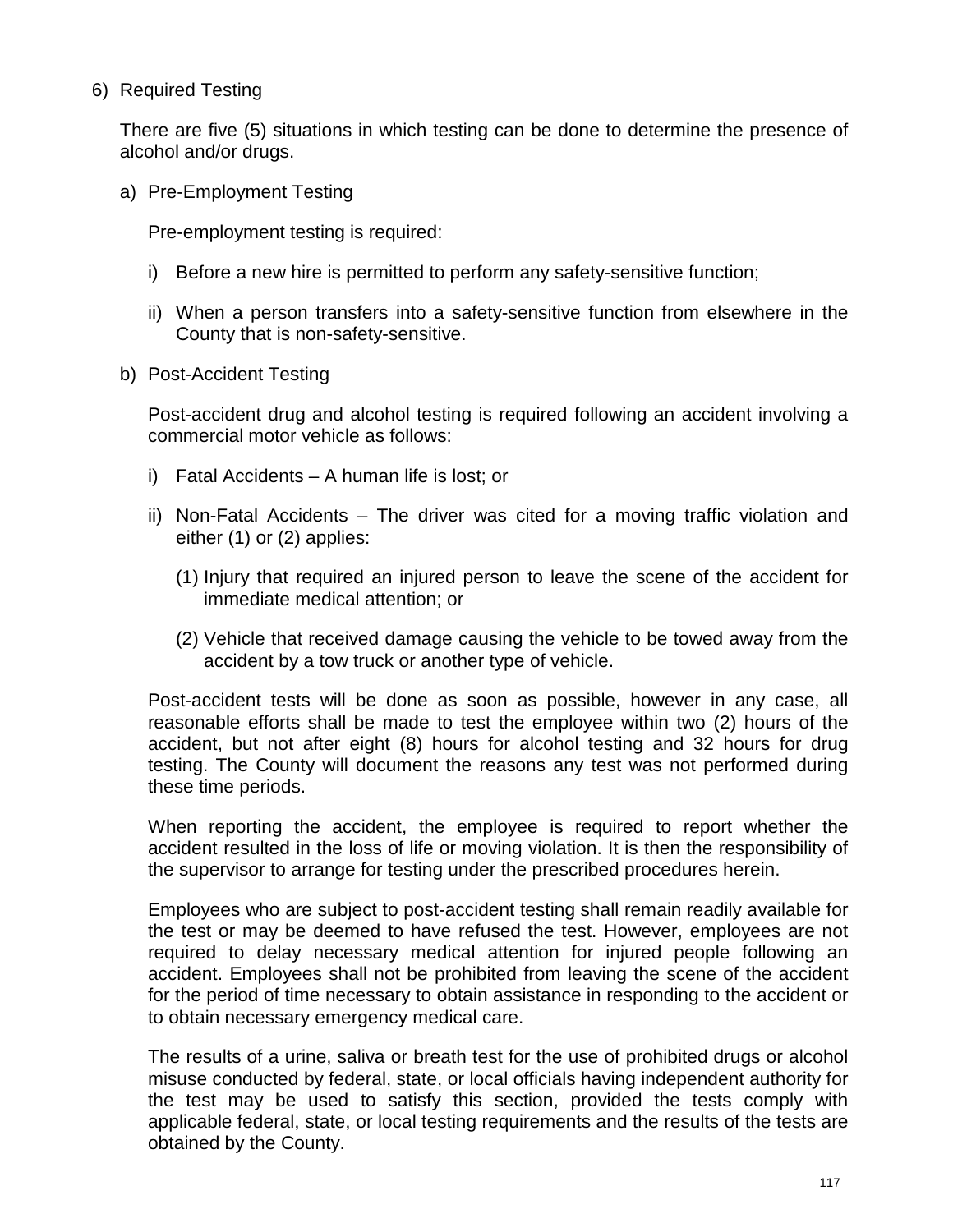6) Required Testing

There are five (5) situations in which testing can be done to determine the presence of alcohol and/or drugs.

a) Pre-Employment Testing

Pre-employment testing is required:

i) Before a new hire is permitted to perform any safety-sensitive function;

ii) When a person transfers into a safety-sensitive function from elsewhere in the County that is non-safety-sensitive.

b) Post-Accident Testing

Post-accident drug and alcohol testing is required following an accident involving a commercial motor vehicle as follows:

i) Fatal Accidents – A human life is lost; or

ii) Non-Fatal Accidents – The driver was cited for a moving traffic violation and either (1) or (2) applies:

(1) Injury that required an injured person to leave the scene of the accident for immediate medical attention; or

(2) Vehicle that received damage causing the vehicle to be towed away from the accident by a tow truck or another type of vehicle.

Post-accident tests will be done as soon as possible, however in any case, all reasonable efforts shall be made to test the employee within two (2) hours of the accident, but not after eight (8) hours for alcohol testing and 32 hours for drug testing. The County will document the reasons any test was not performed during these time periods.

When reporting the accident, the employee is required to report whether the accident resulted in the loss of life or moving violation. It is then the responsibility of the supervisor to arrange for testing under the prescribed procedures herein.

Employees who are subject to post-accident testing shall remain readily available for the test or may be deemed to have refused the test. However, employees are not required to delay necessary medical attention for injured people following an accident. Employees shall not be prohibited from leaving the scene of the accident for the period of time necessary to obtain assistance in responding to the accident or to obtain necessary emergency medical care.

The results of a urine, saliva or breath test for the use of prohibited drugs or alcohol misuse conducted by federal, state, or local officials having independent authority for the test may be used to satisfy this section, provided the tests comply with applicable federal, state, or local testing requirements and the results of the tests are obtained by the County.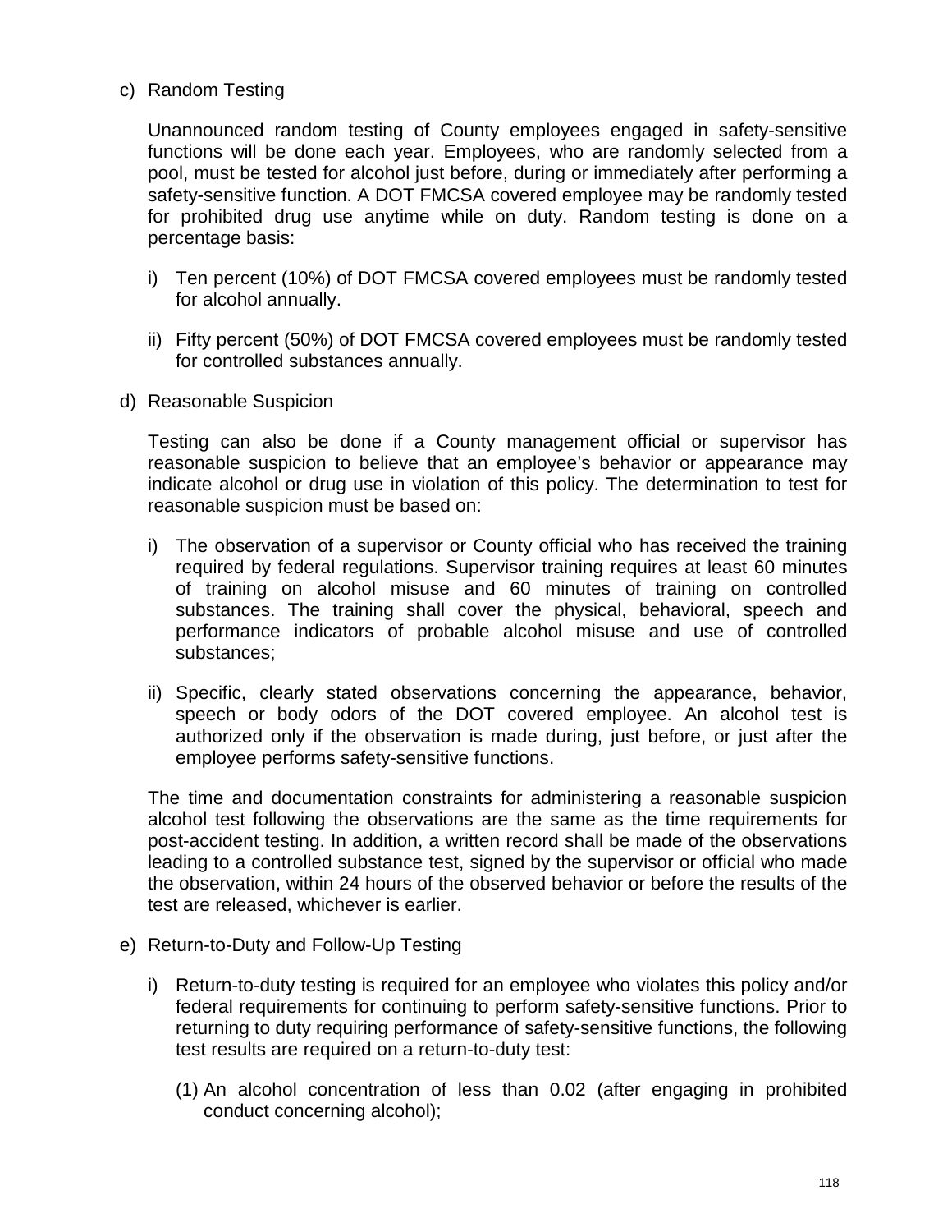c) Random Testing

Unannounced random testing of County employees engaged in safety-sensitive functions will be done each year. Employees, who are randomly selected from a pool, must be tested for alcohol just before, during or immediately after performing a safety-sensitive function. A DOT FMCSA covered employee may be randomly tested for prohibited drug use anytime while on duty. Random testing is done on a percentage basis:

i) Ten percent (10%) of DOT FMCSA covered employees must be randomly tested for alcohol annually.

ii) Fifty percent (50%) of DOT FMCSA covered employees must be randomly tested for controlled substances annually.

d) Reasonable Suspicion

Testing can also be done if a County management official or supervisor has reasonable suspicion to believe that an employee's behavior or appearance may indicate alcohol or drug use in violation of this policy. The determination to test for reasonable suspicion must be based on:

i) The observation of a supervisor or County official who has received the training required by federal regulations. Supervisor training requires at least 60 minutes of training on alcohol misuse and 60 minutes of training on controlled substances. The training shall cover the physical, behavioral, speech and performance indicators of probable alcohol misuse and use of controlled substances;

ii) Specific, clearly stated observations concerning the appearance, behavior, speech or body odors of the DOT covered employee. An alcohol test is authorized only if the observation is made during, just before, or just after the employee performs safety-sensitive functions.

The time and documentation constraints for administering a reasonable suspicion alcohol test following the observations are the same as the time requirements for post-accident testing. In addition, a written record shall be made of the observations leading to a controlled substance test, signed by the supervisor or official who made the observation, within 24 hours of the observed behavior or before the results of the test are released, whichever is earlier.

e) Return-to-Duty and Follow-Up Testing

i) Return-to-duty testing is required for an employee who violates this policy and/or federal requirements for continuing to perform safety-sensitive functions. Prior to returning to duty requiring performance of safety-sensitive functions, the following test results are required on a return-to-duty test:

(1) An alcohol concentration of less than 0.02 (after engaging in prohibited conduct concerning alcohol);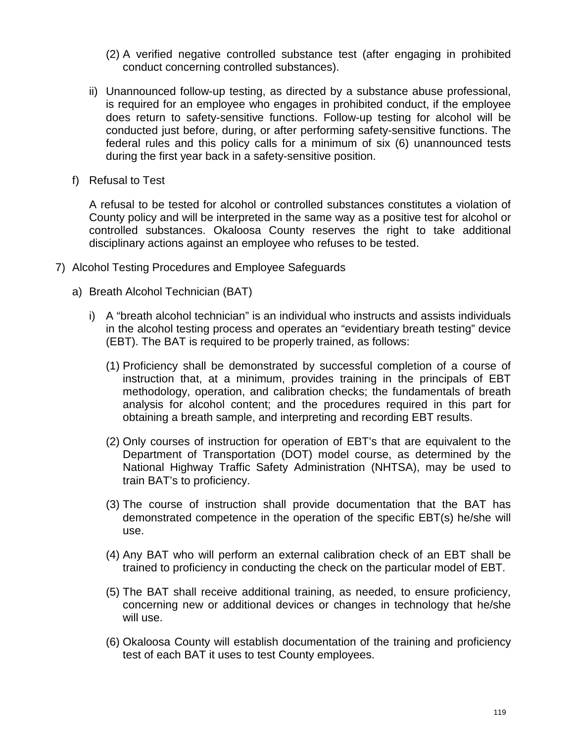(2) A verified negative controlled substance test (after engaging in prohibited conduct concerning controlled substances).

ii) Unannounced follow-up testing, as directed by a substance abuse professional, is required for an employee who engages in prohibited conduct, if the employee does return to safety-sensitive functions. Follow-up testing for alcohol will be conducted just before, during, or after performing safety-sensitive functions. The federal rules and this policy calls for a minimum of six (6) unannounced tests during the first year back in a safety-sensitive position.

f) Refusal to Test

A refusal to be tested for alcohol or controlled substances constitutes a violation of County policy and will be interpreted in the same way as a positive test for alcohol or controlled substances. Okaloosa County reserves the right to take additional disciplinary actions against an employee who refuses to be tested.

7) Alcohol Testing Procedures and Employee Safeguards

a) Breath Alcohol Technician (BAT)

i) A "breath alcohol technician" is an individual who instructs and assists individuals in the alcohol testing process and operates an "evidentiary breath testing" device (EBT). The BAT is required to be properly trained, as follows:

(1) Proficiency shall be demonstrated by successful completion of a course of instruction that, at a minimum, provides training in the principals of EBT methodology, operation, and calibration checks; the fundamentals of breath analysis for alcohol content; and the procedures required in this part for obtaining a breath sample, and interpreting and recording EBT results.

(2) Only courses of instruction for operation of EBT's that are equivalent to the Department of Transportation (DOT) model course, as determined by the National Highway Traffic Safety Administration (NHTSA), may be used to train BAT's to proficiency.

(3) The course of instruction shall provide documentation that the BAT has demonstrated competence in the operation of the specific EBT(s) he/she will use.

(4) Any BAT who will perform an external calibration check of an EBT shall be trained to proficiency in conducting the check on the particular model of EBT.

(5) The BAT shall receive additional training, as needed, to ensure proficiency, concerning new or additional devices or changes in technology that he/she will use.

(6) Okaloosa County will establish documentation of the training and proficiency test of each BAT it uses to test County employees.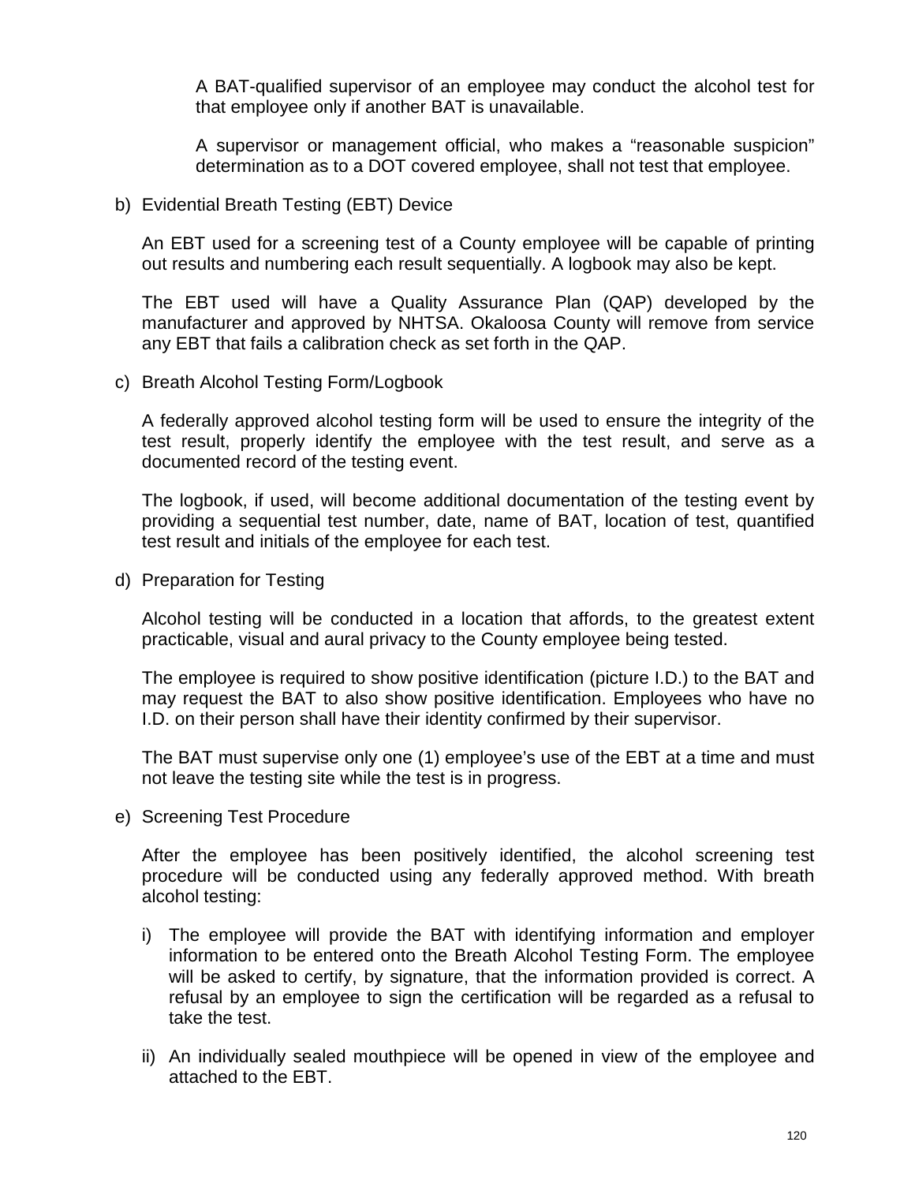A BAT-qualified supervisor of an employee may conduct the alcohol test for that employee only if another BAT is unavailable.

A supervisor or management official, who makes a "reasonable suspicion" determination as to a DOT covered employee, shall not test that employee.

b) Evidential Breath Testing (EBT) Device

An EBT used for a screening test of a County employee will be capable of printing out results and numbering each result sequentially. A logbook may also be kept.

The EBT used will have a Quality Assurance Plan (QAP) developed by the manufacturer and approved by NHTSA. Okaloosa County will remove from service any EBT that fails a calibration check as set forth in the QAP.

c) Breath Alcohol Testing Form/Logbook

A federally approved alcohol testing form will be used to ensure the integrity of the test result, properly identify the employee with the test result, and serve as a documented record of the testing event.

The logbook, if used, will become additional documentation of the testing event by providing a sequential test number, date, name of BAT, location of test, quantified test result and initials of the employee for each test.

d) Preparation for Testing

Alcohol testing will be conducted in a location that affords, to the greatest extent practicable, visual and aural privacy to the County employee being tested.

The employee is required to show positive identification (picture I.D.) to the BAT and may request the BAT to also show positive identification. Employees who have no I.D. on their person shall have their identity confirmed by their supervisor.

The BAT must supervise only one (1) employee's use of the EBT at a time and must not leave the testing site while the test is in progress.

e) Screening Test Procedure

After the employee has been positively identified, the alcohol screening test procedure will be conducted using any federally approved method. With breath alcohol testing:

i) The employee will provide the BAT with identifying information and employer information to be entered onto the Breath Alcohol Testing Form. The employee will be asked to certify, by signature, that the information provided is correct. A refusal by an employee to sign the certification will be regarded as a refusal to take the test.

ii) An individually sealed mouthpiece will be opened in view of the employee and attached to the EBT.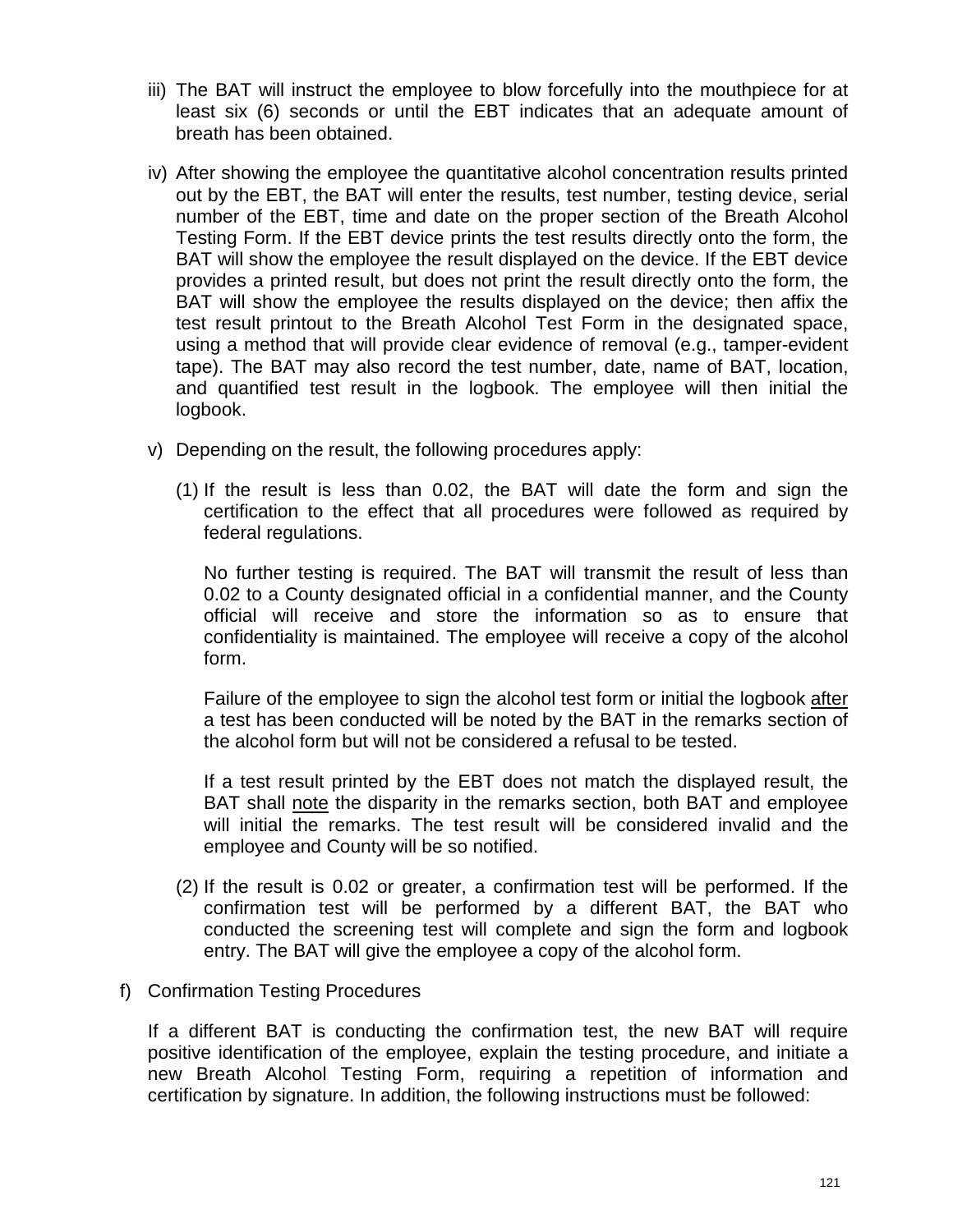iii) The BAT will instruct the employee to blow forcefully into the mouthpiece for at least six (6) seconds or until the EBT indicates that an adequate amount of breath has been obtained.

iv) After showing the employee the quantitative alcohol concentration results printed out by the EBT, the BAT will enter the results, test number, testing device, serial number of the EBT, time and date on the proper section of the Breath Alcohol Testing Form. If the EBT device prints the test results directly onto the form, the BAT will show the employee the result displayed on the device. If the EBT device provides a printed result, but does not print the result directly onto the form, the BAT will show the employee the results displayed on the device; then affix the test result printout to the Breath Alcohol Test Form in the designated space, using a method that will provide clear evidence of removal (e.g., tamper-evident tape). The BAT may also record the test number, date, name of BAT, location, and quantified test result in the logbook. The employee will then initial the logbook.

v) Depending on the result, the following procedures apply:

(1) If the result is less than 0.02, the BAT will date the form and sign the certification to the effect that all procedures were followed as required by federal regulations.

No further testing is required. The BAT will transmit the result of less than 0.02 to a County designated official in a confidential manner, and the County official will receive and store the information so as to ensure that confidentiality is maintained. The employee will receive a copy of the alcohol form.

Failure of the employee to sign the alcohol test form or initial the logbook <u>after</u> a test has been conducted will be noted by the BAT in the remarks section of the alcohol form but will not be considered a refusal to be tested.

If a test result printed by the EBT does not match the displayed result, the BAT shall <u>note</u> the disparity in the remarks section, both BAT and employee will initial the remarks. The test result will be considered invalid and the employee and County will be so notified.

(2) If the result is 0.02 or greater, a confirmation test will be performed. If the confirmation test will be performed by a different BAT, the BAT who conducted the screening test will complete and sign the form and logbook entry. The BAT will give the employee a copy of the alcohol form.

f) Confirmation Testing Procedures

If a different BAT is conducting the confirmation test, the new BAT will require positive identification of the employee, explain the testing procedure, and initiate a new Breath Alcohol Testing Form, requiring a repetition of information and certification by signature. In addition, the following instructions must be followed: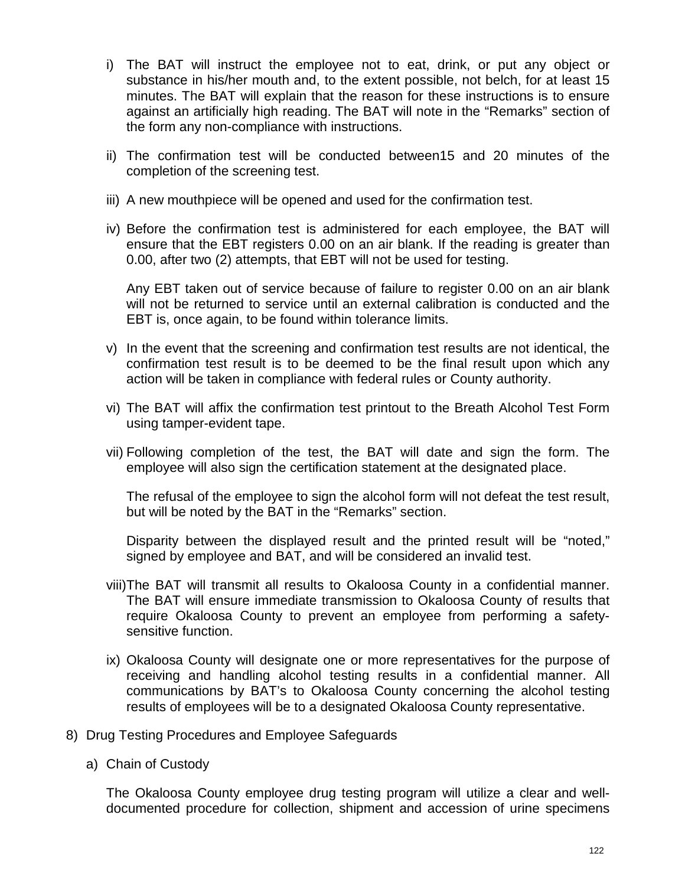i) The BAT will instruct the employee not to eat, drink, or put any object or substance in his/her mouth and, to the extent possible, not belch, for at least 15 minutes. The BAT will explain that the reason for these instructions is to ensure against an artificially high reading. The BAT will note in the "Remarks" section of the form any non-compliance with instructions.

ii) The confirmation test will be conducted between15 and 20 minutes of the completion of the screening test.

iii) A new mouthpiece will be opened and used for the confirmation test.

iv) Before the confirmation test is administered for each employee, the BAT will ensure that the EBT registers 0.00 on an air blank. If the reading is greater than 0.00, after two (2) attempts, that EBT will not be used for testing.

   Any EBT taken out of service because of failure to register 0.00 on an air blank will not be returned to service until an external calibration is conducted and the EBT is, once again, to be found within tolerance limits.

v) In the event that the screening and confirmation test results are not identical, the confirmation test result is to be deemed to be the final result upon which any action will be taken in compliance with federal rules or County authority.

vi) The BAT will affix the confirmation test printout to the Breath Alcohol Test Form using tamper-evident tape.

vii) Following completion of the test, the BAT will date and sign the form. The employee will also sign the certification statement at the designated place.

   The refusal of the employee to sign the alcohol form will not defeat the test result, but will be noted by the BAT in the "Remarks" section.

   Disparity between the displayed result and the printed result will be "noted," signed by employee and BAT, and will be considered an invalid test.

viii) The BAT will transmit all results to Okaloosa County in a confidential manner. The BAT will ensure immediate transmission to Okaloosa County of results that require Okaloosa County to prevent an employee from performing a safety-sensitive function.

ix) Okaloosa County will designate one or more representatives for the purpose of receiving and handling alcohol testing results in a confidential manner. All communications by BAT's to Okaloosa County concerning the alcohol testing results of employees will be to a designated Okaloosa County representative.

8) Drug Testing Procedures and Employee Safeguards

   a) Chain of Custody

   The Okaloosa County employee drug testing program will utilize a clear and well-documented procedure for collection, shipment and accession of urine specimens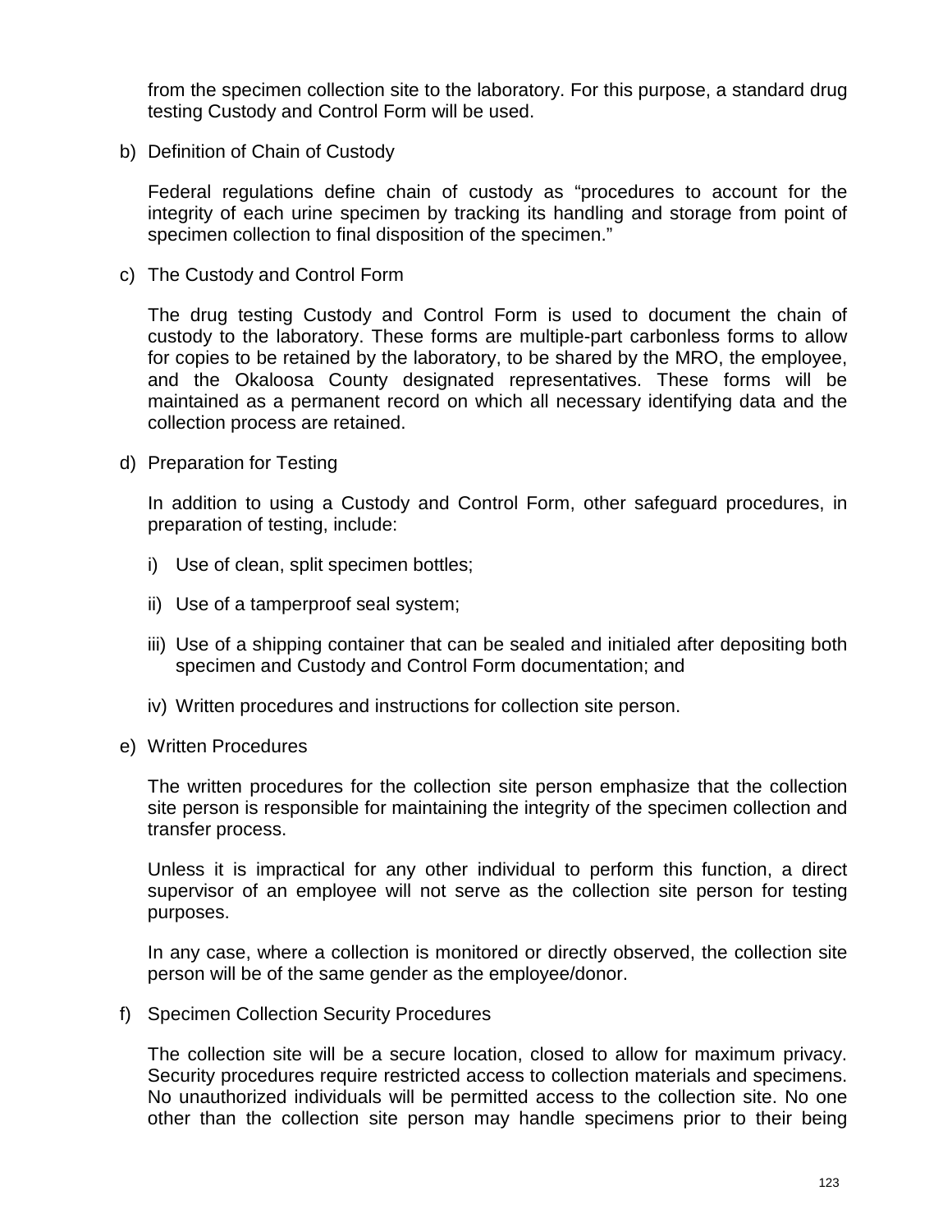from the specimen collection site to the laboratory. For this purpose, a standard drug testing Custody and Control Form will be used.

b) Definition of Chain of Custody

   Federal regulations define chain of custody as “procedures to account for the integrity of each urine specimen by tracking its handling and storage from point of specimen collection to final disposition of the specimen.”

c) The Custody and Control Form

   The drug testing Custody and Control Form is used to document the chain of custody to the laboratory. These forms are multiple-part carbonless forms to allow for copies to be retained by the laboratory, to be shared by the MRO, the employee, and the Okaloosa County designated representatives. These forms will be maintained as a permanent record on which all necessary identifying data and the collection process are retained.

d) Preparation for Testing

   In addition to using a Custody and Control Form, other safeguard procedures, in preparation of testing, include:

   i) Use of clean, split specimen bottles;

   ii) Use of a tamperproof seal system;

   iii) Use of a shipping container that can be sealed and initialed after depositing both specimen and Custody and Control Form documentation; and

   iv) Written procedures and instructions for collection site person.

e) Written Procedures

   The written procedures for the collection site person emphasize that the collection site person is responsible for maintaining the integrity of the specimen collection and transfer process.

   Unless it is impractical for any other individual to perform this function, a direct supervisor of an employee will not serve as the collection site person for testing purposes.

   In any case, where a collection is monitored or directly observed, the collection site person will be of the same gender as the employee/donor.

f) Specimen Collection Security Procedures

   The collection site will be a secure location, closed to allow for maximum privacy. Security procedures require restricted access to collection materials and specimens. No unauthorized individuals will be permitted access to the collection site. No one other than the collection site person may handle specimens prior to their being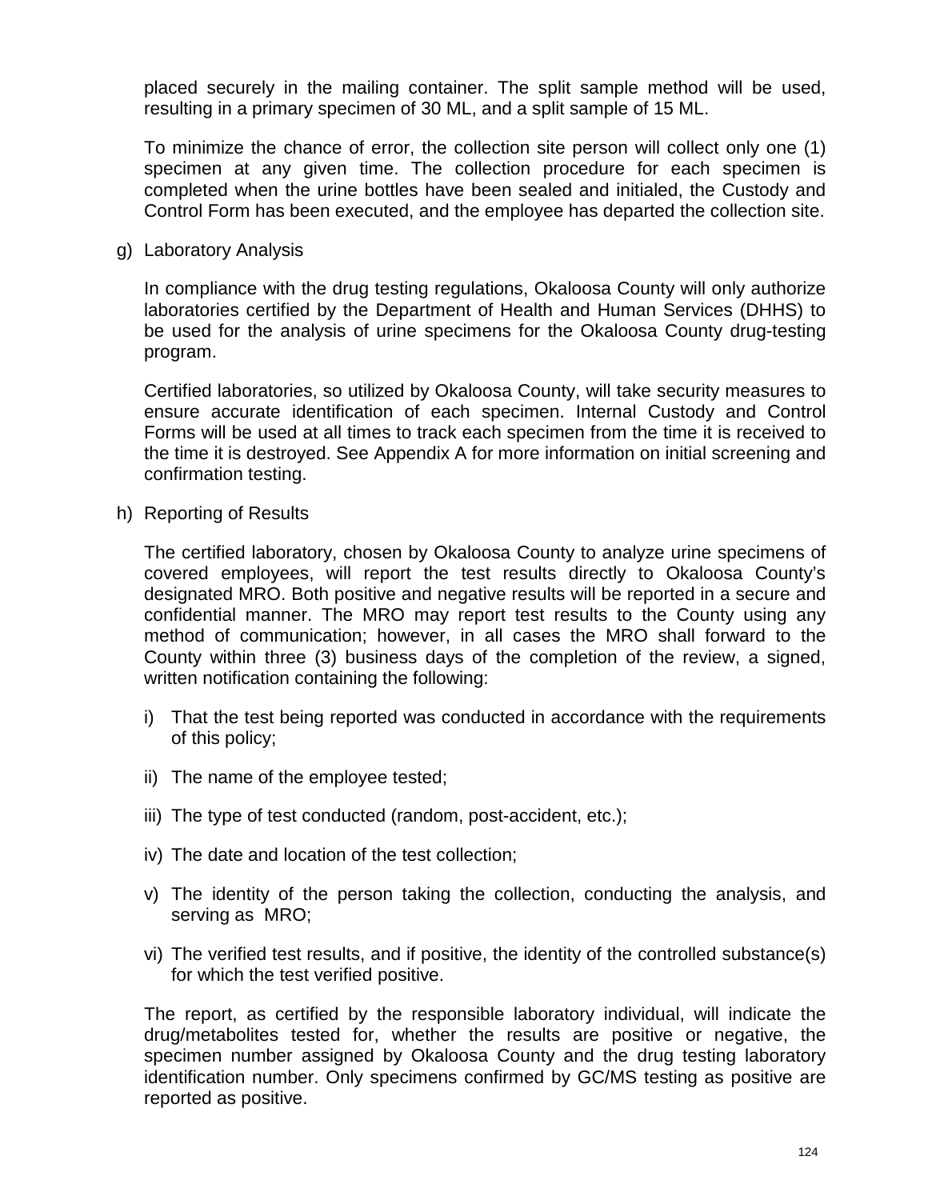placed securely in the mailing container. The split sample method will be used, resulting in a primary specimen of 30 ML, and a split sample of 15 ML.

To minimize the chance of error, the collection site person will collect only one (1) specimen at any given time. The collection procedure for each specimen is completed when the urine bottles have been sealed and initialed, the Custody and Control Form has been executed, and the employee has departed the collection site.

g) Laboratory Analysis

In compliance with the drug testing regulations, Okaloosa County will only authorize laboratories certified by the Department of Health and Human Services (DHHS) to be used for the analysis of urine specimens for the Okaloosa County drug-testing program.

Certified laboratories, so utilized by Okaloosa County, will take security measures to ensure accurate identification of each specimen. Internal Custody and Control Forms will be used at all times to track each specimen from the time it is received to the time it is destroyed. See Appendix A for more information on initial screening and confirmation testing.

h) Reporting of Results

The certified laboratory, chosen by Okaloosa County to analyze urine specimens of covered employees, will report the test results directly to Okaloosa County's designated MRO. Both positive and negative results will be reported in a secure and confidential manner. The MRO may report test results to the County using any method of communication; however, in all cases the MRO shall forward to the County within three (3) business days of the completion of the review, a signed, written notification containing the following:

i) That the test being reported was conducted in accordance with the requirements of this policy;

ii) The name of the employee tested;

iii) The type of test conducted (random, post-accident, etc.);

iv) The date and location of the test collection;

v) The identity of the person taking the collection, conducting the analysis, and serving as MRO;

vi) The verified test results, and if positive, the identity of the controlled substance(s) for which the test verified positive.

The report, as certified by the responsible laboratory individual, will indicate the drug/metabolites tested for, whether the results are positive or negative, the specimen number assigned by Okaloosa County and the drug testing laboratory identification number. Only specimens confirmed by GC/MS testing as positive are reported as positive.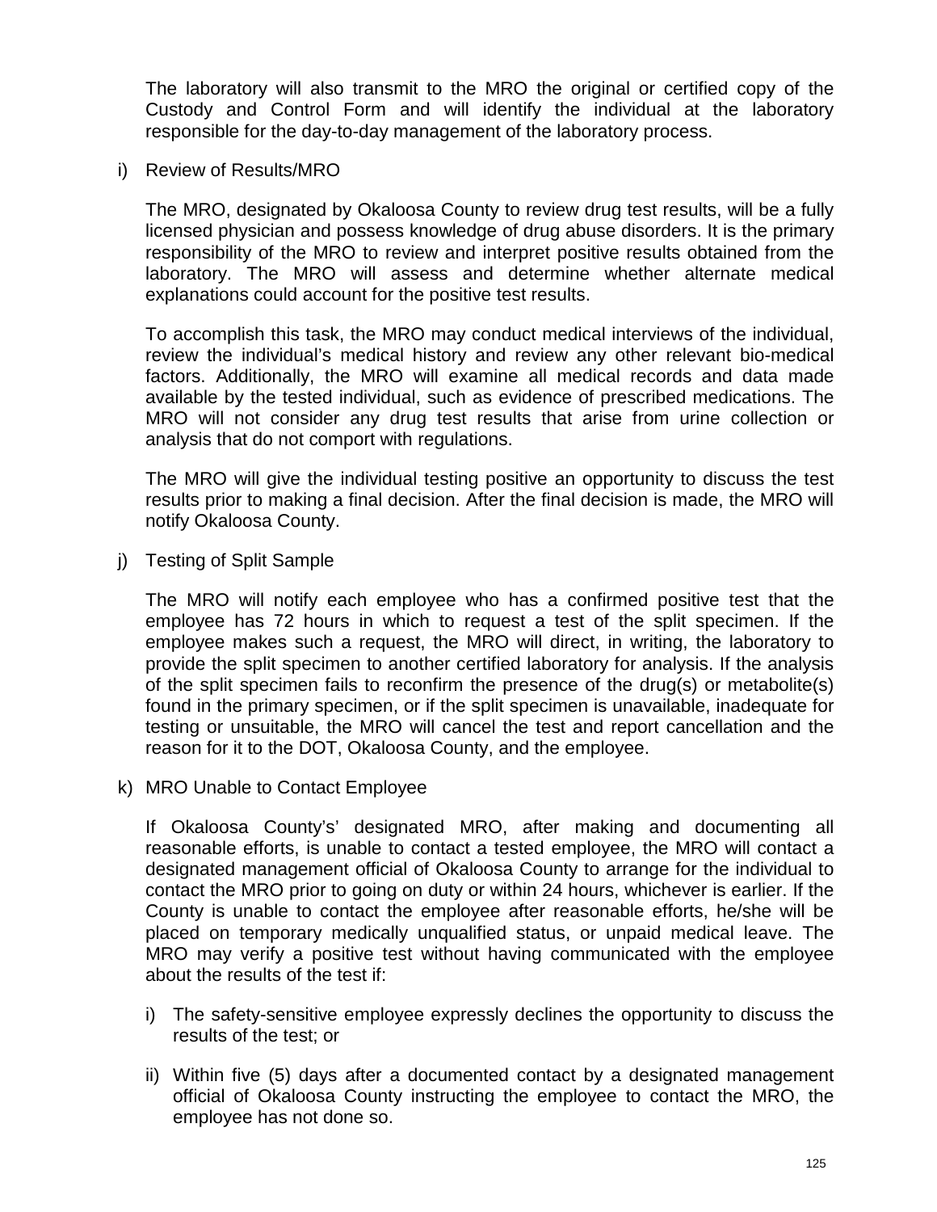The laboratory will also transmit to the MRO the original or certified copy of the Custody and Control Form and will identify the individual at the laboratory responsible for the day-to-day management of the laboratory process.

i) Review of Results/MRO

The MRO, designated by Okaloosa County to review drug test results, will be a fully licensed physician and possess knowledge of drug abuse disorders. It is the primary responsibility of the MRO to review and interpret positive results obtained from the laboratory. The MRO will assess and determine whether alternate medical explanations could account for the positive test results.

To accomplish this task, the MRO may conduct medical interviews of the individual, review the individual's medical history and review any other relevant bio-medical factors. Additionally, the MRO will examine all medical records and data made available by the tested individual, such as evidence of prescribed medications. The MRO will not consider any drug test results that arise from urine collection or analysis that do not comport with regulations.

The MRO will give the individual testing positive an opportunity to discuss the test results prior to making a final decision. After the final decision is made, the MRO will notify Okaloosa County.

j) Testing of Split Sample

The MRO will notify each employee who has a confirmed positive test that the employee has 72 hours in which to request a test of the split specimen. If the employee makes such a request, the MRO will direct, in writing, the laboratory to provide the split specimen to another certified laboratory for analysis. If the analysis of the split specimen fails to reconfirm the presence of the drug(s) or metabolite(s) found in the primary specimen, or if the split specimen is unavailable, inadequate for testing or unsuitable, the MRO will cancel the test and report cancellation and the reason for it to the DOT, Okaloosa County, and the employee.

k) MRO Unable to Contact Employee

If Okaloosa County's' designated MRO, after making and documenting all reasonable efforts, is unable to contact a tested employee, the MRO will contact a designated management official of Okaloosa County to arrange for the individual to contact the MRO prior to going on duty or within 24 hours, whichever is earlier. If the County is unable to contact the employee after reasonable efforts, he/she will be placed on temporary medically unqualified status, or unpaid medical leave. The MRO may verify a positive test without having communicated with the employee about the results of the test if:

i) The safety-sensitive employee expressly declines the opportunity to discuss the results of the test; or

ii) Within five (5) days after a documented contact by a designated management official of Okaloosa County instructing the employee to contact the MRO, the employee has not done so.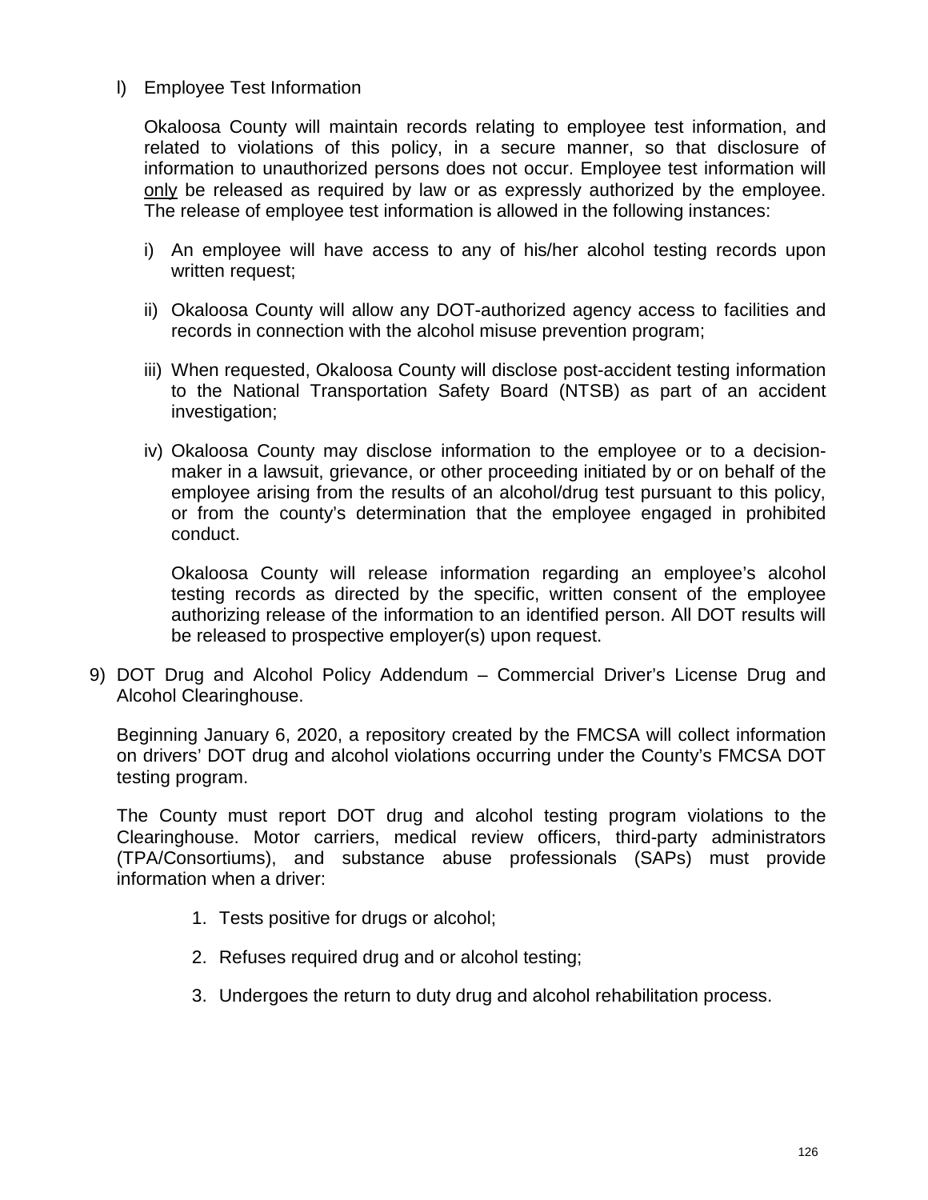l) Employee Test Information

Okaloosa County will maintain records relating to employee test information, and related to violations of this policy, in a secure manner, so that disclosure of information to unauthorized persons does not occur. Employee test information will only be released as required by law or as expressly authorized by the employee. The release of employee test information is allowed in the following instances:

i) An employee will have access to any of his/her alcohol testing records upon written request;

ii) Okaloosa County will allow any DOT-authorized agency access to facilities and records in connection with the alcohol misuse prevention program;

iii) When requested, Okaloosa County will disclose post-accident testing information to the National Transportation Safety Board (NTSB) as part of an accident investigation;

iv) Okaloosa County may disclose information to the employee or to a decision-maker in a lawsuit, grievance, or other proceeding initiated by or on behalf of the employee arising from the results of an alcohol/drug test pursuant to this policy, or from the county's determination that the employee engaged in prohibited conduct.

Okaloosa County will release information regarding an employee's alcohol testing records as directed by the specific, written consent of the employee authorizing release of the information to an identified person. All DOT results will be released to prospective employer(s) upon request.

9) DOT Drug and Alcohol Policy Addendum – Commercial Driver's License Drug and Alcohol Clearinghouse.

Beginning January 6, 2020, a repository created by the FMCSA will collect information on drivers' DOT drug and alcohol violations occurring under the County's FMCSA DOT testing program.

The County must report DOT drug and alcohol testing program violations to the Clearinghouse. Motor carriers, medical review officers, third-party administrators (TPA/Consortiums), and substance abuse professionals (SAPs) must provide information when a driver:

1. Tests positive for drugs or alcohol;
2. Refuses required drug and or alcohol testing;
3. Undergoes the return to duty drug and alcohol rehabilitation process.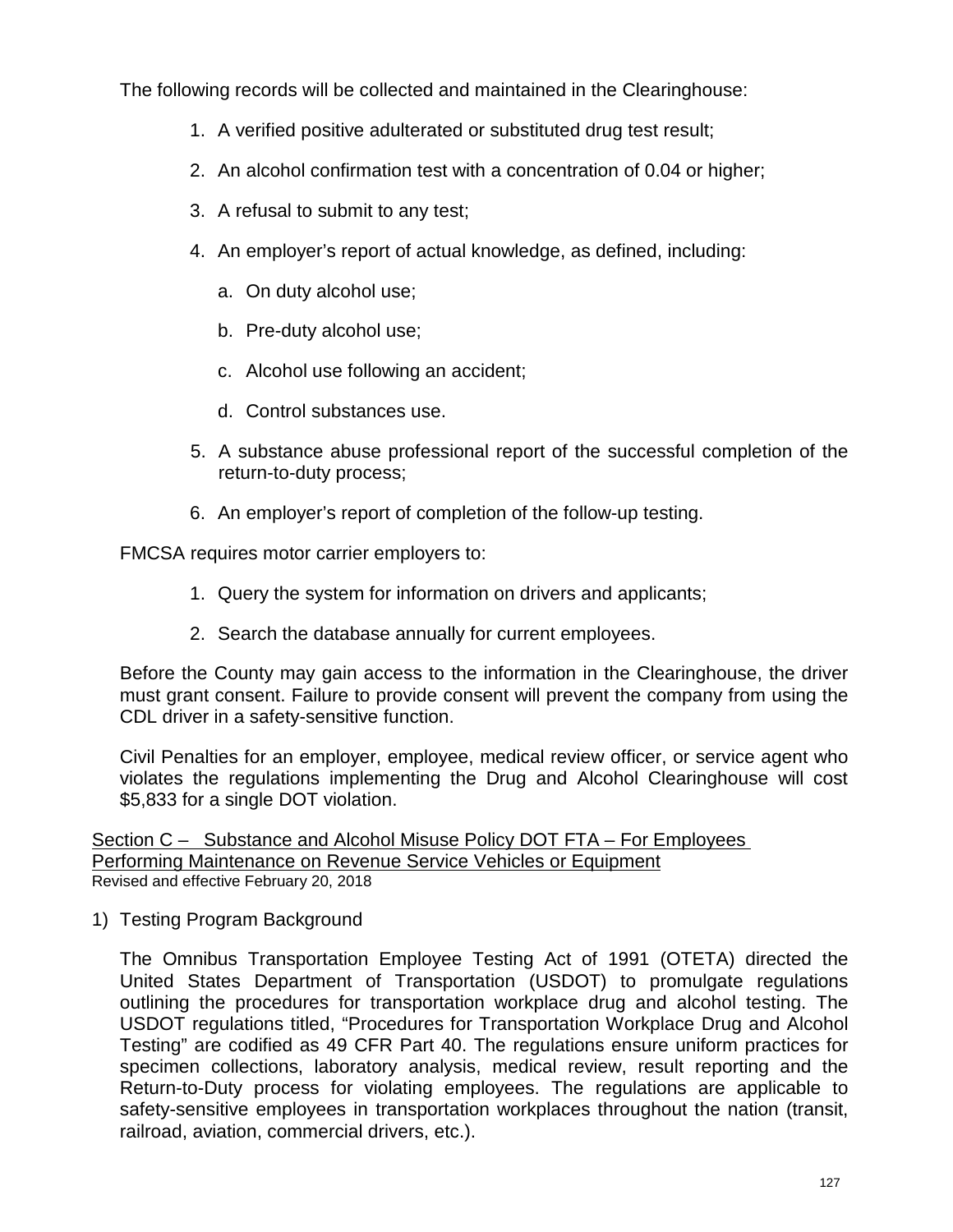The following records will be collected and maintained in the Clearinghouse:

1. A verified positive adulterated or substituted drug test result;
2. An alcohol confirmation test with a concentration of 0.04 or higher;
3. A refusal to submit to any test;
4. An employer's report of actual knowledge, as defined, including:
    a. On duty alcohol use;
    b. Pre-duty alcohol use;
    c. Alcohol use following an accident;
    d. Control substances use.
5. A substance abuse professional report of the successful completion of the return-to-duty process;
6. An employer's report of completion of the follow-up testing.

FMCSA requires motor carrier employers to:

1. Query the system for information on drivers and applicants;
2. Search the database annually for current employees.

Before the County may gain access to the information in the Clearinghouse, the driver must grant consent. Failure to provide consent will prevent the company from using the CDL driver in a safety-sensitive function.

Civil Penalties for an employer, employee, medical review officer, or service agent who violates the regulations implementing the Drug and Alcohol Clearinghouse will cost $5,833 for a single DOT violation.

## Section C – Substance and Alcohol Misuse Policy DOT FTA – For Employees Performing Maintenance on Revenue Service Vehicles or Equipment

Revised and effective February 20, 2018

1) Testing Program Background

The Omnibus Transportation Employee Testing Act of 1991 (OTETA) directed the United States Department of Transportation (USDOT) to promulgate regulations outlining the procedures for transportation workplace drug and alcohol testing. The USDOT regulations titled, "Procedures for Transportation Workplace Drug and Alcohol Testing" are codified as 49 CFR Part 40. The regulations ensure uniform practices for specimen collections, laboratory analysis, medical review, result reporting and the Return-to-Duty process for violating employees. The regulations are applicable to safety-sensitive employees in transportation workplaces throughout the nation (transit, railroad, aviation, commercial drivers, etc.).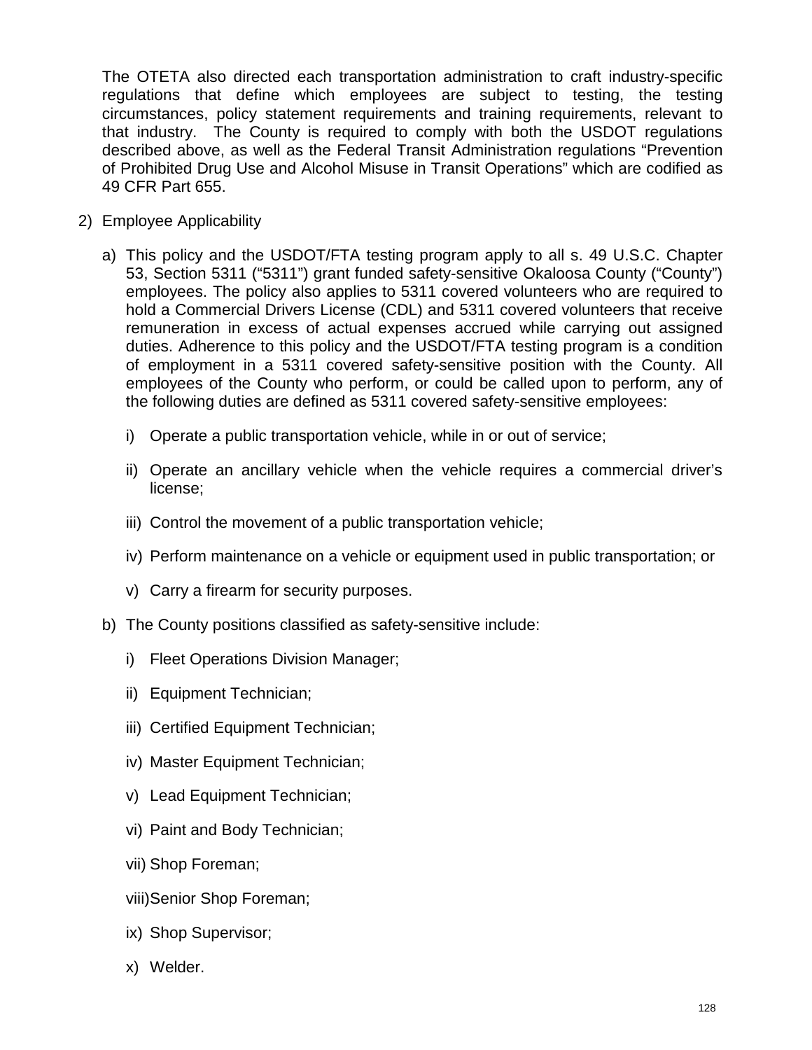The OTETA also directed each transportation administration to craft industry-specific regulations that define which employees are subject to testing, the testing circumstances, policy statement requirements and training requirements, relevant to that industry. The County is required to comply with both the USDOT regulations described above, as well as the Federal Transit Administration regulations "Prevention of Prohibited Drug Use and Alcohol Misuse in Transit Operations" which are codified as 49 CFR Part 655.

2) Employee Applicability

   a) This policy and the USDOT/FTA testing program apply to all s. 49 U.S.C. Chapter 53, Section 5311 ("5311") grant funded safety-sensitive Okaloosa County ("County") employees. The policy also applies to 5311 covered volunteers who are required to hold a Commercial Drivers License (CDL) and 5311 covered volunteers that receive remuneration in excess of actual expenses accrued while carrying out assigned duties. Adherence to this policy and the USDOT/FTA testing program is a condition of employment in a 5311 covered safety-sensitive position with the County. All employees of the County who perform, or could be called upon to perform, any of the following duties are defined as 5311 covered safety-sensitive employees:

      i) Operate a public transportation vehicle, while in or out of service;

      ii) Operate an ancillary vehicle when the vehicle requires a commercial driver's license;

      iii) Control the movement of a public transportation vehicle;

      iv) Perform maintenance on a vehicle or equipment used in public transportation; or

      v) Carry a firearm for security purposes.

   b) The County positions classified as safety-sensitive include:

      i) Fleet Operations Division Manager;

      ii) Equipment Technician;

      iii) Certified Equipment Technician;

      iv) Master Equipment Technician;

      v) Lead Equipment Technician;

      vi) Paint and Body Technician;

      vii) Shop Foreman;

      viii) Senior Shop Foreman;

      ix) Shop Supervisor;

      x) Welder.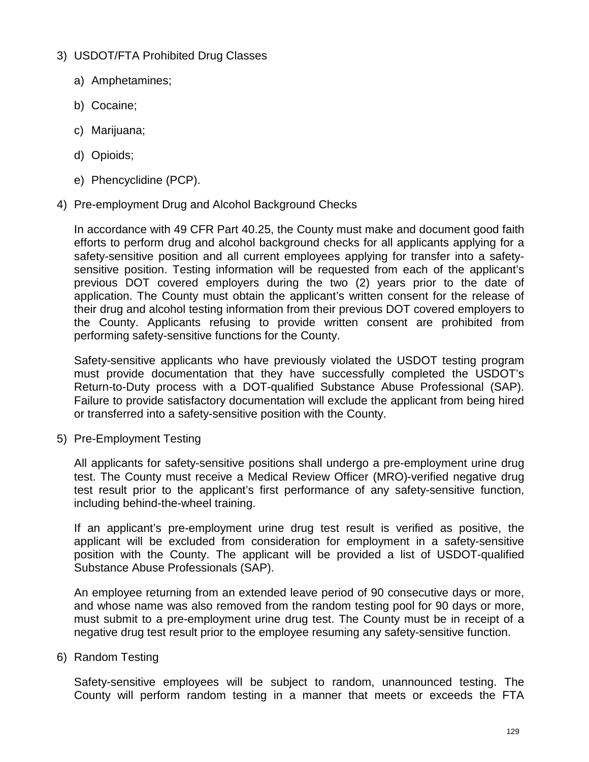3) USDOT/FTA Prohibited Drug Classes

   a) Amphetamines;

   b) Cocaine;

   c) Marijuana;

   d) Opioids;

   e) Phencyclidine (PCP).

4) Pre-employment Drug and Alcohol Background Checks

   In accordance with 49 CFR Part 40.25, the County must make and document good faith efforts to perform drug and alcohol background checks for all applicants applying for a safety-sensitive position and all current employees applying for transfer into a safety-sensitive position. Testing information will be requested from each of the applicant's previous DOT covered employers during the two (2) years prior to the date of application. The County must obtain the applicant's written consent for the release of their drug and alcohol testing information from their previous DOT covered employers to the County. Applicants refusing to provide written consent are prohibited from performing safety-sensitive functions for the County.

   Safety-sensitive applicants who have previously violated the USDOT testing program must provide documentation that they have successfully completed the USDOT's Return-to-Duty process with a DOT-qualified Substance Abuse Professional (SAP). Failure to provide satisfactory documentation will exclude the applicant from being hired or transferred into a safety-sensitive position with the County.

5) Pre-Employment Testing

   All applicants for safety-sensitive positions shall undergo a pre-employment urine drug test. The County must receive a Medical Review Officer (MRO)-verified negative drug test result prior to the applicant's first performance of any safety-sensitive function, including behind-the-wheel training.

   If an applicant's pre-employment urine drug test result is verified as positive, the applicant will be excluded from consideration for employment in a safety-sensitive position with the County. The applicant will be provided a list of USDOT-qualified Substance Abuse Professionals (SAP).

   An employee returning from an extended leave period of 90 consecutive days or more, and whose name was also removed from the random testing pool for 90 days or more, must submit to a pre-employment urine drug test. The County must be in receipt of a negative drug test result prior to the employee resuming any safety-sensitive function.

6) Random Testing

   Safety-sensitive employees will be subject to random, unannounced testing. The County will perform random testing in a manner that meets or exceeds the FTA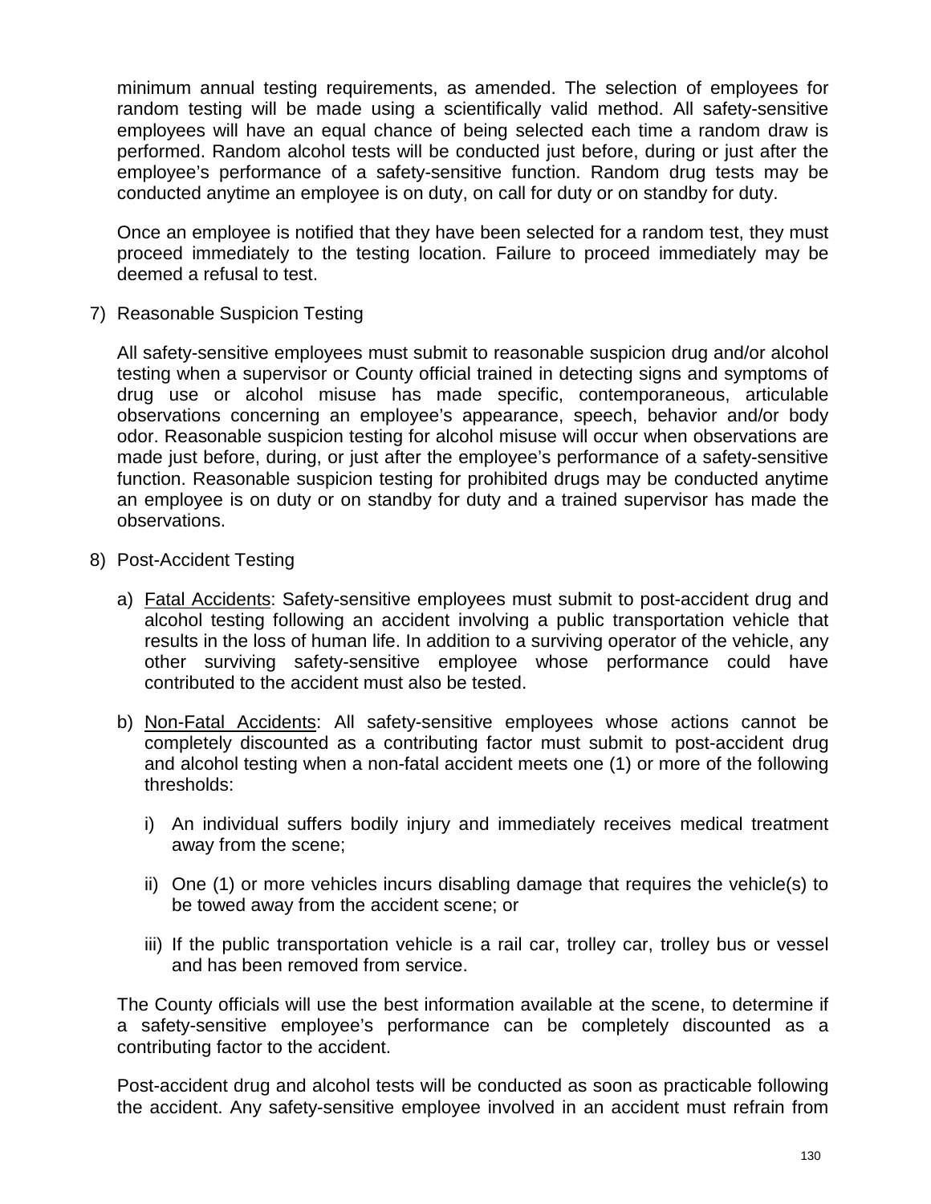minimum annual testing requirements, as amended. The selection of employees for random testing will be made using a scientifically valid method. All safety-sensitive employees will have an equal chance of being selected each time a random draw is performed. Random alcohol tests will be conducted just before, during or just after the employee's performance of a safety-sensitive function. Random drug tests may be conducted anytime an employee is on duty, on call for duty or on standby for duty.

Once an employee is notified that they have been selected for a random test, they must proceed immediately to the testing location. Failure to proceed immediately may be deemed a refusal to test.

7) Reasonable Suspicion Testing

All safety-sensitive employees must submit to reasonable suspicion drug and/or alcohol testing when a supervisor or County official trained in detecting signs and symptoms of drug use or alcohol misuse has made specific, contemporaneous, articulable observations concerning an employee's appearance, speech, behavior and/or body odor. Reasonable suspicion testing for alcohol misuse will occur when observations are made just before, during, or just after the employee's performance of a safety-sensitive function. Reasonable suspicion testing for prohibited drugs may be conducted anytime an employee is on duty or on standby for duty and a trained supervisor has made the observations.

8) Post-Accident Testing

a) Fatal Accidents: Safety-sensitive employees must submit to post-accident drug and alcohol testing following an accident involving a public transportation vehicle that results in the loss of human life. In addition to a surviving operator of the vehicle, any other surviving safety-sensitive employee whose performance could have contributed to the accident must also be tested.

b) Non-Fatal Accidents: All safety-sensitive employees whose actions cannot be completely discounted as a contributing factor must submit to post-accident drug and alcohol testing when a non-fatal accident meets one (1) or more of the following thresholds:

i) An individual suffers bodily injury and immediately receives medical treatment away from the scene;

ii) One (1) or more vehicles incurs disabling damage that requires the vehicle(s) to be towed away from the accident scene; or

iii) If the public transportation vehicle is a rail car, trolley car, trolley bus or vessel and has been removed from service.

The County officials will use the best information available at the scene, to determine if a safety-sensitive employee's performance can be completely discounted as a contributing factor to the accident.

Post-accident drug and alcohol tests will be conducted as soon as practicable following the accident. Any safety-sensitive employee involved in an accident must refrain from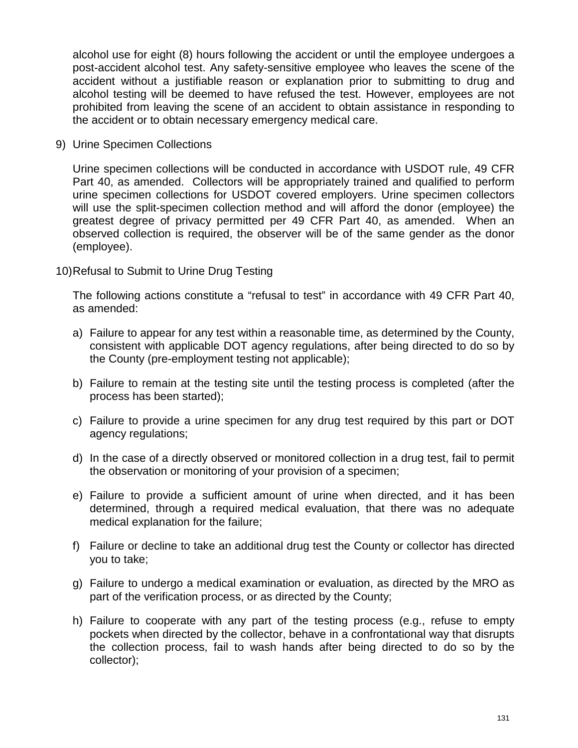alcohol use for eight (8) hours following the accident or until the employee undergoes a post-accident alcohol test. Any safety-sensitive employee who leaves the scene of the accident without a justifiable reason or explanation prior to submitting to drug and alcohol testing will be deemed to have refused the test. However, employees are not prohibited from leaving the scene of an accident to obtain assistance in responding to the accident or to obtain necessary emergency medical care.

9) Urine Specimen Collections

Urine specimen collections will be conducted in accordance with USDOT rule, 49 CFR Part 40, as amended. Collectors will be appropriately trained and qualified to perform urine specimen collections for USDOT covered employers. Urine specimen collectors will use the split-specimen collection method and will afford the donor (employee) the greatest degree of privacy permitted per 49 CFR Part 40, as amended. When an observed collection is required, the observer will be of the same gender as the donor (employee).

10) Refusal to Submit to Urine Drug Testing

The following actions constitute a "refusal to test" in accordance with 49 CFR Part 40, as amended:

a) Failure to appear for any test within a reasonable time, as determined by the County, consistent with applicable DOT agency regulations, after being directed to do so by the County (pre-employment testing not applicable);

b) Failure to remain at the testing site until the testing process is completed (after the process has been started);

c) Failure to provide a urine specimen for any drug test required by this part or DOT agency regulations;

d) In the case of a directly observed or monitored collection in a drug test, fail to permit the observation or monitoring of your provision of a specimen;

e) Failure to provide a sufficient amount of urine when directed, and it has been determined, through a required medical evaluation, that there was no adequate medical explanation for the failure;

f) Failure or decline to take an additional drug test the County or collector has directed you to take;

g) Failure to undergo a medical examination or evaluation, as directed by the MRO as part of the verification process, or as directed by the County;

h) Failure to cooperate with any part of the testing process (e.g., refuse to empty pockets when directed by the collector, behave in a confrontational way that disrupts the collection process, fail to wash hands after being directed to do so by the collector);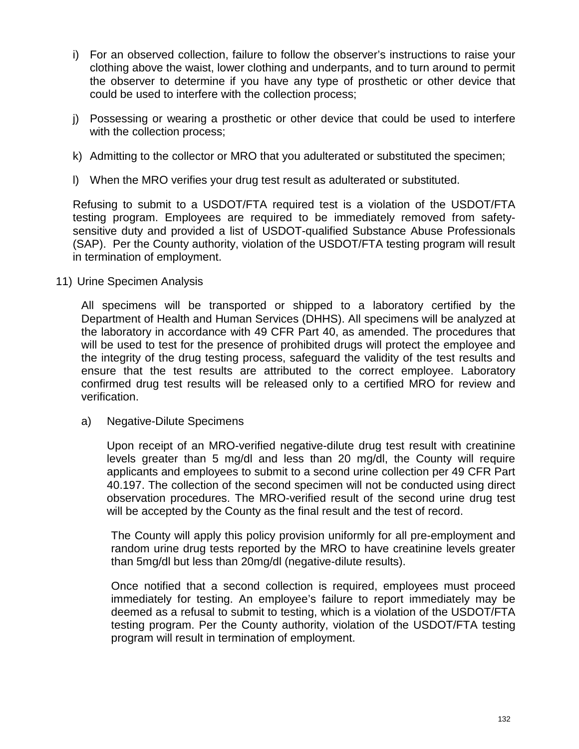i) For an observed collection, failure to follow the observer's instructions to raise your clothing above the waist, lower clothing and underpants, and to turn around to permit the observer to determine if you have any type of prosthetic or other device that could be used to interfere with the collection process;

j) Possessing or wearing a prosthetic or other device that could be used to interfere with the collection process;

k) Admitting to the collector or MRO that you adulterated or substituted the specimen;

l) When the MRO verifies your drug test result as adulterated or substituted.

Refusing to submit to a USDOT/FTA required test is a violation of the USDOT/FTA testing program. Employees are required to be immediately removed from safety-sensitive duty and provided a list of USDOT-qualified Substance Abuse Professionals (SAP). Per the County authority, violation of the USDOT/FTA testing program will result in termination of employment.

11) Urine Specimen Analysis

All specimens will be transported or shipped to a laboratory certified by the Department of Health and Human Services (DHHS). All specimens will be analyzed at the laboratory in accordance with 49 CFR Part 40, as amended. The procedures that will be used to test for the presence of prohibited drugs will protect the employee and the integrity of the drug testing process, safeguard the validity of the test results and ensure that the test results are attributed to the correct employee. Laboratory confirmed drug test results will be released only to a certified MRO for review and verification.

a) Negative-Dilute Specimens

Upon receipt of an MRO-verified negative-dilute drug test result with creatinine levels greater than 5 mg/dl and less than 20 mg/dl, the County will require applicants and employees to submit to a second urine collection per 49 CFR Part 40.197. The collection of the second specimen will not be conducted using direct observation procedures. The MRO-verified result of the second urine drug test will be accepted by the County as the final result and the test of record.

The County will apply this policy provision uniformly for all pre-employment and random urine drug tests reported by the MRO to have creatinine levels greater than 5mg/dl but less than 20mg/dl (negative-dilute results).

Once notified that a second collection is required, employees must proceed immediately for testing. An employee's failure to report immediately may be deemed as a refusal to submit to testing, which is a violation of the USDOT/FTA testing program. Per the County authority, violation of the USDOT/FTA testing program will result in termination of employment.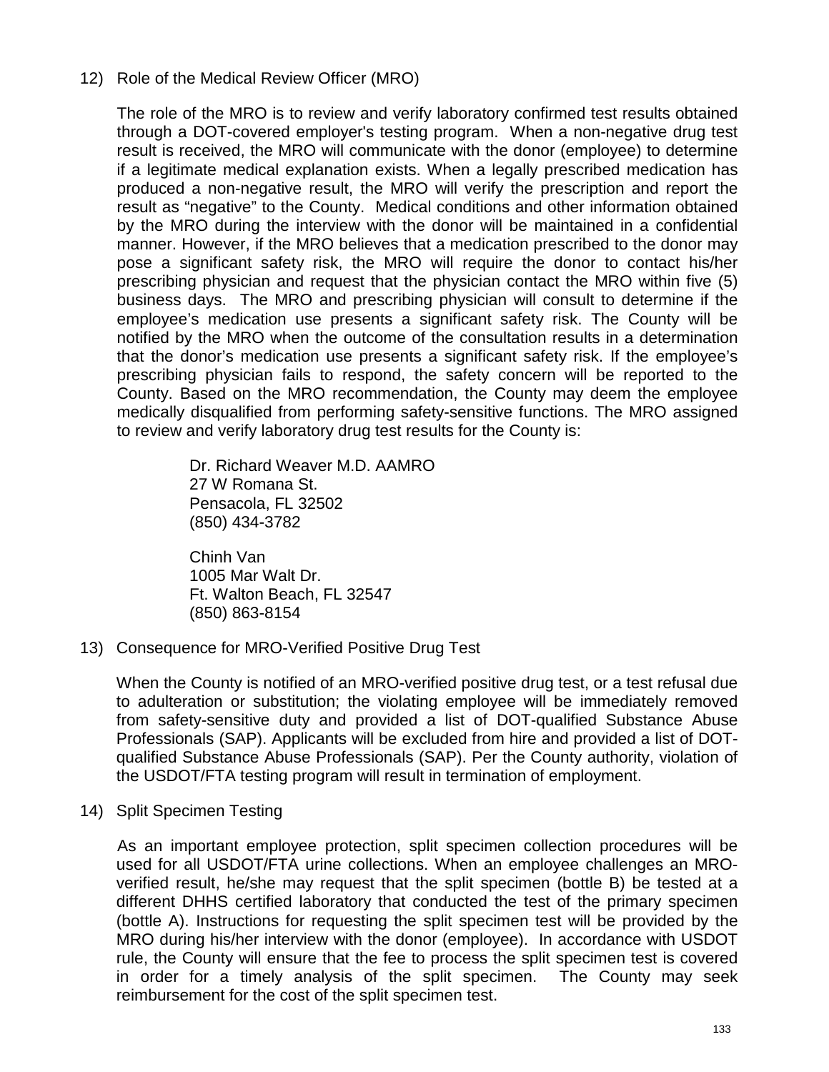12) Role of the Medical Review Officer (MRO)

The role of the MRO is to review and verify laboratory confirmed test results obtained through a DOT-covered employer's testing program. When a non-negative drug test result is received, the MRO will communicate with the donor (employee) to determine if a legitimate medical explanation exists. When a legally prescribed medication has produced a non-negative result, the MRO will verify the prescription and report the result as "negative" to the County. Medical conditions and other information obtained by the MRO during the interview with the donor will be maintained in a confidential manner. However, if the MRO believes that a medication prescribed to the donor may pose a significant safety risk, the MRO will require the donor to contact his/her prescribing physician and request that the physician contact the MRO within five (5) business days. The MRO and prescribing physician will consult to determine if the employee's medication use presents a significant safety risk. The County will be notified by the MRO when the outcome of the consultation results in a determination that the donor's medication use presents a significant safety risk. If the employee's prescribing physician fails to respond, the safety concern will be reported to the County. Based on the MRO recommendation, the County may deem the employee medically disqualified from performing safety-sensitive functions. The MRO assigned to review and verify laboratory drug test results for the County is:

Dr. Richard Weaver M.D. AAMRO
27 W Romana St.
Pensacola, FL 32502
(850) 434-3782

Chinh Van
1005 Mar Walt Dr.
Ft. Walton Beach, FL 32547
(850) 863-8154

13) Consequence for MRO-Verified Positive Drug Test

When the County is notified of an MRO-verified positive drug test, or a test refusal due to adulteration or substitution; the violating employee will be immediately removed from safety-sensitive duty and provided a list of DOT-qualified Substance Abuse Professionals (SAP). Applicants will be excluded from hire and provided a list of DOT-qualified Substance Abuse Professionals (SAP). Per the County authority, violation of the USDOT/FTA testing program will result in termination of employment.

14) Split Specimen Testing

As an important employee protection, split specimen collection procedures will be used for all USDOT/FTA urine collections. When an employee challenges an MRO-verified result, he/she may request that the split specimen (bottle B) be tested at a different DHHS certified laboratory that conducted the test of the primary specimen (bottle A). Instructions for requesting the split specimen test will be provided by the MRO during his/her interview with the donor (employee). In accordance with USDOT rule, the County will ensure that the fee to process the split specimen test is covered in order for a timely analysis of the split specimen. The County may seek reimbursement for the cost of the split specimen test.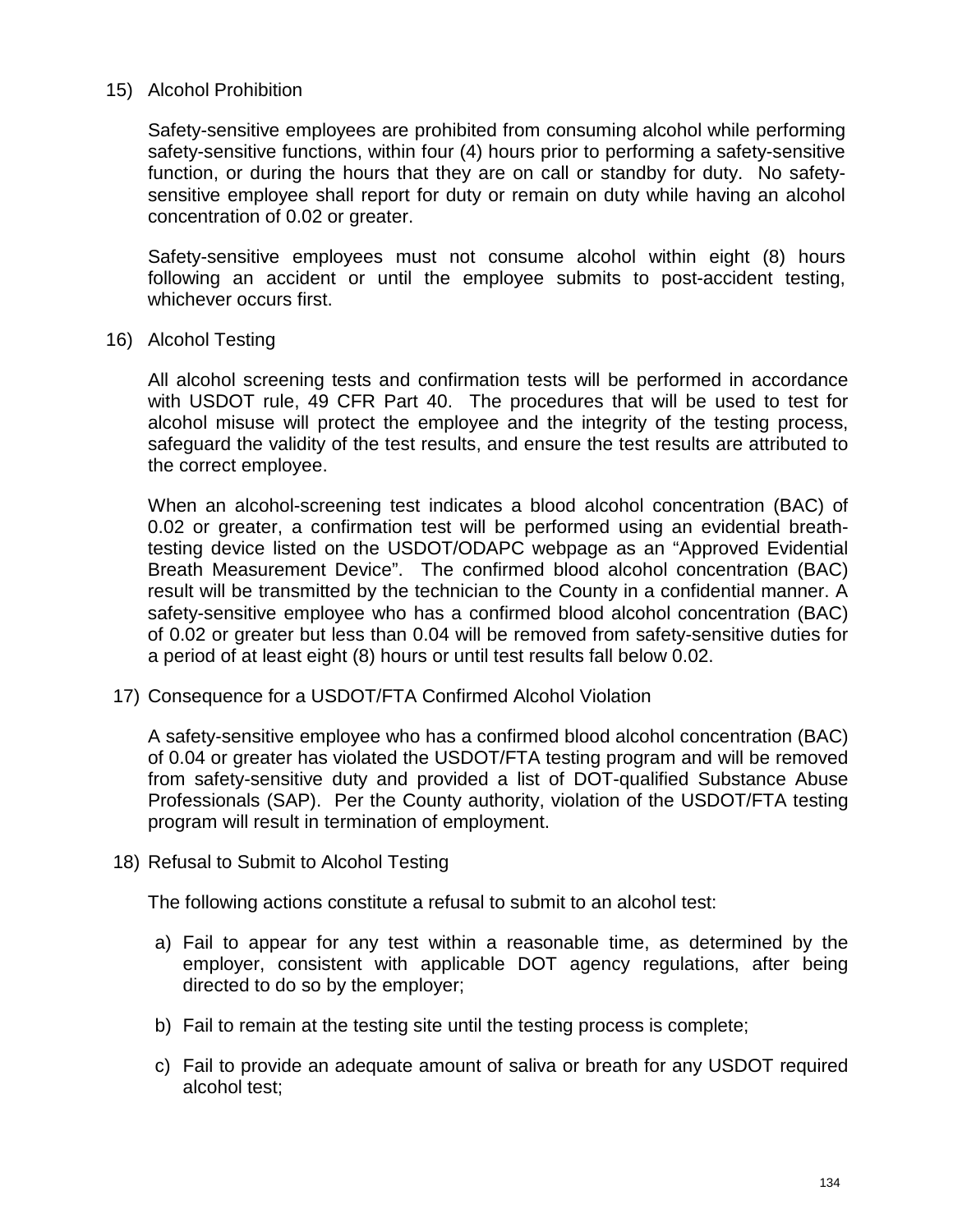15) Alcohol Prohibition

    Safety-sensitive employees are prohibited from consuming alcohol while performing safety-sensitive functions, within four (4) hours prior to performing a safety-sensitive function, or during the hours that they are on call or standby for duty. No safety-sensitive employee shall report for duty or remain on duty while having an alcohol concentration of 0.02 or greater.

    Safety-sensitive employees must not consume alcohol within eight (8) hours following an accident or until the employee submits to post-accident testing, whichever occurs first.

16) Alcohol Testing

    All alcohol screening tests and confirmation tests will be performed in accordance with USDOT rule, 49 CFR Part 40. The procedures that will be used to test for alcohol misuse will protect the employee and the integrity of the testing process, safeguard the validity of the test results, and ensure the test results are attributed to the correct employee.

    When an alcohol-screening test indicates a blood alcohol concentration (BAC) of 0.02 or greater, a confirmation test will be performed using an evidential breath-testing device listed on the USDOT/ODAPC webpage as an "Approved Evidential Breath Measurement Device". The confirmed blood alcohol concentration (BAC) result will be transmitted by the technician to the County in a confidential manner. A safety-sensitive employee who has a confirmed blood alcohol concentration (BAC) of 0.02 or greater but less than 0.04 will be removed from safety-sensitive duties for a period of at least eight (8) hours or until test results fall below 0.02.

17) Consequence for a USDOT/FTA Confirmed Alcohol Violation

    A safety-sensitive employee who has a confirmed blood alcohol concentration (BAC) of 0.04 or greater has violated the USDOT/FTA testing program and will be removed from safety-sensitive duty and provided a list of DOT-qualified Substance Abuse Professionals (SAP). Per the County authority, violation of the USDOT/FTA testing program will result in termination of employment.

18) Refusal to Submit to Alcohol Testing

    The following actions constitute a refusal to submit to an alcohol test:

    a) Fail to appear for any test within a reasonable time, as determined by the employer, consistent with applicable DOT agency regulations, after being directed to do so by the employer;

    b) Fail to remain at the testing site until the testing process is complete;

    c) Fail to provide an adequate amount of saliva or breath for any USDOT required alcohol test;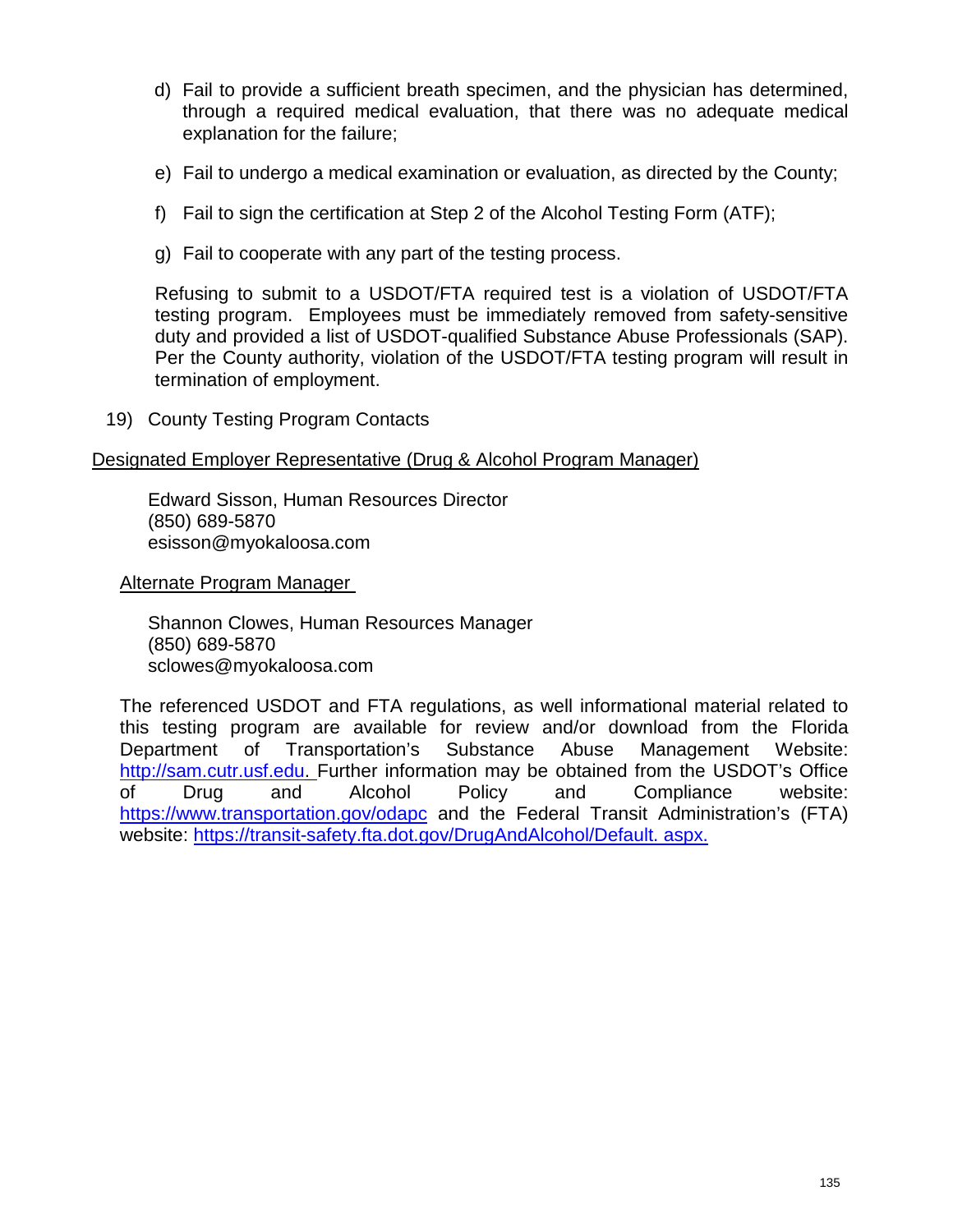d) Fail to provide a sufficient breath specimen, and the physician has determined, through a required medical evaluation, that there was no adequate medical explanation for the failure;

e) Fail to undergo a medical examination or evaluation, as directed by the County;

f) Fail to sign the certification at Step 2 of the Alcohol Testing Form (ATF);

g) Fail to cooperate with any part of the testing process.

Refusing to submit to a USDOT/FTA required test is a violation of USDOT/FTA testing program. Employees must be immediately removed from safety-sensitive duty and provided a list of USDOT-qualified Substance Abuse Professionals (SAP). Per the County authority, violation of the USDOT/FTA testing program will result in termination of employment.

19) County Testing Program Contacts

Designated Employer Representative (Drug & Alcohol Program Manager)

Edward Sisson, Human Resources Director
(850) 689-5870
esisson@myokaloosa.com

Alternate Program Manager

Shannon Clowes, Human Resources Manager
(850) 689-5870
sclowes@myokaloosa.com

The referenced USDOT and FTA regulations, as well informational material related to this testing program are available for review and/or download from the Florida Department of Transportation's Substance Abuse Management Website: http://sam.cutr.usf.edu. Further information may be obtained from the USDOT's Office of Drug and Alcohol Policy and Compliance website: https://www.transportation.gov/odapc and the Federal Transit Administration's (FTA) website: https://transit-safety.fta.dot.gov/DrugAndAlcohol/Default. aspx.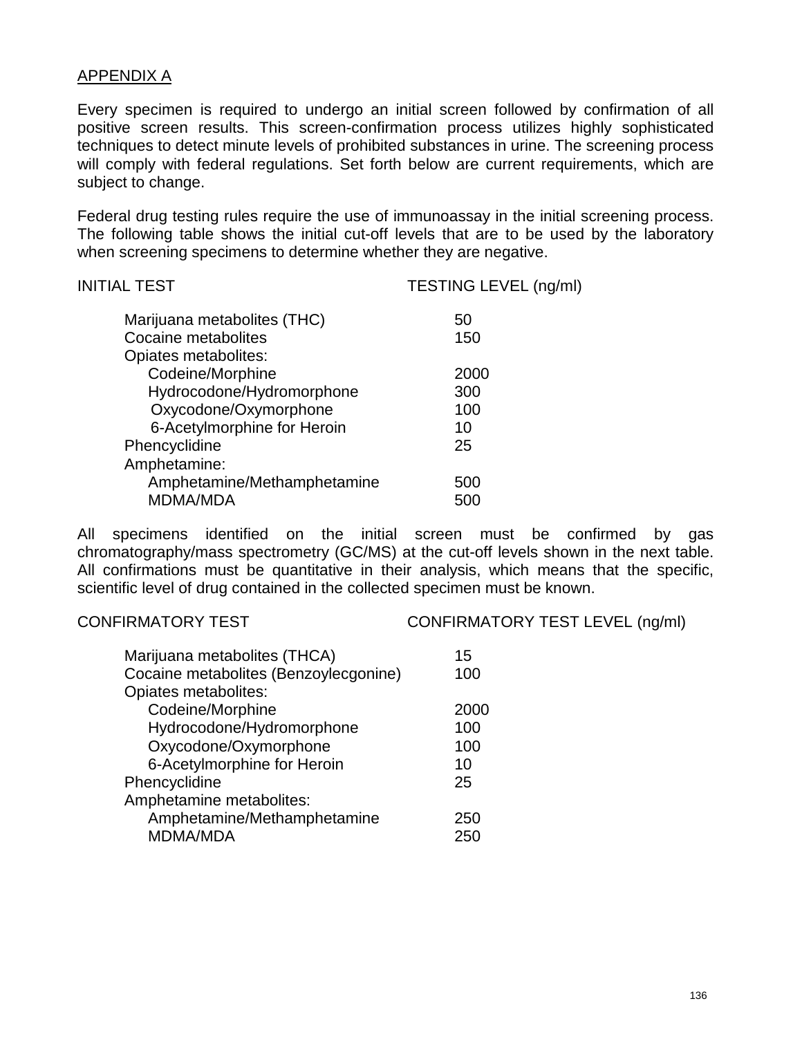APPENDIX A

Every specimen is required to undergo an initial screen followed by confirmation of all positive screen results. This screen-confirmation process utilizes highly sophisticated techniques to detect minute levels of prohibited substances in urine. The screening process will comply with federal regulations. Set forth below are current requirements, which are subject to change.

Federal drug testing rules require the use of immunoassay in the initial screening process. The following table shows the initial cut-off levels that are to be used by the laboratory when screening specimens to determine whether they are negative.

| INITIAL TEST | TESTING LEVEL (ng/ml) |
|---|---|
| Marijuana metabolites (THC) | 50 |
| Cocaine metabolites | 150 |
| Opiates metabolites: | |
| Codeine/Morphine | 2000 |
| Hydrocodone/Hydromorphone | 300 |
| Oxycodone/Oxymorphone | 100 |
| 6-Acetylmorphine for Heroin | 10 |
| Phencyclidine | 25 |
| Amphetamine: | |
| Amphetamine/Methamphetamine | 500 |
| MDMA/MDA | 500 |

All specimens identified on the initial screen must be confirmed by gas chromatography/mass spectrometry (GC/MS) at the cut-off levels shown in the next table. All confirmations must be quantitative in their analysis, which means that the specific, scientific level of drug contained in the collected specimen must be known.

| CONFIRMATORY TEST | CONFIRMATORY TEST LEVEL (ng/ml) |
|---|---|
| Marijuana metabolites (THCA) | 15 |
| Cocaine metabolites (Benzoylecgonine) | 100 |
| Opiates metabolites: | |
| Codeine/Morphine | 2000 |
| Hydrocodone/Hydromorphone | 100 |
| Oxycodone/Oxymorphone | 100 |
| 6-Acetylmorphine for Heroin | 10 |
| Phencyclidine | 25 |
| Amphetamine metabolites: | |
| Amphetamine/Methamphetamine | 250 |
| MDMA/MDA | 250 |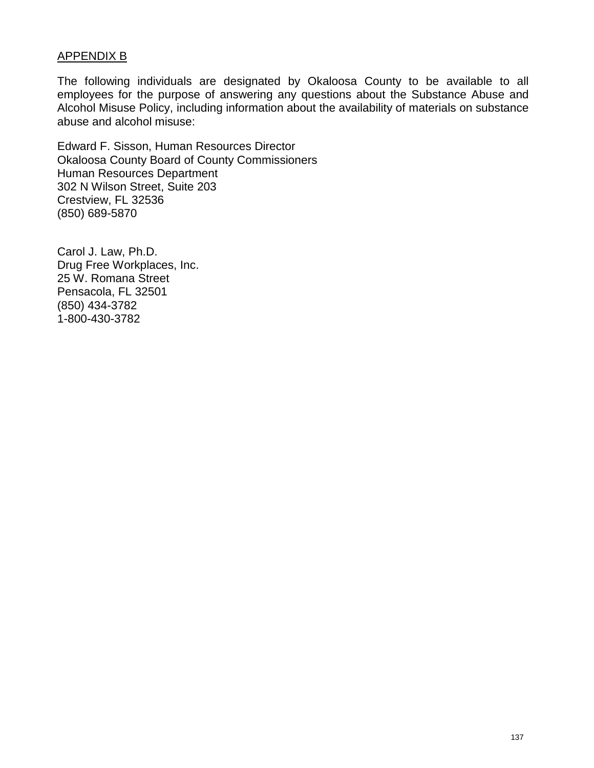## APPENDIX B

The following individuals are designated by Okaloosa County to be available to all employees for the purpose of answering any questions about the Substance Abuse and Alcohol Misuse Policy, including information about the availability of materials on substance abuse and alcohol misuse:

Edward F. Sisson, Human Resources Director
Okaloosa County Board of County Commissioners
Human Resources Department
302 N Wilson Street, Suite 203
Crestview, FL 32536
(850) 689-5870

Carol J. Law, Ph.D.
Drug Free Workplaces, Inc.
25 W. Romana Street
Pensacola, FL 32501
(850) 434-3782
1-800-430-3782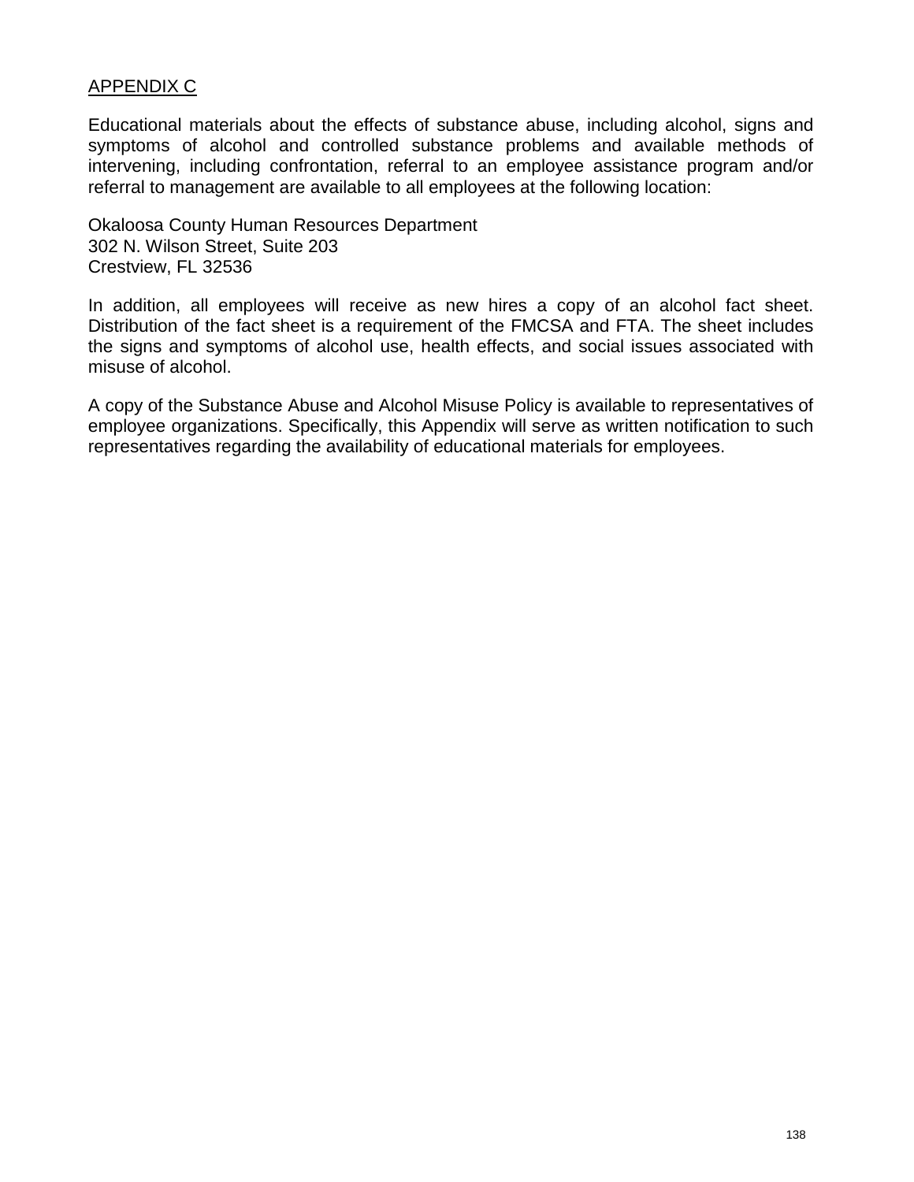## APPENDIX C

Educational materials about the effects of substance abuse, including alcohol, signs and symptoms of alcohol and controlled substance problems and available methods of intervening, including confrontation, referral to an employee assistance program and/or referral to management are available to all employees at the following location:

Okaloosa County Human Resources Department  
302 N. Wilson Street, Suite 203  
Crestview, FL 32536

In addition, all employees will receive as new hires a copy of an alcohol fact sheet. Distribution of the fact sheet is a requirement of the FMCSA and FTA. The sheet includes the signs and symptoms of alcohol use, health effects, and social issues associated with misuse of alcohol.

A copy of the Substance Abuse and Alcohol Misuse Policy is available to representatives of employee organizations. Specifically, this Appendix will serve as written notification to such representatives regarding the availability of educational materials for employees.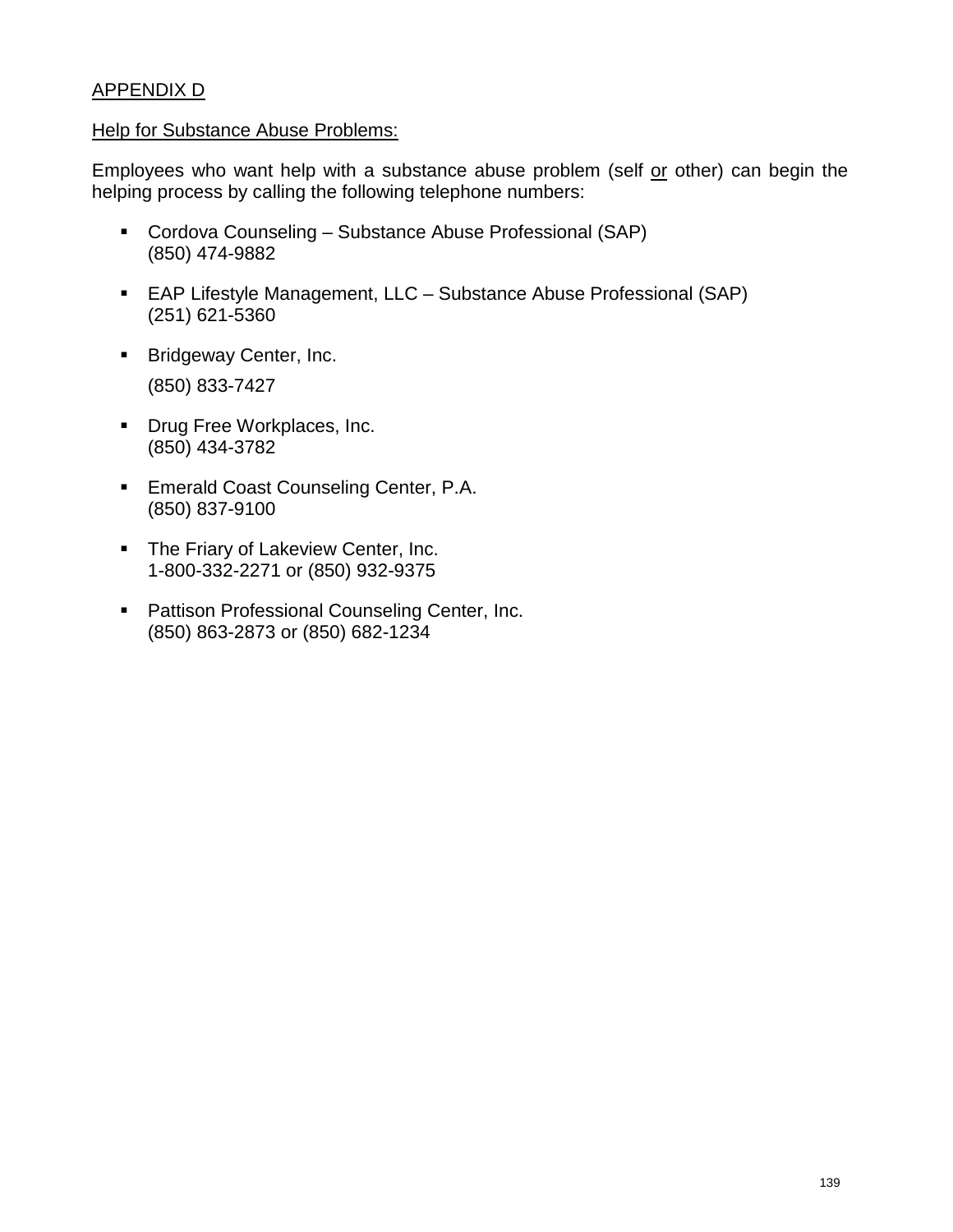APPENDIX D

Help for Substance Abuse Problems:

Employees who want help with a substance abuse problem (self or other) can begin the helping process by calling the following telephone numbers:

- Cordova Counseling – Substance Abuse Professional (SAP)
  (850) 474-9882
- EAP Lifestyle Management, LLC – Substance Abuse Professional (SAP)
  (251) 621-5360
- Bridgeway Center, Inc.
  (850) 833-7427
- Drug Free Workplaces, Inc.
  (850) 434-3782
- Emerald Coast Counseling Center, P.A.
  (850) 837-9100
- The Friary of Lakeview Center, Inc.
  1-800-332-2271 or (850) 932-9375
- Pattison Professional Counseling Center, Inc.
  (850) 863-2873 or (850) 682-1234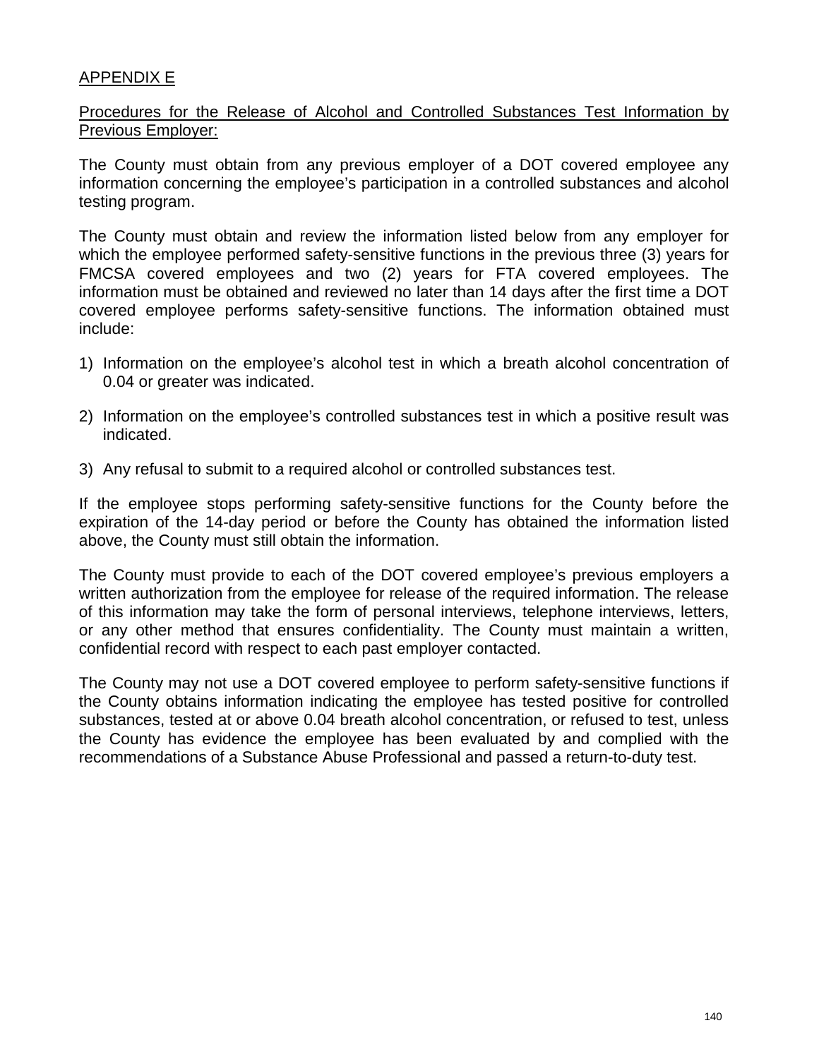## APPENDIX E

### Procedures for the Release of Alcohol and Controlled Substances Test Information by Previous Employer:

The County must obtain from any previous employer of a DOT covered employee any information concerning the employee's participation in a controlled substances and alcohol testing program.

The County must obtain and review the information listed below from any employer for which the employee performed safety-sensitive functions in the previous three (3) years for FMCSA covered employees and two (2) years for FTA covered employees. The information must be obtained and reviewed no later than 14 days after the first time a DOT covered employee performs safety-sensitive functions. The information obtained must include:

1) Information on the employee's alcohol test in which a breath alcohol concentration of 0.04 or greater was indicated.

2) Information on the employee's controlled substances test in which a positive result was indicated.

3) Any refusal to submit to a required alcohol or controlled substances test.

If the employee stops performing safety-sensitive functions for the County before the expiration of the 14-day period or before the County has obtained the information listed above, the County must still obtain the information.

The County must provide to each of the DOT covered employee's previous employers a written authorization from the employee for release of the required information. The release of this information may take the form of personal interviews, telephone interviews, letters, or any other method that ensures confidentiality. The County must maintain a written, confidential record with respect to each past employer contacted.

The County may not use a DOT covered employee to perform safety-sensitive functions if the County obtains information indicating the employee has tested positive for controlled substances, tested at or above 0.04 breath alcohol concentration, or refused to test, unless the County has evidence the employee has been evaluated by and complied with the recommendations of a Substance Abuse Professional and passed a return-to-duty test.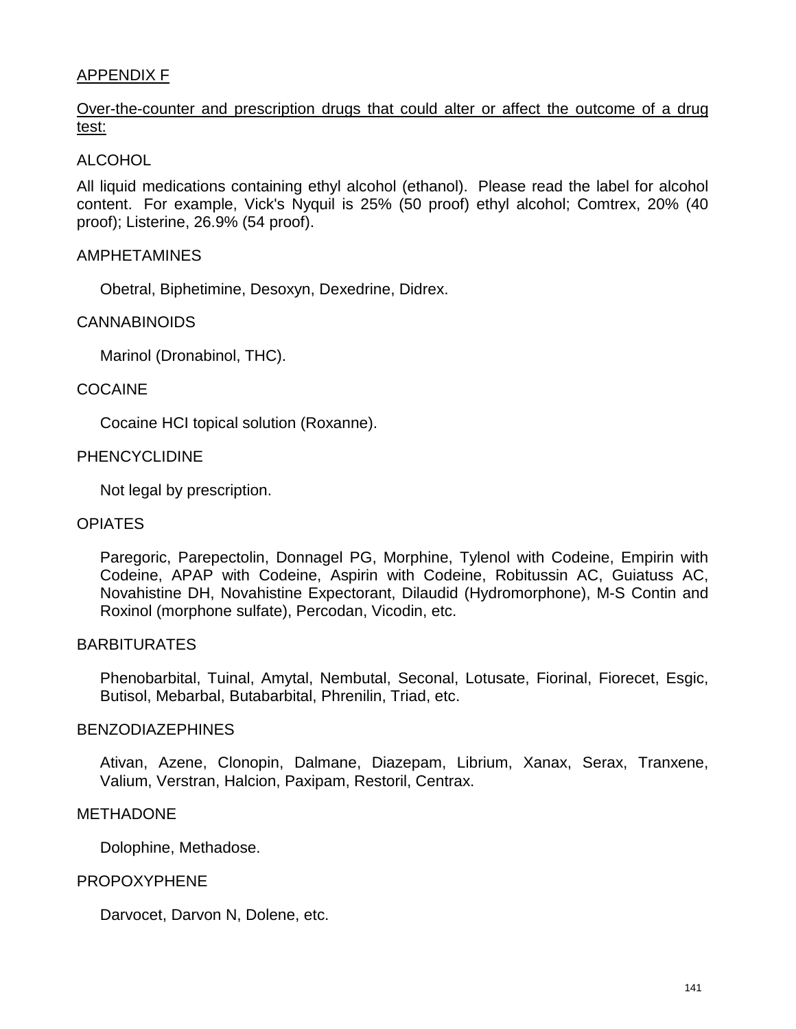## APPENDIX F

Over-the-counter and prescription drugs that could alter or affect the outcome of a drug test:

### ALCOHOL

All liquid medications containing ethyl alcohol (ethanol). Please read the label for alcohol content. For example, Vick's Nyquil is 25% (50 proof) ethyl alcohol; Comtrex, 20% (40 proof); Listerine, 26.9% (54 proof).

### AMPHETAMINES

Obetral, Biphetimine, Desoxyn, Dexedrine, Didrex.

### CANNABINOIDS

Marinol (Dronabinol, THC).

### COCAINE

Cocaine HCI topical solution (Roxanne).

### PHENCYCLIDINE

Not legal by prescription.

### OPIATES

Paregoric, Parepectolin, Donnagel PG, Morphine, Tylenol with Codeine, Empirin with Codeine, APAP with Codeine, Aspirin with Codeine, Robitussin AC, Guiatuss AC, Novahistine DH, Novahistine Expectorant, Dilaudid (Hydromorphone), M-S Contin and Roxinol (morphone sulfate), Percodan, Vicodin, etc.

### BARBITURATES

Phenobarbital, Tuinal, Amytal, Nembutal, Seconal, Lotusate, Fiorinal, Fiorecet, Esgic, Butisol, Mebarbal, Butabarbital, Phrenilin, Triad, etc.

### BENZODIAZEPHINES

Ativan, Azene, Clonopin, Dalmane, Diazepam, Librium, Xanax, Serax, Tranxene, Valium, Verstran, Halcion, Paxipam, Restoril, Centrax.

### METHADONE

Dolophine, Methadose.

### PROPOXYPHENE

Darvocet, Darvon N, Dolene, etc.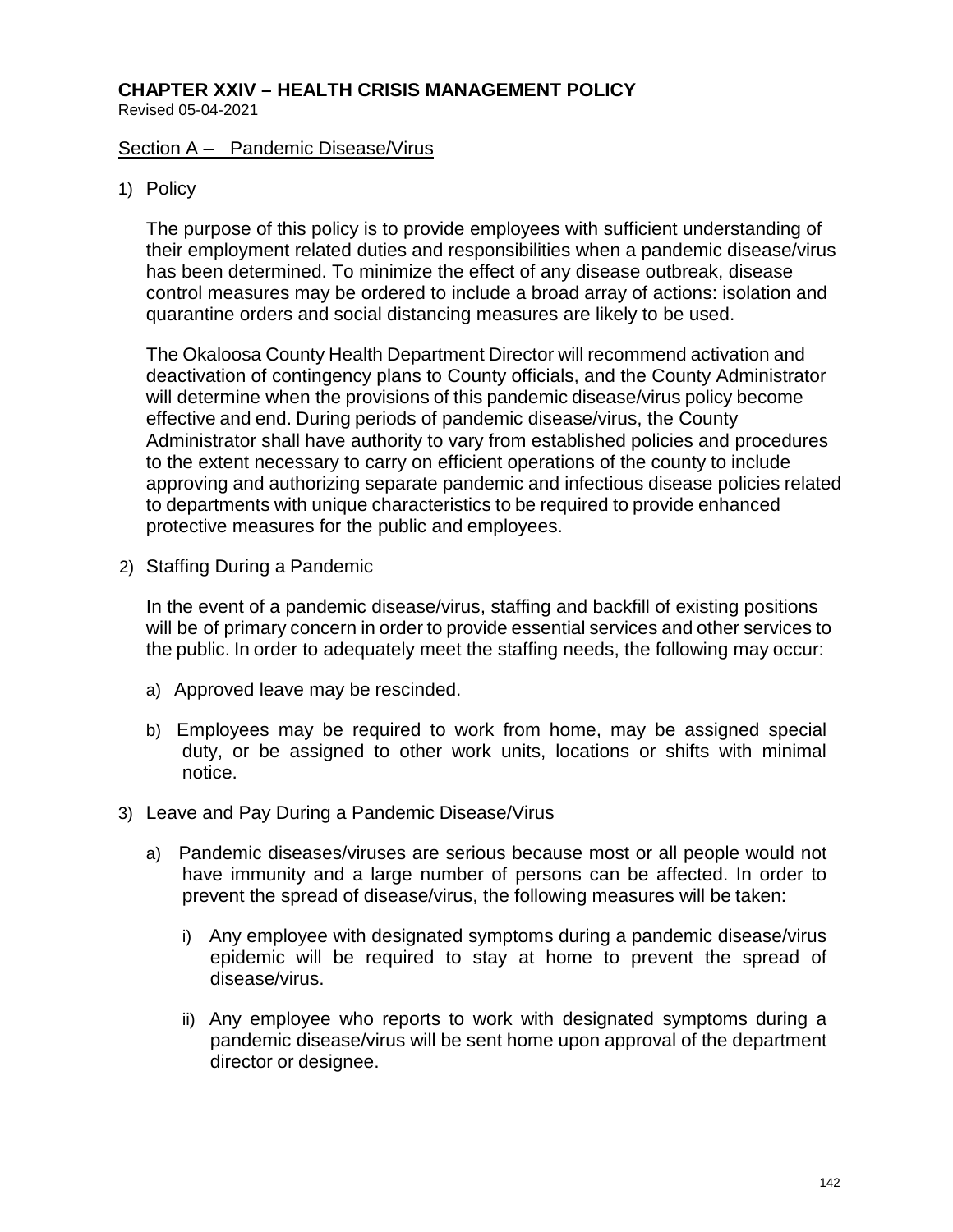# CHAPTER XXIV – HEALTH CRISIS MANAGEMENT POLICY

Revised 05-04-2021

## Section A – Pandemic Disease/Virus

1) Policy

The purpose of this policy is to provide employees with sufficient understanding of their employment related duties and responsibilities when a pandemic disease/virus has been determined. To minimize the effect of any disease outbreak, disease control measures may be ordered to include a broad array of actions: isolation and quarantine orders and social distancing measures are likely to be used.

The Okaloosa County Health Department Director will recommend activation and deactivation of contingency plans to County officials, and the County Administrator will determine when the provisions of this pandemic disease/virus policy become effective and end. During periods of pandemic disease/virus, the County Administrator shall have authority to vary from established policies and procedures to the extent necessary to carry on efficient operations of the county to include approving and authorizing separate pandemic and infectious disease policies related to departments with unique characteristics to be required to provide enhanced protective measures for the public and employees.

2) Staffing During a Pandemic

In the event of a pandemic disease/virus, staffing and backfill of existing positions will be of primary concern in order to provide essential services and other services to the public. In order to adequately meet the staffing needs, the following may occur:

a) Approved leave may be rescinded.

b) Employees may be required to work from home, may be assigned special duty, or be assigned to other work units, locations or shifts with minimal notice.

3) Leave and Pay During a Pandemic Disease/Virus

a) Pandemic diseases/viruses are serious because most or all people would not have immunity and a large number of persons can be affected. In order to prevent the spread of disease/virus, the following measures will be taken:

i) Any employee with designated symptoms during a pandemic disease/virus epidemic will be required to stay at home to prevent the spread of disease/virus.

ii) Any employee who reports to work with designated symptoms during a pandemic disease/virus will be sent home upon approval of the department director or designee.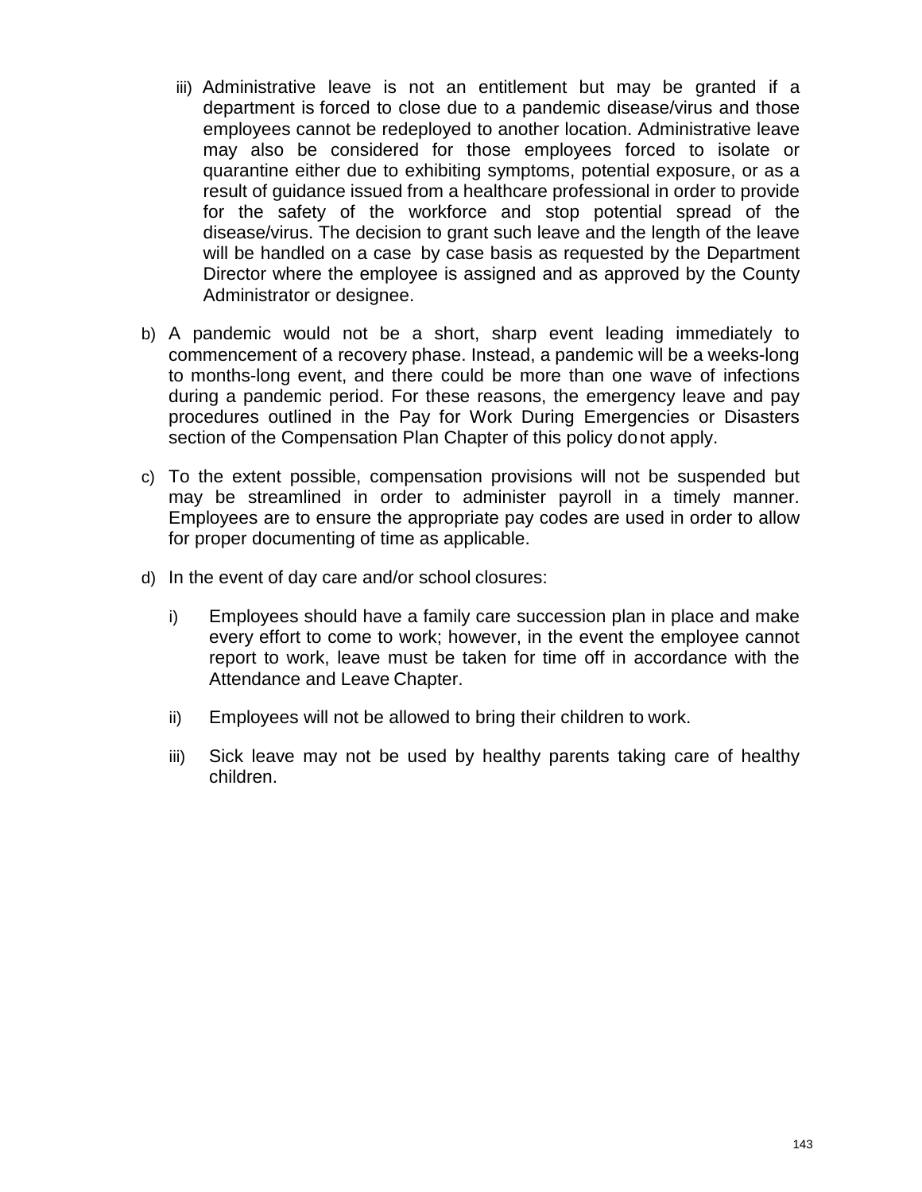iii) Administrative leave is not an entitlement but may be granted if a department is forced to close due to a pandemic disease/virus and those employees cannot be redeployed to another location. Administrative leave may also be considered for those employees forced to isolate or quarantine either due to exhibiting symptoms, potential exposure, or as a result of guidance issued from a healthcare professional in order to provide for the safety of the workforce and stop potential spread of the disease/virus. The decision to grant such leave and the length of the leave will be handled on a case by case basis as requested by the Department Director where the employee is assigned and as approved by the County Administrator or designee.

b) A pandemic would not be a short, sharp event leading immediately to commencement of a recovery phase. Instead, a pandemic will be a weeks-long to months-long event, and there could be more than one wave of infections during a pandemic period. For these reasons, the emergency leave and pay procedures outlined in the Pay for Work During Emergencies or Disasters section of the Compensation Plan Chapter of this policy do not apply.

c) To the extent possible, compensation provisions will not be suspended but may be streamlined in order to administer payroll in a timely manner. Employees are to ensure the appropriate pay codes are used in order to allow for proper documenting of time as applicable.

d) In the event of day care and/or school closures:

   i) Employees should have a family care succession plan in place and make every effort to come to work; however, in the event the employee cannot report to work, leave must be taken for time off in accordance with the Attendance and Leave Chapter.

   ii) Employees will not be allowed to bring their children to work.

   iii) Sick leave may not be used by healthy parents taking care of healthy children.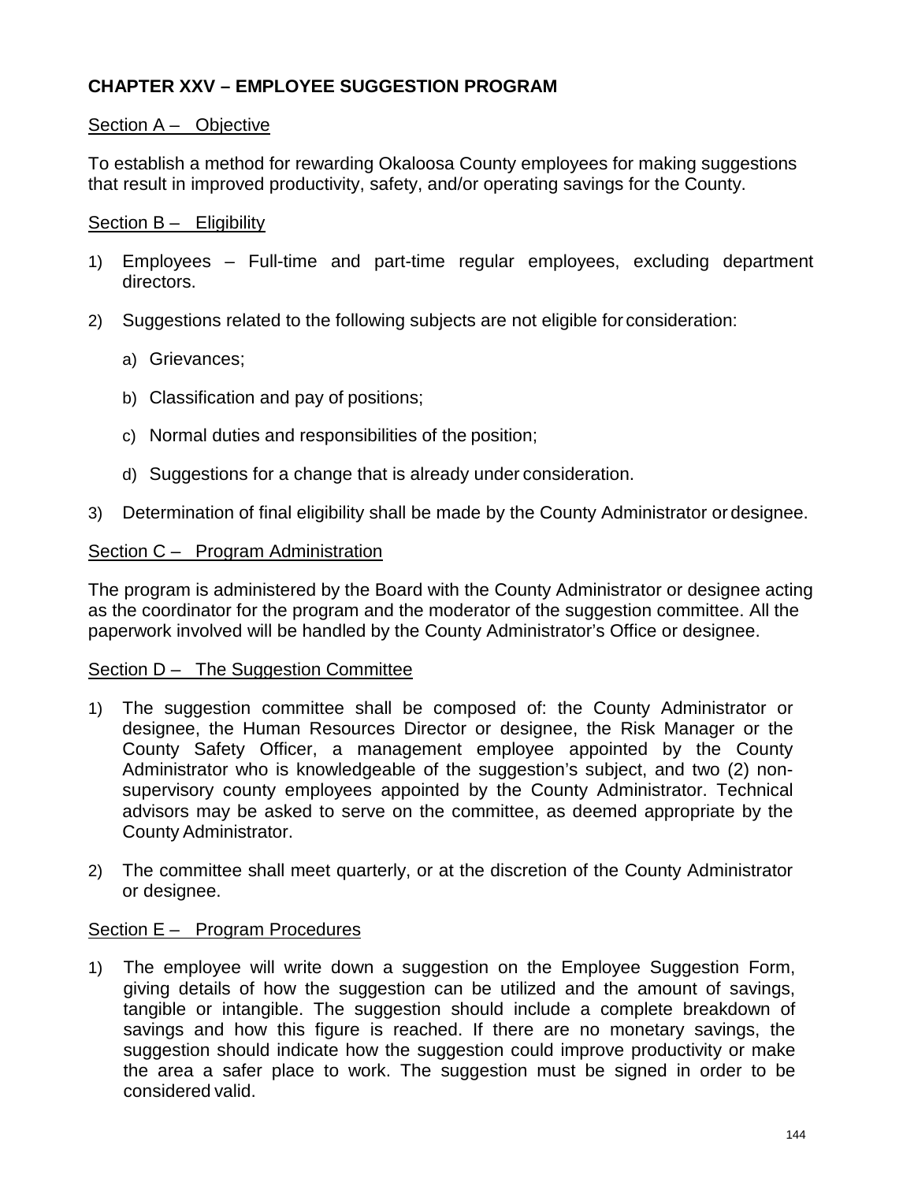## CHAPTER XXV – EMPLOYEE SUGGESTION PROGRAM

Section A – Objective

To establish a method for rewarding Okaloosa County employees for making suggestions that result in improved productivity, safety, and/or operating savings for the County.

Section B – Eligibility

1) Employees – Full-time and part-time regular employees, excluding department directors.

2) Suggestions related to the following subjects are not eligible for consideration:

   a) Grievances;

   b) Classification and pay of positions;

   c) Normal duties and responsibilities of the position;

   d) Suggestions for a change that is already under consideration.

3) Determination of final eligibility shall be made by the County Administrator or designee.

Section C – Program Administration

The program is administered by the Board with the County Administrator or designee acting as the coordinator for the program and the moderator of the suggestion committee. All the paperwork involved will be handled by the County Administrator's Office or designee.

Section D – The Suggestion Committee

1) The suggestion committee shall be composed of: the County Administrator or designee, the Human Resources Director or designee, the Risk Manager or the County Safety Officer, a management employee appointed by the County Administrator who is knowledgeable of the suggestion's subject, and two (2) non-supervisory county employees appointed by the County Administrator. Technical advisors may be asked to serve on the committee, as deemed appropriate by the County Administrator.

2) The committee shall meet quarterly, or at the discretion of the County Administrator or designee.

Section E – Program Procedures

1) The employee will write down a suggestion on the Employee Suggestion Form, giving details of how the suggestion can be utilized and the amount of savings, tangible or intangible. The suggestion should include a complete breakdown of savings and how this figure is reached. If there are no monetary savings, the suggestion should indicate how the suggestion could improve productivity or make the area a safer place to work. The suggestion must be signed in order to be considered valid.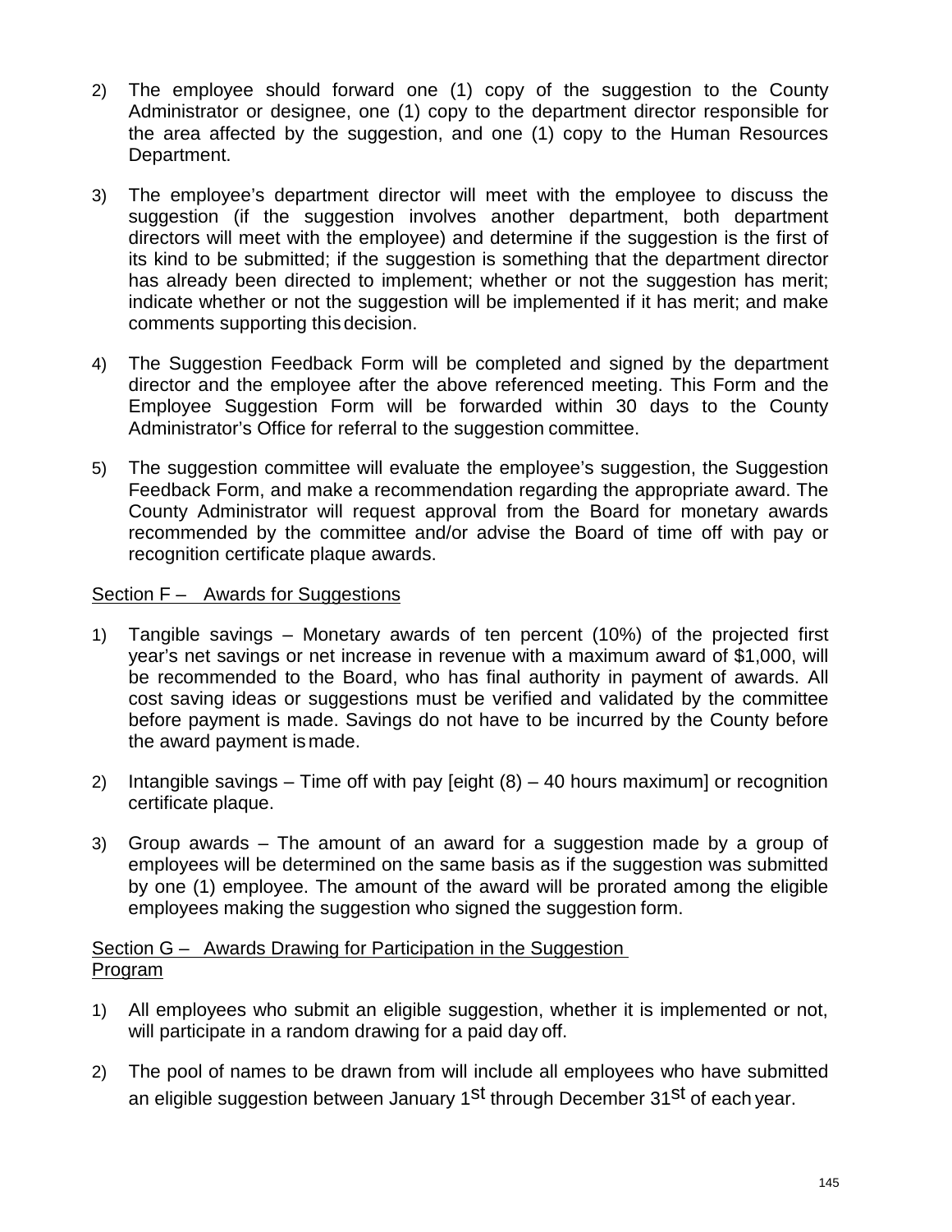2) The employee should forward one (1) copy of the suggestion to the County Administrator or designee, one (1) copy to the department director responsible for the area affected by the suggestion, and one (1) copy to the Human Resources Department.

3) The employee's department director will meet with the employee to discuss the suggestion (if the suggestion involves another department, both department directors will meet with the employee) and determine if the suggestion is the first of its kind to be submitted; if the suggestion is something that the department director has already been directed to implement; whether or not the suggestion has merit; indicate whether or not the suggestion will be implemented if it has merit; and make comments supporting this decision.

4) The Suggestion Feedback Form will be completed and signed by the department director and the employee after the above referenced meeting. This Form and the Employee Suggestion Form will be forwarded within 30 days to the County Administrator's Office for referral to the suggestion committee.

5) The suggestion committee will evaluate the employee's suggestion, the Suggestion Feedback Form, and make a recommendation regarding the appropriate award. The County Administrator will request approval from the Board for monetary awards recommended by the committee and/or advise the Board of time off with pay or recognition certificate plaque awards.

Section F – Awards for Suggestions

1) Tangible savings – Monetary awards of ten percent (10%) of the projected first year's net savings or net increase in revenue with a maximum award of $1,000, will be recommended to the Board, who has final authority in payment of awards. All cost saving ideas or suggestions must be verified and validated by the committee before payment is made. Savings do not have to be incurred by the County before the award payment is made.

2) Intangible savings – Time off with pay [eight (8) – 40 hours maximum] or recognition certificate plaque.

3) Group awards – The amount of an award for a suggestion made by a group of employees will be determined on the same basis as if the suggestion was submitted by one (1) employee. The amount of the award will be prorated among the eligible employees making the suggestion who signed the suggestion form.

Section G – Awards Drawing for Participation in the Suggestion Program

1) All employees who submit an eligible suggestion, whether it is implemented or not, will participate in a random drawing for a paid day off.

2) The pool of names to be drawn from will include all employees who have submitted an eligible suggestion between January 1st through December 31st of each year.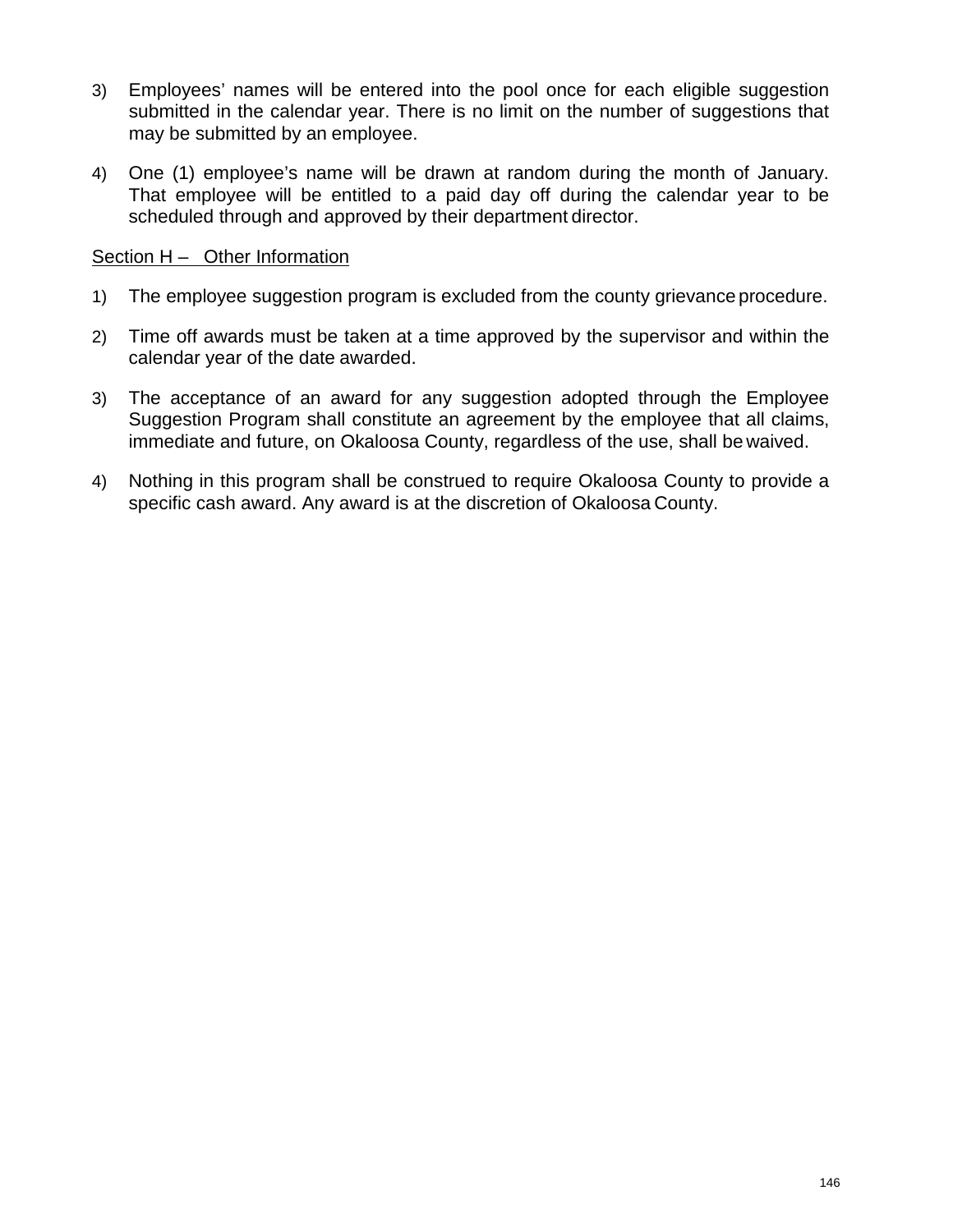3) Employees' names will be entered into the pool once for each eligible suggestion submitted in the calendar year. There is no limit on the number of suggestions that may be submitted by an employee.

4) One (1) employee's name will be drawn at random during the month of January. That employee will be entitled to a paid day off during the calendar year to be scheduled through and approved by their department director.

<u>Section H – Other Information</u>

1) The employee suggestion program is excluded from the county grievance procedure.

2) Time off awards must be taken at a time approved by the supervisor and within the calendar year of the date awarded.

3) The acceptance of an award for any suggestion adopted through the Employee Suggestion Program shall constitute an agreement by the employee that all claims, immediate and future, on Okaloosa County, regardless of the use, shall be waived.

4) Nothing in this program shall be construed to require Okaloosa County to provide a specific cash award. Any award is at the discretion of Okaloosa County.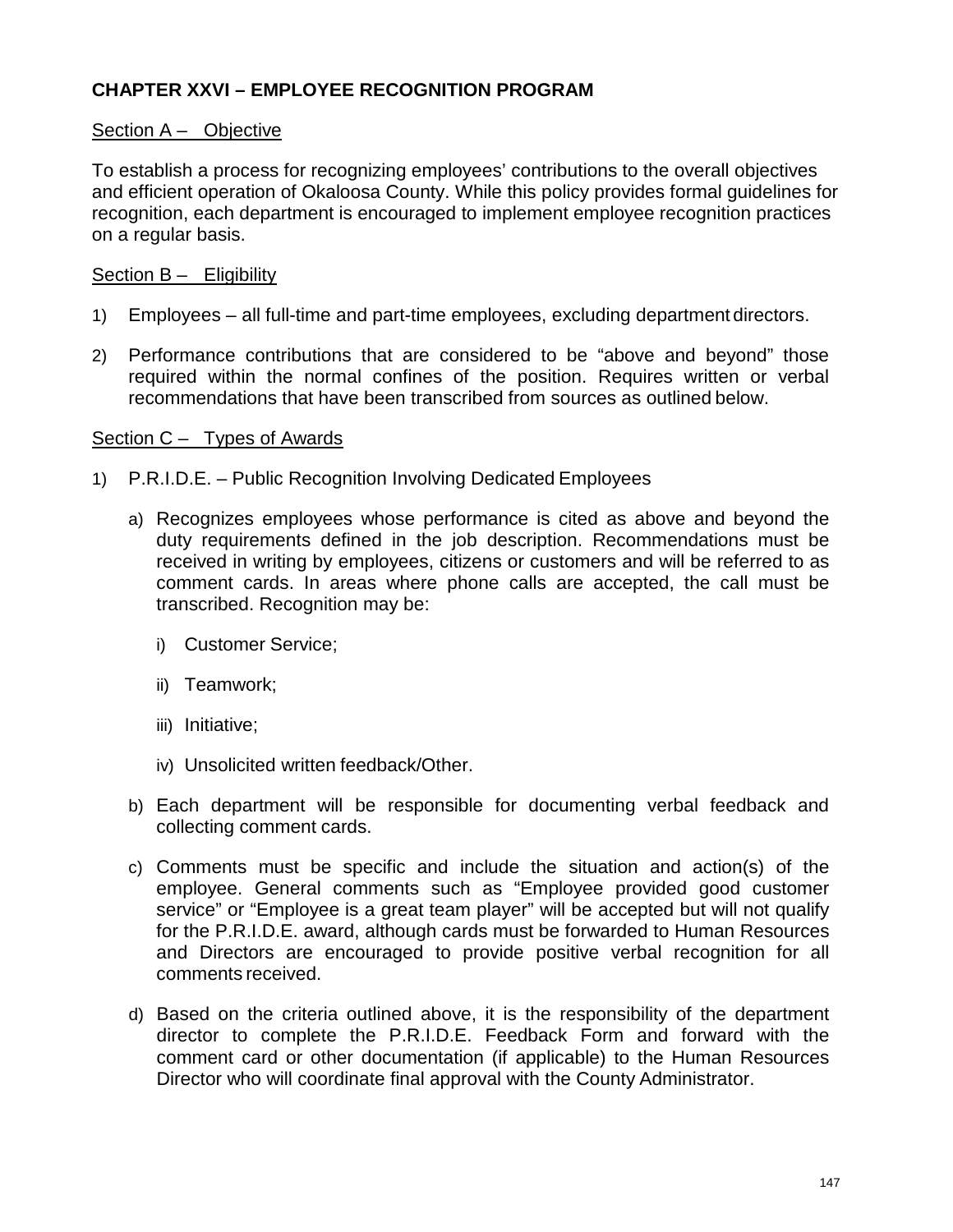## CHAPTER XXVI – EMPLOYEE RECOGNITION PROGRAM

Section A – Objective

To establish a process for recognizing employees' contributions to the overall objectives and efficient operation of Okaloosa County. While this policy provides formal guidelines for recognition, each department is encouraged to implement employee recognition practices on a regular basis.

Section B – Eligibility

1) Employees – all full-time and part-time employees, excluding department directors.

2) Performance contributions that are considered to be "above and beyond" those required within the normal confines of the position. Requires written or verbal recommendations that have been transcribed from sources as outlined below.

Section C – Types of Awards

1) P.R.I.D.E. – Public Recognition Involving Dedicated Employees

   a) Recognizes employees whose performance is cited as above and beyond the duty requirements defined in the job description. Recommendations must be received in writing by employees, citizens or customers and will be referred to as comment cards. In areas where phone calls are accepted, the call must be transcribed. Recognition may be:

      i) Customer Service;

      ii) Teamwork;

      iii) Initiative;

      iv) Unsolicited written feedback/Other.

   b) Each department will be responsible for documenting verbal feedback and collecting comment cards.

   c) Comments must be specific and include the situation and action(s) of the employee. General comments such as "Employee provided good customer service" or "Employee is a great team player" will be accepted but will not qualify for the P.R.I.D.E. award, although cards must be forwarded to Human Resources and Directors are encouraged to provide positive verbal recognition for all comments received.

   d) Based on the criteria outlined above, it is the responsibility of the department director to complete the P.R.I.D.E. Feedback Form and forward with the comment card or other documentation (if applicable) to the Human Resources Director who will coordinate final approval with the County Administrator.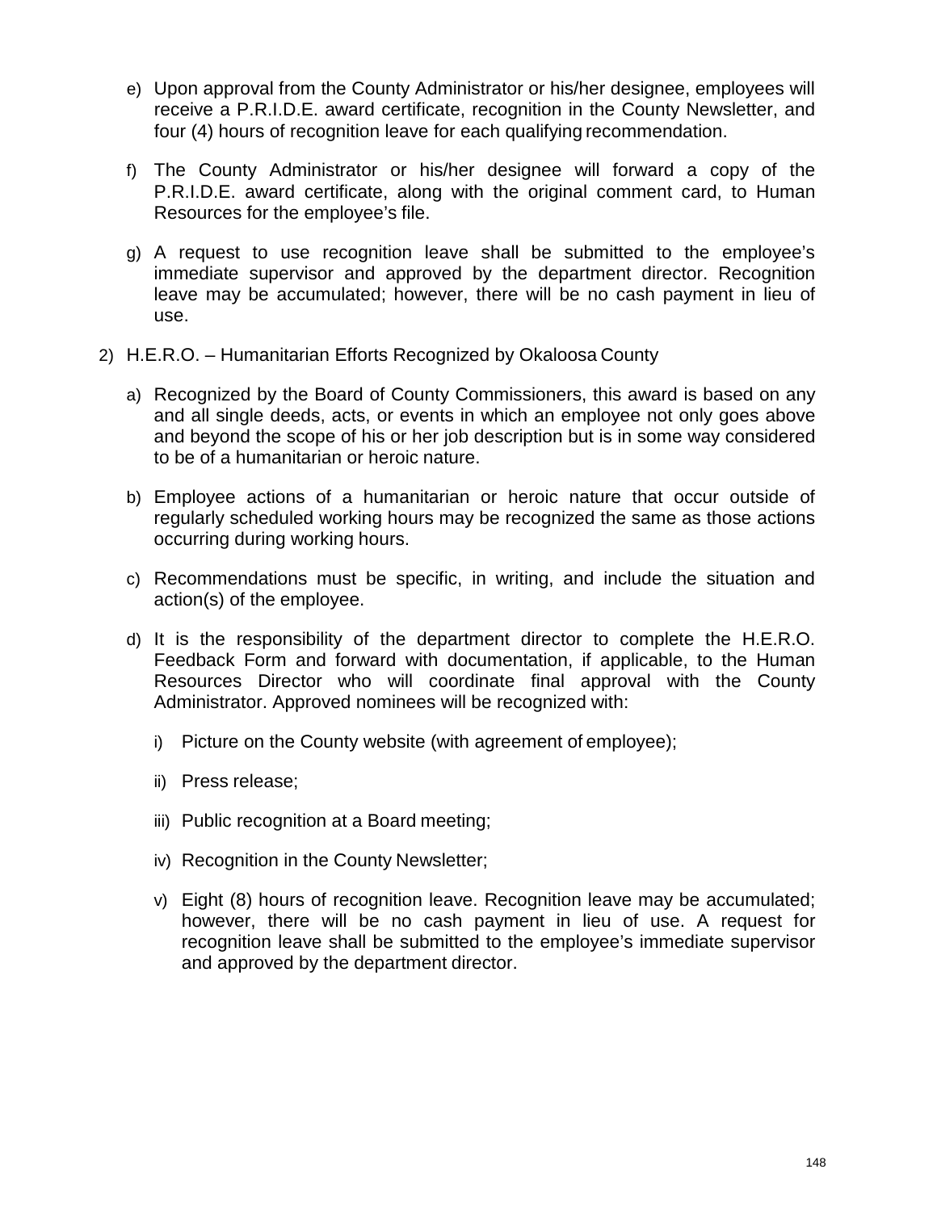e) Upon approval from the County Administrator or his/her designee, employees will receive a P.R.I.D.E. award certificate, recognition in the County Newsletter, and four (4) hours of recognition leave for each qualifying recommendation.

f) The County Administrator or his/her designee will forward a copy of the P.R.I.D.E. award certificate, along with the original comment card, to Human Resources for the employee's file.

g) A request to use recognition leave shall be submitted to the employee's immediate supervisor and approved by the department director. Recognition leave may be accumulated; however, there will be no cash payment in lieu of use.

2) H.E.R.O. – Humanitarian Efforts Recognized by Okaloosa County

   a) Recognized by the Board of County Commissioners, this award is based on any and all single deeds, acts, or events in which an employee not only goes above and beyond the scope of his or her job description but is in some way considered to be of a humanitarian or heroic nature.

   b) Employee actions of a humanitarian or heroic nature that occur outside of regularly scheduled working hours may be recognized the same as those actions occurring during working hours.

   c) Recommendations must be specific, in writing, and include the situation and action(s) of the employee.

   d) It is the responsibility of the department director to complete the H.E.R.O. Feedback Form and forward with documentation, if applicable, to the Human Resources Director who will coordinate final approval with the County Administrator. Approved nominees will be recognized with:

      i) Picture on the County website (with agreement of employee);

      ii) Press release;

      iii) Public recognition at a Board meeting;

      iv) Recognition in the County Newsletter;

      v) Eight (8) hours of recognition leave. Recognition leave may be accumulated; however, there will be no cash payment in lieu of use. A request for recognition leave shall be submitted to the employee's immediate supervisor and approved by the department director.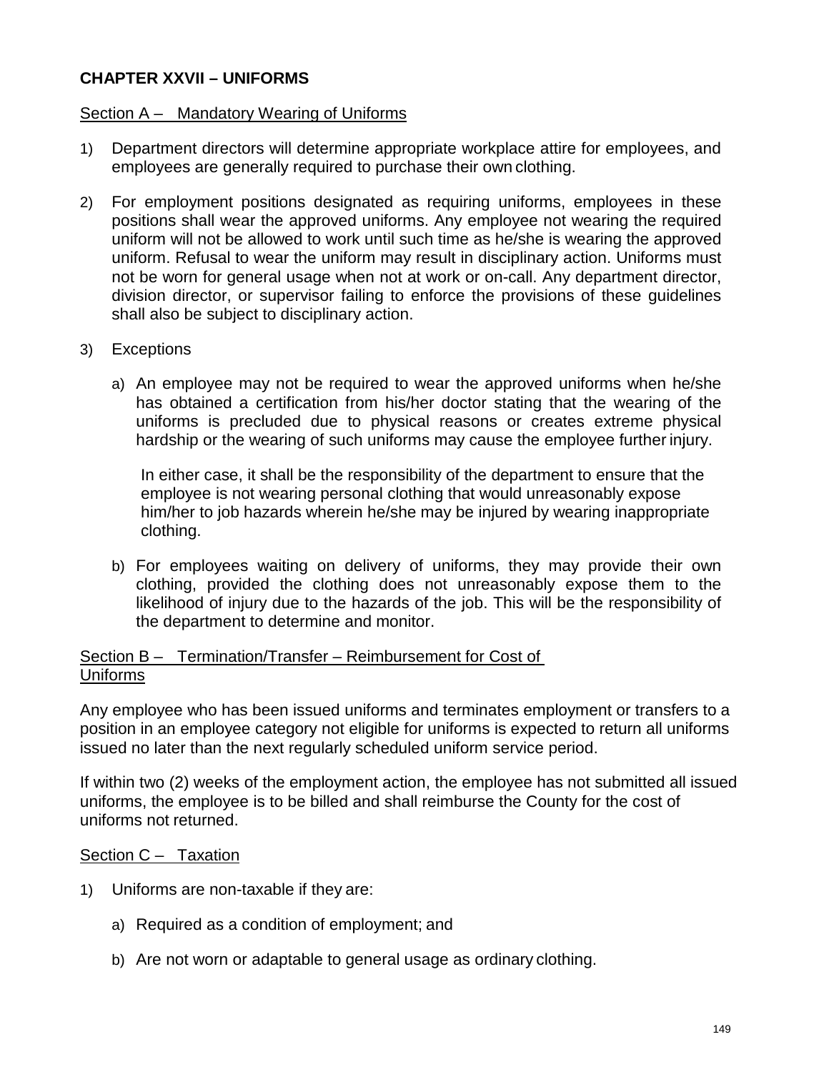## CHAPTER XXVII – UNIFORMS

### Section A – Mandatory Wearing of Uniforms

1) Department directors will determine appropriate workplace attire for employees, and employees are generally required to purchase their own clothing.

2) For employment positions designated as requiring uniforms, employees in these positions shall wear the approved uniforms. Any employee not wearing the required uniform will not be allowed to work until such time as he/she is wearing the approved uniform. Refusal to wear the uniform may result in disciplinary action. Uniforms must not be worn for general usage when not at work or on-call. Any department director, division director, or supervisor failing to enforce the provisions of these guidelines shall also be subject to disciplinary action.

3) Exceptions

   a) An employee may not be required to wear the approved uniforms when he/she has obtained a certification from his/her doctor stating that the wearing of the uniforms is precluded due to physical reasons or creates extreme physical hardship or the wearing of such uniforms may cause the employee further injury.

      In either case, it shall be the responsibility of the department to ensure that the employee is not wearing personal clothing that would unreasonably expose him/her to job hazards wherein he/she may be injured by wearing inappropriate clothing.

   b) For employees waiting on delivery of uniforms, they may provide their own clothing, provided the clothing does not unreasonably expose them to the likelihood of injury due to the hazards of the job. This will be the responsibility of the department to determine and monitor.

### Section B – Termination/Transfer – Reimbursement for Cost of Uniforms

Any employee who has been issued uniforms and terminates employment or transfers to a position in an employee category not eligible for uniforms is expected to return all uniforms issued no later than the next regularly scheduled uniform service period.

If within two (2) weeks of the employment action, the employee has not submitted all issued uniforms, the employee is to be billed and shall reimburse the County for the cost of uniforms not returned.

### Section C – Taxation

1) Uniforms are non-taxable if they are:

   a) Required as a condition of employment; and

   b) Are not worn or adaptable to general usage as ordinary clothing.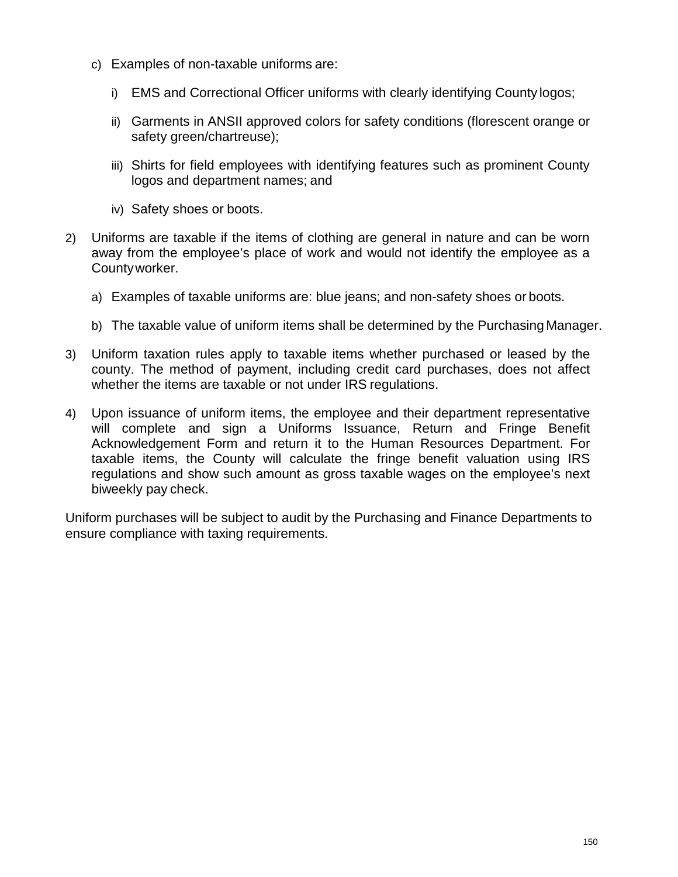c) Examples of non-taxable uniforms are:

      i) EMS and Correctional Officer uniforms with clearly identifying County logos;

      ii) Garments in ANSII approved colors for safety conditions (florescent orange or safety green/chartreuse);

      iii) Shirts for field employees with identifying features such as prominent County logos and department names; and

      iv) Safety shoes or boots.

2) Uniforms are taxable if the items of clothing are general in nature and can be worn away from the employee's place of work and would not identify the employee as a County worker.

   a) Examples of taxable uniforms are: blue jeans; and non-safety shoes or boots.

   b) The taxable value of uniform items shall be determined by the Purchasing Manager.

3) Uniform taxation rules apply to taxable items whether purchased or leased by the county. The method of payment, including credit card purchases, does not affect whether the items are taxable or not under IRS regulations.

4) Upon issuance of uniform items, the employee and their department representative will complete and sign a Uniforms Issuance, Return and Fringe Benefit Acknowledgement Form and return it to the Human Resources Department. For taxable items, the County will calculate the fringe benefit valuation using IRS regulations and show such amount as gross taxable wages on the employee's next biweekly pay check.

Uniform purchases will be subject to audit by the Purchasing and Finance Departments to ensure compliance with taxing requirements.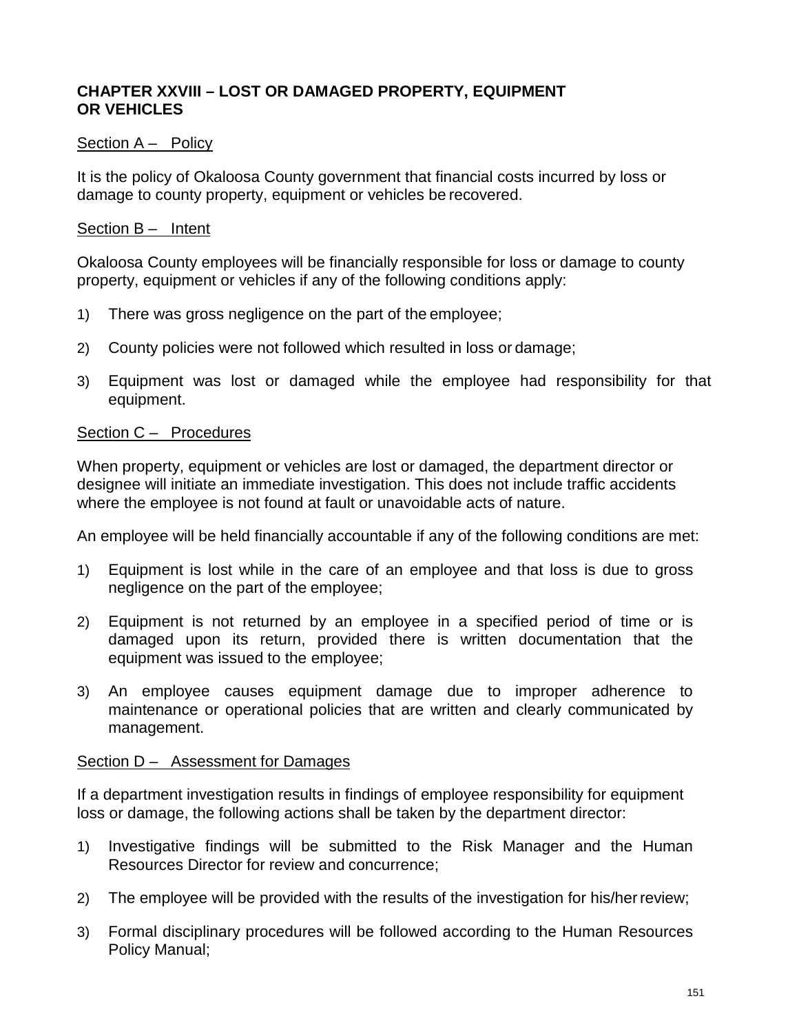## CHAPTER XXVIII – LOST OR DAMAGED PROPERTY, EQUIPMENT OR VEHICLES

### Section A – Policy

It is the policy of Okaloosa County government that financial costs incurred by loss or damage to county property, equipment or vehicles be recovered.

### Section B – Intent

Okaloosa County employees will be financially responsible for loss or damage to county property, equipment or vehicles if any of the following conditions apply:

1) There was gross negligence on the part of the employee;

2) County policies were not followed which resulted in loss or damage;

3) Equipment was lost or damaged while the employee had responsibility for that equipment.

### Section C – Procedures

When property, equipment or vehicles are lost or damaged, the department director or designee will initiate an immediate investigation. This does not include traffic accidents where the employee is not found at fault or unavoidable acts of nature.

An employee will be held financially accountable if any of the following conditions are met:

1) Equipment is lost while in the care of an employee and that loss is due to gross negligence on the part of the employee;

2) Equipment is not returned by an employee in a specified period of time or is damaged upon its return, provided there is written documentation that the equipment was issued to the employee;

3) An employee causes equipment damage due to improper adherence to maintenance or operational policies that are written and clearly communicated by management.

### Section D – Assessment for Damages

If a department investigation results in findings of employee responsibility for equipment loss or damage, the following actions shall be taken by the department director:

1) Investigative findings will be submitted to the Risk Manager and the Human Resources Director for review and concurrence;

2) The employee will be provided with the results of the investigation for his/her review;

3) Formal disciplinary procedures will be followed according to the Human Resources Policy Manual;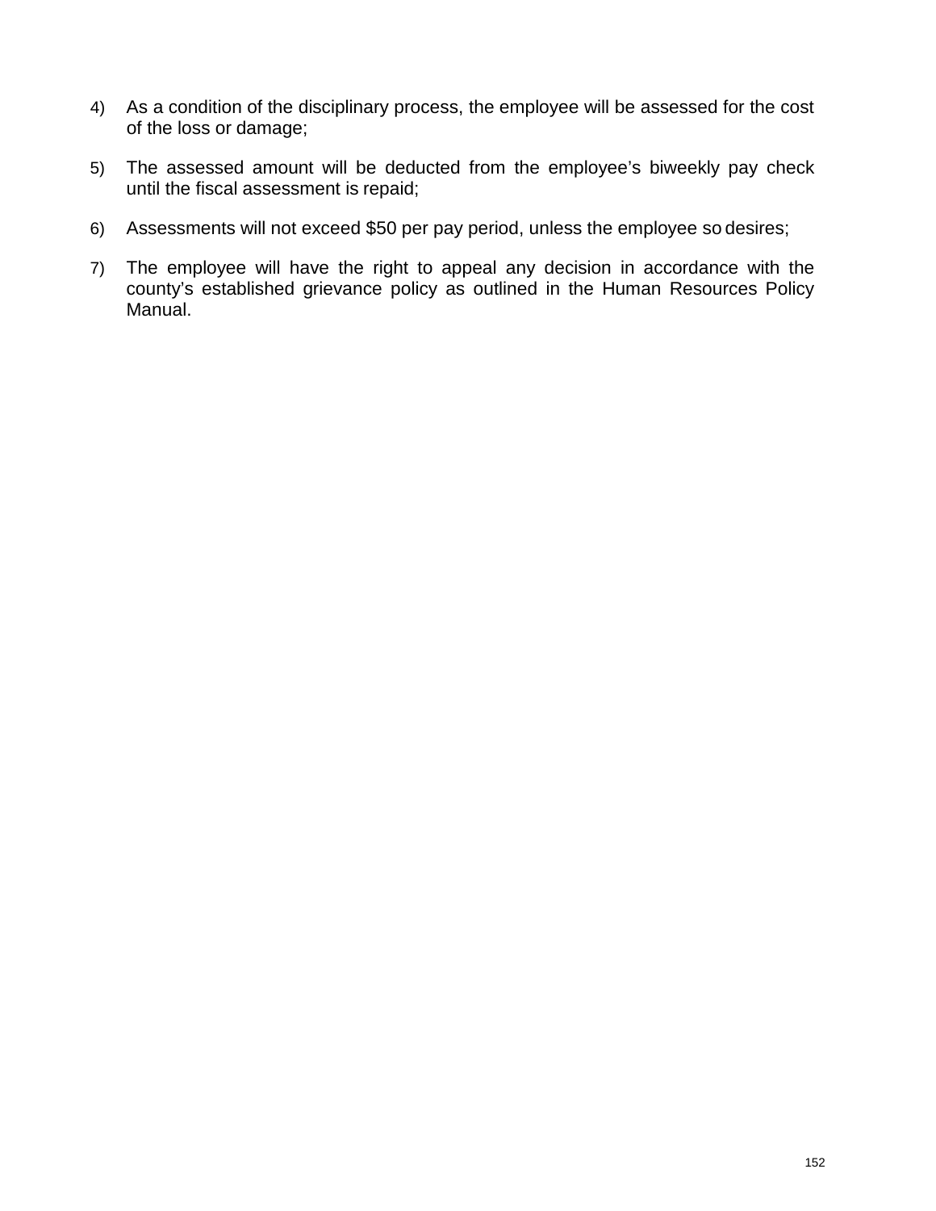4) As a condition of the disciplinary process, the employee will be assessed for the cost of the loss or damage;

5) The assessed amount will be deducted from the employee's biweekly pay check until the fiscal assessment is repaid;

6) Assessments will not exceed $50 per pay period, unless the employee so desires;

7) The employee will have the right to appeal any decision in accordance with the county's established grievance policy as outlined in the Human Resources Policy Manual.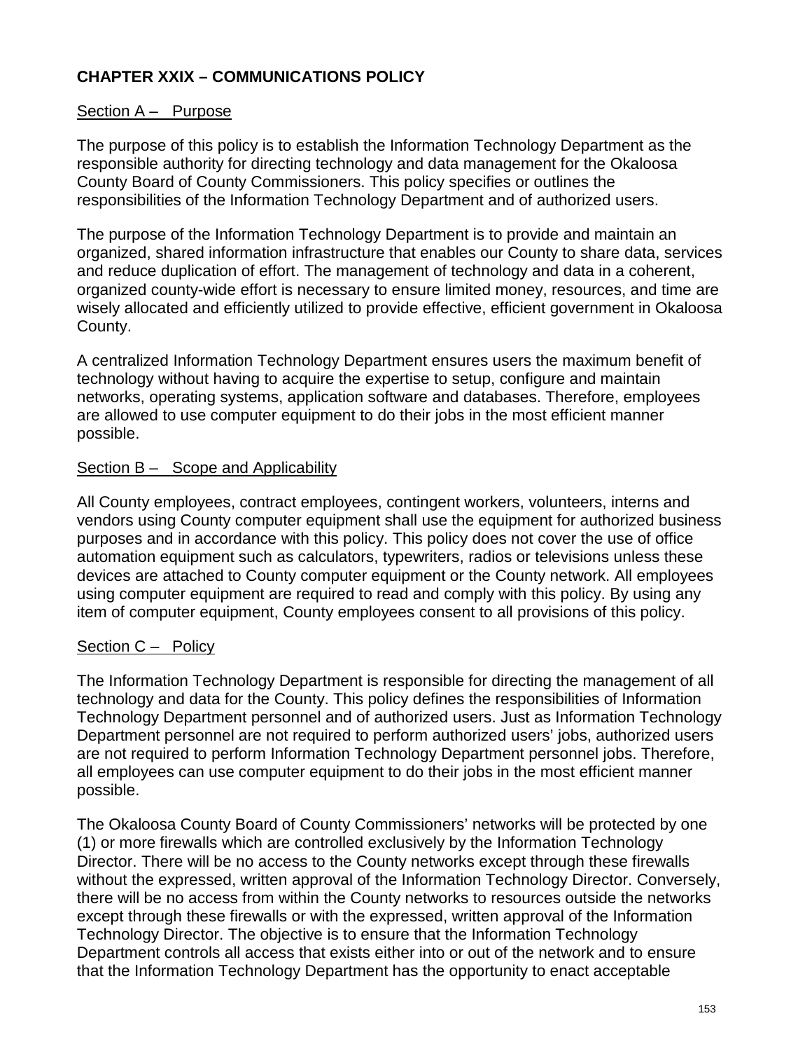## CHAPTER XXIX – COMMUNICATIONS POLICY

Section A – Purpose

The purpose of this policy is to establish the Information Technology Department as the responsible authority for directing technology and data management for the Okaloosa County Board of County Commissioners. This policy specifies or outlines the responsibilities of the Information Technology Department and of authorized users.

The purpose of the Information Technology Department is to provide and maintain an organized, shared information infrastructure that enables our County to share data, services and reduce duplication of effort. The management of technology and data in a coherent, organized county-wide effort is necessary to ensure limited money, resources, and time are wisely allocated and efficiently utilized to provide effective, efficient government in Okaloosa County.

A centralized Information Technology Department ensures users the maximum benefit of technology without having to acquire the expertise to setup, configure and maintain networks, operating systems, application software and databases. Therefore, employees are allowed to use computer equipment to do their jobs in the most efficient manner possible.

Section B – Scope and Applicability

All County employees, contract employees, contingent workers, volunteers, interns and vendors using County computer equipment shall use the equipment for authorized business purposes and in accordance with this policy. This policy does not cover the use of office automation equipment such as calculators, typewriters, radios or televisions unless these devices are attached to County computer equipment or the County network. All employees using computer equipment are required to read and comply with this policy. By using any item of computer equipment, County employees consent to all provisions of this policy.

Section C – Policy

The Information Technology Department is responsible for directing the management of all technology and data for the County. This policy defines the responsibilities of Information Technology Department personnel and of authorized users. Just as Information Technology Department personnel are not required to perform authorized users' jobs, authorized users are not required to perform Information Technology Department personnel jobs. Therefore, all employees can use computer equipment to do their jobs in the most efficient manner possible.

The Okaloosa County Board of County Commissioners' networks will be protected by one (1) or more firewalls which are controlled exclusively by the Information Technology Director. There will be no access to the County networks except through these firewalls without the expressed, written approval of the Information Technology Director. Conversely, there will be no access from within the County networks to resources outside the networks except through these firewalls or with the expressed, written approval of the Information Technology Director. The objective is to ensure that the Information Technology Department controls all access that exists either into or out of the network and to ensure that the Information Technology Department has the opportunity to enact acceptable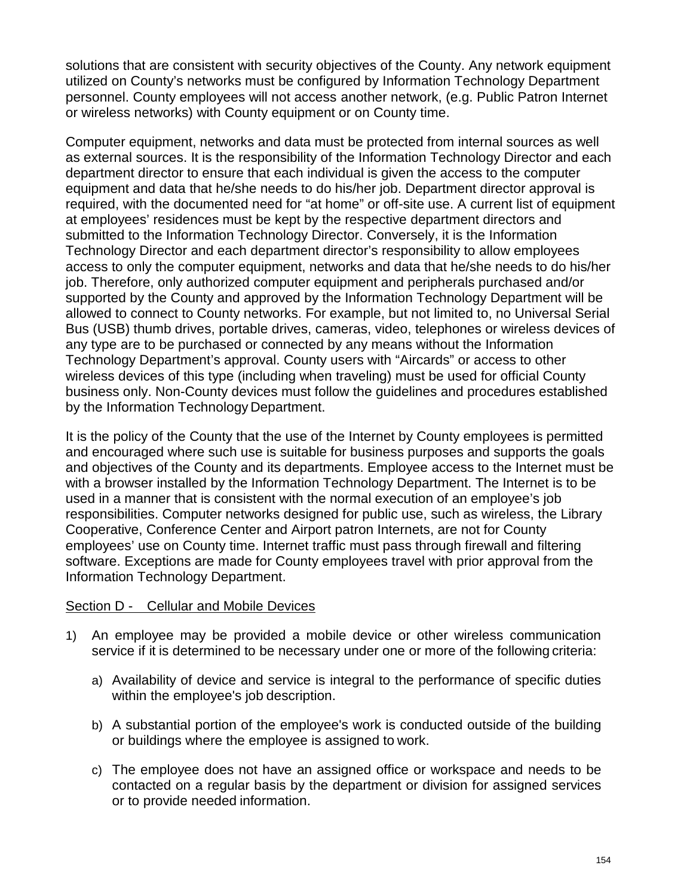solutions that are consistent with security objectives of the County. Any network equipment utilized on County's networks must be configured by Information Technology Department personnel. County employees will not access another network, (e.g. Public Patron Internet or wireless networks) with County equipment or on County time.

Computer equipment, networks and data must be protected from internal sources as well as external sources. It is the responsibility of the Information Technology Director and each department director to ensure that each individual is given the access to the computer equipment and data that he/she needs to do his/her job. Department director approval is required, with the documented need for "at home" or off-site use. A current list of equipment at employees' residences must be kept by the respective department directors and submitted to the Information Technology Director. Conversely, it is the Information Technology Director and each department director's responsibility to allow employees access to only the computer equipment, networks and data that he/she needs to do his/her job. Therefore, only authorized computer equipment and peripherals purchased and/or supported by the County and approved by the Information Technology Department will be allowed to connect to County networks. For example, but not limited to, no Universal Serial Bus (USB) thumb drives, portable drives, cameras, video, telephones or wireless devices of any type are to be purchased or connected by any means without the Information Technology Department's approval. County users with "Aircards" or access to other wireless devices of this type (including when traveling) must be used for official County business only. Non-County devices must follow the guidelines and procedures established by the Information Technology Department.

It is the policy of the County that the use of the Internet by County employees is permitted and encouraged where such use is suitable for business purposes and supports the goals and objectives of the County and its departments. Employee access to the Internet must be with a browser installed by the Information Technology Department. The Internet is to be used in a manner that is consistent with the normal execution of an employee's job responsibilities. Computer networks designed for public use, such as wireless, the Library Cooperative, Conference Center and Airport patron Internets, are not for County employees' use on County time. Internet traffic must pass through firewall and filtering software. Exceptions are made for County employees travel with prior approval from the Information Technology Department.

Section D - Cellular and Mobile Devices

1) An employee may be provided a mobile device or other wireless communication service if it is determined to be necessary under one or more of the following criteria:

    a) Availability of device and service is integral to the performance of specific duties within the employee's job description.

    b) A substantial portion of the employee's work is conducted outside of the building or buildings where the employee is assigned to work.

    c) The employee does not have an assigned office or workspace and needs to be contacted on a regular basis by the department or division for assigned services or to provide needed information.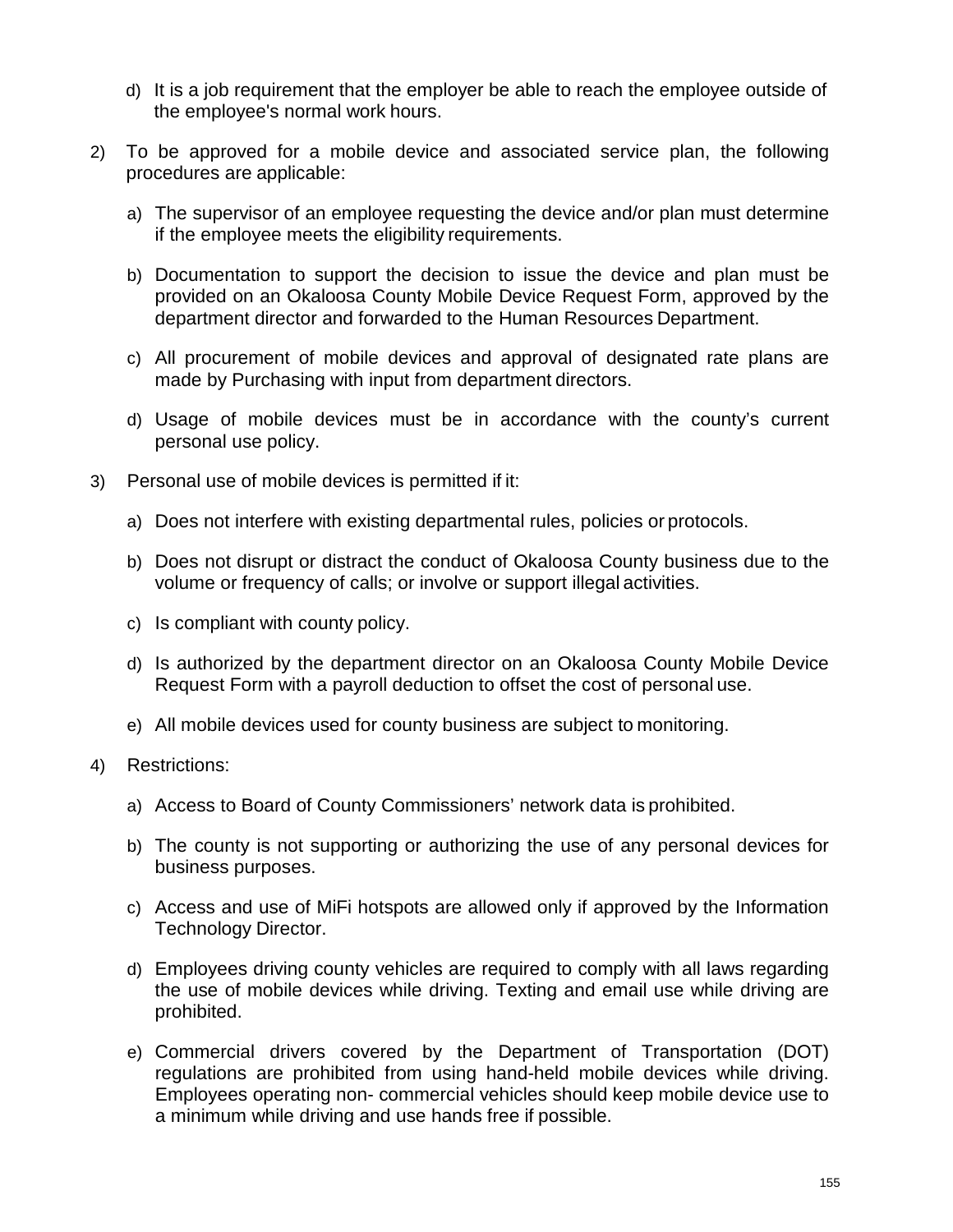d) It is a job requirement that the employer be able to reach the employee outside of the employee's normal work hours.

2) To be approved for a mobile device and associated service plan, the following procedures are applicable:

   a) The supervisor of an employee requesting the device and/or plan must determine if the employee meets the eligibility requirements.

   b) Documentation to support the decision to issue the device and plan must be provided on an Okaloosa County Mobile Device Request Form, approved by the department director and forwarded to the Human Resources Department.

   c) All procurement of mobile devices and approval of designated rate plans are made by Purchasing with input from department directors.

   d) Usage of mobile devices must be in accordance with the county's current personal use policy.

3) Personal use of mobile devices is permitted if it:

   a) Does not interfere with existing departmental rules, policies or protocols.

   b) Does not disrupt or distract the conduct of Okaloosa County business due to the volume or frequency of calls; or involve or support illegal activities.

   c) Is compliant with county policy.

   d) Is authorized by the department director on an Okaloosa County Mobile Device Request Form with a payroll deduction to offset the cost of personal use.

   e) All mobile devices used for county business are subject to monitoring.

4) Restrictions:

   a) Access to Board of County Commissioners' network data is prohibited.

   b) The county is not supporting or authorizing the use of any personal devices for business purposes.

   c) Access and use of MiFi hotspots are allowed only if approved by the Information Technology Director.

   d) Employees driving county vehicles are required to comply with all laws regarding the use of mobile devices while driving. Texting and email use while driving are prohibited.

   e) Commercial drivers covered by the Department of Transportation (DOT) regulations are prohibited from using hand-held mobile devices while driving. Employees operating non- commercial vehicles should keep mobile device use to a minimum while driving and use hands free if possible.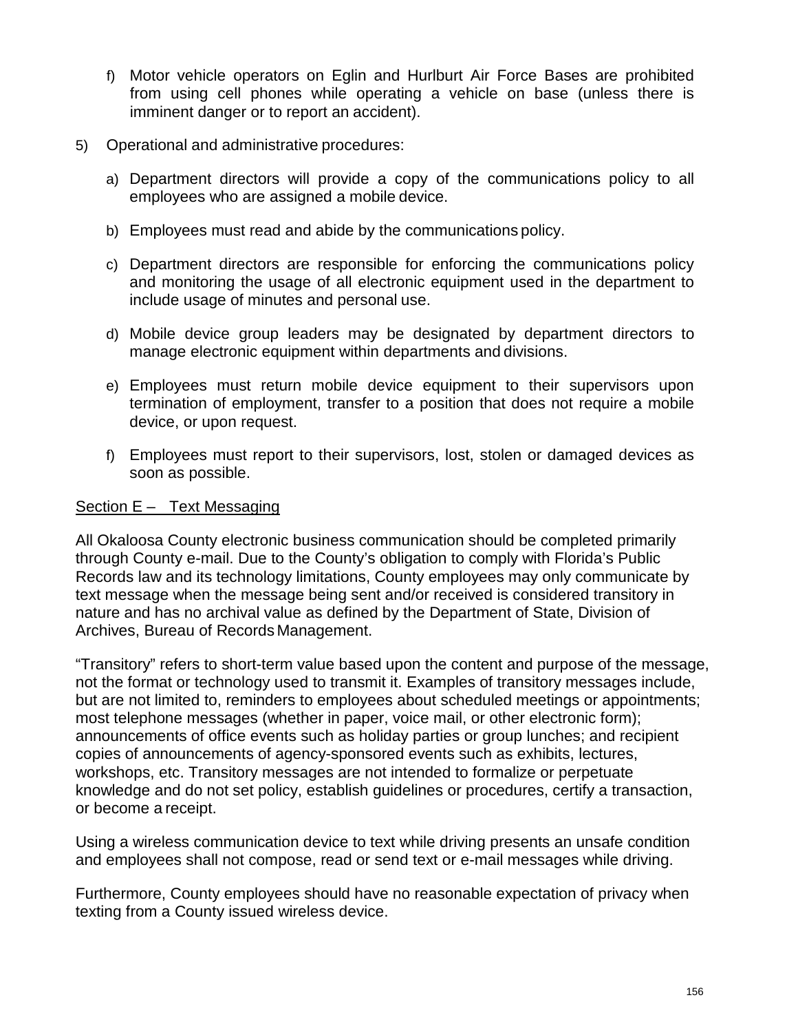f) Motor vehicle operators on Eglin and Hurlburt Air Force Bases are prohibited from using cell phones while operating a vehicle on base (unless there is imminent danger or to report an accident).

5) Operational and administrative procedures:

a) Department directors will provide a copy of the communications policy to all employees who are assigned a mobile device.

b) Employees must read and abide by the communications policy.

c) Department directors are responsible for enforcing the communications policy and monitoring the usage of all electronic equipment used in the department to include usage of minutes and personal use.

d) Mobile device group leaders may be designated by department directors to manage electronic equipment within departments and divisions.

e) Employees must return mobile device equipment to their supervisors upon termination of employment, transfer to a position that does not require a mobile device, or upon request.

f) Employees must report to their supervisors, lost, stolen or damaged devices as soon as possible.

<u>Section E – Text Messaging</u>

All Okaloosa County electronic business communication should be completed primarily through County e-mail. Due to the County's obligation to comply with Florida's Public Records law and its technology limitations, County employees may only communicate by text message when the message being sent and/or received is considered transitory in nature and has no archival value as defined by the Department of State, Division of Archives, Bureau of Records Management.

"Transitory" refers to short-term value based upon the content and purpose of the message, not the format or technology used to transmit it. Examples of transitory messages include, but are not limited to, reminders to employees about scheduled meetings or appointments; most telephone messages (whether in paper, voice mail, or other electronic form); announcements of office events such as holiday parties or group lunches; and recipient copies of announcements of agency-sponsored events such as exhibits, lectures, workshops, etc. Transitory messages are not intended to formalize or perpetuate knowledge and do not set policy, establish guidelines or procedures, certify a transaction, or become a receipt.

Using a wireless communication device to text while driving presents an unsafe condition and employees shall not compose, read or send text or e-mail messages while driving.

Furthermore, County employees should have no reasonable expectation of privacy when texting from a County issued wireless device.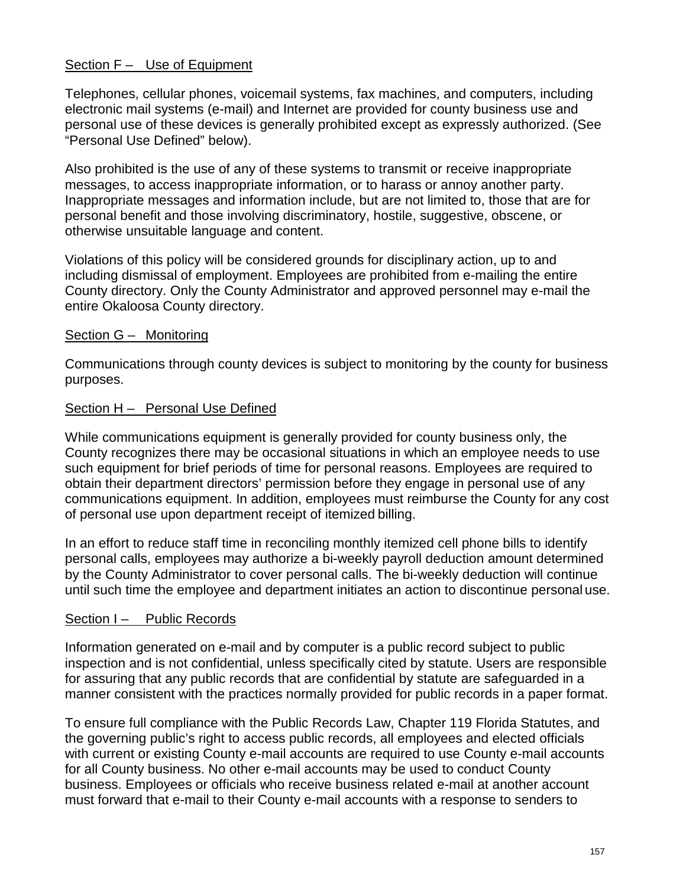Section F – Use of Equipment

Telephones, cellular phones, voicemail systems, fax machines, and computers, including electronic mail systems (e-mail) and Internet are provided for county business use and personal use of these devices is generally prohibited except as expressly authorized. (See "Personal Use Defined" below).

Also prohibited is the use of any of these systems to transmit or receive inappropriate messages, to access inappropriate information, or to harass or annoy another party. Inappropriate messages and information include, but are not limited to, those that are for personal benefit and those involving discriminatory, hostile, suggestive, obscene, or otherwise unsuitable language and content.

Violations of this policy will be considered grounds for disciplinary action, up to and including dismissal of employment. Employees are prohibited from e-mailing the entire County directory. Only the County Administrator and approved personnel may e-mail the entire Okaloosa County directory.

Section G – Monitoring

Communications through county devices is subject to monitoring by the county for business purposes.

Section H – Personal Use Defined

While communications equipment is generally provided for county business only, the County recognizes there may be occasional situations in which an employee needs to use such equipment for brief periods of time for personal reasons. Employees are required to obtain their department directors' permission before they engage in personal use of any communications equipment. In addition, employees must reimburse the County for any cost of personal use upon department receipt of itemized billing.

In an effort to reduce staff time in reconciling monthly itemized cell phone bills to identify personal calls, employees may authorize a bi-weekly payroll deduction amount determined by the County Administrator to cover personal calls. The bi-weekly deduction will continue until such time the employee and department initiates an action to discontinue personal use.

Section I – Public Records

Information generated on e-mail and by computer is a public record subject to public inspection and is not confidential, unless specifically cited by statute. Users are responsible for assuring that any public records that are confidential by statute are safeguarded in a manner consistent with the practices normally provided for public records in a paper format.

To ensure full compliance with the Public Records Law, Chapter 119 Florida Statutes, and the governing public's right to access public records, all employees and elected officials with current or existing County e-mail accounts are required to use County e-mail accounts for all County business. No other e-mail accounts may be used to conduct County business. Employees or officials who receive business related e-mail at another account must forward that e-mail to their County e-mail accounts with a response to senders to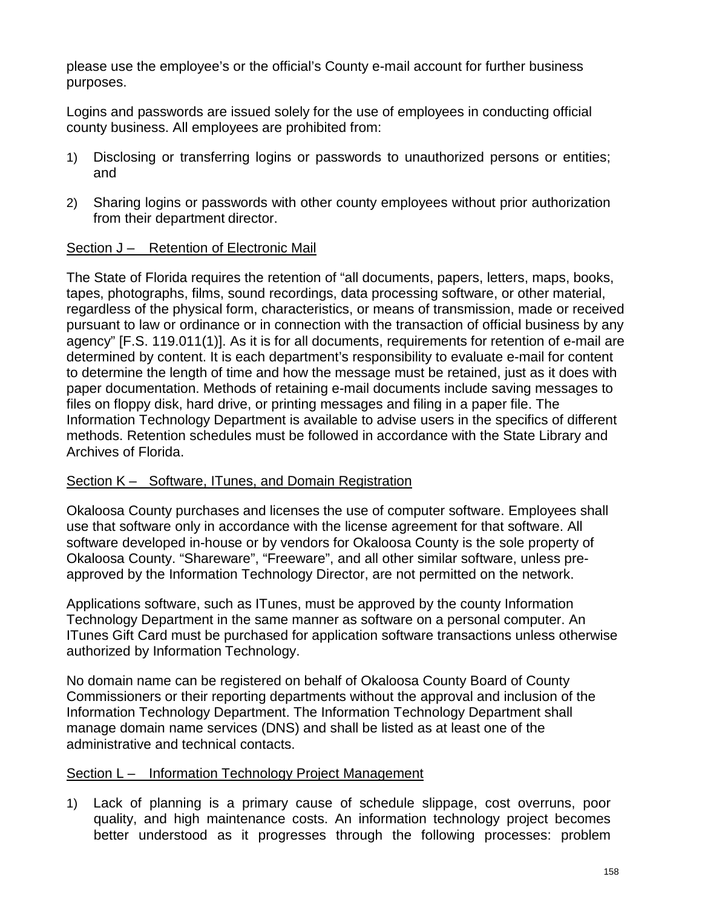please use the employee's or the official's County e-mail account for further business purposes.

Logins and passwords are issued solely for the use of employees in conducting official county business. All employees are prohibited from:

1) Disclosing or transferring logins or passwords to unauthorized persons or entities; and

2) Sharing logins or passwords with other county employees without prior authorization from their department director.

<u>Section J – Retention of Electronic Mail</u>

The State of Florida requires the retention of "all documents, papers, letters, maps, books, tapes, photographs, films, sound recordings, data processing software, or other material, regardless of the physical form, characteristics, or means of transmission, made or received pursuant to law or ordinance or in connection with the transaction of official business by any agency" [F.S. 119.011(1)]. As it is for all documents, requirements for retention of e-mail are determined by content. It is each department's responsibility to evaluate e-mail for content to determine the length of time and how the message must be retained, just as it does with paper documentation. Methods of retaining e-mail documents include saving messages to files on floppy disk, hard drive, or printing messages and filing in a paper file. The Information Technology Department is available to advise users in the specifics of different methods. Retention schedules must be followed in accordance with the State Library and Archives of Florida.

<u>Section K – Software, ITunes, and Domain Registration</u>

Okaloosa County purchases and licenses the use of computer software. Employees shall use that software only in accordance with the license agreement for that software. All software developed in-house or by vendors for Okaloosa County is the sole property of Okaloosa County. "Shareware", "Freeware", and all other similar software, unless pre-approved by the Information Technology Director, are not permitted on the network.

Applications software, such as ITunes, must be approved by the county Information Technology Department in the same manner as software on a personal computer. An ITunes Gift Card must be purchased for application software transactions unless otherwise authorized by Information Technology.

No domain name can be registered on behalf of Okaloosa County Board of County Commissioners or their reporting departments without the approval and inclusion of the Information Technology Department. The Information Technology Department shall manage domain name services (DNS) and shall be listed as at least one of the administrative and technical contacts.

<u>Section L – Information Technology Project Management</u>

1) Lack of planning is a primary cause of schedule slippage, cost overruns, poor quality, and high maintenance costs. An information technology project becomes better understood as it progresses through the following processes: problem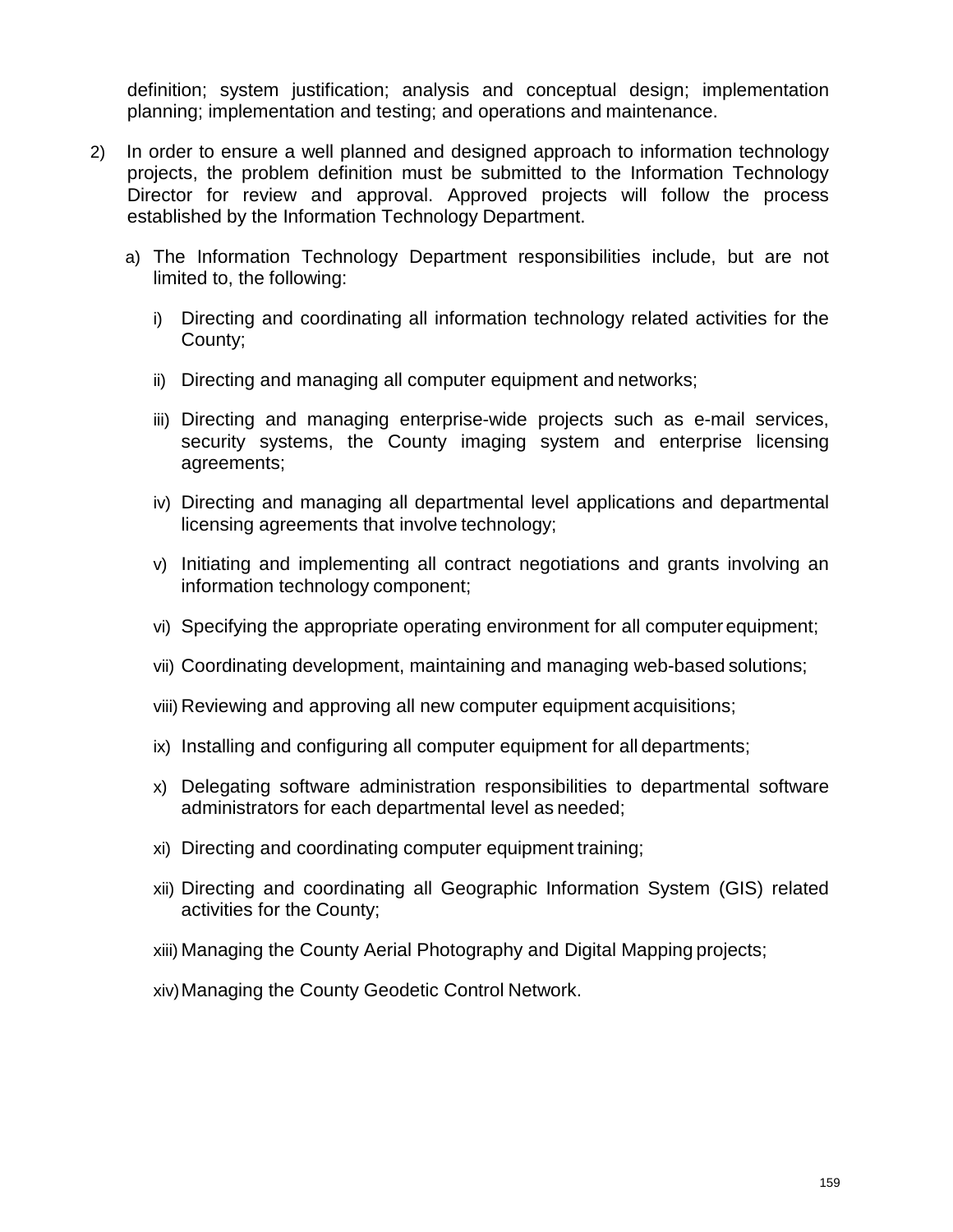definition; system justification; analysis and conceptual design; implementation planning; implementation and testing; and operations and maintenance.

2) In order to ensure a well planned and designed approach to information technology projects, the problem definition must be submitted to the Information Technology Director for review and approval. Approved projects will follow the process established by the Information Technology Department.

   a) The Information Technology Department responsibilities include, but are not limited to, the following:

      i) Directing and coordinating all information technology related activities for the County;

      ii) Directing and managing all computer equipment and networks;

      iii) Directing and managing enterprise-wide projects such as e-mail services, security systems, the County imaging system and enterprise licensing agreements;

      iv) Directing and managing all departmental level applications and departmental licensing agreements that involve technology;

      v) Initiating and implementing all contract negotiations and grants involving an information technology component;

      vi) Specifying the appropriate operating environment for all computer equipment;

      vii) Coordinating development, maintaining and managing web-based solutions;

      viii) Reviewing and approving all new computer equipment acquisitions;

      ix) Installing and configuring all computer equipment for all departments;

      x) Delegating software administration responsibilities to departmental software administrators for each departmental level as needed;

      xi) Directing and coordinating computer equipment training;

      xii) Directing and coordinating all Geographic Information System (GIS) related activities for the County;

      xiii) Managing the County Aerial Photography and Digital Mapping projects;

      xiv) Managing the County Geodetic Control Network.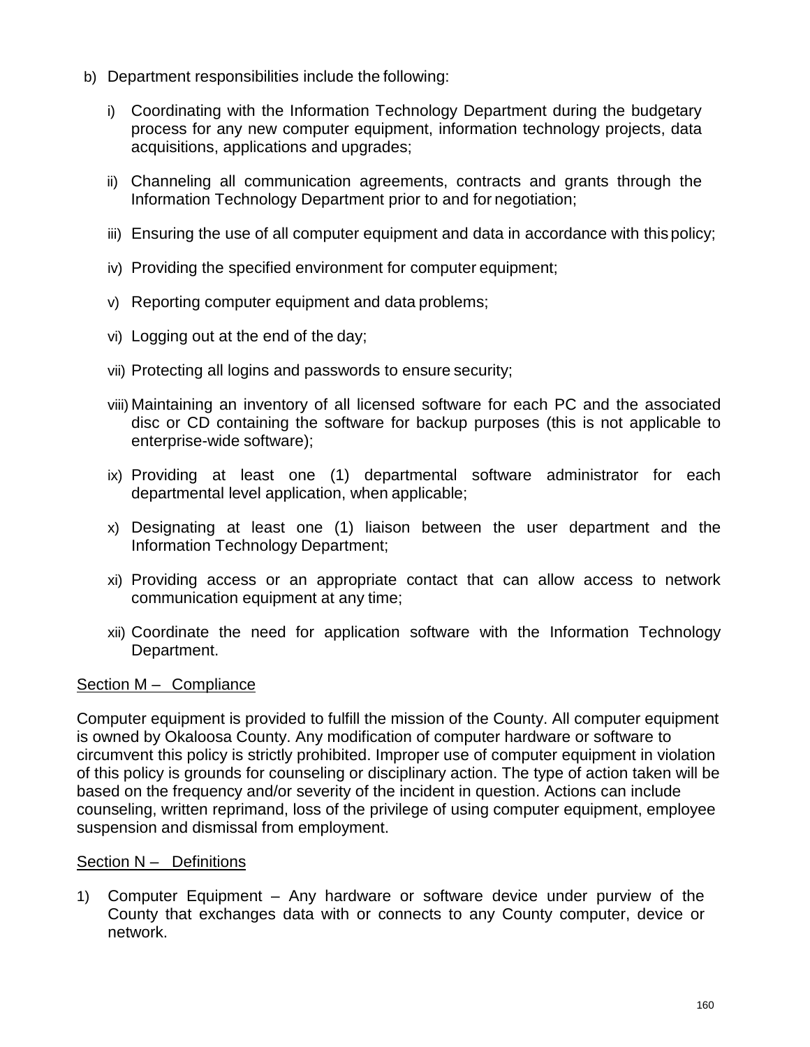b) Department responsibilities include the following:

   i) Coordinating with the Information Technology Department during the budgetary process for any new computer equipment, information technology projects, data acquisitions, applications and upgrades;

   ii) Channeling all communication agreements, contracts and grants through the Information Technology Department prior to and for negotiation;

   iii) Ensuring the use of all computer equipment and data in accordance with this policy;

   iv) Providing the specified environment for computer equipment;

   v) Reporting computer equipment and data problems;

   vi) Logging out at the end of the day;

   vii) Protecting all logins and passwords to ensure security;

   viii) Maintaining an inventory of all licensed software for each PC and the associated disc or CD containing the software for backup purposes (this is not applicable to enterprise-wide software);

   ix) Providing at least one (1) departmental software administrator for each departmental level application, when applicable;

   x) Designating at least one (1) liaison between the user department and the Information Technology Department;

   xi) Providing access or an appropriate contact that can allow access to network communication equipment at any time;

   xii) Coordinate the need for application software with the Information Technology Department.

<u>Section M – Compliance</u>

Computer equipment is provided to fulfill the mission of the County. All computer equipment is owned by Okaloosa County. Any modification of computer hardware or software to circumvent this policy is strictly prohibited. Improper use of computer equipment in violation of this policy is grounds for counseling or disciplinary action. The type of action taken will be based on the frequency and/or severity of the incident in question. Actions can include counseling, written reprimand, loss of the privilege of using computer equipment, employee suspension and dismissal from employment.

<u>Section N – Definitions</u>

1) Computer Equipment – Any hardware or software device under purview of the County that exchanges data with or connects to any County computer, device or network.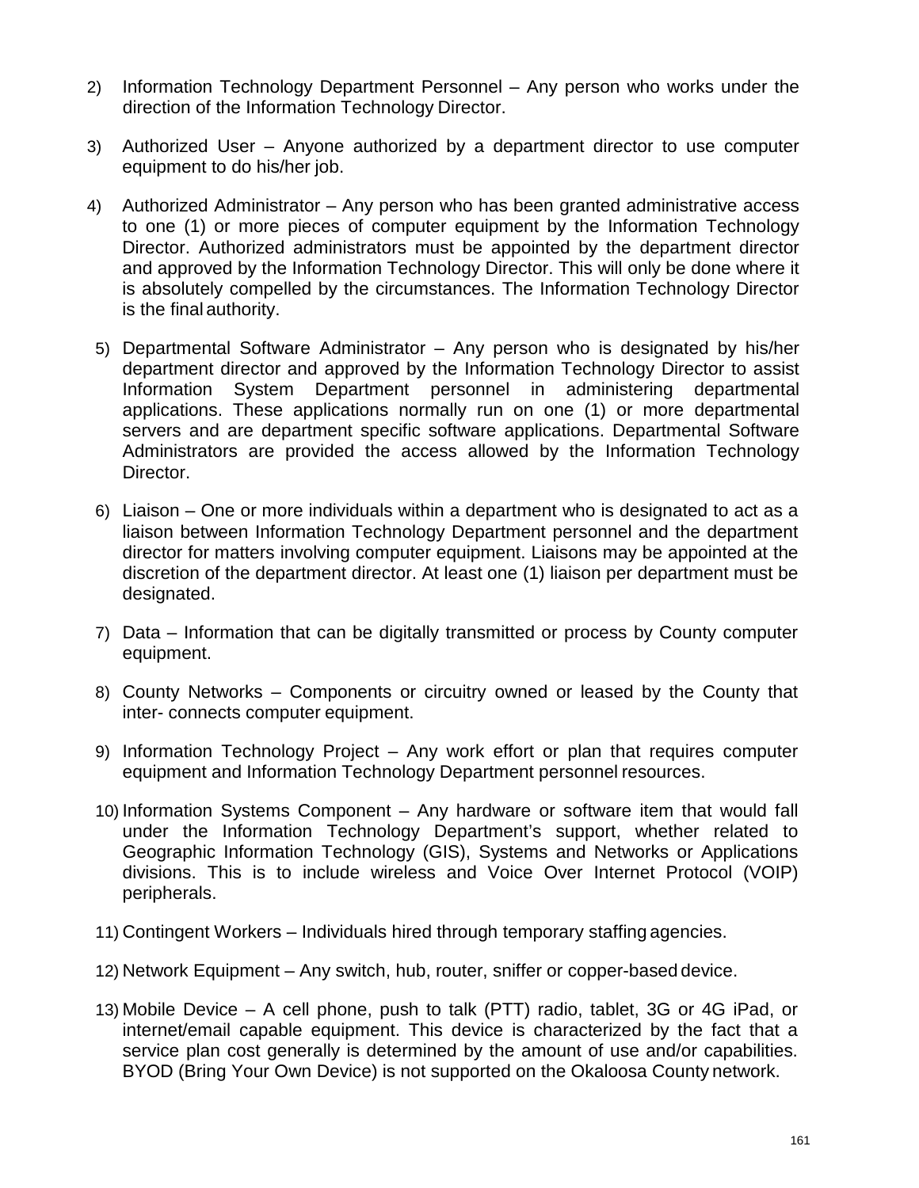2) Information Technology Department Personnel – Any person who works under the direction of the Information Technology Director.

3) Authorized User – Anyone authorized by a department director to use computer equipment to do his/her job.

4) Authorized Administrator – Any person who has been granted administrative access to one (1) or more pieces of computer equipment by the Information Technology Director. Authorized administrators must be appointed by the department director and approved by the Information Technology Director. This will only be done where it is absolutely compelled by the circumstances. The Information Technology Director is the final authority.

5) Departmental Software Administrator – Any person who is designated by his/her department director and approved by the Information Technology Director to assist Information System Department personnel in administering departmental applications. These applications normally run on one (1) or more departmental servers and are department specific software applications. Departmental Software Administrators are provided the access allowed by the Information Technology Director.

6) Liaison – One or more individuals within a department who is designated to act as a liaison between Information Technology Department personnel and the department director for matters involving computer equipment. Liaisons may be appointed at the discretion of the department director. At least one (1) liaison per department must be designated.

7) Data – Information that can be digitally transmitted or process by County computer equipment.

8) County Networks – Components or circuitry owned or leased by the County that inter- connects computer equipment.

9) Information Technology Project – Any work effort or plan that requires computer equipment and Information Technology Department personnel resources.

10) Information Systems Component – Any hardware or software item that would fall under the Information Technology Department's support, whether related to Geographic Information Technology (GIS), Systems and Networks or Applications divisions. This is to include wireless and Voice Over Internet Protocol (VOIP) peripherals.

11) Contingent Workers – Individuals hired through temporary staffing agencies.

12) Network Equipment – Any switch, hub, router, sniffer or copper-based device.

13) Mobile Device – A cell phone, push to talk (PTT) radio, tablet, 3G or 4G iPad, or internet/email capable equipment. This device is characterized by the fact that a service plan cost generally is determined by the amount of use and/or capabilities. BYOD (Bring Your Own Device) is not supported on the Okaloosa County network.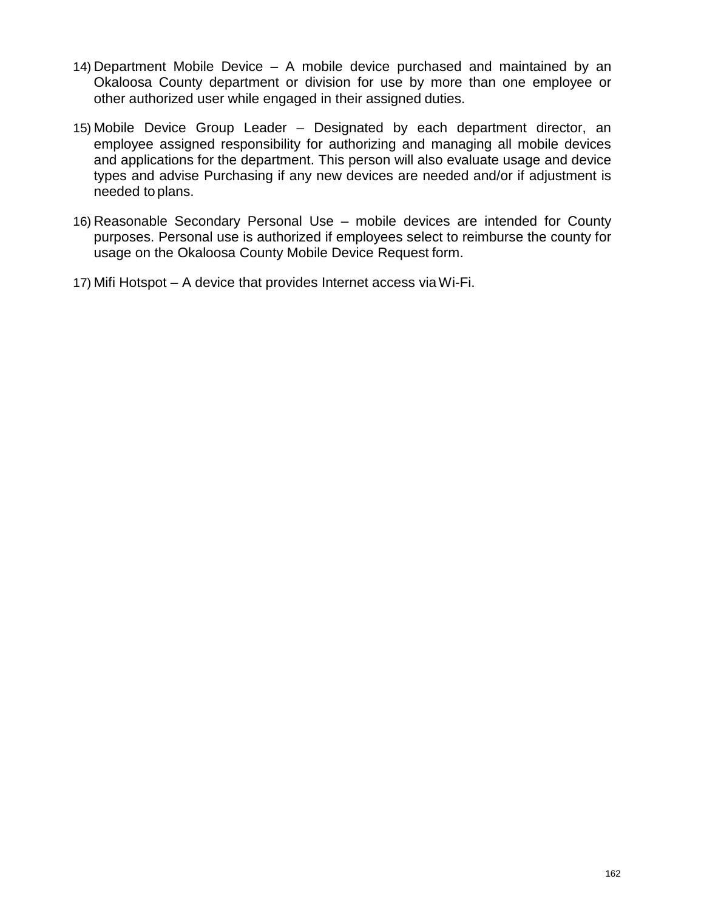14) Department Mobile Device – A mobile device purchased and maintained by an Okaloosa County department or division for use by more than one employee or other authorized user while engaged in their assigned duties.

15) Mobile Device Group Leader – Designated by each department director, an employee assigned responsibility for authorizing and managing all mobile devices and applications for the department. This person will also evaluate usage and device types and advise Purchasing if any new devices are needed and/or if adjustment is needed to plans.

16) Reasonable Secondary Personal Use – mobile devices are intended for County purposes. Personal use is authorized if employees select to reimburse the county for usage on the Okaloosa County Mobile Device Request form.

17) Mifi Hotspot – A device that provides Internet access via Wi-Fi.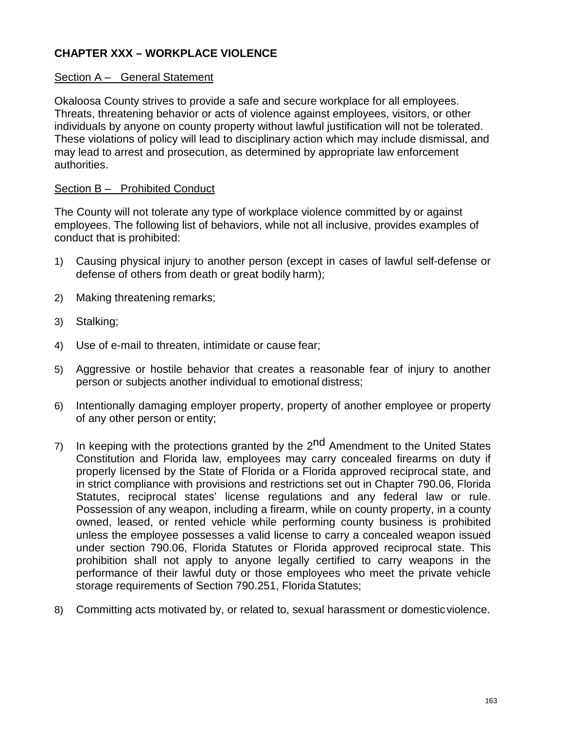## CHAPTER XXX – WORKPLACE VIOLENCE

### Section A – General Statement

Okaloosa County strives to provide a safe and secure workplace for all employees. Threats, threatening behavior or acts of violence against employees, visitors, or other individuals by anyone on county property without lawful justification will not be tolerated. These violations of policy will lead to disciplinary action which may include dismissal, and may lead to arrest and prosecution, as determined by appropriate law enforcement authorities.

### Section B – Prohibited Conduct

The County will not tolerate any type of workplace violence committed by or against employees. The following list of behaviors, while not all inclusive, provides examples of conduct that is prohibited:

1) Causing physical injury to another person (except in cases of lawful self-defense or defense of others from death or great bodily harm);

2) Making threatening remarks;

3) Stalking;

4) Use of e-mail to threaten, intimidate or cause fear;

5) Aggressive or hostile behavior that creates a reasonable fear of injury to another person or subjects another individual to emotional distress;

6) Intentionally damaging employer property, property of another employee or property of any other person or entity;

7) In keeping with the protections granted by the 2nd Amendment to the United States Constitution and Florida law, employees may carry concealed firearms on duty if properly licensed by the State of Florida or a Florida approved reciprocal state, and in strict compliance with provisions and restrictions set out in Chapter 790.06, Florida Statutes, reciprocal states' license regulations and any federal law or rule. Possession of any weapon, including a firearm, while on county property, in a county owned, leased, or rented vehicle while performing county business is prohibited unless the employee possesses a valid license to carry a concealed weapon issued under section 790.06, Florida Statutes or Florida approved reciprocal state. This prohibition shall not apply to anyone legally certified to carry weapons in the performance of their lawful duty or those employees who meet the private vehicle storage requirements of Section 790.251, Florida Statutes;

8) Committing acts motivated by, or related to, sexual harassment or domestic violence.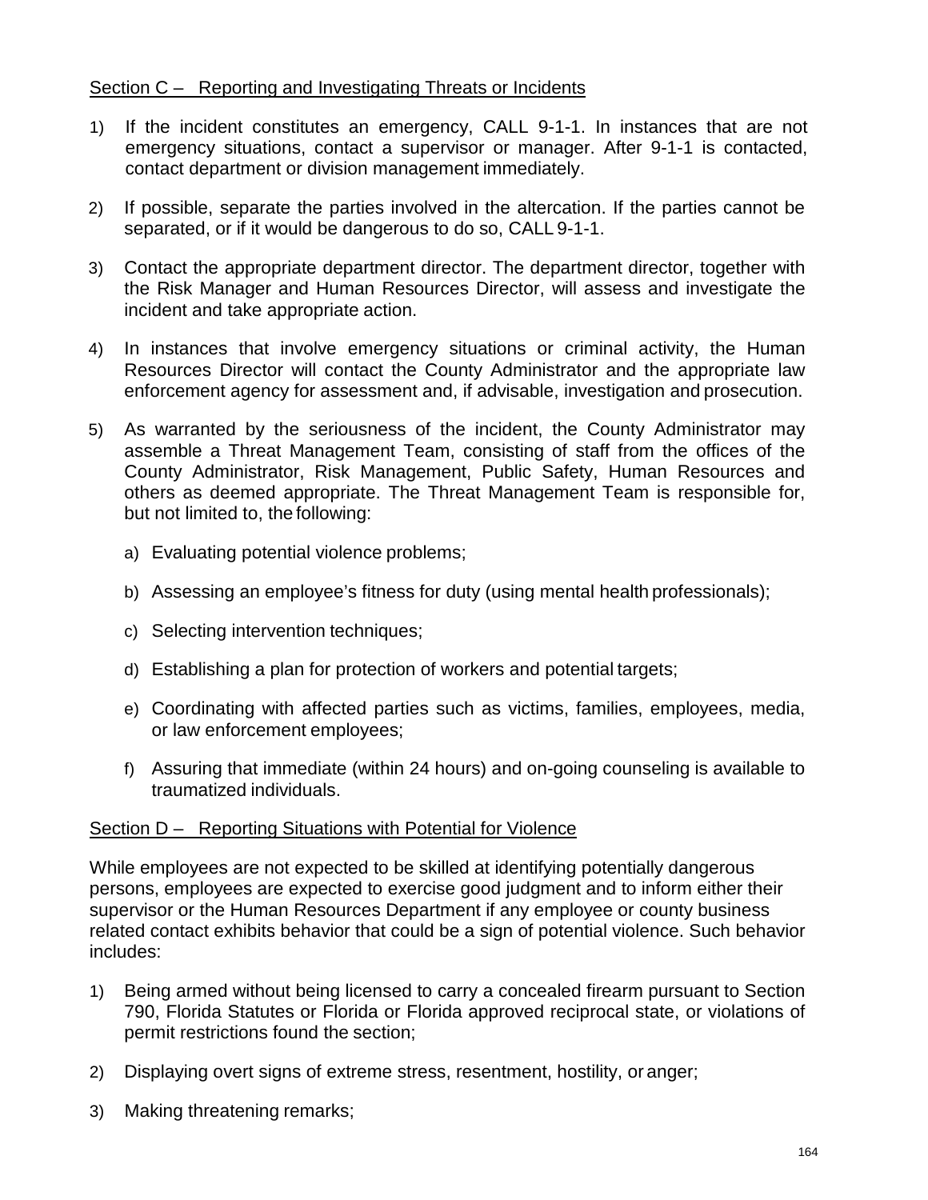Section C – Reporting and Investigating Threats or Incidents

1) If the incident constitutes an emergency, CALL 9-1-1. In instances that are not emergency situations, contact a supervisor or manager. After 9-1-1 is contacted, contact department or division management immediately.

2) If possible, separate the parties involved in the altercation. If the parties cannot be separated, or if it would be dangerous to do so, CALL 9-1-1.

3) Contact the appropriate department director. The department director, together with the Risk Manager and Human Resources Director, will assess and investigate the incident and take appropriate action.

4) In instances that involve emergency situations or criminal activity, the Human Resources Director will contact the County Administrator and the appropriate law enforcement agency for assessment and, if advisable, investigation and prosecution.

5) As warranted by the seriousness of the incident, the County Administrator may assemble a Threat Management Team, consisting of staff from the offices of the County Administrator, Risk Management, Public Safety, Human Resources and others as deemed appropriate. The Threat Management Team is responsible for, but not limited to, the following:

   a) Evaluating potential violence problems;

   b) Assessing an employee's fitness for duty (using mental health professionals);

   c) Selecting intervention techniques;

   d) Establishing a plan for protection of workers and potential targets;

   e) Coordinating with affected parties such as victims, families, employees, media, or law enforcement employees;

   f) Assuring that immediate (within 24 hours) and on-going counseling is available to traumatized individuals.

Section D – Reporting Situations with Potential for Violence

While employees are not expected to be skilled at identifying potentially dangerous persons, employees are expected to exercise good judgment and to inform either their supervisor or the Human Resources Department if any employee or county business related contact exhibits behavior that could be a sign of potential violence. Such behavior includes:

1) Being armed without being licensed to carry a concealed firearm pursuant to Section 790, Florida Statutes or Florida or Florida approved reciprocal state, or violations of permit restrictions found the section;

2) Displaying overt signs of extreme stress, resentment, hostility, or anger;

3) Making threatening remarks;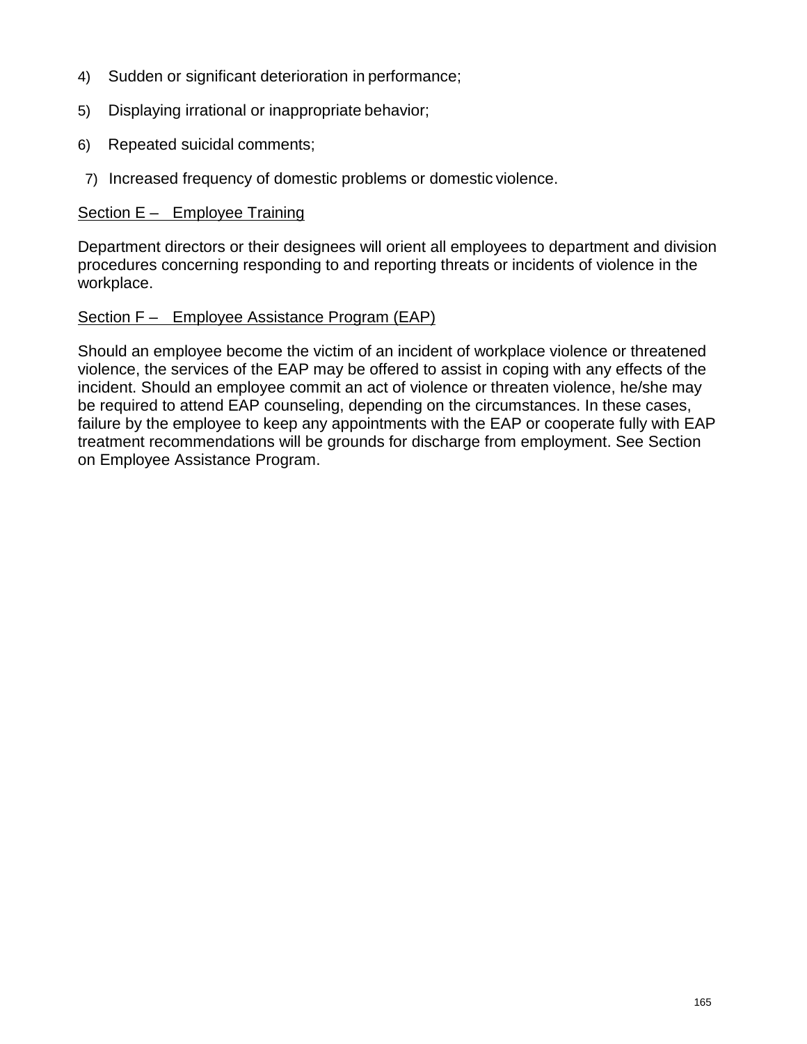4) Sudden or significant deterioration in performance;

5) Displaying irrational or inappropriate behavior;

6) Repeated suicidal comments;

7) Increased frequency of domestic problems or domestic violence.

<u>Section E – Employee Training</u>

Department directors or their designees will orient all employees to department and division procedures concerning responding to and reporting threats or incidents of violence in the workplace.

<u>Section F – Employee Assistance Program (EAP)</u>

Should an employee become the victim of an incident of workplace violence or threatened violence, the services of the EAP may be offered to assist in coping with any effects of the incident. Should an employee commit an act of violence or threaten violence, he/she may be required to attend EAP counseling, depending on the circumstances. In these cases, failure by the employee to keep any appointments with the EAP or cooperate fully with EAP treatment recommendations will be grounds for discharge from employment. See Section on Employee Assistance Program.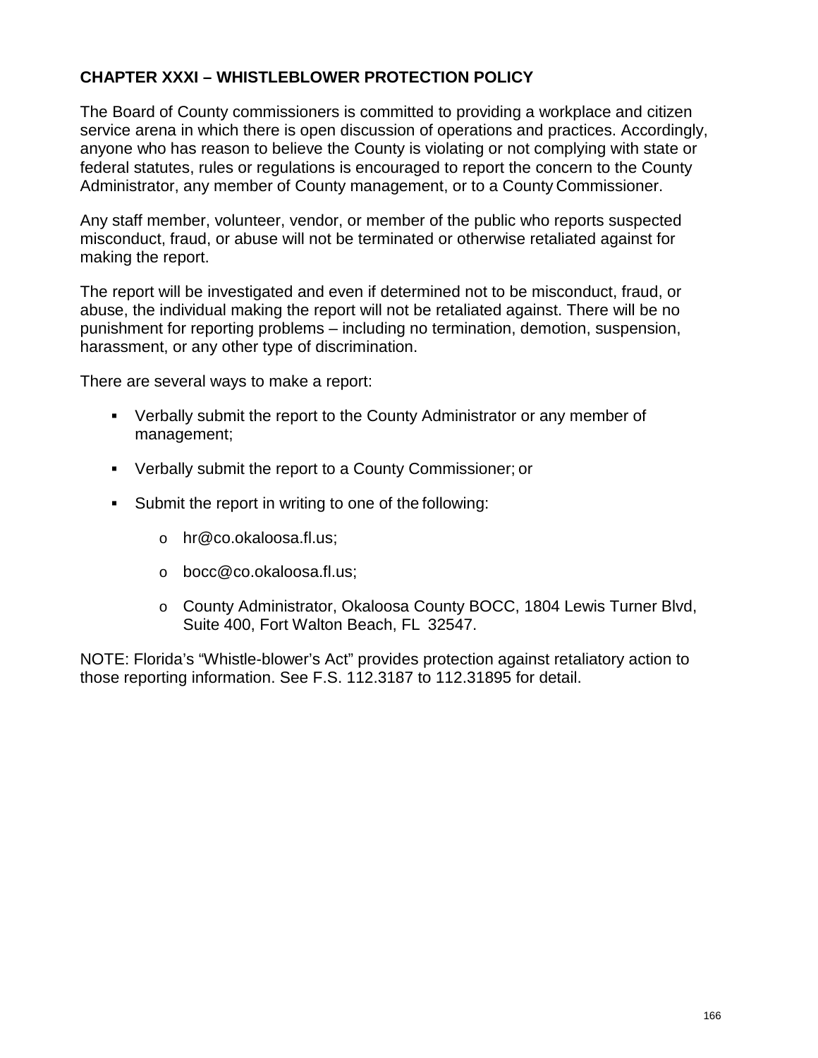## CHAPTER XXXI – WHISTLEBLOWER PROTECTION POLICY

The Board of County commissioners is committed to providing a workplace and citizen service arena in which there is open discussion of operations and practices. Accordingly, anyone who has reason to believe the County is violating or not complying with state or federal statutes, rules or regulations is encouraged to report the concern to the County Administrator, any member of County management, or to a County Commissioner.

Any staff member, volunteer, vendor, or member of the public who reports suspected misconduct, fraud, or abuse will not be terminated or otherwise retaliated against for making the report.

The report will be investigated and even if determined not to be misconduct, fraud, or abuse, the individual making the report will not be retaliated against. There will be no punishment for reporting problems – including no termination, demotion, suspension, harassment, or any other type of discrimination.

There are several ways to make a report:

- Verbally submit the report to the County Administrator or any member of management;
- Verbally submit the report to a County Commissioner; or
- Submit the report in writing to one of the following:
  - hr@co.okaloosa.fl.us;
  - bocc@co.okaloosa.fl.us;
  - County Administrator, Okaloosa County BOCC, 1804 Lewis Turner Blvd, Suite 400, Fort Walton Beach, FL 32547.

NOTE: Florida's "Whistle-blower's Act" provides protection against retaliatory action to those reporting information. See F.S. 112.3187 to 112.31895 for detail.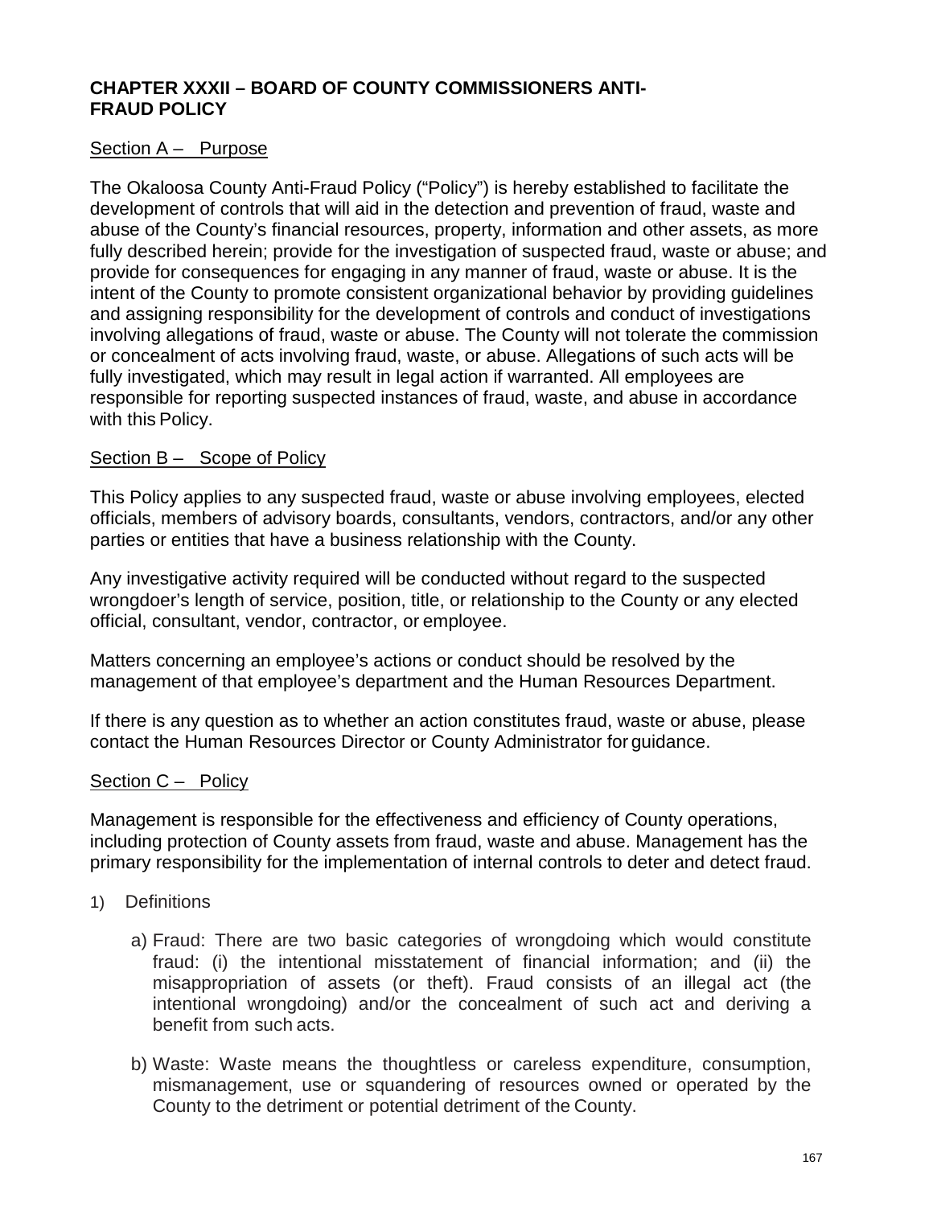## CHAPTER XXXII – BOARD OF COUNTY COMMISSIONERS ANTI-FRAUD POLICY

### Section A – Purpose

The Okaloosa County Anti-Fraud Policy ("Policy") is hereby established to facilitate the development of controls that will aid in the detection and prevention of fraud, waste and abuse of the County's financial resources, property, information and other assets, as more fully described herein; provide for the investigation of suspected fraud, waste or abuse; and provide for consequences for engaging in any manner of fraud, waste or abuse. It is the intent of the County to promote consistent organizational behavior by providing guidelines and assigning responsibility for the development of controls and conduct of investigations involving allegations of fraud, waste or abuse. The County will not tolerate the commission or concealment of acts involving fraud, waste, or abuse. Allegations of such acts will be fully investigated, which may result in legal action if warranted. All employees are responsible for reporting suspected instances of fraud, waste, and abuse in accordance with this Policy.

### Section B – Scope of Policy

This Policy applies to any suspected fraud, waste or abuse involving employees, elected officials, members of advisory boards, consultants, vendors, contractors, and/or any other parties or entities that have a business relationship with the County.

Any investigative activity required will be conducted without regard to the suspected wrongdoer's length of service, position, title, or relationship to the County or any elected official, consultant, vendor, contractor, or employee.

Matters concerning an employee's actions or conduct should be resolved by the management of that employee's department and the Human Resources Department.

If there is any question as to whether an action constitutes fraud, waste or abuse, please contact the Human Resources Director or County Administrator for guidance.

### Section C – Policy

Management is responsible for the effectiveness and efficiency of County operations, including protection of County assets from fraud, waste and abuse. Management has the primary responsibility for the implementation of internal controls to deter and detect fraud.

1) Definitions

   a) Fraud: There are two basic categories of wrongdoing which would constitute fraud: (i) the intentional misstatement of financial information; and (ii) the misappropriation of assets (or theft). Fraud consists of an illegal act (the intentional wrongdoing) and/or the concealment of such act and deriving a benefit from such acts.

   b) Waste: Waste means the thoughtless or careless expenditure, consumption, mismanagement, use or squandering of resources owned or operated by the County to the detriment or potential detriment of the County.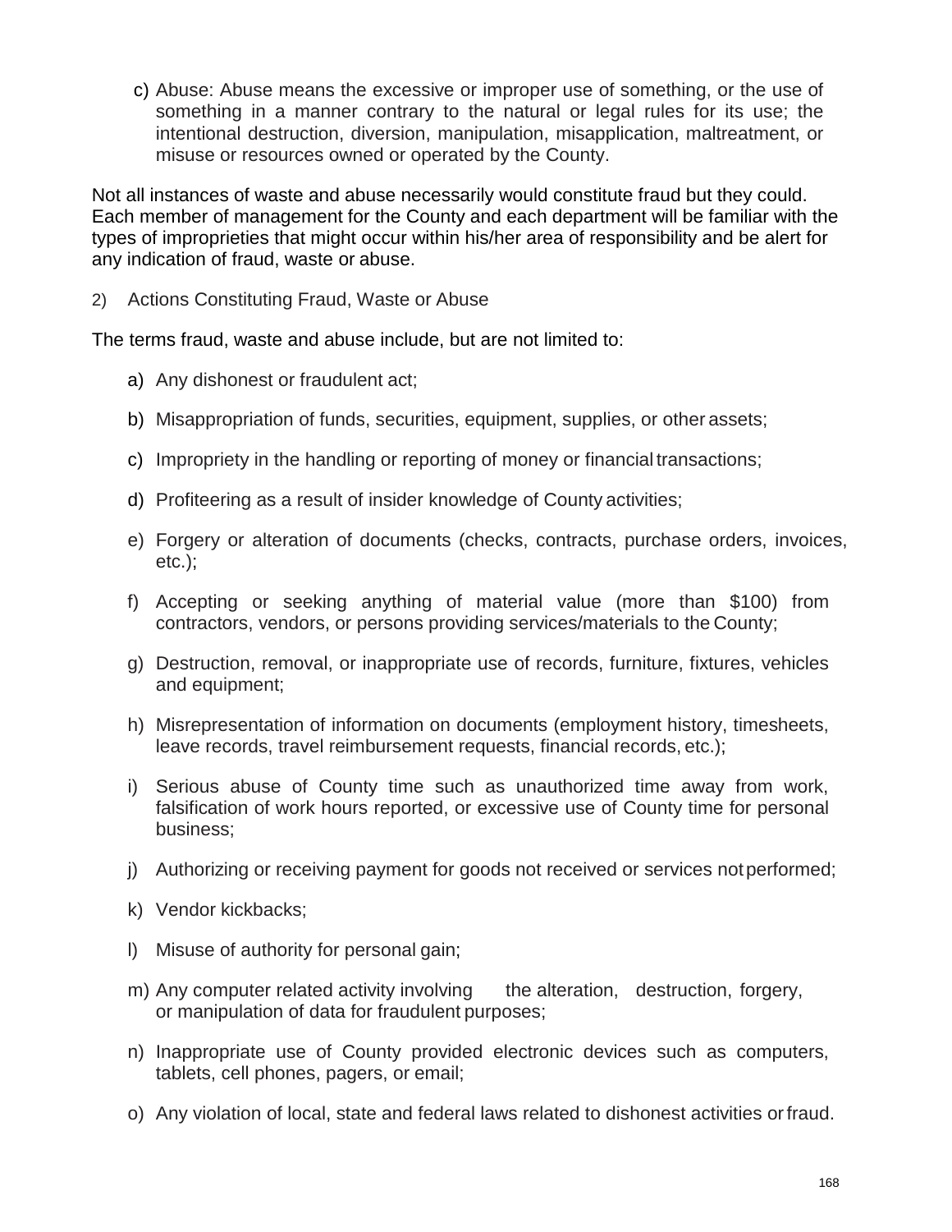c) Abuse: Abuse means the excessive or improper use of something, or the use of something in a manner contrary to the natural or legal rules for its use; the intentional destruction, diversion, manipulation, misapplication, maltreatment, or misuse or resources owned or operated by the County.

Not all instances of waste and abuse necessarily would constitute fraud but they could. Each member of management for the County and each department will be familiar with the types of improprieties that might occur within his/her area of responsibility and be alert for any indication of fraud, waste or abuse.

2) Actions Constituting Fraud, Waste or Abuse

The terms fraud, waste and abuse include, but are not limited to:

a) Any dishonest or fraudulent act;

b) Misappropriation of funds, securities, equipment, supplies, or other assets;

c) Impropriety in the handling or reporting of money or financial transactions;

d) Profiteering as a result of insider knowledge of County activities;

e) Forgery or alteration of documents (checks, contracts, purchase orders, invoices, etc.);

f) Accepting or seeking anything of material value (more than $100) from contractors, vendors, or persons providing services/materials to the County;

g) Destruction, removal, or inappropriate use of records, furniture, fixtures, vehicles and equipment;

h) Misrepresentation of information on documents (employment history, timesheets, leave records, travel reimbursement requests, financial records, etc.);

i) Serious abuse of County time such as unauthorized time away from work, falsification of work hours reported, or excessive use of County time for personal business;

j) Authorizing or receiving payment for goods not received or services not performed;

k) Vendor kickbacks;

l) Misuse of authority for personal gain;

m) Any computer related activity involving the alteration, destruction, forgery, or manipulation of data for fraudulent purposes;

n) Inappropriate use of County provided electronic devices such as computers, tablets, cell phones, pagers, or email;

o) Any violation of local, state and federal laws related to dishonest activities or fraud.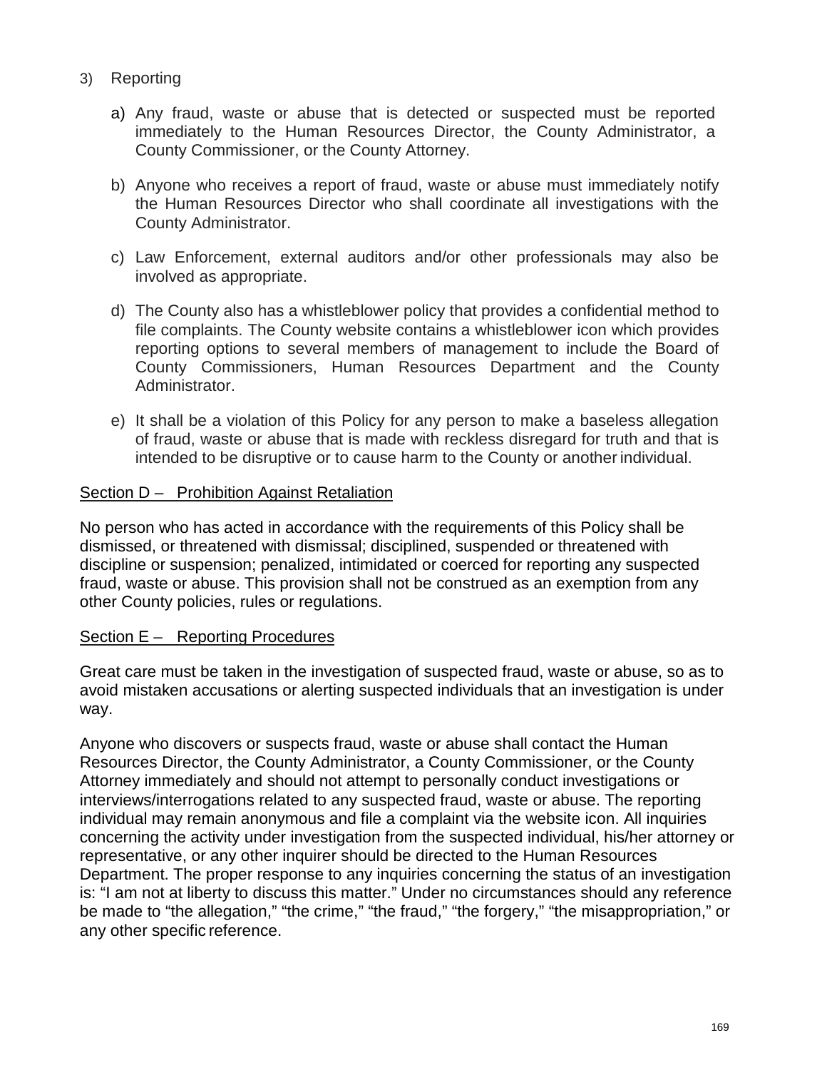3) Reporting

   a) Any fraud, waste or abuse that is detected or suspected must be reported immediately to the Human Resources Director, the County Administrator, a County Commissioner, or the County Attorney.

   b) Anyone who receives a report of fraud, waste or abuse must immediately notify the Human Resources Director who shall coordinate all investigations with the County Administrator.

   c) Law Enforcement, external auditors and/or other professionals may also be involved as appropriate.

   d) The County also has a whistleblower policy that provides a confidential method to file complaints. The County website contains a whistleblower icon which provides reporting options to several members of management to include the Board of County Commissioners, Human Resources Department and the County Administrator.

   e) It shall be a violation of this Policy for any person to make a baseless allegation of fraud, waste or abuse that is made with reckless disregard for truth and that is intended to be disruptive or to cause harm to the County or another individual.

<u>Section D – Prohibition Against Retaliation</u>

No person who has acted in accordance with the requirements of this Policy shall be dismissed, or threatened with dismissal; disciplined, suspended or threatened with discipline or suspension; penalized, intimidated or coerced for reporting any suspected fraud, waste or abuse. This provision shall not be construed as an exemption from any other County policies, rules or regulations.

<u>Section E – Reporting Procedures</u>

Great care must be taken in the investigation of suspected fraud, waste or abuse, so as to avoid mistaken accusations or alerting suspected individuals that an investigation is under way.

Anyone who discovers or suspects fraud, waste or abuse shall contact the Human Resources Director, the County Administrator, a County Commissioner, or the County Attorney immediately and should not attempt to personally conduct investigations or interviews/interrogations related to any suspected fraud, waste or abuse. The reporting individual may remain anonymous and file a complaint via the website icon. All inquiries concerning the activity under investigation from the suspected individual, his/her attorney or representative, or any other inquirer should be directed to the Human Resources Department. The proper response to any inquiries concerning the status of an investigation is: "I am not at liberty to discuss this matter." Under no circumstances should any reference be made to "the allegation," "the crime," "the fraud," "the forgery," "the misappropriation," or any other specific reference.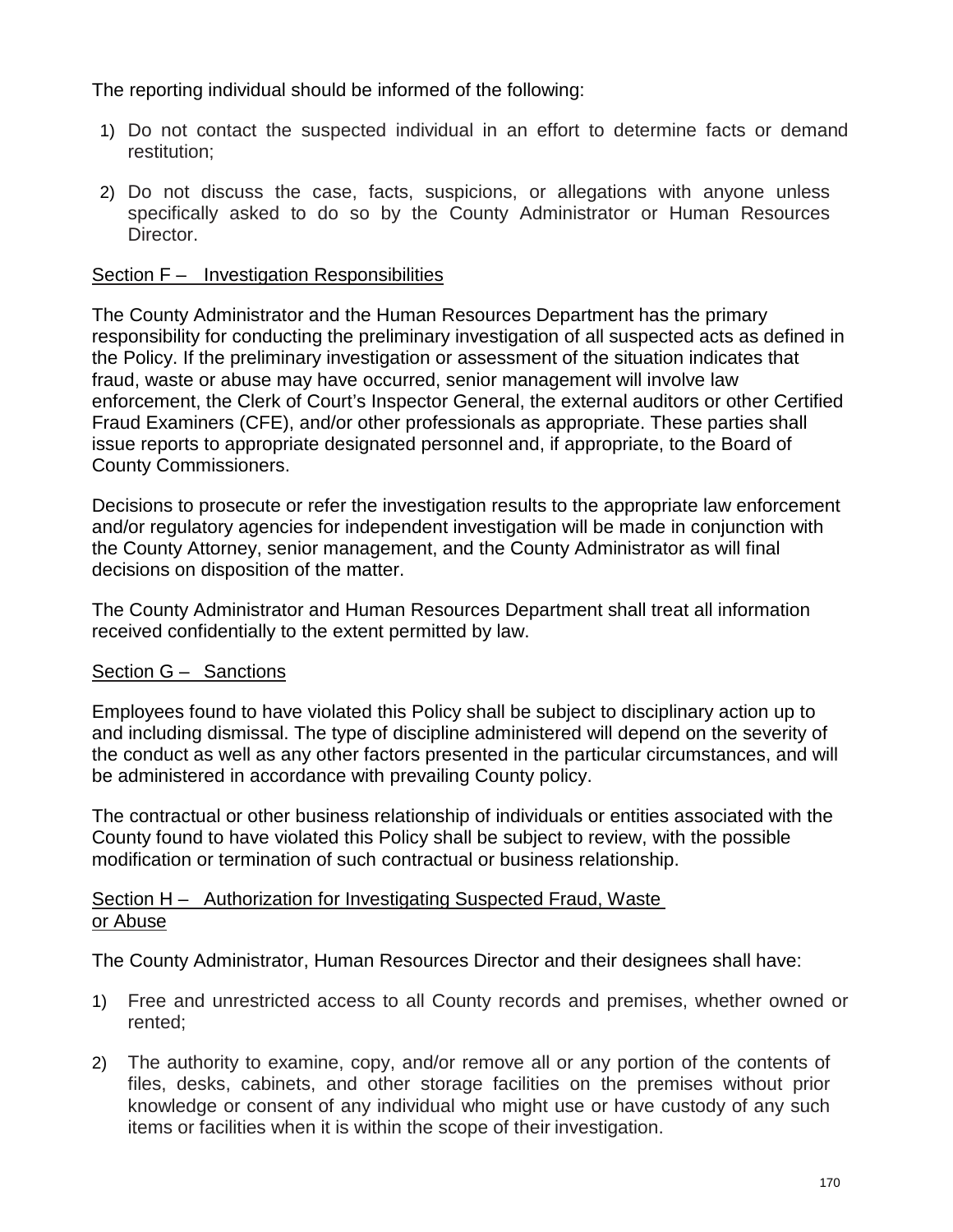The reporting individual should be informed of the following:

1) Do not contact the suspected individual in an effort to determine facts or demand restitution;

2) Do not discuss the case, facts, suspicions, or allegations with anyone unless specifically asked to do so by the County Administrator or Human Resources Director.

<u>Section F – Investigation Responsibilities</u>

The County Administrator and the Human Resources Department has the primary responsibility for conducting the preliminary investigation of all suspected acts as defined in the Policy. If the preliminary investigation or assessment of the situation indicates that fraud, waste or abuse may have occurred, senior management will involve law enforcement, the Clerk of Court's Inspector General, the external auditors or other Certified Fraud Examiners (CFE), and/or other professionals as appropriate. These parties shall issue reports to appropriate designated personnel and, if appropriate, to the Board of County Commissioners.

Decisions to prosecute or refer the investigation results to the appropriate law enforcement and/or regulatory agencies for independent investigation will be made in conjunction with the County Attorney, senior management, and the County Administrator as will final decisions on disposition of the matter.

The County Administrator and Human Resources Department shall treat all information received confidentially to the extent permitted by law.

<u>Section G – Sanctions</u>

Employees found to have violated this Policy shall be subject to disciplinary action up to and including dismissal. The type of discipline administered will depend on the severity of the conduct as well as any other factors presented in the particular circumstances, and will be administered in accordance with prevailing County policy.

The contractual or other business relationship of individuals or entities associated with the County found to have violated this Policy shall be subject to review, with the possible modification or termination of such contractual or business relationship.

<u>Section H – Authorization for Investigating Suspected Fraud, Waste or Abuse</u>

The County Administrator, Human Resources Director and their designees shall have:

1) Free and unrestricted access to all County records and premises, whether owned or rented;

2) The authority to examine, copy, and/or remove all or any portion of the contents of files, desks, cabinets, and other storage facilities on the premises without prior knowledge or consent of any individual who might use or have custody of any such items or facilities when it is within the scope of their investigation.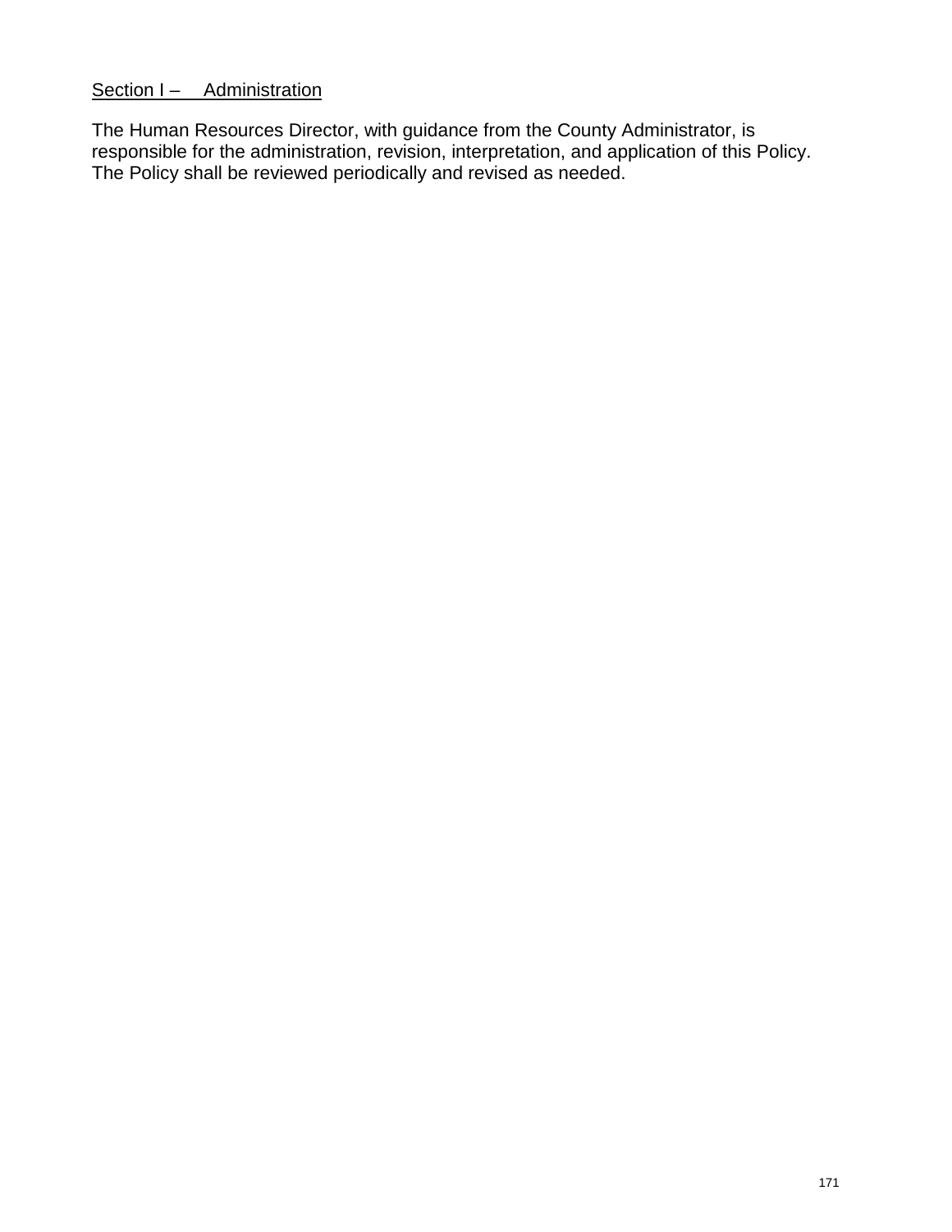Section I – Administration

The Human Resources Director, with guidance from the County Administrator, is responsible for the administration, revision, interpretation, and application of this Policy. The Policy shall be reviewed periodically and revised as needed.